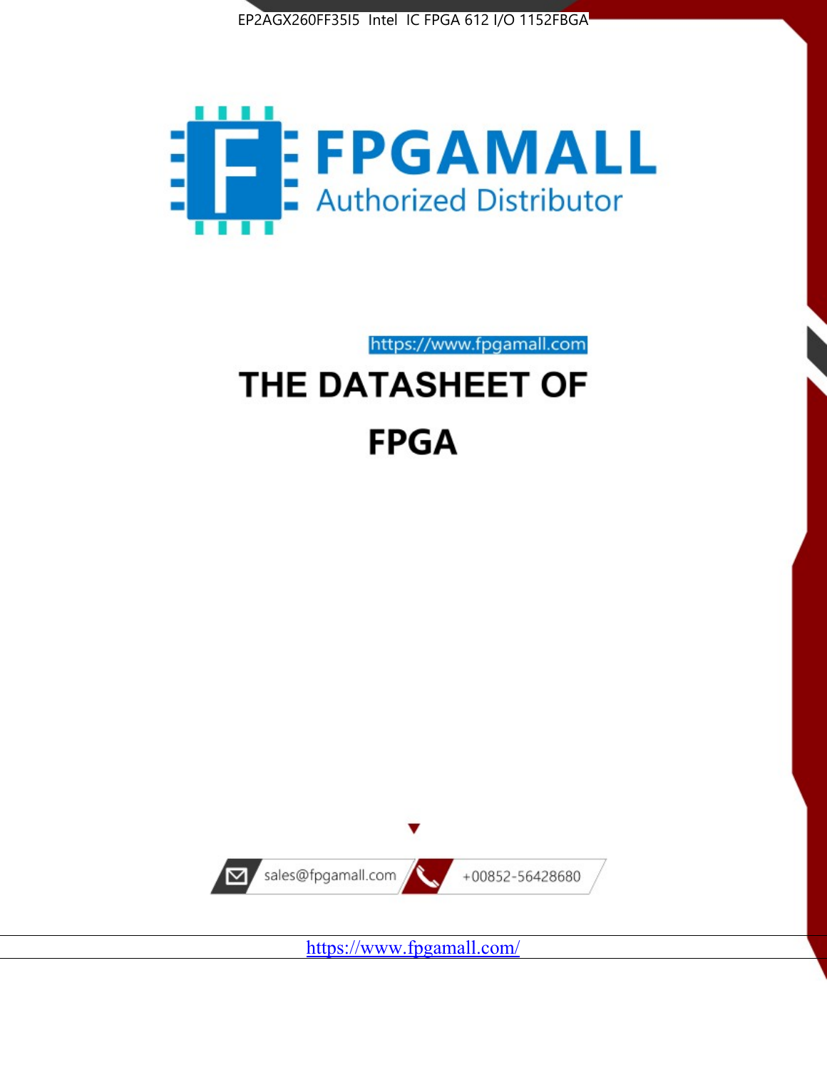EP2AGX260FF35I5 Intel IC FPGA 612 I/O 1152FBGA

FPGAMALL

Authorized Distributor

https://www.fpgamall.com

# THE DATASHEET OF

# FPGA

sales@fpgamall.com

+00852-56428680

https://www.fpgamall.com/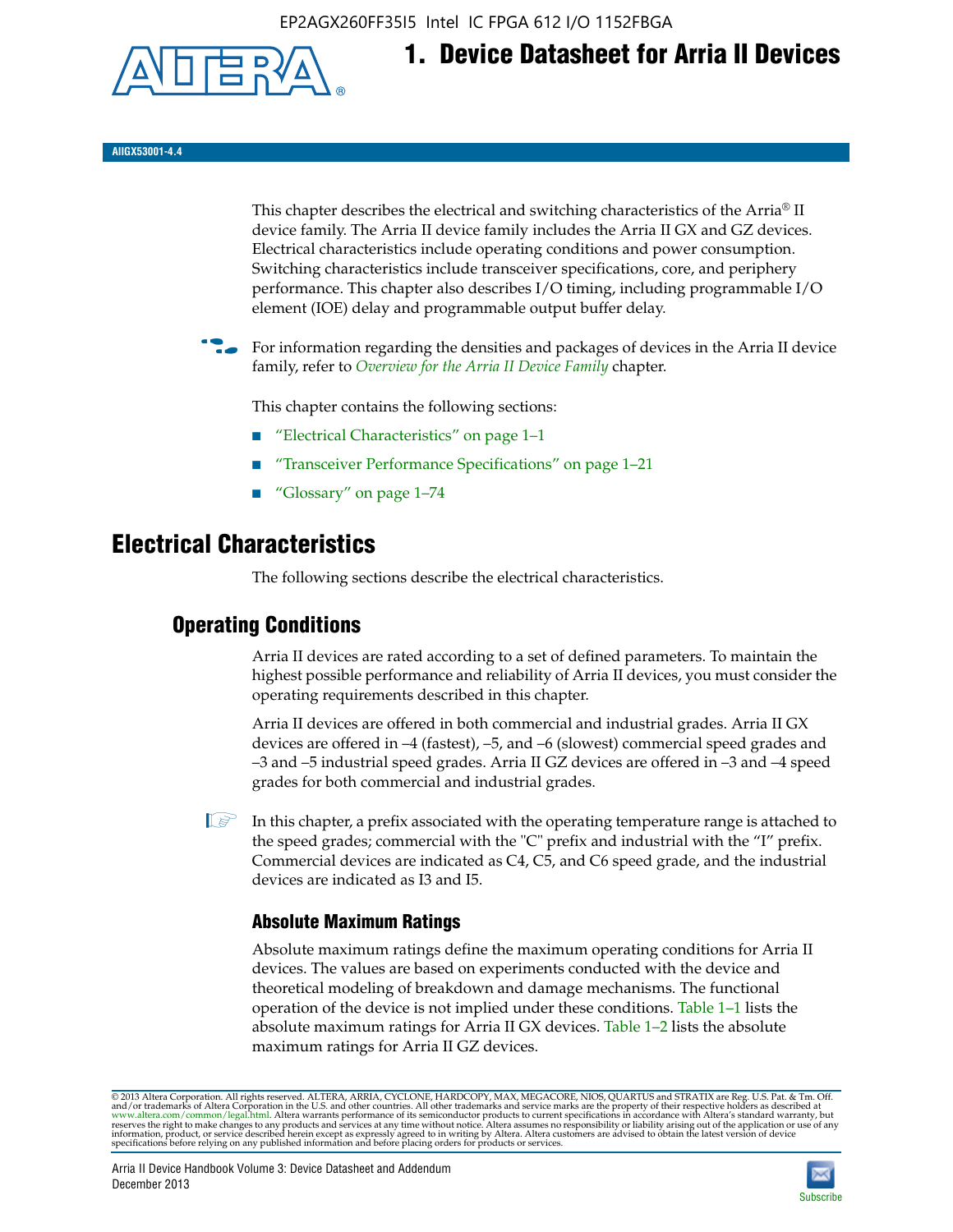# 1. Device Datasheet for Arria II Devices

**AIIGX53001-4.4**

This chapter describes the electrical and switching characteristics of the Arria® II device family. The Arria II device family includes the Arria II GX and GZ devices. Electrical characteristics include operating conditions and power consumption. Switching characteristics include transceiver specifications, core, and periphery performance. This chapter also describes I/O timing, including programmable I/O element (IOE) delay and programmable output buffer delay.

For information regarding the densities and packages of devices in the Arria II device family, refer to *Overview for the Arria II Device Family* chapter.

This chapter contains the following sections:

- "Electrical Characteristics" on page 1–1
- "Transceiver Performance Specifications" on page 1–21
- "Glossary" on page 1–74

# Electrical Characteristics

The following sections describe the electrical characteristics.

## Operating Conditions

Arria II devices are rated according to a set of defined parameters. To maintain the highest possible performance and reliability of Arria II devices, you must consider the operating requirements described in this chapter.

Arria II devices are offered in both commercial and industrial grades. Arria II GX devices are offered in –4 (fastest), –5, and –6 (slowest) commercial speed grades and –3 and –5 industrial speed grades. Arria II GZ devices are offered in –3 and –4 speed grades for both commercial and industrial grades.

In this chapter, a prefix associated with the operating temperature range is attached to the speed grades; commercial with the "C" prefix and industrial with the "I" prefix. Commercial devices are indicated as C4, C5, and C6 speed grade, and the industrial devices are indicated as I3 and I5.

### Absolute Maximum Ratings

Absolute maximum ratings define the maximum operating conditions for Arria II devices. The values are based on experiments conducted with the device and theoretical modeling of breakdown and damage mechanisms. The functional operation of the device is not implied under these conditions. Table 1–1 lists the absolute maximum ratings for Arria II GX devices. Table 1–2 lists the absolute maximum ratings for Arria II GZ devices.

© 2013 Altera Corporation. All rights reserved. ALTERA, ARRIA, CYCLONE, HARDCOPY, MAX, MEGACORE, NIOS, QUARTUS and STRATIX are Reg. U.S. Pat. & Tm. Off. and/or trademarks of Altera Corporation in the U.S. and other countries. All other trademarks and service marks are the property of their respective holders as described at www.altera.com/common/legal.html. Altera warrants performance of its semiconductor products to current specifications in accordance with Altera's standard warranty, but reserves the right to make changes to any products and services at any time without notice. Altera assumes no responsibility or liability arising out of the application or use of any information, product, or service described herein except as expressly agreed to in writing by Altera. Altera customers are advised to obtain the latest version of device specifications before relying on any published information and before placing orders for products or services.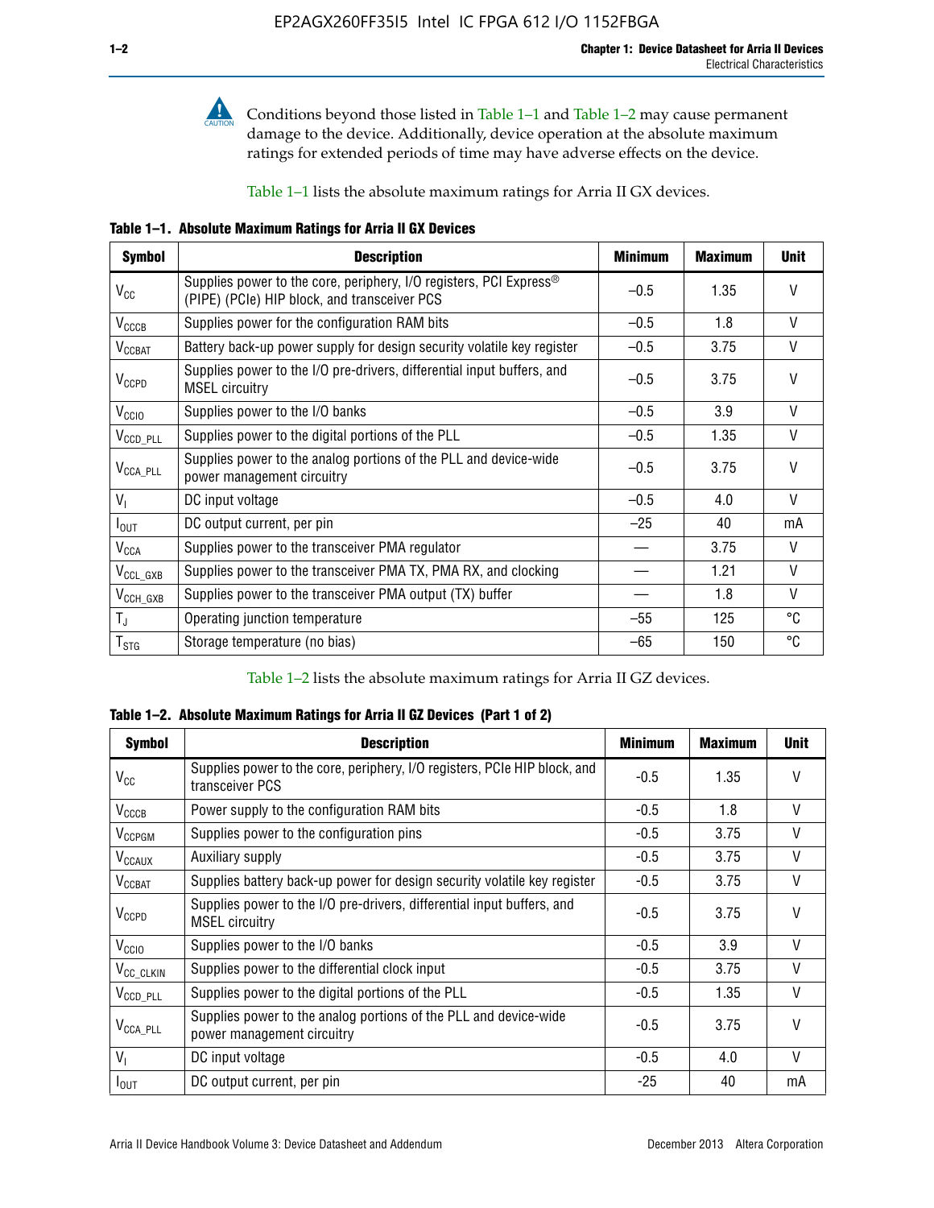Conditions beyond those listed in Table 1–1 and Table 1–2 may cause permanent damage to the device. Additionally, device operation at the absolute maximum ratings for extended periods of time may have adverse effects on the device.

Table 1–1 lists the absolute maximum ratings for Arria II GX devices.

**Table 1–1. Absolute Maximum Ratings for Arria II GX Devices**

| Symbol | Description | Minimum | Maximum | Unit |
|---|---|---|---|---|
| $V_{CC}$ | Supplies power to the core, periphery, I/O registers, PCI Express® (PIPE) (PCIe) HIP block, and transceiver PCS | –0.5 | 1.35 | V |
| $V_{CCCB}$ | Supplies power for the configuration RAM bits | –0.5 | 1.8 | V |
| $V_{CCBAT}$ | Battery back-up power supply for design security volatile key register | –0.5 | 3.75 | V |
| $V_{CCPD}$ | Supplies power to the I/O pre-drivers, differential input buffers, and MSEL circuitry | –0.5 | 3.75 | V |
| $V_{CCIO}$ | Supplies power to the I/O banks | –0.5 | 3.9 | V |
| $V_{CCD\_PLL}$ | Supplies power to the digital portions of the PLL | –0.5 | 1.35 | V |
| $V_{CCA\_PLL}$ | Supplies power to the analog portions of the PLL and device-wide power management circuitry | –0.5 | 3.75 | V |
| $V_I$ | DC input voltage | –0.5 | 4.0 | V |
| $I_{OUT}$ | DC output current, per pin | –25 | 40 | mA |
| $V_{CCA}$ | Supplies power to the transceiver PMA regulator | — | 3.75 | V |
| $V_{CCL\_GXB}$ | Supplies power to the transceiver PMA TX, PMA RX, and clocking | — | 1.21 | V |
| $V_{CCH\_GXB}$ | Supplies power to the transceiver PMA output (TX) buffer | — | 1.8 | V |
| $T_J$ | Operating junction temperature | –55 | 125 | °C |
| $T_{STG}$ | Storage temperature (no bias) | –65 | 150 | °C |

Table 1–2 lists the absolute maximum ratings for Arria II GZ devices.

**Table 1–2. Absolute Maximum Ratings for Arria II GZ Devices (Part 1 of 2)**

| Symbol | Description | Minimum | Maximum | Unit |
|---|---|---|---|---|
| $V_{CC}$ | Supplies power to the core, periphery, I/O registers, PCIe HIP block, and transceiver PCS | -0.5 | 1.35 | V |
| $V_{CCCB}$ | Power supply to the configuration RAM bits | -0.5 | 1.8 | V |
| $V_{CCPGM}$ | Supplies power to the configuration pins | -0.5 | 3.75 | V |
| $V_{CCAUX}$ | Auxiliary supply | -0.5 | 3.75 | V |
| $V_{CCBAT}$ | Supplies battery back-up power for design security volatile key register | -0.5 | 3.75 | V |
| $V_{CCPD}$ | Supplies power to the I/O pre-drivers, differential input buffers, and MSEL circuitry | -0.5 | 3.75 | V |
| $V_{CCIO}$ | Supplies power to the I/O banks | -0.5 | 3.9 | V |
| $V_{CC\_CLKIN}$ | Supplies power to the differential clock input | -0.5 | 3.75 | V |
| $V_{CCD\_PLL}$ | Supplies power to the digital portions of the PLL | -0.5 | 1.35 | V |
| $V_{CCA\_PLL}$ | Supplies power to the analog portions of the PLL and device-wide power management circuitry | -0.5 | 3.75 | V |
| $V_I$ | DC input voltage | -0.5 | 4.0 | V |
| $I_{OUT}$ | DC output current, per pin | -25 | 40 | mA |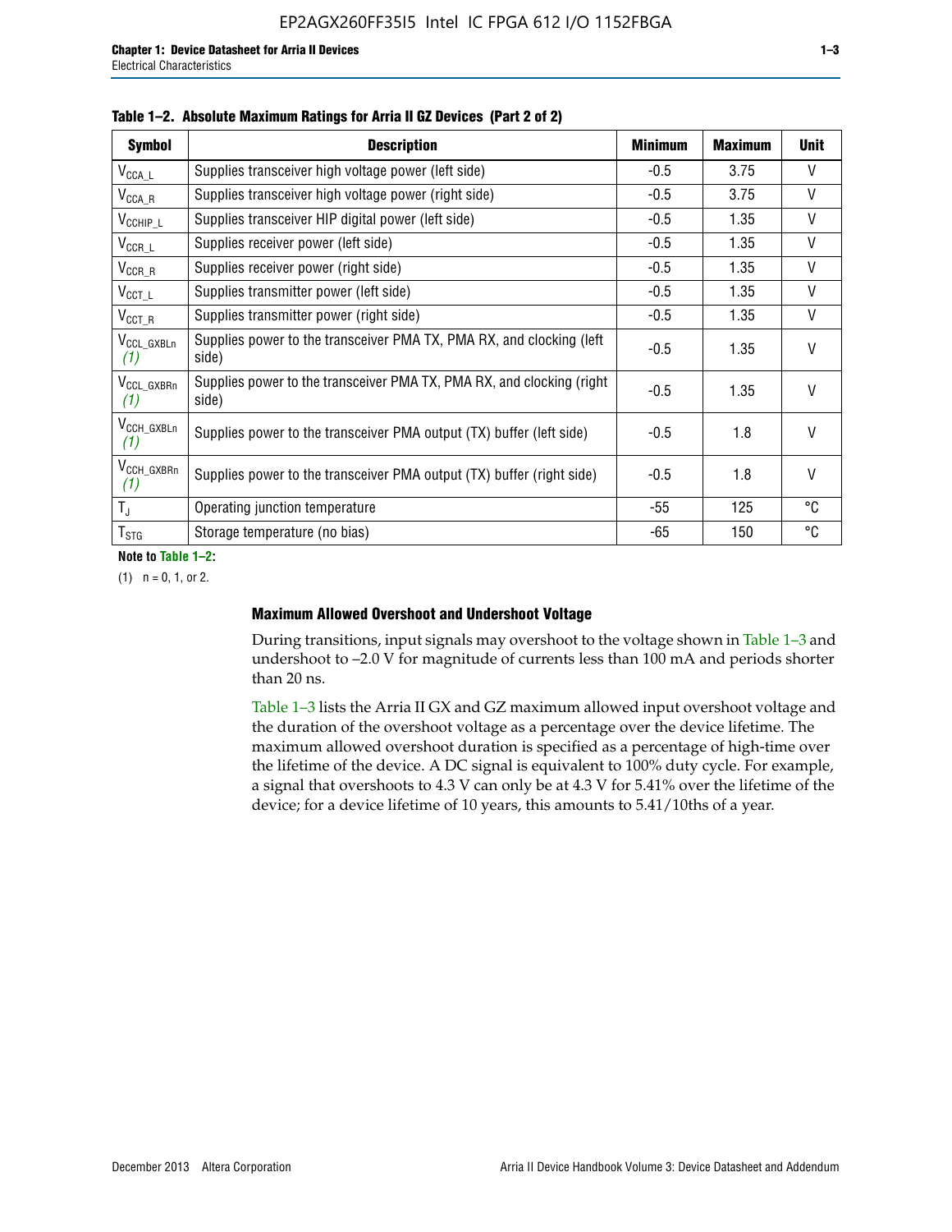**Table 1–2. Absolute Maximum Ratings for Arria II GZ Devices (Part 2 of 2)**

| Symbol | Description | Minimum | Maximum | Unit |
|---|---|---|---|---|
| $V_{CCA\_L}$ | Supplies transceiver high voltage power (left side) | -0.5 | 3.75 | V |
| $V_{CCA\_R}$ | Supplies transceiver high voltage power (right side) | -0.5 | 3.75 | V |
| $V_{CCHIP\_L}$ | Supplies transceiver HIP digital power (left side) | -0.5 | 1.35 | V |
| $V_{CCR\_L}$ | Supplies receiver power (left side) | -0.5 | 1.35 | V |
| $V_{CCR\_R}$ | Supplies receiver power (right side) | -0.5 | 1.35 | V |
| $V_{CCT\_L}$ | Supplies transmitter power (left side) | -0.5 | 1.35 | V |
| $V_{CCT\_R}$ | Supplies transmitter power (right side) | -0.5 | 1.35 | V |
| $V_{CCL\_GXBLn}$ *(1)* | Supplies power to the transceiver PMA TX, PMA RX, and clocking (left side) | -0.5 | 1.35 | V |
| $V_{CCL\_GXBRn}$ *(1)* | Supplies power to the transceiver PMA TX, PMA RX, and clocking (right side) | -0.5 | 1.35 | V |
| $V_{CCH\_GXBLn}$ *(1)* | Supplies power to the transceiver PMA output (TX) buffer (left side) | -0.5 | 1.8 | V |
| $V_{CCH\_GXBRn}$ *(1)* | Supplies power to the transceiver PMA output (TX) buffer (right side) | -0.5 | 1.8 | V |
| $T_J$ | Operating junction temperature | -55 | 125 | °C |
| $T_{STG}$ | Storage temperature (no bias) | -65 | 150 | °C |

**Note to Table 1–2:**

(1) n = 0, 1, or 2.

### Maximum Allowed Overshoot and Undershoot Voltage

During transitions, input signals may overshoot to the voltage shown in Table 1–3 and undershoot to –2.0 V for magnitude of currents less than 100 mA and periods shorter than 20 ns.

Table 1–3 lists the Arria II GX and GZ maximum allowed input overshoot voltage and the duration of the overshoot voltage as a percentage over the device lifetime. The maximum allowed overshoot duration is specified as a percentage of high-time over the lifetime of the device. A DC signal is equivalent to 100% duty cycle. For example, a signal that overshoots to 4.3 V can only be at 4.3 V for 5.41% over the lifetime of the device; for a device lifetime of 10 years, this amounts to 5.41/10ths of a year.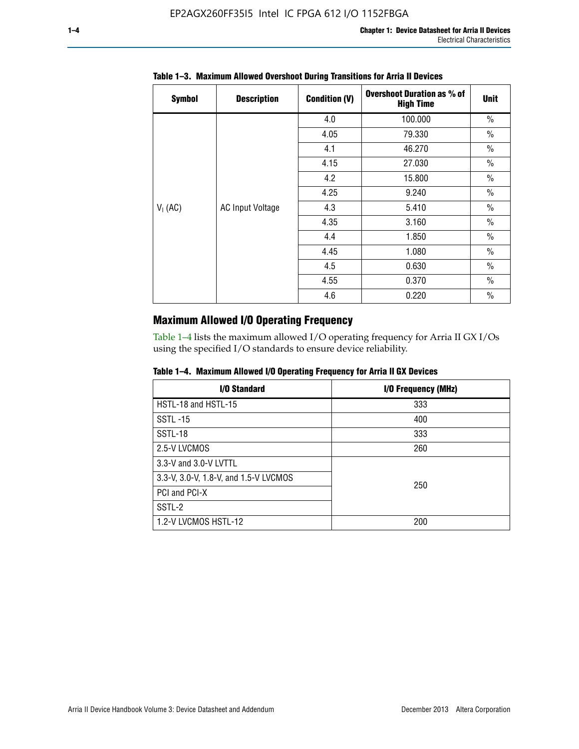**Table 1–3. Maximum Allowed Overshoot During Transitions for Arria II Devices**

| Symbol | Description | Condition (V) | Overshoot Duration as % of High Time | Unit |
|---|---|---|---|---|
| $V_I$ (AC) | AC Input Voltage | 4.0 | 100.000 | % |
| | | 4.05 | 79.330 | % |
| | | 4.1 | 46.270 | % |
| | | 4.15 | 27.030 | % |
| | | 4.2 | 15.800 | % |
| | | 4.25 | 9.240 | % |
| | | 4.3 | 5.410 | % |
| | | 4.35 | 3.160 | % |
| | | 4.4 | 1.850 | % |
| | | 4.45 | 1.080 | % |
| | | 4.5 | 0.630 | % |
| | | 4.55 | 0.370 | % |
| | | 4.6 | 0.220 | % |

## Maximum Allowed I/O Operating Frequency

Table 1–4 lists the maximum allowed I/O operating frequency for Arria II GX I/Os using the specified I/O standards to ensure device reliability.

**Table 1–4. Maximum Allowed I/O Operating Frequency for Arria II GX Devices**

| I/O Standard | I/O Frequency (MHz) |
|---|---|
| HSTL-18 and HSTL-15 | 333 |
| SSTL -15 | 400 |
| SSTL-18 | 333 |
| 2.5-V LVCMOS | 260 |
| 3.3-V and 3.0-V LVTTL | 250 |
| 3.3-V, 3.0-V, 1.8-V, and 1.5-V LVCMOS | |
| PCI and PCI-X | |
| SSTL-2 | |
| 1.2-V LVCMOS HSTL-12 | 200 |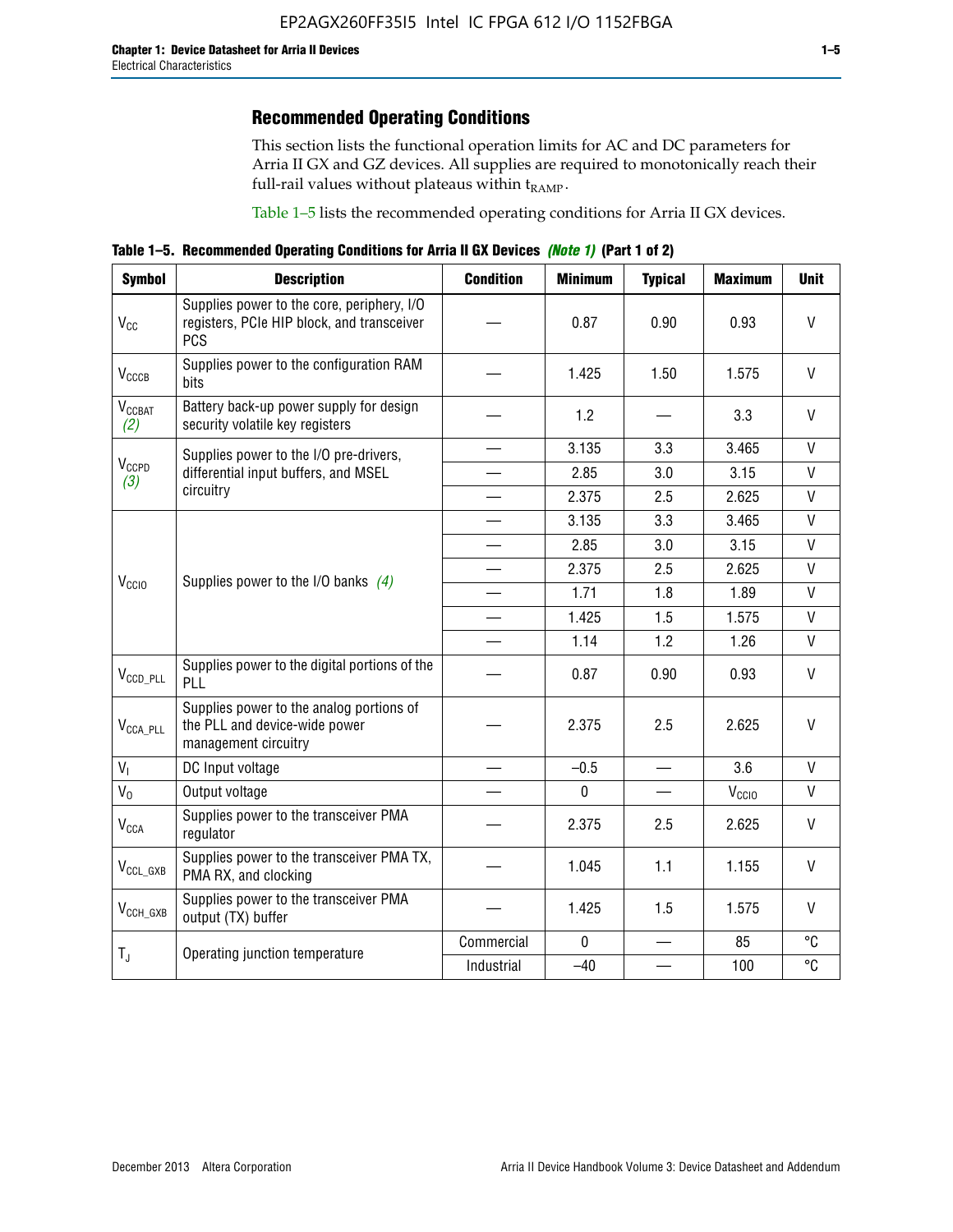## Recommended Operating Conditions

This section lists the functional operation limits for AC and DC parameters for Arria II GX and GZ devices. All supplies are required to monotonically reach their full-rail values without plateaus within $t_{RAMP}$.

Table 1–5 lists the recommended operating conditions for Arria II GX devices.

**Table 1–5. Recommended Operating Conditions for Arria II GX Devices *(Note 1)* (Part 1 of 2)**

| Symbol | Description | Condition | Minimum | Typical | Maximum | Unit |
|---|---|---|---|---|---|---|
| $V_{CC}$ | Supplies power to the core, periphery, I/O registers, PCIe HIP block, and transceiver PCS | — | 0.87 | 0.90 | 0.93 | V |
| $V_{CCCB}$ | Supplies power to the configuration RAM bits | — | 1.425 | 1.50 | 1.575 | V |
| $V_{CCBAT}$ *(2)* | Battery back-up power supply for design security volatile key registers | — | 1.2 | — | 3.3 | V |
| $V_{CCPD}$ *(3)* | Supplies power to the I/O pre-drivers, differential input buffers, and MSEL circuitry | — | 3.135 | 3.3 | 3.465 | V |
| | | — | 2.85 | 3.0 | 3.15 | V |
| | | — | 2.375 | 2.5 | 2.625 | V |
| $V_{CCIO}$ | Supplies power to the I/O banks *(4)* | — | 3.135 | 3.3 | 3.465 | V |
| | | — | 2.85 | 3.0 | 3.15 | V |
| | | — | 2.375 | 2.5 | 2.625 | V |
| | | — | 1.71 | 1.8 | 1.89 | V |
| | | — | 1.425 | 1.5 | 1.575 | V |
| | | — | 1.14 | 1.2 | 1.26 | V |
| $V_{CCD\_PLL}$ | Supplies power to the digital portions of the PLL | — | 0.87 | 0.90 | 0.93 | V |
| $V_{CCA\_PLL}$ | Supplies power to the analog portions of the PLL and device-wide power management circuitry | — | 2.375 | 2.5 | 2.625 | V |
| $V_I$ | DC Input voltage | — | –0.5 | — | 3.6 | V |
| $V_O$ | Output voltage | — | 0 | — | $V_{CCIO}$ | V |
| $V_{CCA}$ | Supplies power to the transceiver PMA regulator | — | 2.375 | 2.5 | 2.625 | V |
| $V_{CCL\_GXB}$ | Supplies power to the transceiver PMA TX, PMA RX, and clocking | — | 1.045 | 1.1 | 1.155 | V |
| $V_{CCH\_GXB}$ | Supplies power to the transceiver PMA output (TX) buffer | — | 1.425 | 1.5 | 1.575 | V |
| $T_J$ | Operating junction temperature | Commercial | 0 | — | 85 | °C |
| | | Industrial | –40 | — | 100 | °C |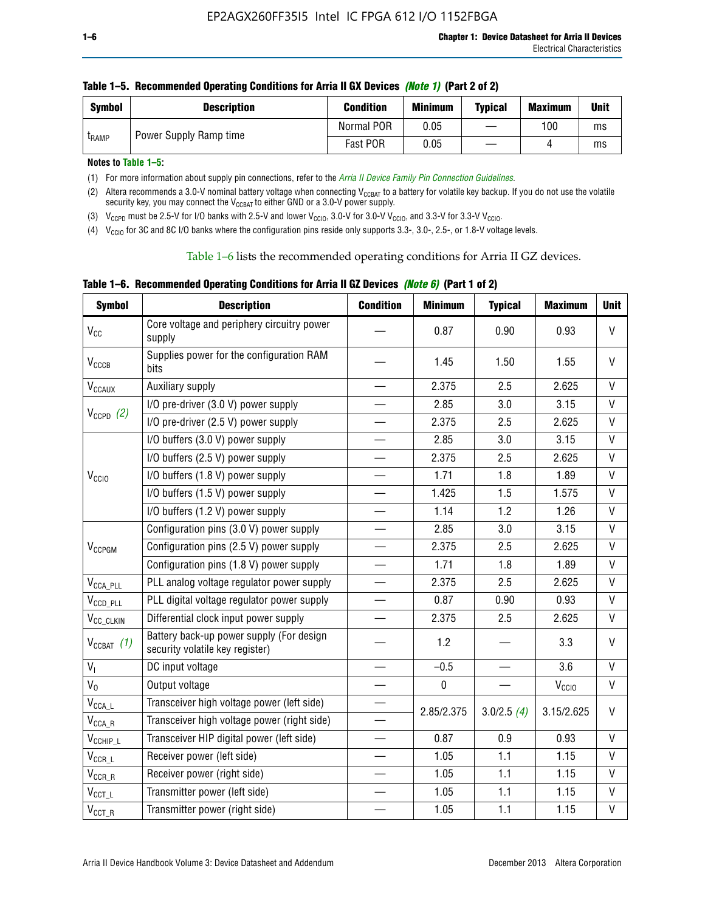**Table 1–5. Recommended Operating Conditions for Arria II GX Devices *(Note 1)* (Part 2 of 2)**

| Symbol | Description | Condition | Minimum | Typical | Maximum | Unit |
|---|---|---|---|---|---|---|
| $t_{RAMP}$ | Power Supply Ramp time | Normal POR | 0.05 | — | 100 | ms |
| | | Fast POR | 0.05 | — | 4 | ms |

**Notes to Table 1–5:**

(1) For more information about supply pin connections, refer to the *Arria II Device Family Pin Connection Guidelines*.

(2) Altera recommends a 3.0-V nominal battery voltage when connecting $V_{CCBAT}$ to a battery for volatile key backup. If you do not use the volatile security key, you may connect the $V_{CCBAT}$ to either GND or a 3.0-V power supply.

(3) $V_{CCPD}$ must be 2.5-V for I/O banks with 2.5-V and lower $V_{CCIO}$, 3.0-V for 3.0-V $V_{CCIO}$, and 3.3-V for 3.3-V $V_{CCIO}$.

(4) $V_{CCIO}$ for 3C and 8C I/O banks where the configuration pins reside only supports 3.3-, 3.0-, 2.5-, or 1.8-V voltage levels.

Table 1–6 lists the recommended operating conditions for Arria II GZ devices.

**Table 1–6. Recommended Operating Conditions for Arria II GZ Devices *(Note 6)* (Part 1 of 2)**

| Symbol | Description | Condition | Minimum | Typical | Maximum | Unit |
|---|---|---|---|---|---|---|
| $V_{CC}$ | Core voltage and periphery circuitry power supply | — | 0.87 | 0.90 | 0.93 | V |
| $V_{CCCB}$ | Supplies power for the configuration RAM bits | — | 1.45 | 1.50 | 1.55 | V |
| $V_{CCAUX}$ | Auxiliary supply | — | 2.375 | 2.5 | 2.625 | V |
| $V_{CCPD}$ *(2)* | I/O pre-driver (3.0 V) power supply | — | 2.85 | 3.0 | 3.15 | V |
| | I/O pre-driver (2.5 V) power supply | — | 2.375 | 2.5 | 2.625 | V |
| $V_{CCIO}$ | I/O buffers (3.0 V) power supply | — | 2.85 | 3.0 | 3.15 | V |
| | I/O buffers (2.5 V) power supply | — | 2.375 | 2.5 | 2.625 | V |
| | I/O buffers (1.8 V) power supply | — | 1.71 | 1.8 | 1.89 | V |
| | I/O buffers (1.5 V) power supply | — | 1.425 | 1.5 | 1.575 | V |
| | I/O buffers (1.2 V) power supply | — | 1.14 | 1.2 | 1.26 | V |
| $V_{CCPGM}$ | Configuration pins (3.0 V) power supply | — | 2.85 | 3.0 | 3.15 | V |
| | Configuration pins (2.5 V) power supply | — | 2.375 | 2.5 | 2.625 | V |
| | Configuration pins (1.8 V) power supply | — | 1.71 | 1.8 | 1.89 | V |
| $V_{CCA\_PLL}$ | PLL analog voltage regulator power supply | — | 2.375 | 2.5 | 2.625 | V |
| $V_{CCD\_PLL}$ | PLL digital voltage regulator power supply | — | 0.87 | 0.90 | 0.93 | V |
| $V_{CC\_CLKIN}$ | Differential clock input power supply | — | 2.375 | 2.5 | 2.625 | V |
| $V_{CCBAT}$ *(1)* | Battery back-up power supply (For design security volatile key register) | — | 1.2 | — | 3.3 | V |
| $V_I$ | DC input voltage | — | –0.5 | — | 3.6 | V |
| $V_O$ | Output voltage | — | 0 | — | $V_{CCIO}$ | V |
| $V_{CCA\_L}$ | Transceiver high voltage power (left side) | — | 2.85/2.375 | 3.0/2.5 *(4)* | 3.15/2.625 | V |
| $V_{CCA\_R}$ | Transceiver high voltage power (right side) | — | | | | |
| $V_{CCHIP\_L}$ | Transceiver HIP digital power (left side) | — | 0.87 | 0.9 | 0.93 | V |
| $V_{CCR\_L}$ | Receiver power (left side) | — | 1.05 | 1.1 | 1.15 | V |
| $V_{CCR\_R}$ | Receiver power (right side) | — | 1.05 | 1.1 | 1.15 | V |
| $V_{CCT\_L}$ | Transmitter power (left side) | — | 1.05 | 1.1 | 1.15 | V |
| $V_{CCT\_R}$ | Transmitter power (right side) | — | 1.05 | 1.1 | 1.15 | V |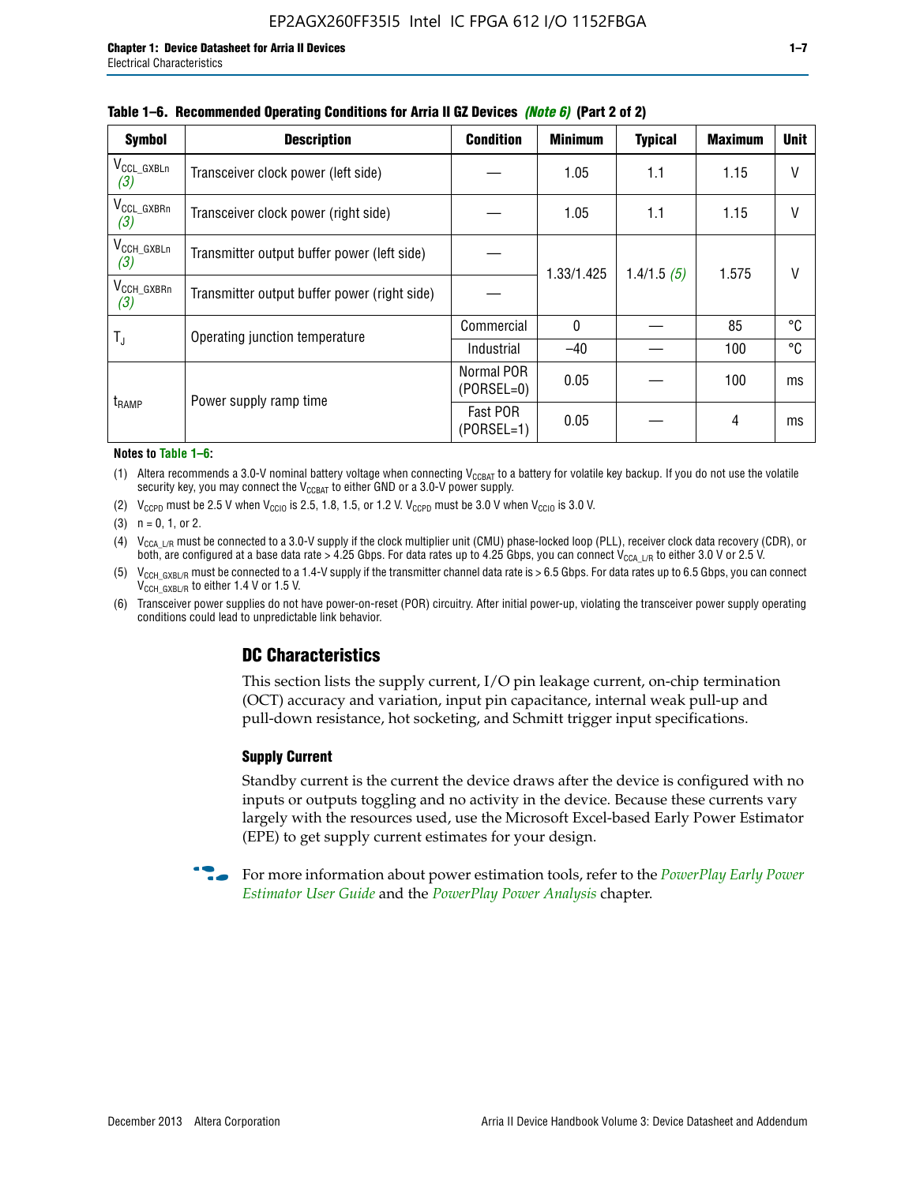**Table 1–6. Recommended Operating Conditions for Arria II GZ Devices** *(Note 6)* **(Part 2 of 2)**

| Symbol | Description | Condition | Minimum | Typical | Maximum | Unit |
|---|---|---|---|---|---|---|
| $V_{CCL\_GXBLn}$ *(3)* | Transceiver clock power (left side) | — | 1.05 | 1.1 | 1.15 | V |
| $V_{CCL\_GXBRn}$ *(3)* | Transceiver clock power (right side) | — | 1.05 | 1.1 | 1.15 | V |
| $V_{CCH\_GXBLn}$ *(3)* | Transmitter output buffer power (left side) | — | 1.33/1.425 | 1.4/1.5 *(5)* | 1.575 | V |
| $V_{CCH\_GXBRn}$ *(3)* | Transmitter output buffer power (right side) | — | | | | |
| $T_J$ | Operating junction temperature | Commercial | 0 | — | 85 | °C |
| | | Industrial | –40 | — | 100 | °C |
| $t_{RAMP}$ | Power supply ramp time | Normal POR (PORSEL=0) | 0.05 | — | 100 | ms |
| | | Fast POR (PORSEL=1) | 0.05 | — | 4 | ms |

**Notes to Table 1–6:**

(1) Altera recommends a 3.0-V nominal battery voltage when connecting $V_{CCBAT}$ to a battery for volatile key backup. If you do not use the volatile security key, you may connect the $V_{CCBAT}$ to either GND or a 3.0-V power supply.

(2) $V_{CCPD}$ must be 2.5 V when $V_{CCIO}$ is 2.5, 1.8, 1.5, or 1.2 V. $V_{CCPD}$ must be 3.0 V when $V_{CCIO}$ is 3.0 V.

(3) n = 0, 1, or 2.

(4) $V_{CCA\_L/R}$ must be connected to a 3.0-V supply if the clock multiplier unit (CMU) phase-locked loop (PLL), receiver clock data recovery (CDR), or both, are configured at a base data rate > 4.25 Gbps. For data rates up to 4.25 Gbps, you can connect $V_{CCA\_L/R}$ to either 3.0 V or 2.5 V.

(5) $V_{CCH\_GXBL/R}$ must be connected to a 1.4-V supply if the transmitter channel data rate is > 6.5 Gbps. For data rates up to 6.5 Gbps, you can connect $V_{CCH\_GXBL/R}$ to either 1.4 V or 1.5 V.

(6) Transceiver power supplies do not have power-on-reset (POR) circuitry. After initial power-up, violating the transceiver power supply operating conditions could lead to unpredictable link behavior.

## DC Characteristics

This section lists the supply current, I/O pin leakage current, on-chip termination (OCT) accuracy and variation, input pin capacitance, internal weak pull-up and pull-down resistance, hot socketing, and Schmitt trigger input specifications.

### Supply Current

Standby current is the current the device draws after the device is configured with no inputs or outputs toggling and no activity in the device. Because these currents vary largely with the resources used, use the Microsoft Excel-based Early Power Estimator (EPE) to get supply current estimates for your design.

For more information about power estimation tools, refer to the *PowerPlay Early Power Estimator User Guide* and the *PowerPlay Power Analysis* chapter.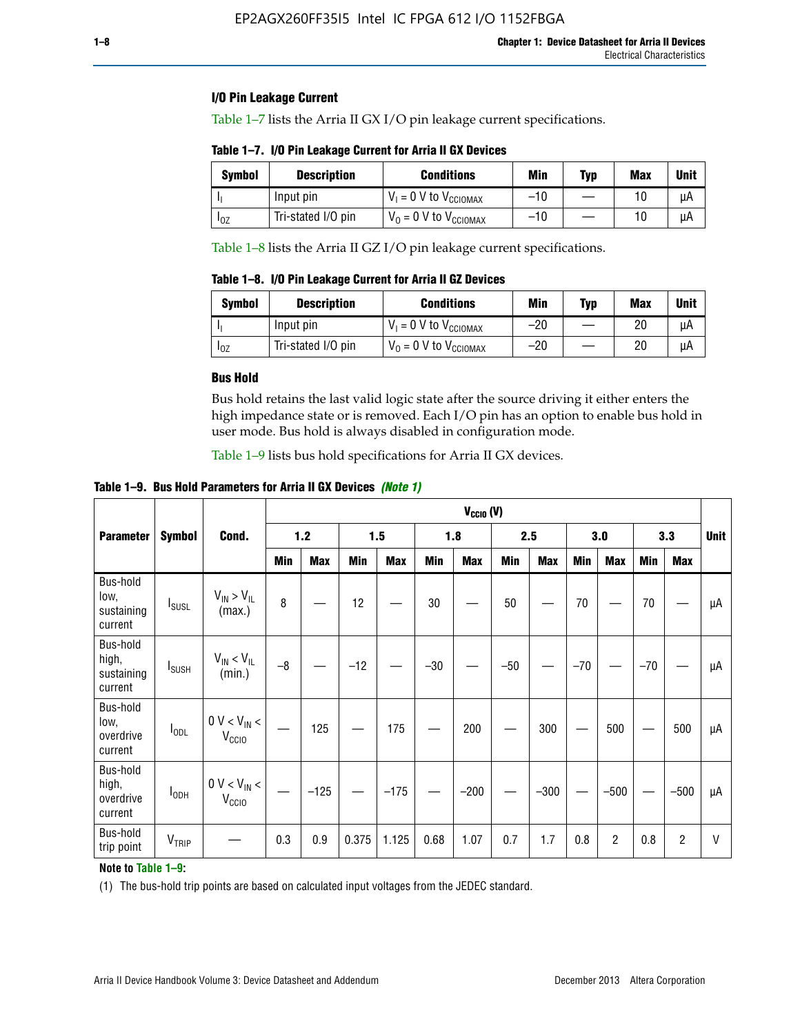### I/O Pin Leakage Current

Table 1–7 lists the Arria II GX I/O pin leakage current specifications.

**Table 1–7. I/O Pin Leakage Current for Arria II GX Devices**

| Symbol | Description | Conditions | Min | Typ | Max | Unit |
|---|---|---|---|---|---|---|
| $I_I$ | Input pin | $V_I$ = 0 V to $V_{CCIOMAX}$ | –10 | — | 10 | µA |
| $I_{OZ}$ | Tri-stated I/O pin | $V_O$ = 0 V to $V_{CCIOMAX}$ | –10 | — | 10 | µA |

Table 1–8 lists the Arria II GZ I/O pin leakage current specifications.

**Table 1–8. I/O Pin Leakage Current for Arria II GZ Devices**

| Symbol | Description | Conditions | Min | Typ | Max | Unit |
|---|---|---|---|---|---|---|
| $I_I$ | Input pin | $V_I$ = 0 V to $V_{CCIOMAX}$ | –20 | — | 20 | µA |
| $I_{OZ}$ | Tri-stated I/O pin | $V_O$ = 0 V to $V_{CCIOMAX}$ | –20 | — | 20 | µA |

### Bus Hold

Bus hold retains the last valid logic state after the source driving it either enters the high impedance state or is removed. Each I/O pin has an option to enable bus hold in user mode. Bus hold is always disabled in configuration mode.

Table 1–9 lists bus hold specifications for Arria II GX devices.

**Table 1–9. Bus Hold Parameters for Arria II GX Devices** *(Note 1)*

| Parameter | Symbol | Cond. | $V_{CCIO}$ (V) | | | | | | | | | | | | Unit |
|---|---|---|---|---|---|---|---|---|---|---|---|---|---|---|---|
| | | | 1.2 | | 1.5 | | 1.8 | | 2.5 | | 3.0 | | 3.3 | | |
| | | | Min | Max | Min | Max | Min | Max | Min | Max | Min | Max | Min | Max | |
| Bus-hold low, sustaining current | $I_{SUSL}$ | $V_{IN} > V_{IL}$ (max.) | 8 | — | 12 | — | 30 | — | 50 | — | 70 | — | 70 | — | µA |
| Bus-hold high, sustaining current | $I_{SUSH}$ | $V_{IN} < V_{IL}$ (min.) | –8 | — | –12 | — | –30 | — | –50 | — | –70 | — | –70 | — | µA |
| Bus-hold low, overdrive current | $I_{ODL}$ | 0 V < $V_{IN}$ < $V_{CCIO}$ | — | 125 | — | 175 | — | 200 | — | 300 | — | 500 | — | 500 | µA |
| Bus-hold high, overdrive current | $I_{ODH}$ | 0 V < $V_{IN}$ < $V_{CCIO}$ | — | –125 | — | –175 | — | –200 | — | –300 | — | –500 | — | –500 | µA |
| Bus-hold trip point | $V_{TRIP}$ | — | 0.3 | 0.9 | 0.375 | 1.125 | 0.68 | 1.07 | 0.7 | 1.7 | 0.8 | 2 | 0.8 | 2 | V |

**Note to Table 1–9:**

(1) The bus-hold trip points are based on calculated input voltages from the JEDEC standard.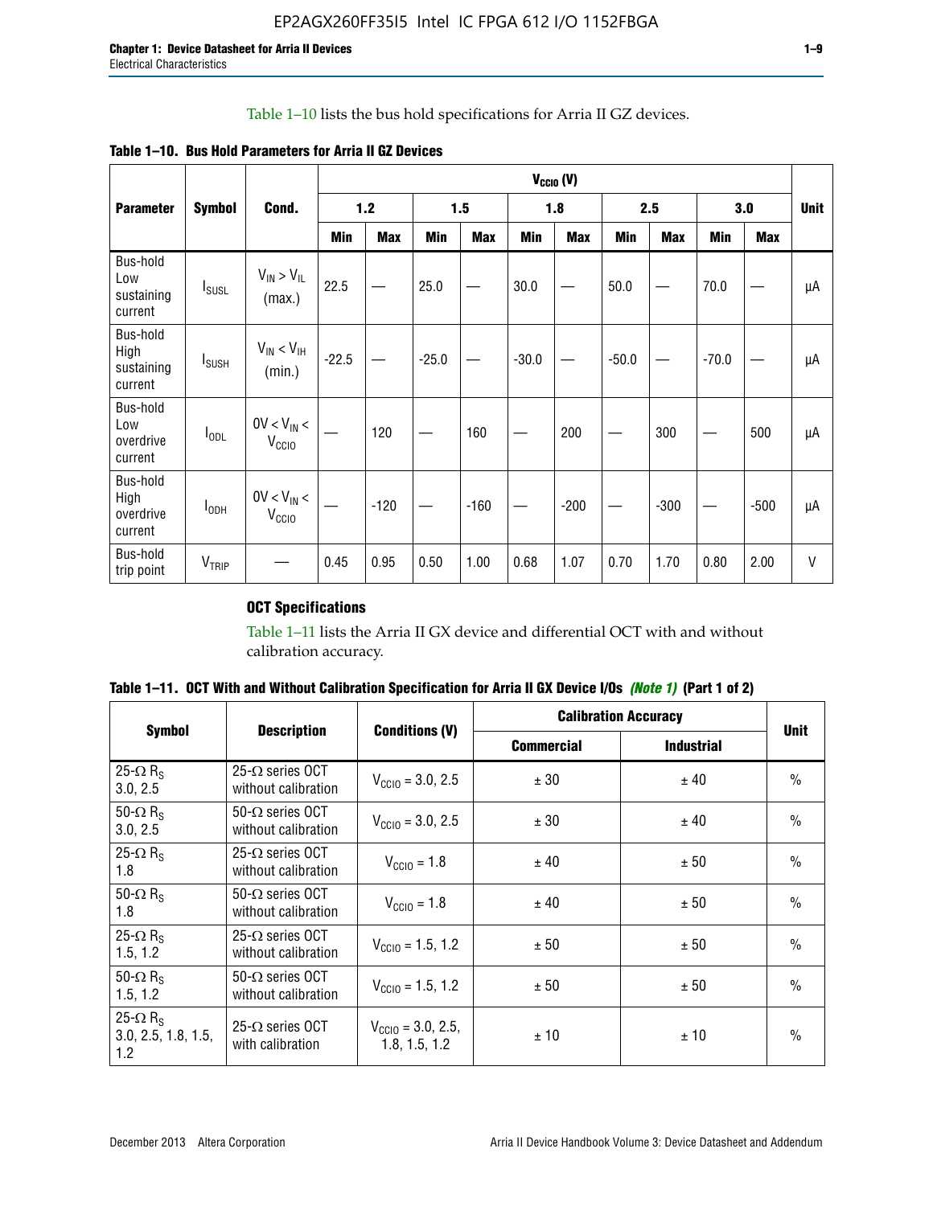Table 1–10 lists the bus hold specifications for Arria II GZ devices.

**Table 1–10. Bus Hold Parameters for Arria II GZ Devices**

| Parameter | Symbol | Cond. | $V_{CCIO}$ (V) | | | | | | | | | | Unit |
|---|---|---|---|---|---|---|---|---|---|---|---|---|---|
| | | | 1.2 | | 1.5 | | 1.8 | | 2.5 | | 3.0 | | |
| | | | Min | Max | Min | Max | Min | Max | Min | Max | Min | Max | |
| Bus-hold Low sustaining current | $I_{SUSL}$ | $V_{IN} > V_{IL}$ (max.) | 22.5 | — | 25.0 | — | 30.0 | — | 50.0 | — | 70.0 | — | µA |
| Bus-hold High sustaining current | $I_{SUSH}$ | $V_{IN} < V_{IH}$ (min.) | -22.5 | — | -25.0 | — | -30.0 | — | -50.0 | — | -70.0 | — | µA |
| Bus-hold Low overdrive current | $I_{ODL}$ | $0V < V_{IN} < V_{CCIO}$ | — | 120 | — | 160 | — | 200 | — | 300 | — | 500 | µA |
| Bus-hold High overdrive current | $I_{ODH}$ | $0V < V_{IN} < V_{CCIO}$ | — | -120 | — | -160 | — | -200 | — | -300 | — | -500 | µA |
| Bus-hold trip point | $V_{TRIP}$ | — | 0.45 | 0.95 | 0.50 | 1.00 | 0.68 | 1.07 | 0.70 | 1.70 | 0.80 | 2.00 | V |

### OCT Specifications

Table 1–11 lists the Arria II GX device and differential OCT with and without calibration accuracy.

**Table 1–11. OCT With and Without Calibration Specification for Arria II GX Device I/Os *(Note 1)* (Part 1 of 2)**

| Symbol | Description | Conditions (V) | Calibration Accuracy | | Unit |
|---|---|---|---|---|---|
| | | | Commercial | Industrial | |
| 25-Ω $R_S$ 3.0, 2.5 | 25-Ω series OCT without calibration | $V_{CCIO}$ = 3.0, 2.5 | ± 30 | ± 40 | % |
| 50-Ω $R_S$ 3.0, 2.5 | 50-Ω series OCT without calibration | $V_{CCIO}$ = 3.0, 2.5 | ± 30 | ± 40 | % |
| 25-Ω $R_S$ 1.8 | 25-Ω series OCT without calibration | $V_{CCIO}$ = 1.8 | ± 40 | ± 50 | % |
| 50-Ω $R_S$ 1.8 | 50-Ω series OCT without calibration | $V_{CCIO}$ = 1.8 | ± 40 | ± 50 | % |
| 25-Ω $R_S$ 1.5, 1.2 | 25-Ω series OCT without calibration | $V_{CCIO}$ = 1.5, 1.2 | ± 50 | ± 50 | % |
| 50-Ω $R_S$ 1.5, 1.2 | 50-Ω series OCT without calibration | $V_{CCIO}$ = 1.5, 1.2 | ± 50 | ± 50 | % |
| 25-Ω $R_S$ 3.0, 2.5, 1.8, 1.5, 1.2 | 25-Ω series OCT with calibration | $V_{CCIO}$ = 3.0, 2.5, 1.8, 1.5, 1.2 | ± 10 | ± 10 | % |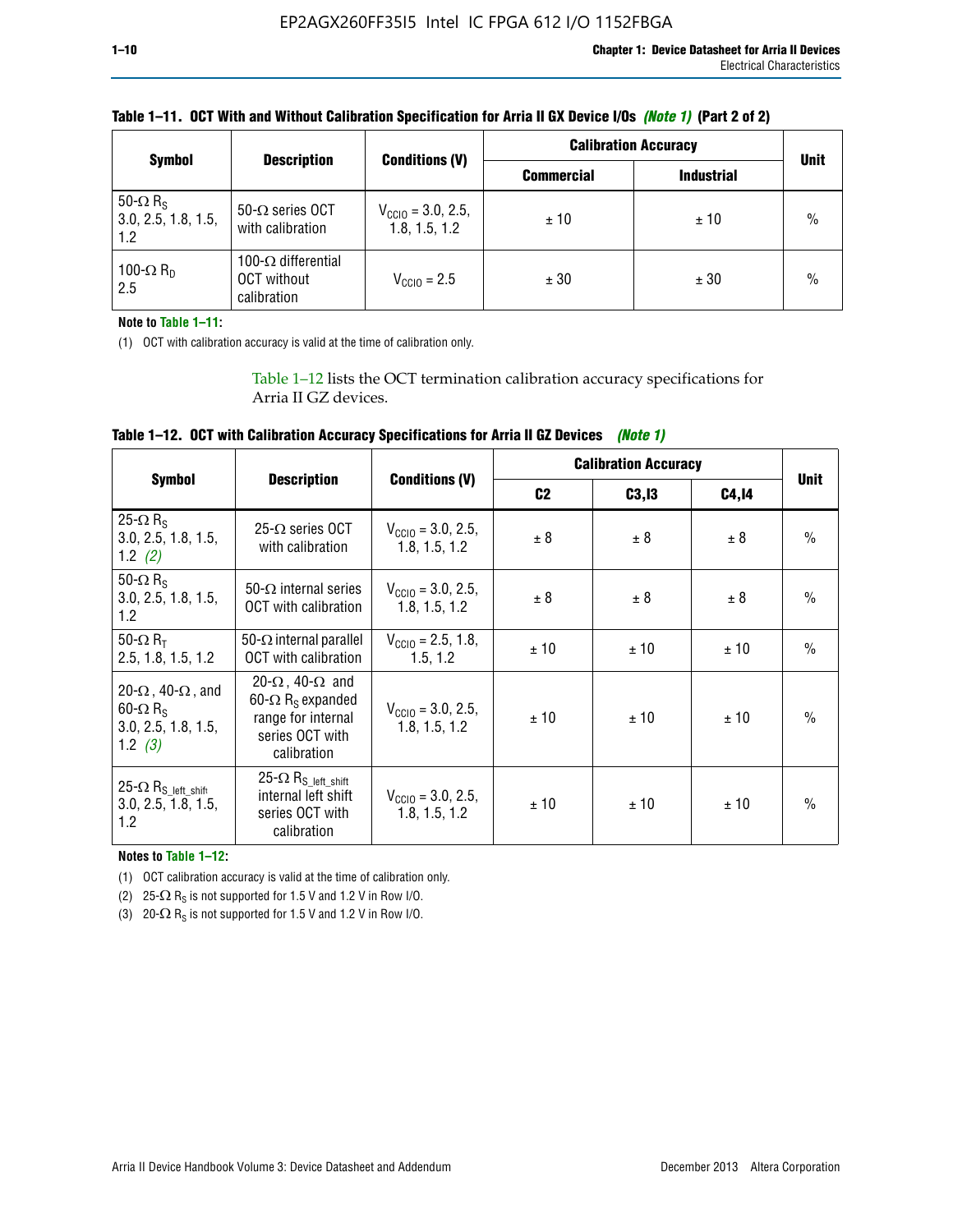**Table 1–11. OCT With and Without Calibration Specification for Arria II GX Device I/Os *(Note 1)* (Part 2 of 2)**

| Symbol | Description | Conditions (V) | Calibration Accuracy | | Unit |
|---|---|---|---|---|---|
| | | | Commercial | Industrial | |
| 50-Ω $R_S$ 3.0, 2.5, 1.8, 1.5, 1.2 | 50-Ω series OCT with calibration | $V_{CCIO}$ = 3.0, 2.5, 1.8, 1.5, 1.2 | ± 10 | ± 10 | % |
| 100-Ω $R_D$ 2.5 | 100-Ω differential OCT without calibration | $V_{CCIO}$ = 2.5 | ± 30 | ± 30 | % |

**Note to Table 1–11:**

(1) OCT with calibration accuracy is valid at the time of calibration only.

Table 1–12 lists the OCT termination calibration accuracy specifications for Arria II GZ devices.

**Table 1–12. OCT with Calibration Accuracy Specifications for Arria II GZ Devices *(Note 1)***

| Symbol | Description | Conditions (V) | Calibration Accuracy | | | Unit |
|---|---|---|---|---|---|---|
| | | | C2 | C3,I3 | C4,I4 | |
| 25-Ω $R_S$ 3.0, 2.5, 1.8, 1.5, 1.2 *(2)* | 25-Ω series OCT with calibration | $V_{CCIO}$ = 3.0, 2.5, 1.8, 1.5, 1.2 | ± 8 | ± 8 | ± 8 | % |
| 50-Ω $R_S$ 3.0, 2.5, 1.8, 1.5, 1.2 | 50-Ω internal series OCT with calibration | $V_{CCIO}$ = 3.0, 2.5, 1.8, 1.5, 1.2 | ± 8 | ± 8 | ± 8 | % |
| 50-Ω $R_T$ 2.5, 1.8, 1.5, 1.2 | 50-Ω internal parallel OCT with calibration | $V_{CCIO}$ = 2.5, 1.8, 1.5, 1.2 | ± 10 | ± 10 | ± 10 | % |
| 20-Ω, 40-Ω, and 60-Ω $R_S$ 3.0, 2.5, 1.8, 1.5, 1.2 *(3)* | 20-Ω, 40-Ω and 60-Ω $R_S$ expanded range for internal series OCT with calibration | $V_{CCIO}$ = 3.0, 2.5, 1.8, 1.5, 1.2 | ± 10 | ± 10 | ± 10 | % |
| 25-Ω $R_{S\_left\_shift}$ 3.0, 2.5, 1.8, 1.5, 1.2 | 25-Ω $R_{S\_left\_shift}$ internal left shift series OCT with calibration | $V_{CCIO}$ = 3.0, 2.5, 1.8, 1.5, 1.2 | ± 10 | ± 10 | ± 10 | % |

**Notes to Table 1–12:**

(1) OCT calibration accuracy is valid at the time of calibration only.

(2) 25-Ω $R_S$ is not supported for 1.5 V and 1.2 V in Row I/O.

(3) 20-Ω $R_S$ is not supported for 1.5 V and 1.2 V in Row I/O.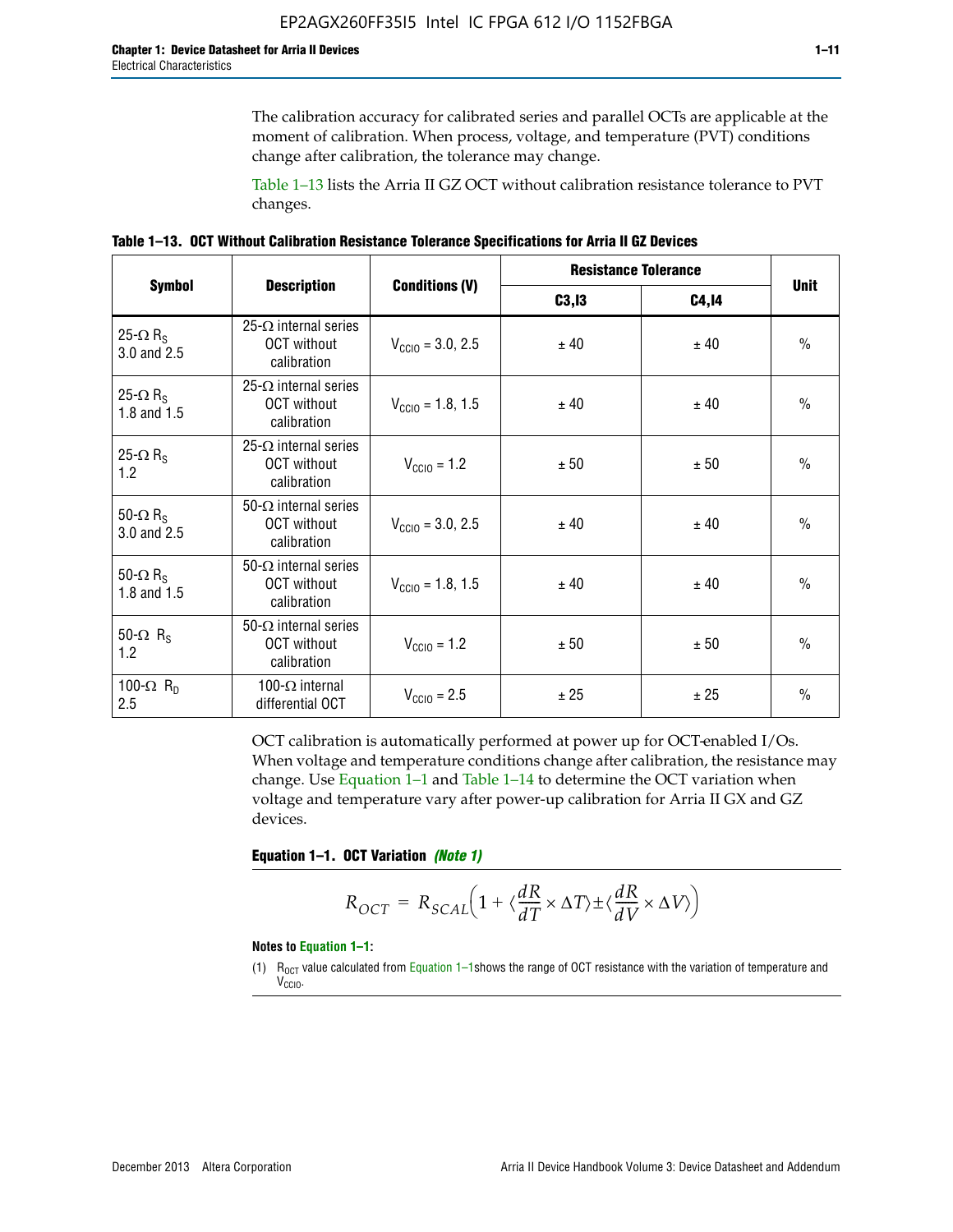The calibration accuracy for calibrated series and parallel OCTs are applicable at the moment of calibration. When process, voltage, and temperature (PVT) conditions change after calibration, the tolerance may change.

Table 1–13 lists the Arria II GZ OCT without calibration resistance tolerance to PVT changes.

**Table 1–13. OCT Without Calibration Resistance Tolerance Specifications for Arria II GZ Devices**

| Symbol | Description | Conditions (V) | Resistance Tolerance | | Unit |
|---|---|---|---|---|---|
| | | | C3,I3 | C4,I4 | |
| 25-Ω $R_S$ 3.0 and 2.5 | 25-Ω internal series OCT without calibration | $V_{CCIO}$ = 3.0, 2.5 | ± 40 | ± 40 | % |
| 25-Ω $R_S$ 1.8 and 1.5 | 25-Ω internal series OCT without calibration | $V_{CCIO}$ = 1.8, 1.5 | ± 40 | ± 40 | % |
| 25-Ω $R_S$ 1.2 | 25-Ω internal series OCT without calibration | $V_{CCIO}$ = 1.2 | ± 50 | ± 50 | % |
| 50-Ω $R_S$ 3.0 and 2.5 | 50-Ω internal series OCT without calibration | $V_{CCIO}$ = 3.0, 2.5 | ± 40 | ± 40 | % |
| 50-Ω $R_S$ 1.8 and 1.5 | 50-Ω internal series OCT without calibration | $V_{CCIO}$ = 1.8, 1.5 | ± 40 | ± 40 | % |
| 50-Ω $R_S$ 1.2 | 50-Ω internal series OCT without calibration | $V_{CCIO}$ = 1.2 | ± 50 | ± 50 | % |
| 100-Ω $R_D$ 2.5 | 100-Ω internal differential OCT | $V_{CCIO}$ = 2.5 | ± 25 | ± 25 | % |

OCT calibration is automatically performed at power up for OCT-enabled I/Os. When voltage and temperature conditions change after calibration, the resistance may change. Use Equation 1–1 and Table 1–14 to determine the OCT variation when voltage and temperature vary after power-up calibration for Arria II GX and GZ devices.

**Equation 1–1. OCT Variation** ***(Note 1)***

$$R_{OCT} = R_{SCAL}\left(1 + \langle \frac{dR}{dT} \times \Delta T \rangle \pm \langle \frac{dR}{dV} \times \Delta V \rangle \right)$$

**Notes to Equation 1–1:**

(1) $R_{OCT}$ value calculated from Equation 1–1shows the range of OCT resistance with the variation of temperature and $V_{CCIO}$.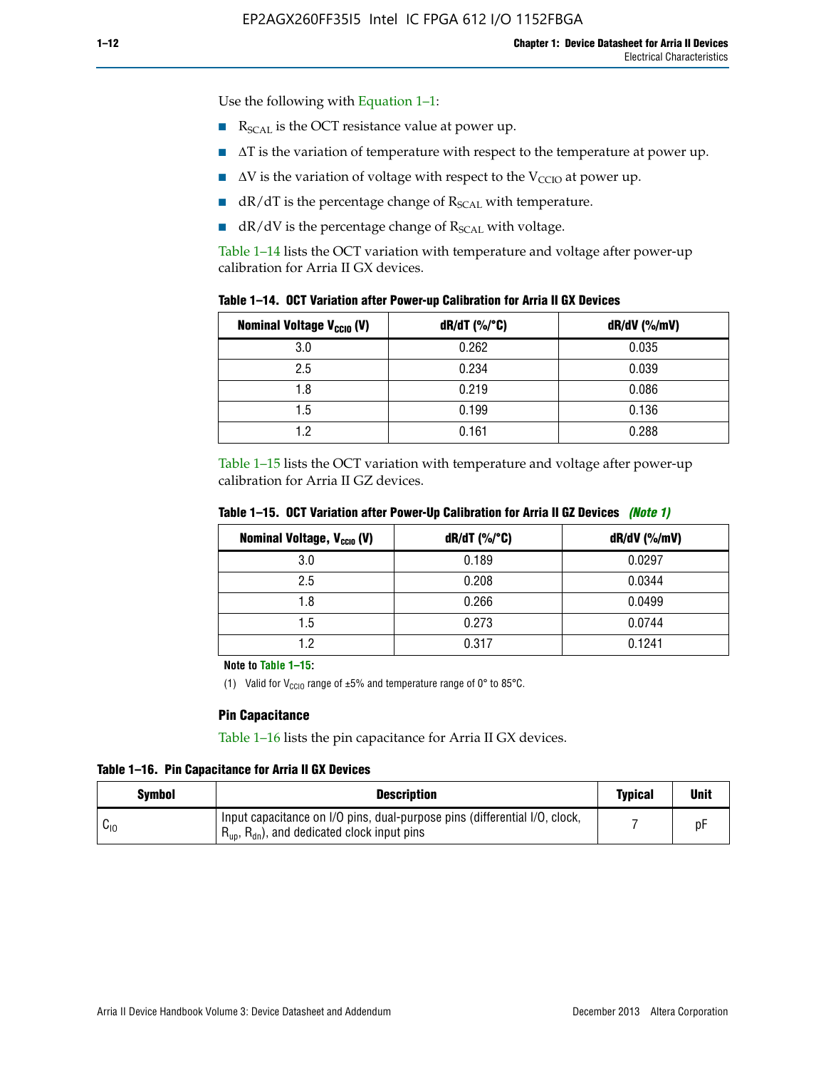Use the following with Equation 1–1:

- $R_{SCAL}$ is the OCT resistance value at power up.
- $\Delta T$ is the variation of temperature with respect to the temperature at power up.
- $\Delta V$ is the variation of voltage with respect to the $V_{CCIO}$ at power up.
- $dR/dT$ is the percentage change of $R_{SCAL}$ with temperature.
- $dR/dV$ is the percentage change of $R_{SCAL}$ with voltage.

Table 1–14 lists the OCT variation with temperature and voltage after power-up calibration for Arria II GX devices.

**Table 1–14. OCT Variation after Power-up Calibration for Arria II GX Devices**

| Nominal Voltage $V_{CCIO}$ (V) | dR/dT (%/°C) | dR/dV (%/mV) |
|---|---|---|
| 3.0 | 0.262 | 0.035 |
| 2.5 | 0.234 | 0.039 |
| 1.8 | 0.219 | 0.086 |
| 1.5 | 0.199 | 0.136 |
| 1.2 | 0.161 | 0.288 |

Table 1–15 lists the OCT variation with temperature and voltage after power-up calibration for Arria II GZ devices.

**Table 1–15. OCT Variation after Power-Up Calibration for Arria II GZ Devices** *(Note 1)*

| Nominal Voltage, $V_{CCIO}$ (V) | dR/dT (%/°C) | dR/dV (%/mV) |
|---|---|---|
| 3.0 | 0.189 | 0.0297 |
| 2.5 | 0.208 | 0.0344 |
| 1.8 | 0.266 | 0.0499 |
| 1.5 | 0.273 | 0.0744 |
| 1.2 | 0.317 | 0.1241 |

**Note to Table 1–15:**

(1) Valid for $V_{CCIO}$ range of ±5% and temperature range of 0° to 85°C.

### Pin Capacitance

Table 1–16 lists the pin capacitance for Arria II GX devices.

**Table 1–16. Pin Capacitance for Arria II GX Devices**

| Symbol | Description | Typical | Unit |
|---|---|---|---|
| $C_{IO}$ | Input capacitance on I/O pins, dual-purpose pins (differential I/O, clock, $R_{up}$, $R_{dn}$), and dedicated clock input pins | 7 | pF |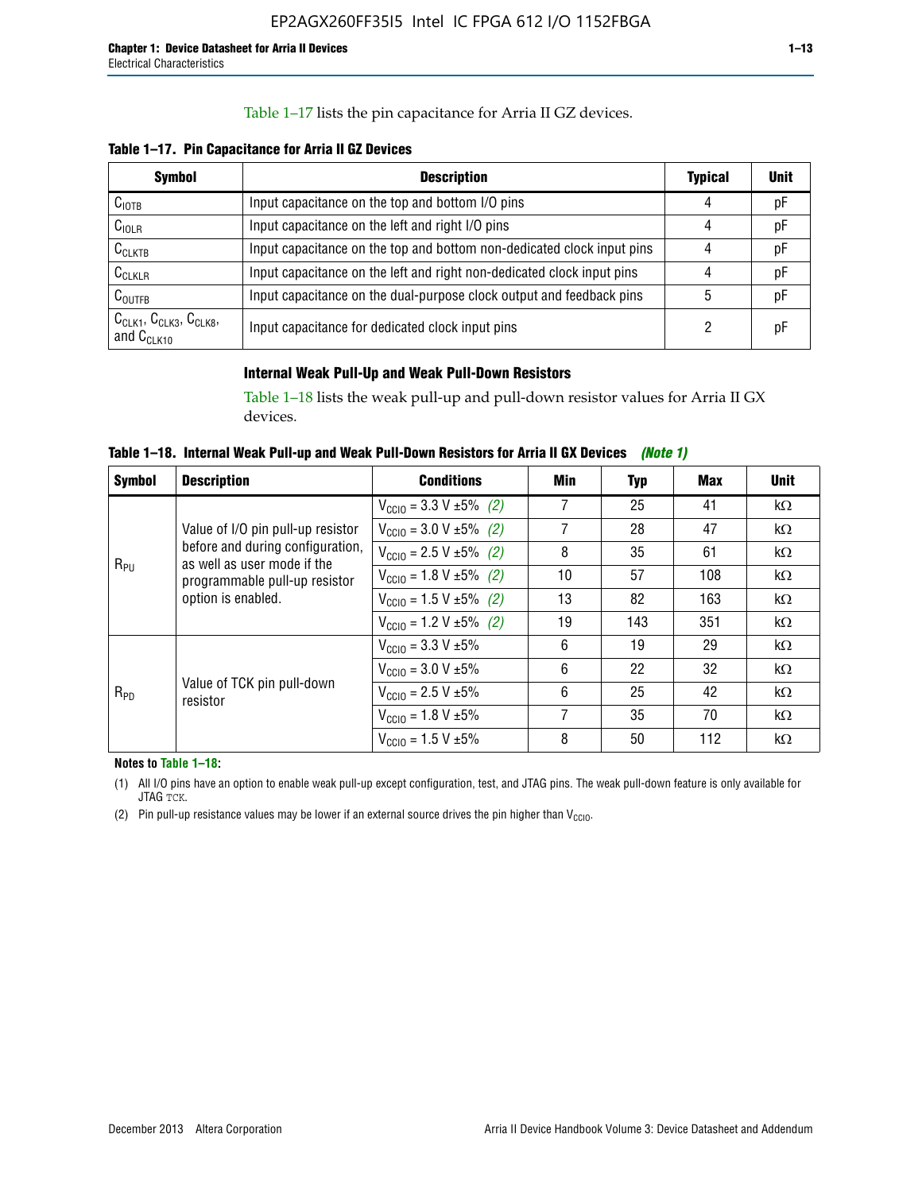Table 1–17 lists the pin capacitance for Arria II GZ devices.

**Table 1–17. Pin Capacitance for Arria II GZ Devices**

| Symbol | Description | Typical | Unit |
|---|---|---|---|
| $C_{IOTB}$ | Input capacitance on the top and bottom I/O pins | 4 | pF |
| $C_{IOLR}$ | Input capacitance on the left and right I/O pins | 4 | pF |
| $C_{CLKTB}$ | Input capacitance on the top and bottom non-dedicated clock input pins | 4 | pF |
| $C_{CLKLR}$ | Input capacitance on the left and right non-dedicated clock input pins | 4 | pF |
| $C_{OUTFB}$ | Input capacitance on the dual-purpose clock output and feedback pins | 5 | pF |
| $C_{CLK1}$, $C_{CLK3}$, $C_{CLK8}$, and $C_{CLK10}$ | Input capacitance for dedicated clock input pins | 2 | pF |

### Internal Weak Pull-Up and Weak Pull-Down Resistors

Table 1–18 lists the weak pull-up and pull-down resistor values for Arria II GX devices.

**Table 1–18. Internal Weak Pull-up and Weak Pull-Down Resistors for Arria II GX Devices *(Note 1)***

| Symbol | Description | Conditions | Min | Typ | Max | Unit |
|---|---|---|---|---|---|---|
| $R_{PU}$ | Value of I/O pin pull-up resistor before and during configuration, as well as user mode if the programmable pull-up resistor option is enabled. | $V_{CCIO}$ = 3.3 V ±5% *(2)* | 7 | 25 | 41 | kΩ |
| | | $V_{CCIO}$ = 3.0 V ±5% *(2)* | 7 | 28 | 47 | kΩ |
| | | $V_{CCIO}$ = 2.5 V ±5% *(2)* | 8 | 35 | 61 | kΩ |
| | | $V_{CCIO}$ = 1.8 V ±5% *(2)* | 10 | 57 | 108 | kΩ |
| | | $V_{CCIO}$ = 1.5 V ±5% *(2)* | 13 | 82 | 163 | kΩ |
| | | $V_{CCIO}$ = 1.2 V ±5% *(2)* | 19 | 143 | 351 | kΩ |
| $R_{PD}$ | Value of TCK pin pull-down resistor | $V_{CCIO}$ = 3.3 V ±5% | 6 | 19 | 29 | kΩ |
| | | $V_{CCIO}$ = 3.0 V ±5% | 6 | 22 | 32 | kΩ |
| | | $V_{CCIO}$ = 2.5 V ±5% | 6 | 25 | 42 | kΩ |
| | | $V_{CCIO}$ = 1.8 V ±5% | 7 | 35 | 70 | kΩ |
| | | $V_{CCIO}$ = 1.5 V ±5% | 8 | 50 | 112 | kΩ |

**Notes to Table 1–18:**

(1) All I/O pins have an option to enable weak pull-up except configuration, test, and JTAG pins. The weak pull-down feature is only available for JTAG TCK.

(2) Pin pull-up resistance values may be lower if an external source drives the pin higher than $V_{CCIO}$.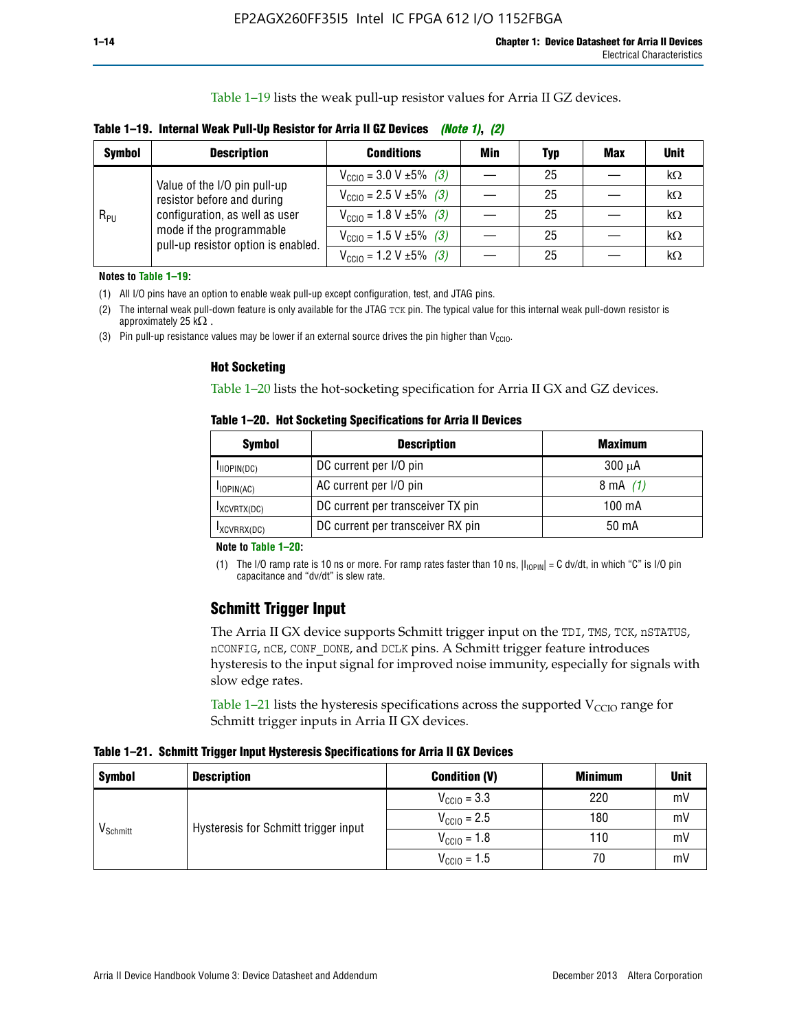Table 1–19 lists the weak pull-up resistor values for Arria II GZ devices.

**Table 1–19. Internal Weak Pull-Up Resistor for Arria II GZ Devices** *(Note 1)*, *(2)*

| Symbol | Description | Conditions | Min | Typ | Max | Unit |
|---|---|---|---|---|---|---|
| $R_{PU}$ | Value of the I/O pin pull-up resistor before and during configuration, as well as user mode if the programmable pull-up resistor option is enabled. | $V_{CCIO}$ = 3.0 V ±5% *(3)* | — | 25 | — | kΩ |
| | | $V_{CCIO}$ = 2.5 V ±5% *(3)* | — | 25 | — | kΩ |
| | | $V_{CCIO}$ = 1.8 V ±5% *(3)* | — | 25 | — | kΩ |
| | | $V_{CCIO}$ = 1.5 V ±5% *(3)* | — | 25 | — | kΩ |
| | | $V_{CCIO}$ = 1.2 V ±5% *(3)* | — | 25 | — | kΩ |

**Notes to Table 1–19:**

(1) All I/O pins have an option to enable weak pull-up except configuration, test, and JTAG pins.

(2) The internal weak pull-down feature is only available for the JTAG TCK pin. The typical value for this internal weak pull-down resistor is approximately 25 kΩ .

(3) Pin pull-up resistance values may be lower if an external source drives the pin higher than $V_{CCIO}$.

### Hot Socketing

Table 1–20 lists the hot-socketing specification for Arria II GX and GZ devices.

**Table 1–20. Hot Socketing Specifications for Arria II Devices**

| Symbol | Description | Maximum |
|---|---|---|
| $I_{IIOPIN(DC)}$ | DC current per I/O pin | 300 μA |
| $I_{IOPIN(AC)}$ | AC current per I/O pin | 8 mA *(1)* |
| $I_{XCVRTX(DC)}$ | DC current per transceiver TX pin | 100 mA |
| $I_{XCVRRX(DC)}$ | DC current per transceiver RX pin | 50 mA |

**Note to Table 1–20:**

(1) The I/O ramp rate is 10 ns or more. For ramp rates faster than 10 ns, $|I_{IOPIN}|$ = C dv/dt, in which "C" is I/O pin capacitance and "dv/dt" is slew rate.

## Schmitt Trigger Input

The Arria II GX device supports Schmitt trigger input on the TDI, TMS, TCK, nSTATUS, nCONFIG, nCE, CONF_DONE, and DCLK pins. A Schmitt trigger feature introduces hysteresis to the input signal for improved noise immunity, especially for signals with slow edge rates.

Table 1–21 lists the hysteresis specifications across the supported $V_{CCIO}$ range for Schmitt trigger inputs in Arria II GX devices.

**Table 1–21. Schmitt Trigger Input Hysteresis Specifications for Arria II GX Devices**

| Symbol | Description | Condition (V) | Minimum | Unit |
|---|---|---|---|---|
| $V_{Schmitt}$ | Hysteresis for Schmitt trigger input | $V_{CCIO}$ = 3.3 | 220 | mV |
| | | $V_{CCIO}$ = 2.5 | 180 | mV |
| | | $V_{CCIO}$ = 1.8 | 110 | mV |
| | | $V_{CCIO}$ = 1.5 | 70 | mV |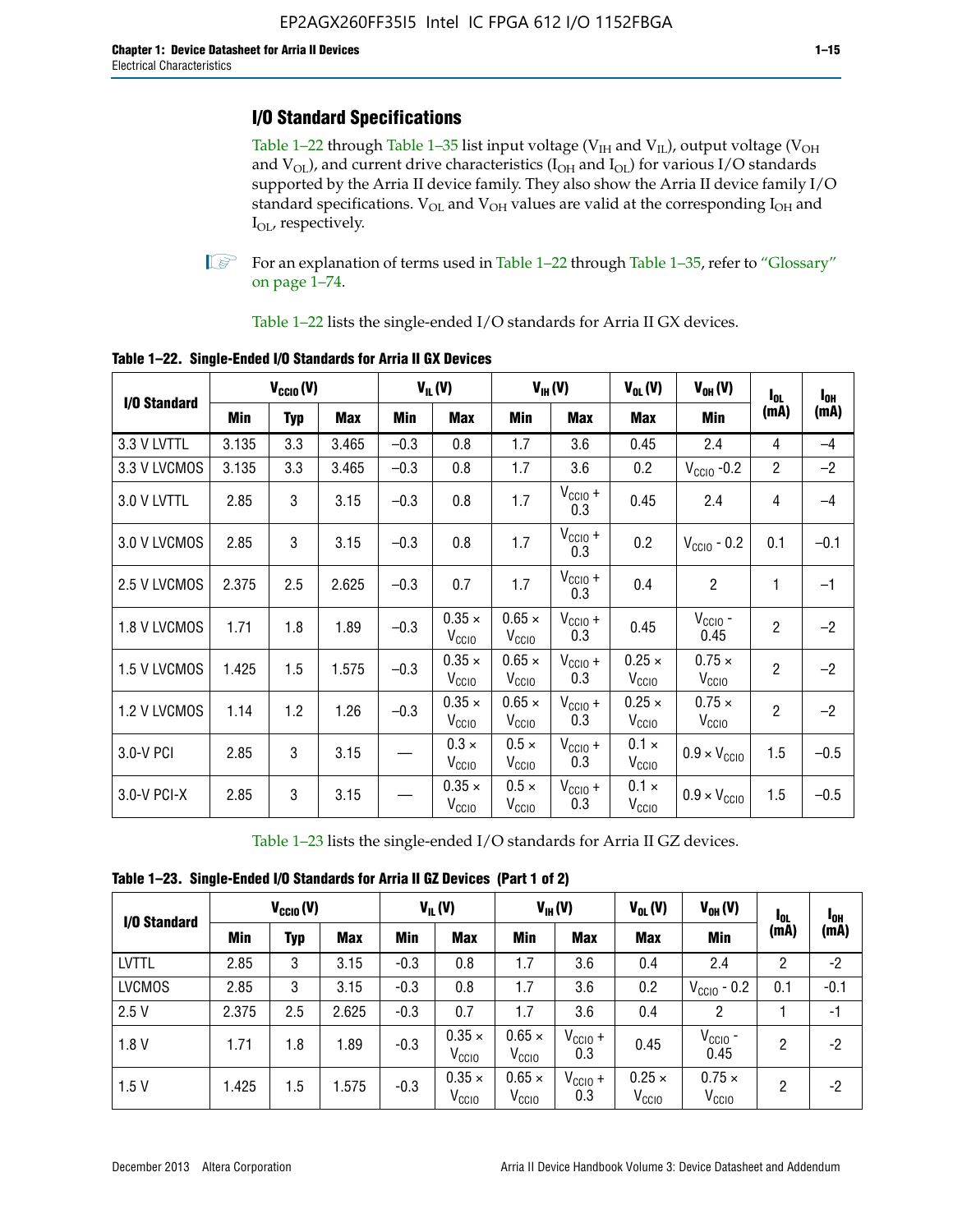## I/O Standard Specifications

Table 1–22 through Table 1–35 list input voltage ($V_{IH}$ and $V_{IL}$), output voltage ($V_{OH}$ and $V_{OL}$), and current drive characteristics ($I_{OH}$ and $I_{OL}$) for various I/O standards supported by the Arria II device family. They also show the Arria II device family I/O standard specifications. $V_{OL}$ and $V_{OH}$ values are valid at the corresponding $I_{OH}$ and $I_{OL}$, respectively.

For an explanation of terms used in Table 1–22 through Table 1–35, refer to "Glossary" on page 1–74.

Table 1–22 lists the single-ended I/O standards for Arria II GX devices.

**Table 1–22. Single-Ended I/O Standards for Arria II GX Devices**

| I/O Standard | $V_{CCIO}$ (V) | | | $V_{IL}$ (V) | | $V_{IH}$ (V) | | $V_{OL}$ (V) | $V_{OH}$ (V) | $I_{OL}$ (mA) | $I_{OH}$ (mA) |
|---|---|---|---|---|---|---|---|---|---|---|---|
| | Min | Typ | Max | Min | Max | Min | Max | Max | Min | | |
| 3.3 V LVTTL | 3.135 | 3.3 | 3.465 | –0.3 | 0.8 | 1.7 | 3.6 | 0.45 | 2.4 | 4 | –4 |
| 3.3 V LVCMOS | 3.135 | 3.3 | 3.465 | –0.3 | 0.8 | 1.7 | 3.6 | 0.2 | $V_{CCIO}$ -0.2 | 2 | –2 |
| 3.0 V LVTTL | 2.85 | 3 | 3.15 | –0.3 | 0.8 | 1.7 | $V_{CCIO}$ + 0.3 | 0.45 | 2.4 | 4 | –4 |
| 3.0 V LVCMOS | 2.85 | 3 | 3.15 | –0.3 | 0.8 | 1.7 | $V_{CCIO}$ + 0.3 | 0.2 | $V_{CCIO}$ - 0.2 | 0.1 | –0.1 |
| 2.5 V LVCMOS | 2.375 | 2.5 | 2.625 | –0.3 | 0.7 | 1.7 | $V_{CCIO}$ + 0.3 | 0.4 | 2 | 1 | –1 |
| 1.8 V LVCMOS | 1.71 | 1.8 | 1.89 | –0.3 | 0.35 × $V_{CCIO}$ | 0.65 × $V_{CCIO}$ | $V_{CCIO}$ + 0.3 | 0.45 | $V_{CCIO}$ - 0.45 | 2 | –2 |
| 1.5 V LVCMOS | 1.425 | 1.5 | 1.575 | –0.3 | 0.35 × $V_{CCIO}$ | 0.65 × $V_{CCIO}$ | $V_{CCIO}$ + 0.3 | 0.25 × $V_{CCIO}$ | 0.75 × $V_{CCIO}$ | 2 | –2 |
| 1.2 V LVCMOS | 1.14 | 1.2 | 1.26 | –0.3 | 0.35 × $V_{CCIO}$ | 0.65 × $V_{CCIO}$ | $V_{CCIO}$ + 0.3 | 0.25 × $V_{CCIO}$ | 0.75 × $V_{CCIO}$ | 2 | –2 |
| 3.0-V PCI | 2.85 | 3 | 3.15 | — | 0.3 × $V_{CCIO}$ | 0.5 × $V_{CCIO}$ | $V_{CCIO}$ + 0.3 | 0.1 × $V_{CCIO}$ | 0.9 × $V_{CCIO}$ | 1.5 | –0.5 |
| 3.0-V PCI-X | 2.85 | 3 | 3.15 | — | 0.35 × $V_{CCIO}$ | 0.5 × $V_{CCIO}$ | $V_{CCIO}$ + 0.3 | 0.1 × $V_{CCIO}$ | 0.9 × $V_{CCIO}$ | 1.5 | –0.5 |

Table 1–23 lists the single-ended I/O standards for Arria II GZ devices.

**Table 1–23. Single-Ended I/O Standards for Arria II GZ Devices (Part 1 of 2)**

| I/O Standard | $V_{CCIO}$ (V) | | | $V_{IL}$ (V) | | $V_{IH}$ (V) | | $V_{OL}$ (V) | $V_{OH}$ (V) | $I_{OL}$ (mA) | $I_{OH}$ (mA) |
|---|---|---|---|---|---|---|---|---|---|---|---|
| | Min | Typ | Max | Min | Max | Min | Max | Max | Min | | |
| LVTTL | 2.85 | 3 | 3.15 | -0.3 | 0.8 | 1.7 | 3.6 | 0.4 | 2.4 | 2 | -2 |
| LVCMOS | 2.85 | 3 | 3.15 | -0.3 | 0.8 | 1.7 | 3.6 | 0.2 | $V_{CCIO}$ - 0.2 | 0.1 | -0.1 |
| 2.5 V | 2.375 | 2.5 | 2.625 | -0.3 | 0.7 | 1.7 | 3.6 | 0.4 | 2 | 1 | -1 |
| 1.8 V | 1.71 | 1.8 | 1.89 | -0.3 | 0.35 × $V_{CCIO}$ | 0.65 × $V_{CCIO}$ | $V_{CCIO}$ + 0.3 | 0.45 | $V_{CCIO}$ - 0.45 | 2 | -2 |
| 1.5 V | 1.425 | 1.5 | 1.575 | -0.3 | 0.35 × $V_{CCIO}$ | 0.65 × $V_{CCIO}$ | $V_{CCIO}$ + 0.3 | 0.25 × $V_{CCIO}$ | 0.75 × $V_{CCIO}$ | 2 | -2 |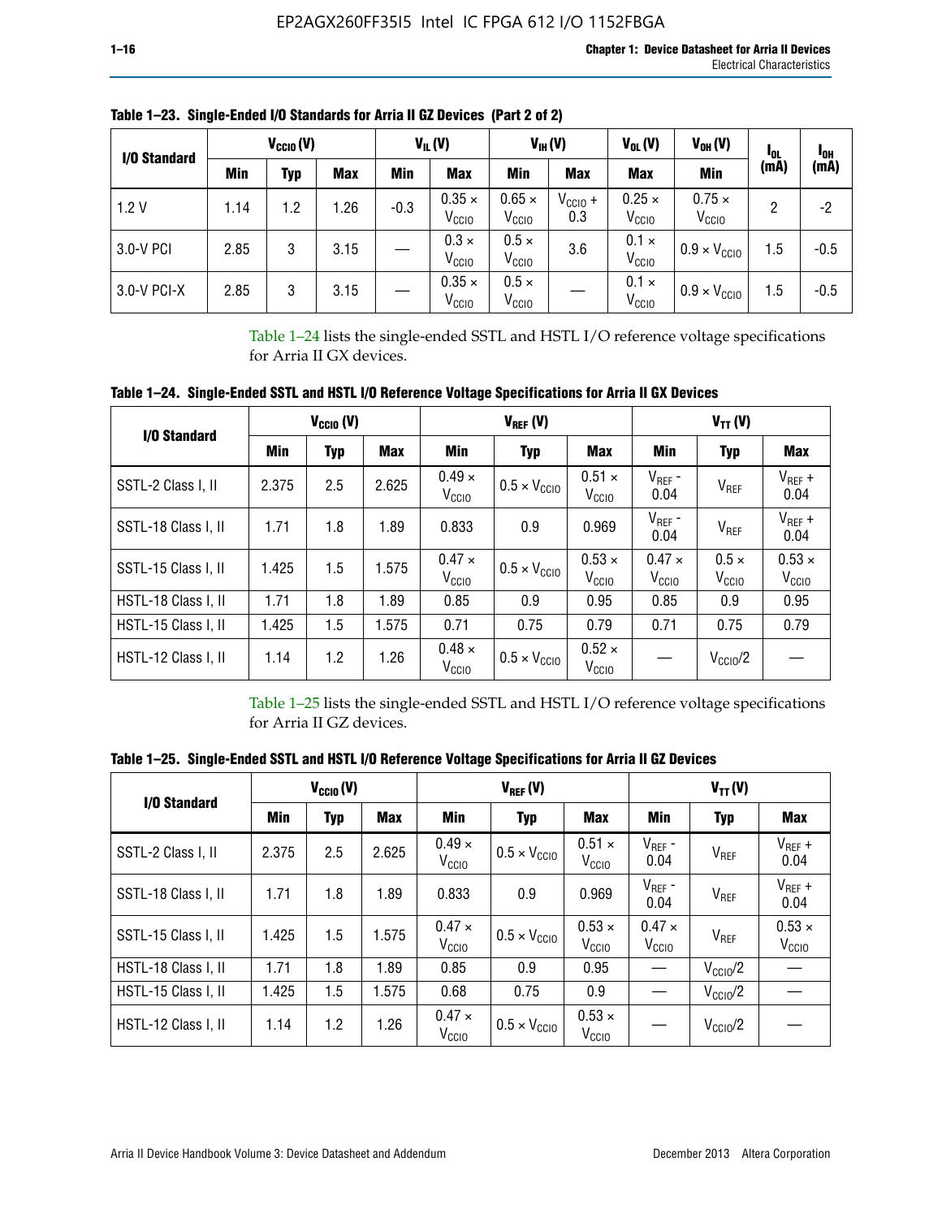**Table 1–23. Single-Ended I/O Standards for Arria II GZ Devices (Part 2 of 2)**

| I/O Standard | $V_{CCIO}$ (V) | | | $V_{IL}$ (V) | | $V_{IH}$ (V) | | $V_{OL}$ (V) | $V_{OH}$ (V) | $I_{OL}$ (mA) | $I_{OH}$ (mA) |
|---|---|---|---|---|---|---|---|---|---|---|---|
| | Min | Typ | Max | Min | Max | Min | Max | Max | Min | | |
| 1.2 V | 1.14 | 1.2 | 1.26 | -0.3 | $0.35 \times V_{CCIO}$ | $0.65 \times V_{CCIO}$ | $V_{CCIO}$ + 0.3 | $0.25 \times V_{CCIO}$ | $0.75 \times V_{CCIO}$ | 2 | -2 |
| 3.0-V PCI | 2.85 | 3 | 3.15 | — | $0.3 \times V_{CCIO}$ | $0.5 \times V_{CCIO}$ | 3.6 | $0.1 \times V_{CCIO}$ | $0.9 \times V_{CCIO}$ | 1.5 | -0.5 |
| 3.0-V PCI-X | 2.85 | 3 | 3.15 | — | $0.35 \times V_{CCIO}$ | $0.5 \times V_{CCIO}$ | — | $0.1 \times V_{CCIO}$ | $0.9 \times V_{CCIO}$ | 1.5 | -0.5 |

Table 1–24 lists the single-ended SSTL and HSTL I/O reference voltage specifications for Arria II GX devices.

**Table 1–24. Single-Ended SSTL and HSTL I/O Reference Voltage Specifications for Arria II GX Devices**

| I/O Standard | $V_{CCIO}$ (V) | | | $V_{REF}$ (V) | | | $V_{TT}$ (V) | | |
|---|---|---|---|---|---|---|---|---|---|
| | Min | Typ | Max | Min | Typ | Max | Min | Typ | Max |
| SSTL-2 Class I, II | 2.375 | 2.5 | 2.625 | $0.49 \times V_{CCIO}$ | $0.5 \times V_{CCIO}$ | $0.51 \times V_{CCIO}$ | $V_{REF}$ - 0.04 | $V_{REF}$ | $V_{REF}$ + 0.04 |
| SSTL-18 Class I, II | 1.71 | 1.8 | 1.89 | 0.833 | 0.9 | 0.969 | $V_{REF}$ - 0.04 | $V_{REF}$ | $V_{REF}$ + 0.04 |
| SSTL-15 Class I, II | 1.425 | 1.5 | 1.575 | $0.47 \times V_{CCIO}$ | $0.5 \times V_{CCIO}$ | $0.53 \times V_{CCIO}$ | $0.47 \times V_{CCIO}$ | $0.5 \times V_{CCIO}$ | $0.53 \times V_{CCIO}$ |
| HSTL-18 Class I, II | 1.71 | 1.8 | 1.89 | 0.85 | 0.9 | 0.95 | 0.85 | 0.9 | 0.95 |
| HSTL-15 Class I, II | 1.425 | 1.5 | 1.575 | 0.71 | 0.75 | 0.79 | 0.71 | 0.75 | 0.79 |
| HSTL-12 Class I, II | 1.14 | 1.2 | 1.26 | $0.48 \times V_{CCIO}$ | $0.5 \times V_{CCIO}$ | $0.52 \times V_{CCIO}$ | — | $V_{CCIO}/2$ | — |

Table 1–25 lists the single-ended SSTL and HSTL I/O reference voltage specifications for Arria II GZ devices.

**Table 1–25. Single-Ended SSTL and HSTL I/O Reference Voltage Specifications for Arria II GZ Devices**

| I/O Standard | $V_{CCIO}$ (V) | | | $V_{REF}$ (V) | | | $V_{TT}$ (V) | | |
|---|---|---|---|---|---|---|---|---|---|
| | Min | Typ | Max | Min | Typ | Max | Min | Typ | Max |
| SSTL-2 Class I, II | 2.375 | 2.5 | 2.625 | $0.49 \times V_{CCIO}$ | $0.5 \times V_{CCIO}$ | $0.51 \times V_{CCIO}$ | $V_{REF}$ - 0.04 | $V_{REF}$ | $V_{REF}$ + 0.04 |
| SSTL-18 Class I, II | 1.71 | 1.8 | 1.89 | 0.833 | 0.9 | 0.969 | $V_{REF}$ - 0.04 | $V_{REF}$ | $V_{REF}$ + 0.04 |
| SSTL-15 Class I, II | 1.425 | 1.5 | 1.575 | $0.47 \times V_{CCIO}$ | $0.5 \times V_{CCIO}$ | $0.53 \times V_{CCIO}$ | $0.47 \times V_{CCIO}$ | $V_{REF}$ | $0.53 \times V_{CCIO}$ |
| HSTL-18 Class I, II | 1.71 | 1.8 | 1.89 | 0.85 | 0.9 | 0.95 | — | $V_{CCIO}/2$ | — |
| HSTL-15 Class I, II | 1.425 | 1.5 | 1.575 | 0.68 | 0.75 | 0.9 | — | $V_{CCIO}/2$ | — |
| HSTL-12 Class I, II | 1.14 | 1.2 | 1.26 | $0.47 \times V_{CCIO}$ | $0.5 \times V_{CCIO}$ | $0.53 \times V_{CCIO}$ | — | $V_{CCIO}/2$ | — |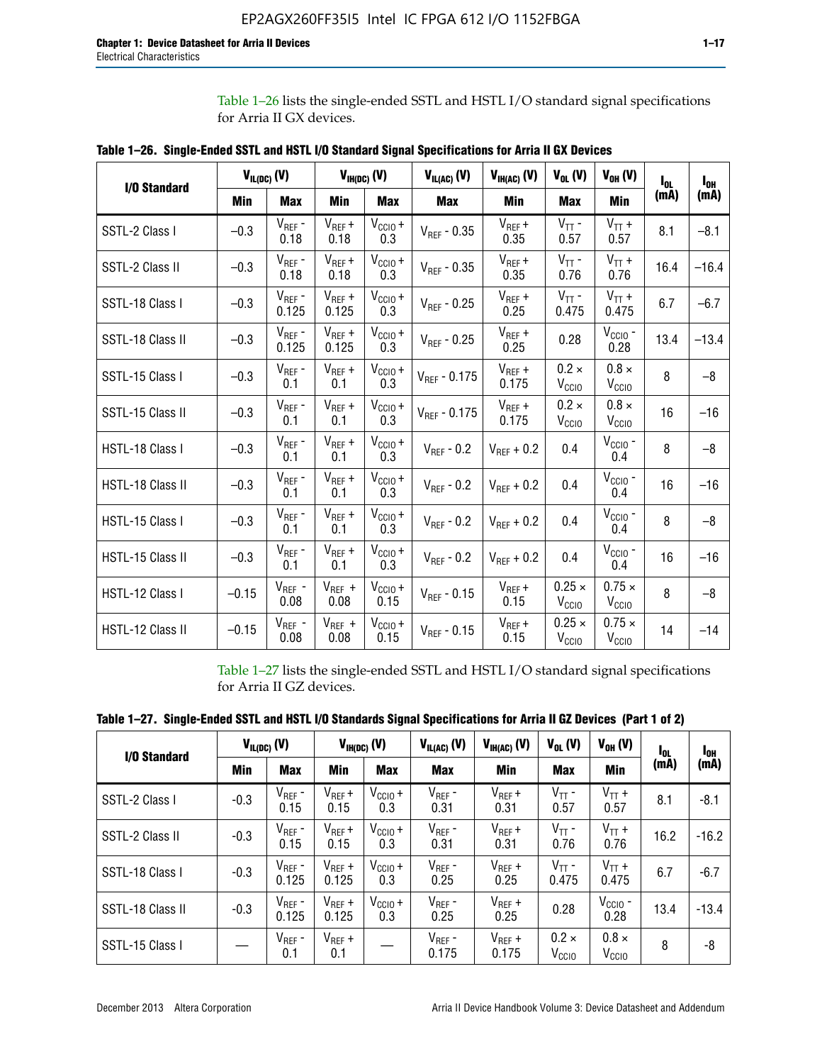Table 1–26 lists the single-ended SSTL and HSTL I/O standard signal specifications for Arria II GX devices.

**Table 1–26. Single-Ended SSTL and HSTL I/O Standard Signal Specifications for Arria II GX Devices**

| I/O Standard | $V_{IL(DC)}$ (V) | | $V_{IH(DC)}$ (V) | | $V_{IL(AC)}$ (V) | $V_{IH(AC)}$ (V) | $V_{OL}$ (V) | $V_{OH}$ (V) | $I_{OL}$ (mA) | $I_{OH}$ (mA) |
|---|---|---|---|---|---|---|---|---|---|---|
| | Min | Max | Min | Max | Max | Min | Max | Min | | |
| SSTL-2 Class I | –0.3 | $V_{REF}$ - 0.18 | $V_{REF}$ + 0.18 | $V_{CCIO}$ + 0.3 | $V_{REF}$ - 0.35 | $V_{REF}$ + 0.35 | $V_{TT}$ - 0.57 | $V_{TT}$ + 0.57 | 8.1 | –8.1 |
| SSTL-2 Class II | –0.3 | $V_{REF}$ - 0.18 | $V_{REF}$ + 0.18 | $V_{CCIO}$ + 0.3 | $V_{REF}$ - 0.35 | $V_{REF}$ + 0.35 | $V_{TT}$ - 0.76 | $V_{TT}$ + 0.76 | 16.4 | –16.4 |
| SSTL-18 Class I | –0.3 | $V_{REF}$ - 0.125 | $V_{REF}$ + 0.125 | $V_{CCIO}$ + 0.3 | $V_{REF}$ - 0.25 | $V_{REF}$ + 0.25 | $V_{TT}$ - 0.475 | $V_{TT}$ + 0.475 | 6.7 | –6.7 |
| SSTL-18 Class II | –0.3 | $V_{REF}$ - 0.125 | $V_{REF}$ + 0.125 | $V_{CCIO}$ + 0.3 | $V_{REF}$ - 0.25 | $V_{REF}$ + 0.25 | 0.28 | $V_{CCIO}$ - 0.28 | 13.4 | –13.4 |
| SSTL-15 Class I | –0.3 | $V_{REF}$ - 0.1 | $V_{REF}$ + 0.1 | $V_{CCIO}$ + 0.3 | $V_{REF}$ - 0.175 | $V_{REF}$ + 0.175 | 0.2 × $V_{CCIO}$ | 0.8 × $V_{CCIO}$ | 8 | –8 |
| SSTL-15 Class II | –0.3 | $V_{REF}$ - 0.1 | $V_{REF}$ + 0.1 | $V_{CCIO}$ + 0.3 | $V_{REF}$ - 0.175 | $V_{REF}$ + 0.175 | 0.2 × $V_{CCIO}$ | 0.8 × $V_{CCIO}$ | 16 | –16 |
| HSTL-18 Class I | –0.3 | $V_{REF}$ - 0.1 | $V_{REF}$ + 0.1 | $V_{CCIO}$ + 0.3 | $V_{REF}$ - 0.2 | $V_{REF}$ + 0.2 | 0.4 | $V_{CCIO}$ - 0.4 | 8 | –8 |
| HSTL-18 Class II | –0.3 | $V_{REF}$ - 0.1 | $V_{REF}$ + 0.1 | $V_{CCIO}$ + 0.3 | $V_{REF}$ - 0.2 | $V_{REF}$ + 0.2 | 0.4 | $V_{CCIO}$ - 0.4 | 16 | –16 |
| HSTL-15 Class I | –0.3 | $V_{REF}$ - 0.1 | $V_{REF}$ + 0.1 | $V_{CCIO}$ + 0.3 | $V_{REF}$ - 0.2 | $V_{REF}$ + 0.2 | 0.4 | $V_{CCIO}$ - 0.4 | 8 | –8 |
| HSTL-15 Class II | –0.3 | $V_{REF}$ - 0.1 | $V_{REF}$ + 0.1 | $V_{CCIO}$ + 0.3 | $V_{REF}$ - 0.2 | $V_{REF}$ + 0.2 | 0.4 | $V_{CCIO}$ - 0.4 | 16 | –16 |
| HSTL-12 Class I | –0.15 | $V_{REF}$ - 0.08 | $V_{REF}$ + 0.08 | $V_{CCIO}$ + 0.15 | $V_{REF}$ - 0.15 | $V_{REF}$ + 0.15 | 0.25 × $V_{CCIO}$ | 0.75 × $V_{CCIO}$ | 8 | –8 |
| HSTL-12 Class II | –0.15 | $V_{REF}$ - 0.08 | $V_{REF}$ + 0.08 | $V_{CCIO}$ + 0.15 | $V_{REF}$ - 0.15 | $V_{REF}$ + 0.15 | 0.25 × $V_{CCIO}$ | 0.75 × $V_{CCIO}$ | 14 | –14 |

Table 1–27 lists the single-ended SSTL and HSTL I/O standard signal specifications for Arria II GZ devices.

**Table 1–27. Single-Ended SSTL and HSTL I/O Standards Signal Specifications for Arria II GZ Devices (Part 1 of 2)**

| I/O Standard | $V_{IL(DC)}$ (V) | | $V_{IH(DC)}$ (V) | | $V_{IL(AC)}$ (V) | $V_{IH(AC)}$ (V) | $V_{OL}$ (V) | $V_{OH}$ (V) | $I_{OL}$ (mA) | $I_{OH}$ (mA) |
|---|---|---|---|---|---|---|---|---|---|---|
| | Min | Max | Min | Max | Max | Min | Max | Min | | |
| SSTL-2 Class I | -0.3 | $V_{REF}$ - 0.15 | $V_{REF}$ + 0.15 | $V_{CCIO}$ + 0.3 | $V_{REF}$ - 0.31 | $V_{REF}$ + 0.31 | $V_{TT}$ - 0.57 | $V_{TT}$ + 0.57 | 8.1 | -8.1 |
| SSTL-2 Class II | -0.3 | $V_{REF}$ - 0.15 | $V_{REF}$ + 0.15 | $V_{CCIO}$ + 0.3 | $V_{REF}$ - 0.31 | $V_{REF}$ + 0.31 | $V_{TT}$ - 0.76 | $V_{TT}$ + 0.76 | 16.2 | -16.2 |
| SSTL-18 Class I | -0.3 | $V_{REF}$ - 0.125 | $V_{REF}$ + 0.125 | $V_{CCIO}$ + 0.3 | $V_{REF}$ - 0.25 | $V_{REF}$ + 0.25 | $V_{TT}$ - 0.475 | $V_{TT}$ + 0.475 | 6.7 | -6.7 |
| SSTL-18 Class II | -0.3 | $V_{REF}$ - 0.125 | $V_{REF}$ + 0.125 | $V_{CCIO}$ + 0.3 | $V_{REF}$ - 0.25 | $V_{REF}$ + 0.25 | 0.28 | $V_{CCIO}$ - 0.28 | 13.4 | -13.4 |
| SSTL-15 Class I | — | $V_{REF}$ - 0.1 | $V_{REF}$ + 0.1 | — | $V_{REF}$ - 0.175 | $V_{REF}$ + 0.175 | 0.2 × $V_{CCIO}$ | 0.8 × $V_{CCIO}$ | 8 | -8 |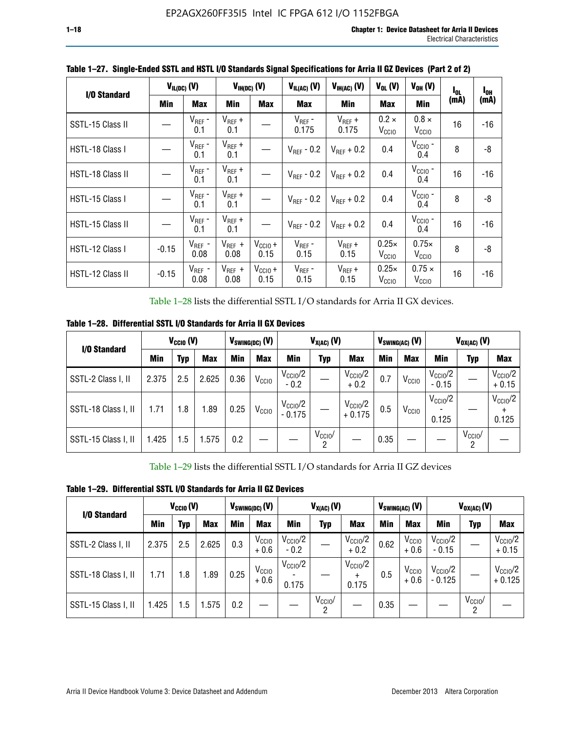**Table 1–27. Single-Ended SSTL and HSTL I/O Standards Signal Specifications for Arria II GZ Devices (Part 2 of 2)**

| I/O Standard | $V_{IL(DC)}$ (V) | | $V_{IH(DC)}$ (V) | | $V_{IL(AC)}$ (V) | $V_{IH(AC)}$ (V) | $V_{OL}$ (V) | $V_{OH}$ (V) | $I_{OL}$ (mA) | $I_{OH}$ (mA) |
|---|---|---|---|---|---|---|---|---|---|---|
| | Min | Max | Min | Max | Max | Min | Max | Min | | |
| SSTL-15 Class II | — | $V_{REF}$ - 0.1 | $V_{REF}$ + 0.1 | — | $V_{REF}$ - 0.175 | $V_{REF}$ + 0.175 | 0.2 × $V_{CCIO}$ | 0.8 × $V_{CCIO}$ | 16 | -16 |
| HSTL-18 Class I | — | $V_{REF}$ - 0.1 | $V_{REF}$ + 0.1 | — | $V_{REF}$ - 0.2 | $V_{REF}$ + 0.2 | 0.4 | $V_{CCIO}$ - 0.4 | 8 | -8 |
| HSTL-18 Class II | — | $V_{REF}$ - 0.1 | $V_{REF}$ + 0.1 | — | $V_{REF}$ - 0.2 | $V_{REF}$ + 0.2 | 0.4 | $V_{CCIO}$ - 0.4 | 16 | -16 |
| HSTL-15 Class I | — | $V_{REF}$ - 0.1 | $V_{REF}$ + 0.1 | — | $V_{REF}$ - 0.2 | $V_{REF}$ + 0.2 | 0.4 | $V_{CCIO}$ - 0.4 | 8 | -8 |
| HSTL-15 Class II | — | $V_{REF}$ - 0.1 | $V_{REF}$ + 0.1 | — | $V_{REF}$ - 0.2 | $V_{REF}$ + 0.2 | 0.4 | $V_{CCIO}$ - 0.4 | 16 | -16 |
| HSTL-12 Class I | -0.15 | $V_{REF}$ - 0.08 | $V_{REF}$ + 0.08 | $V_{CCIO}$ + 0.15 | $V_{REF}$ - 0.15 | $V_{REF}$ + 0.15 | 0.25× $V_{CCIO}$ | 0.75× $V_{CCIO}$ | 8 | -8 |
| HSTL-12 Class II | -0.15 | $V_{REF}$ - 0.08 | $V_{REF}$ + 0.08 | $V_{CCIO}$ + 0.15 | $V_{REF}$ - 0.15 | $V_{REF}$ + 0.15 | 0.25× $V_{CCIO}$ | 0.75 × $V_{CCIO}$ | 16 | -16 |

Table 1–28 lists the differential SSTL I/O standards for Arria II GX devices.

**Table 1–28. Differential SSTL I/O Standards for Arria II GX Devices**

| I/O Standard | $V_{CCIO}$ (V) | | | $V_{SWING(DC)}$ (V) | | $V_{X(AC)}$ (V) | | | $V_{SWING(AC)}$ (V) | | $V_{OX(AC)}$ (V) | | |
|---|---|---|---|---|---|---|---|---|---|---|---|---|---|
| | Min | Typ | Max | Min | Max | Min | Typ | Max | Min | Max | Min | Typ | Max |
| SSTL-2 Class I, II | 2.375 | 2.5 | 2.625 | 0.36 | $V_{CCIO}$ | $V_{CCIO}/2$ - 0.2 | — | $V_{CCIO}/2$ + 0.2 | 0.7 | $V_{CCIO}$ | $V_{CCIO}/2$ - 0.15 | — | $V_{CCIO}/2$ + 0.15 |
| SSTL-18 Class I, II | 1.71 | 1.8 | 1.89 | 0.25 | $V_{CCIO}$ | $V_{CCIO}/2$ - 0.175 | — | $V_{CCIO}/2$ + 0.175 | 0.5 | $V_{CCIO}$ | $V_{CCIO}/2$ - 0.125 | — | $V_{CCIO}/2$ + 0.125 |
| SSTL-15 Class I, II | 1.425 | 1.5 | 1.575 | 0.2 | — | — | $V_{CCIO}/2$ | — | 0.35 | — | — | $V_{CCIO}/2$ | — |

Table 1–29 lists the differential SSTL I/O standards for Arria II GZ devices

**Table 1–29. Differential SSTL I/O Standards for Arria II GZ Devices**

| I/O Standard | $V_{CCIO}$ (V) | | | $V_{SWING(DC)}$ (V) | | $V_{X(AC)}$ (V) | | | $V_{SWING(AC)}$ (V) | | $V_{OX(AC)}$ (V) | | |
|---|---|---|---|---|---|---|---|---|---|---|---|---|---|
| | Min | Typ | Max | Min | Max | Min | Typ | Max | Min | Max | Min | Typ | Max |
| SSTL-2 Class I, II | 2.375 | 2.5 | 2.625 | 0.3 | $V_{CCIO}$ + 0.6 | $V_{CCIO}/2$ - 0.2 | — | $V_{CCIO}/2$ + 0.2 | 0.62 | $V_{CCIO}$ + 0.6 | $V_{CCIO}/2$ - 0.15 | — | $V_{CCIO}/2$ + 0.15 |
| SSTL-18 Class I, II | 1.71 | 1.8 | 1.89 | 0.25 | $V_{CCIO}$ + 0.6 | $V_{CCIO}/2$ - 0.175 | — | $V_{CCIO}/2$ + 0.175 | 0.5 | $V_{CCIO}$ + 0.6 | $V_{CCIO}/2$ - 0.125 | — | $V_{CCIO}/2$ + 0.125 |
| SSTL-15 Class I, II | 1.425 | 1.5 | 1.575 | 0.2 | — | — | $V_{CCIO}/2$ | — | 0.35 | — | — | $V_{CCIO}/2$ | — |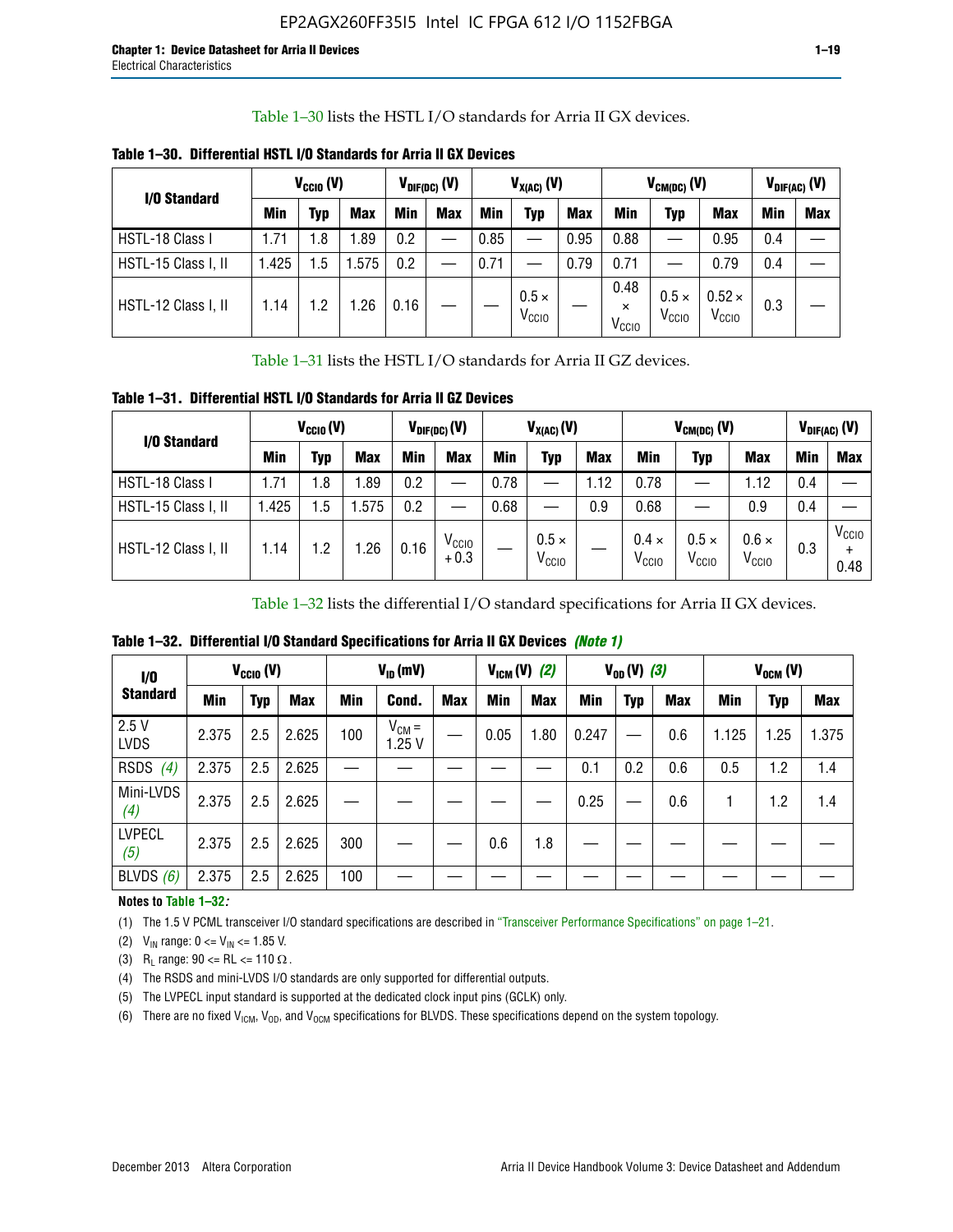Table 1–30 lists the HSTL I/O standards for Arria II GX devices.

**Table 1–30. Differential HSTL I/O Standards for Arria II GX Devices**

| I/O Standard | $V_{CCIO}$ (V) | | | $V_{DIF(DC)}$ (V) | | $V_{X(AC)}$ (V) | | | $V_{CM(DC)}$ (V) | | | $V_{DIF(AC)}$ (V) | |
|---|---|---|---|---|---|---|---|---|---|---|---|---|---|
| | Min | Typ | Max | Min | Max | Min | Typ | Max | Min | Typ | Max | Min | Max |
| HSTL-18 Class I | 1.71 | 1.8 | 1.89 | 0.2 | — | 0.85 | — | 0.95 | 0.88 | — | 0.95 | 0.4 | — |
| HSTL-15 Class I, II | 1.425 | 1.5 | 1.575 | 0.2 | — | 0.71 | — | 0.79 | 0.71 | — | 0.79 | 0.4 | — |
| HSTL-12 Class I, II | 1.14 | 1.2 | 1.26 | 0.16 | — | — | $0.5 \times V_{CCIO}$ | — | $0.48 \times V_{CCIO}$ | $0.5 \times V_{CCIO}$ | $0.52 \times V_{CCIO}$ | 0.3 | — |

Table 1–31 lists the HSTL I/O standards for Arria II GZ devices.

**Table 1–31. Differential HSTL I/O Standards for Arria II GZ Devices**

| I/O Standard | $V_{CCIO}$ (V) | | | $V_{DIF(DC)}$ (V) | | $V_{X(AC)}$ (V) | | | $V_{CM(DC)}$ (V) | | | $V_{DIF(AC)}$ (V) | |
|---|---|---|---|---|---|---|---|---|---|---|---|---|---|
| | Min | Typ | Max | Min | Max | Min | Typ | Max | Min | Typ | Max | Min | Max |
| HSTL-18 Class I | 1.71 | 1.8 | 1.89 | 0.2 | — | 0.78 | — | 1.12 | 0.78 | — | 1.12 | 0.4 | — |
| HSTL-15 Class I, II | 1.425 | 1.5 | 1.575 | 0.2 | — | 0.68 | — | 0.9 | 0.68 | — | 0.9 | 0.4 | — |
| HSTL-12 Class I, II | 1.14 | 1.2 | 1.26 | 0.16 | $V_{CCIO} + 0.3$ | — | $0.5 \times V_{CCIO}$ | — | $0.4 \times V_{CCIO}$ | $0.5 \times V_{CCIO}$ | $0.6 \times V_{CCIO}$ | 0.3 | $V_{CCIO} + 0.48$ |

Table 1–32 lists the differential I/O standard specifications for Arria II GX devices.

**Table 1–32. Differential I/O Standard Specifications for Arria II GX Devices** *(Note 1)*

| I/O Standard | $V_{CCIO}$ (V) | | | $V_{ID}$ (mV) | | | $V_{ICM}$ (V) *(2)* | | $V_{OD}$ (V) *(3)* | | | $V_{OCM}$ (V) | | |
|---|---|---|---|---|---|---|---|---|---|---|---|---|---|---|
| | Min | Typ | Max | Min | Cond. | Max | Min | Max | Min | Typ | Max | Min | Typ | Max |
| 2.5 V LVDS | 2.375 | 2.5 | 2.625 | 100 | $V_{CM}$ = 1.25 V | — | 0.05 | 1.80 | 0.247 | — | 0.6 | 1.125 | 1.25 | 1.375 |
| RSDS *(4)* | 2.375 | 2.5 | 2.625 | — | — | — | — | — | 0.1 | 0.2 | 0.6 | 0.5 | 1.2 | 1.4 |
| Mini-LVDS *(4)* | 2.375 | 2.5 | 2.625 | — | — | — | — | — | 0.25 | — | 0.6 | 1 | 1.2 | 1.4 |
| LVPECL *(5)* | 2.375 | 2.5 | 2.625 | 300 | — | — | 0.6 | 1.8 | — | — | — | — | — | — |
| BLVDS *(6)* | 2.375 | 2.5 | 2.625 | 100 | — | — | — | — | — | — | — | — | — | — |

**Notes to Table 1–32:**

(1) The 1.5 V PCML transceiver I/O standard specifications are described in "Transceiver Performance Specifications" on page 1–21.

(2) $V_{IN}$ range: 0 <= $V_{IN}$ <= 1.85 V.

(3) $R_L$ range: 90 <= RL <= 110 Ω.

(4) The RSDS and mini-LVDS I/O standards are only supported for differential outputs.

(5) The LVPECL input standard is supported at the dedicated clock input pins (GCLK) only.

(6) There are no fixed $V_{ICM}$, $V_{OD}$, and $V_{OCM}$ specifications for BLVDS. These specifications depend on the system topology.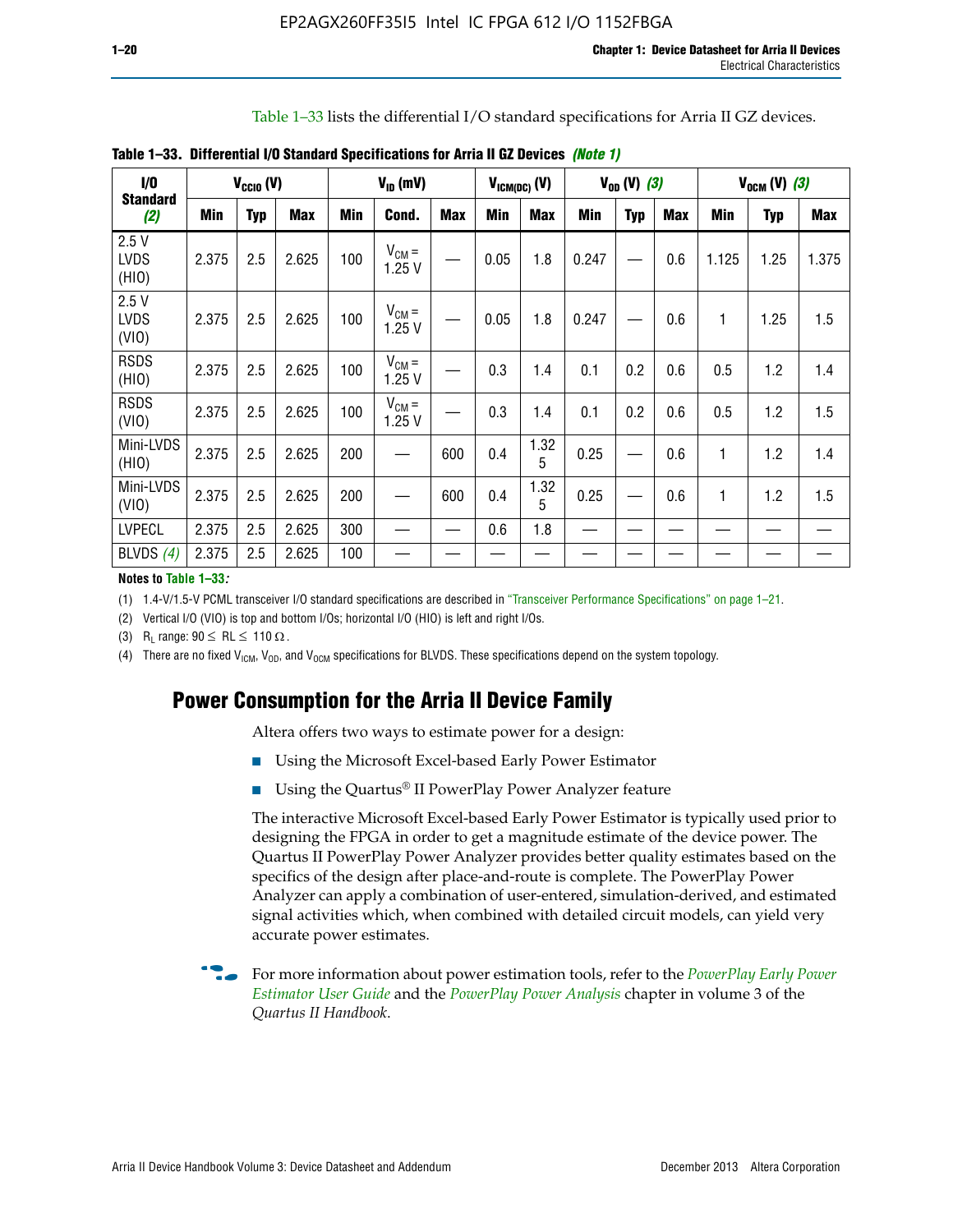Table 1–33 lists the differential I/O standard specifications for Arria II GZ devices.

**Table 1–33. Differential I/O Standard Specifications for Arria II GZ Devices *(Note 1)***

| I/O Standard *(2)* | $V_{CCIO}$ (V) | | | $V_{ID}$ (mV) | | | $V_{ICM(DC)}$ (V) | | $V_{OD}$ (V) *(3)* | | | $V_{OCM}$ (V) *(3)* | | |
|---|---|---|---|---|---|---|---|---|---|---|---|---|---|---|
| | Min | Typ | Max | Min | Cond. | Max | Min | Max | Min | Typ | Max | Min | Typ | Max |
| 2.5 V LVDS (HIO) | 2.375 | 2.5 | 2.625 | 100 | $V_{CM}$ = 1.25 V | — | 0.05 | 1.8 | 0.247 | — | 0.6 | 1.125 | 1.25 | 1.375 |
| 2.5 V LVDS (VIO) | 2.375 | 2.5 | 2.625 | 100 | $V_{CM}$ = 1.25 V | — | 0.05 | 1.8 | 0.247 | — | 0.6 | 1 | 1.25 | 1.5 |
| RSDS (HIO) | 2.375 | 2.5 | 2.625 | 100 | $V_{CM}$ = 1.25 V | — | 0.3 | 1.4 | 0.1 | 0.2 | 0.6 | 0.5 | 1.2 | 1.4 |
| RSDS (VIO) | 2.375 | 2.5 | 2.625 | 100 | $V_{CM}$ = 1.25 V | — | 0.3 | 1.4 | 0.1 | 0.2 | 0.6 | 0.5 | 1.2 | 1.5 |
| Mini-LVDS (HIO) | 2.375 | 2.5 | 2.625 | 200 | — | 600 | 0.4 | 1.325 | 0.25 | — | 0.6 | 1 | 1.2 | 1.4 |
| Mini-LVDS (VIO) | 2.375 | 2.5 | 2.625 | 200 | — | 600 | 0.4 | 1.325 | 0.25 | — | 0.6 | 1 | 1.2 | 1.5 |
| LVPECL | 2.375 | 2.5 | 2.625 | 300 | — | — | 0.6 | 1.8 | — | — | — | — | — | — |
| BLVDS *(4)* | 2.375 | 2.5 | 2.625 | 100 | — | — | — | — | — | — | — | — | — | — |

**Notes to Table 1–33:**

(1) 1.4-V/1.5-V PCML transceiver I/O standard specifications are described in "Transceiver Performance Specifications" on page 1–21.

(2) Vertical I/O (VIO) is top and bottom I/Os; horizontal I/O (HIO) is left and right I/Os.

(3) $R_L$ range: $90 \leq RL \leq 110\ \Omega$.

(4) There are no fixed $V_{ICM}$, $V_{OD}$, and $V_{OCM}$ specifications for BLVDS. These specifications depend on the system topology.

## Power Consumption for the Arria II Device Family

Altera offers two ways to estimate power for a design:

- Using the Microsoft Excel-based Early Power Estimator
- Using the Quartus® II PowerPlay Power Analyzer feature

The interactive Microsoft Excel-based Early Power Estimator is typically used prior to designing the FPGA in order to get a magnitude estimate of the device power. The Quartus II PowerPlay Power Analyzer provides better quality estimates based on the specifics of the design after place-and-route is complete. The PowerPlay Power Analyzer can apply a combination of user-entered, simulation-derived, and estimated signal activities which, when combined with detailed circuit models, can yield very accurate power estimates.

For more information about power estimation tools, refer to the *PowerPlay Early Power Estimator User Guide* and the *PowerPlay Power Analysis* chapter in volume 3 of the *Quartus II Handbook*.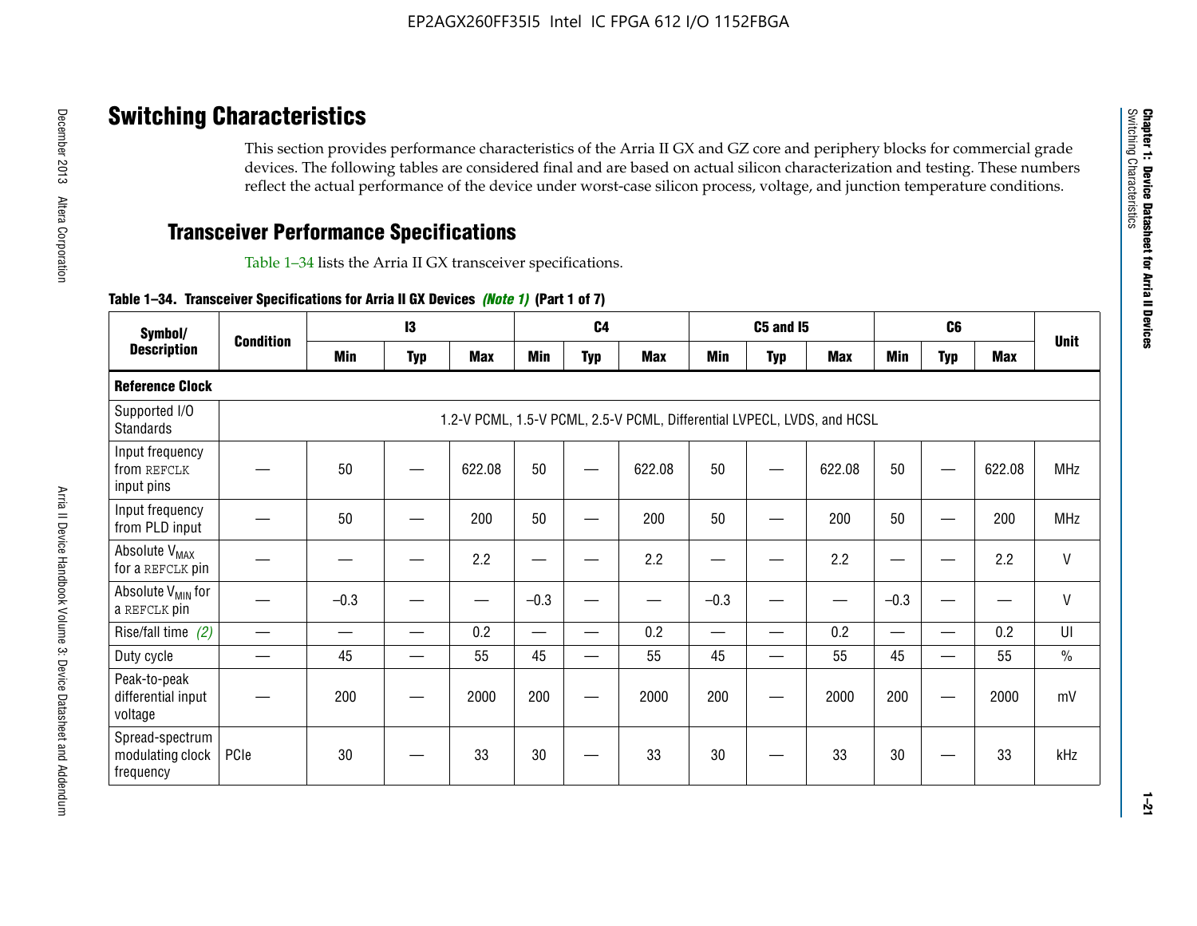# Switching Characteristics

This section provides performance characteristics of the Arria II GX and GZ core and periphery blocks for commercial grade devices. The following tables are considered final and are based on actual silicon characterization and testing. These numbers reflect the actual performance of the device under worst-case silicon process, voltage, and junction temperature conditions.

## Transceiver Performance Specifications

Table 1–34 lists the Arria II GX transceiver specifications.

**Table 1–34. Transceiver Specifications for Arria II GX Devices *(Note 1)* (Part 1 of 7)**

| Symbol/ Description | Condition | I3 | | | C4 | | | C5 and I5 | | | C6 | | | Unit |
|---|---|---|---|---|---|---|---|---|---|---|---|---|---|---|
| | | Min | Typ | Max | Min | Typ | Max | Min | Typ | Max | Min | Typ | Max | |
| **Reference Clock** | | | | | | | | | | | | | | |
| Supported I/O Standards | 1.2-V PCML, 1.5-V PCML, 2.5-V PCML, Differential LVPECL, LVDS, and HCSL | | | | | | | | | | | | | |
| Input frequency from REFCLK input pins | — | 50 | — | 622.08 | 50 | — | 622.08 | 50 | — | 622.08 | 50 | — | 622.08 | MHz |
| Input frequency from PLD input | — | 50 | — | 200 | 50 | — | 200 | 50 | — | 200 | 50 | — | 200 | MHz |
| Absolute $V_{MAX}$ for a REFCLK pin | — | — | — | 2.2 | — | — | 2.2 | — | — | 2.2 | — | — | 2.2 | V |
| Absolute $V_{MIN}$ for a REFCLK pin | — | –0.3 | — | — | –0.3 | — | — | –0.3 | — | — | –0.3 | — | — | V |
| Rise/fall time *(2)* | — | — | — | 0.2 | — | — | 0.2 | — | — | 0.2 | — | — | 0.2 | UI |
| Duty cycle | — | 45 | — | 55 | 45 | — | 55 | 45 | — | 55 | 45 | — | 55 | % |
| Peak-to-peak differential input voltage | — | 200 | — | 2000 | 200 | — | 2000 | 200 | — | 2000 | 200 | — | 2000 | mV |
| Spread-spectrum modulating clock frequency | PCIe | 30 | — | 33 | 30 | — | 33 | 30 | — | 33 | 30 | — | 33 | kHz |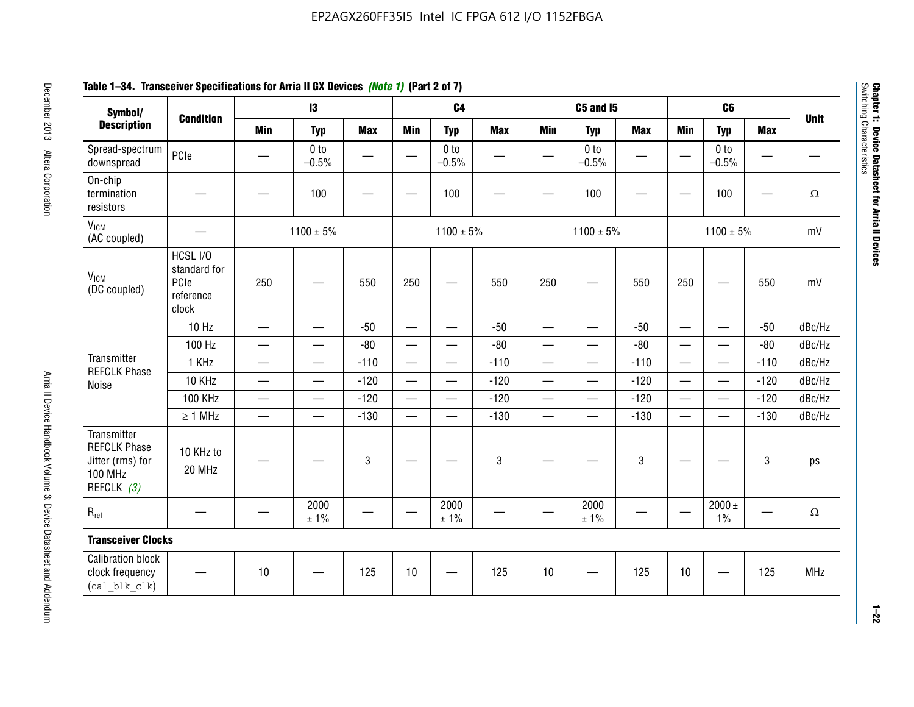**Table 1–34. Transceiver Specifications for Arria II GX Devices *(Note 1)* (Part 2 of 7)**

| Symbol/ Description | Condition | I3 | | | C4 | | | C5 and I5 | | | C6 | | | Unit |
|---|---|---|---|---|---|---|---|---|---|---|---|---|---|---|
| | | Min | Typ | Max | Min | Typ | Max | Min | Typ | Max | Min | Typ | Max | |
| Spread-spectrum downspread | PCIe | — | 0 to −0.5% | — | — | 0 to −0.5% | — | — | 0 to −0.5% | — | — | 0 to −0.5% | — | — |
| On-chip termination resistors | — | — | 100 | — | — | 100 | — | — | 100 | — | — | 100 | — | Ω |
| $V_{ICM}$ (AC coupled) | — | 1100 ± 5% | | | 1100 ± 5% | | | 1100 ± 5% | | | 1100 ± 5% | | | mV |
| $V_{ICM}$ (DC coupled) | HCSL I/O standard for PCIe reference clock | 250 | — | 550 | 250 | — | 550 | 250 | — | 550 | 250 | — | 550 | mV |
| Transmitter REFCLK Phase Noise | 10 Hz | — | — | -50 | — | — | -50 | — | — | -50 | — | — | -50 | dBc/Hz |
| | 100 Hz | — | — | -80 | — | — | -80 | — | — | -80 | — | — | -80 | dBc/Hz |
| | 1 KHz | — | — | -110 | — | — | -110 | — | — | -110 | — | — | -110 | dBc/Hz |
| | 10 KHz | — | — | -120 | — | — | -120 | — | — | -120 | — | — | -120 | dBc/Hz |
| | 100 KHz | — | — | -120 | — | — | -120 | — | — | -120 | — | — | -120 | dBc/Hz |
| | ≥ 1 MHz | — | — | -130 | — | — | -130 | — | — | -130 | — | — | -130 | dBc/Hz |
| Transmitter REFCLK Phase Jitter (rms) for 100 MHz REFCLK *(3)* | 10 KHz to 20 MHz | — | — | 3 | — | — | 3 | — | — | 3 | — | — | 3 | ps |
| $R_{ref}$ | — | — | 2000 ± 1% | — | — | 2000 ± 1% | — | — | 2000 ± 1% | — | — | 2000 ± 1% | — | Ω |
| **Transceiver Clocks** | | | | | | | | | | | | | | |
| Calibration block clock frequency (cal_blk_clk) | — | 10 | — | 125 | 10 | — | 125 | 10 | — | 125 | 10 | — | 125 | MHz |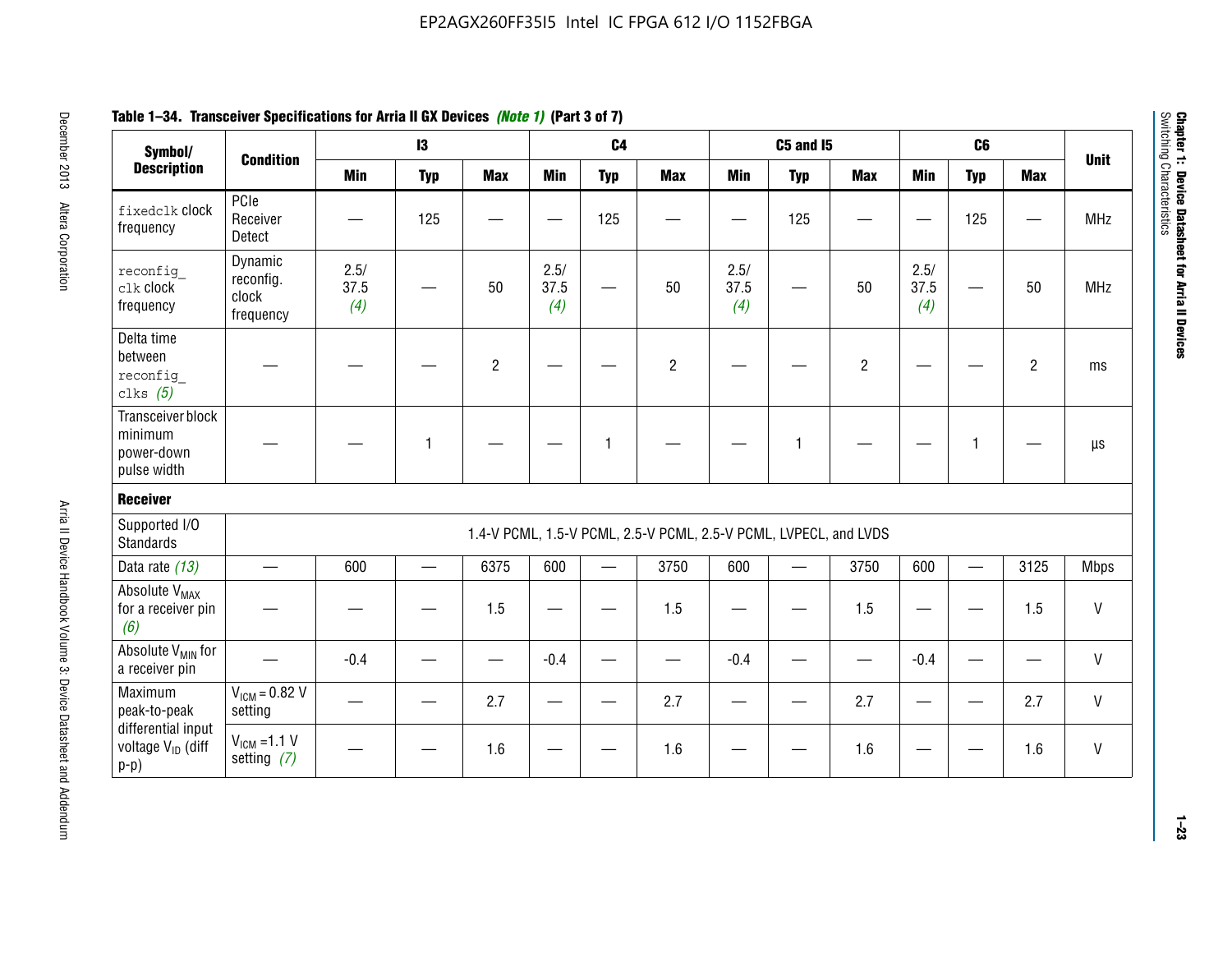**Table 1–34. Transceiver Specifications for Arria II GX Devices** *(Note 1)* **(Part 3 of 7)**

| Symbol/ Description | Condition | I3 | | | C4 | | | C5 and I5 | | | C6 | | | Unit |
|---|---|---|---|---|---|---|---|---|---|---|---|---|---|---|
| | | Min | Typ | Max | Min | Typ | Max | Min | Typ | Max | Min | Typ | Max | |
| `fixedclk` clock frequency | PCIe Receiver Detect | — | 125 | — | — | 125 | — | — | 125 | — | — | 125 | — | MHz |
| `reconfig_clk` clock frequency | Dynamic reconfig. clock frequency | 2.5/ 37.5 *(4)* | — | 50 | 2.5/ 37.5 *(4)* | — | 50 | 2.5/ 37.5 *(4)* | — | 50 | 2.5/ 37.5 *(4)* | — | 50 | MHz |
| Delta time between `reconfig_clks` *(5)* | — | — | — | 2 | — | — | 2 | — | — | 2 | — | — | 2 | ms |
| Transceiver block minimum power-down pulse width | — | — | 1 | — | — | 1 | — | — | 1 | — | — | 1 | — | µs |
| **Receiver** | | | | | | | | | | | | | | |
| Supported I/O Standards | 1.4-V PCML, 1.5-V PCML, 2.5-V PCML, 2.5-V PCML, LVPECL, and LVDS | | | | | | | | | | | | | |
| Data rate *(13)* | — | 600 | — | 6375 | 600 | — | 3750 | 600 | — | 3750 | 600 | — | 3125 | Mbps |
| Absolute $V_{MAX}$ for a receiver pin *(6)* | — | — | — | 1.5 | — | — | 1.5 | — | — | 1.5 | — | — | 1.5 | V |
| Absolute $V_{MIN}$ for a receiver pin | — | -0.4 | — | — | -0.4 | — | — | -0.4 | — | — | -0.4 | — | — | V |
| Maximum peak-to-peak differential input voltage $V_{ID}$ (diff p-p) | $V_{ICM}$ = 0.82 V setting | — | — | 2.7 | — | — | 2.7 | — | — | 2.7 | — | — | 2.7 | V |
| | $V_{ICM}$ =1.1 V setting *(7)* | — | — | 1.6 | — | — | 1.6 | — | — | 1.6 | — | — | 1.6 | V |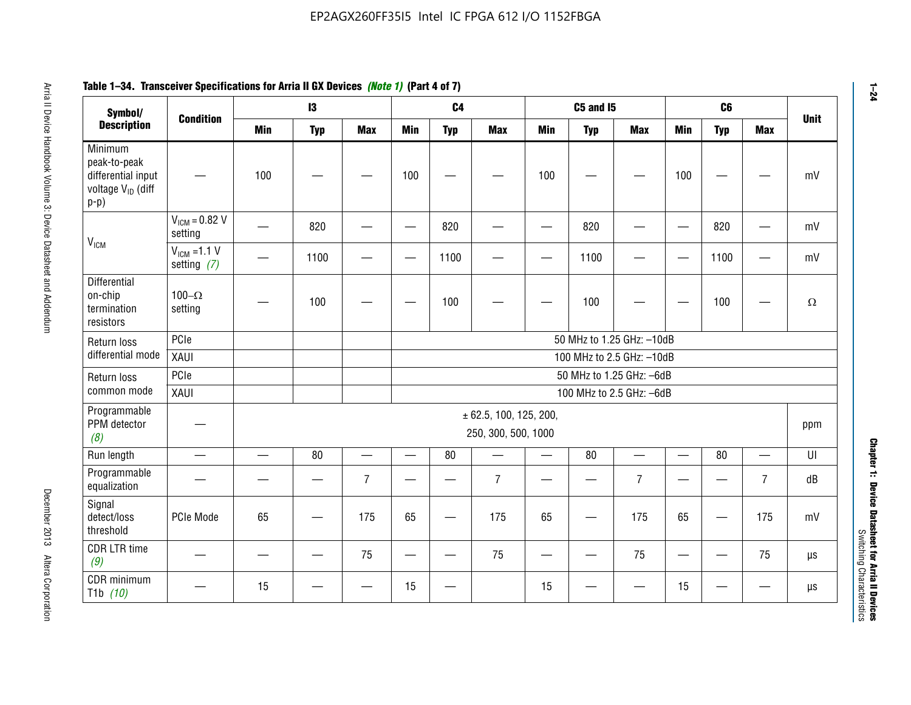**Table 1–34. Transceiver Specifications for Arria II GX Devices** *(Note 1)* **(Part 4 of 7)**

| Symbol/ Description | Condition | I3 | | | C4 | | | C5 and I5 | | | C6 | | | Unit |
|---|---|---|---|---|---|---|---|---|---|---|---|---|---|---|
| | | Min | Typ | Max | Min | Typ | Max | Min | Typ | Max | Min | Typ | Max | |
| Minimum peak-to-peak differential input voltage $V_{ID}$ (diff p-p) | — | 100 | — | — | 100 | — | — | 100 | — | — | 100 | — | — | mV |
| $V_{ICM}$ | $V_{ICM}$ = 0.82 V setting | — | 820 | — | — | 820 | — | — | 820 | — | — | 820 | — | mV |
| | $V_{ICM}$ =1.1 V setting *(7)* | — | 1100 | — | — | 1100 | — | — | 1100 | — | — | 1100 | — | mV |
| Differential on-chip termination resistors | 100–Ω setting | — | 100 | — | — | 100 | — | — | 100 | — | — | 100 | — | Ω |
| Return loss differential mode | PCIe | | | | 50 MHz to 1.25 GHz: –10dB | | | | | | | | | |
| | XAUI | | | | 100 MHz to 2.5 GHz: –10dB | | | | | | | | | |
| Return loss common mode | PCIe | | | | 50 MHz to 1.25 GHz: –6dB | | | | | | | | | |
| | XAUI | | | | 100 MHz to 2.5 GHz: –6dB | | | | | | | | | |
| Programmable PPM detector *(8)* | — | ± 62.5, 100, 125, 200, 250, 300, 500, 1000 | | | | | | | | | | | | ppm |
| Run length | — | — | 80 | — | — | 80 | — | — | 80 | — | — | 80 | — | UI |
| Programmable equalization | — | — | — | 7 | — | — | 7 | — | — | 7 | — | — | 7 | dB |
| Signal detect/loss threshold | PCIe Mode | 65 | — | 175 | 65 | — | 175 | 65 | — | 175 | 65 | — | 175 | mV |
| CDR LTR time *(9)* | — | — | — | 75 | — | — | 75 | — | — | 75 | — | — | 75 | µs |
| CDR minimum T1b *(10)* | — | 15 | — | — | 15 | — | | 15 | — | — | 15 | — | — | µs |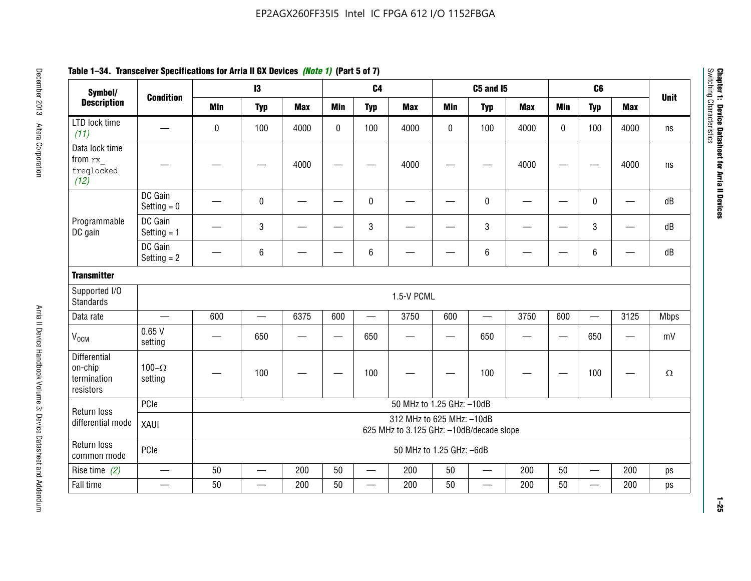**Table 1–34. Transceiver Specifications for Arria II GX Devices *(Note 1)* (Part 5 of 7)**

| Symbol/ Description | Condition | I3 | | | C4 | | | C5 and I5 | | | C6 | | | Unit |
|---|---|---|---|---|---|---|---|---|---|---|---|---|---|---|
| | | Min | Typ | Max | Min | Typ | Max | Min | Typ | Max | Min | Typ | Max | |
| LTD lock time *(11)* | — | 0 | 100 | 4000 | 0 | 100 | 4000 | 0 | 100 | 4000 | 0 | 100 | 4000 | ns |
| Data lock time from `rx_freqlocked` *(12)* | — | — | — | 4000 | — | — | 4000 | — | — | 4000 | — | — | 4000 | ns |
| Programmable DC gain | DC Gain Setting = 0 | — | 0 | — | — | 0 | — | — | 0 | — | — | 0 | — | dB |
| | DC Gain Setting = 1 | — | 3 | — | — | 3 | — | — | 3 | — | — | 3 | — | dB |
| | DC Gain Setting = 2 | — | 6 | — | — | 6 | — | — | 6 | — | — | 6 | — | dB |
| **Transmitter** | | | | | | | | | | | | | | |
| Supported I/O Standards | 1.5-V PCML | | | | | | | | | | | | | |
| Data rate | — | 600 | — | 6375 | 600 | — | 3750 | 600 | — | 3750 | 600 | — | 3125 | Mbps |
| $V_{OCM}$ | 0.65 V setting | — | 650 | — | — | 650 | — | — | 650 | — | — | 650 | — | mV |
| Differential on-chip termination resistors | 100–Ω setting | — | 100 | — | — | 100 | — | — | 100 | — | — | 100 | — | Ω |
| Return loss differential mode | PCIe | 50 MHz to 1.25 GHz: –10dB | | | | | | | | | | | | |
| | XAUI | 312 MHz to 625 MHz: –10dB<br>625 MHz to 3.125 GHz: –10dB/decade slope | | | | | | | | | | | | |
| Return loss common mode | PCIe | 50 MHz to 1.25 GHz: –6dB | | | | | | | | | | | | |
| Rise time *(2)* | — | 50 | — | 200 | 50 | — | 200 | 50 | — | 200 | 50 | — | 200 | ps |
| Fall time | — | 50 | — | 200 | 50 | — | 200 | 50 | — | 200 | 50 | — | 200 | ps |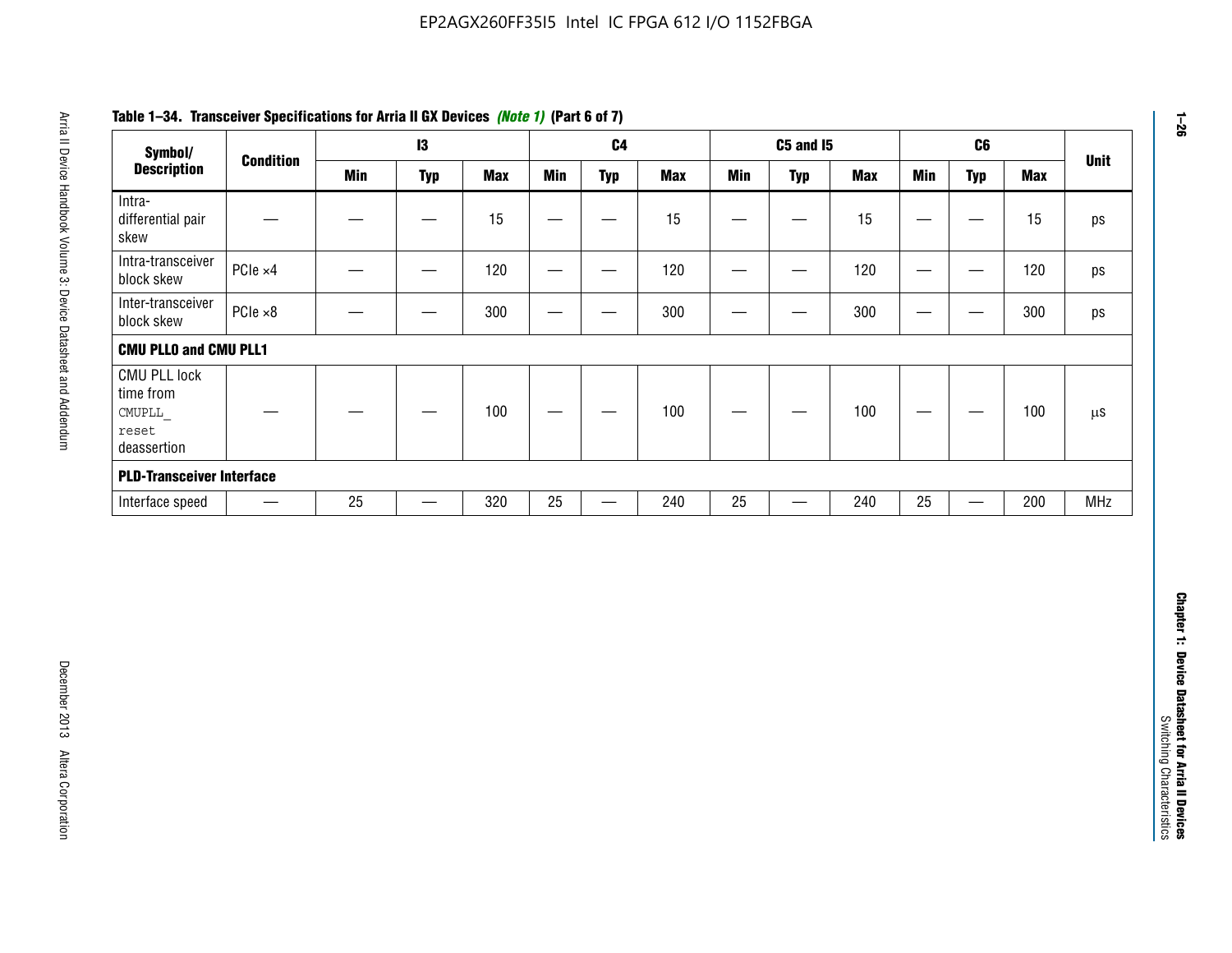**Table 1–34. Transceiver Specifications for Arria II GX Devices *(Note 1)* (Part 6 of 7)**

| Symbol/ Description | Condition | I3 | | | C4 | | | C5 and I5 | | | C6 | | | Unit |
|---|---|---|---|---|---|---|---|---|---|---|---|---|---|---|
| | | Min | Typ | Max | Min | Typ | Max | Min | Typ | Max | Min | Typ | Max | |
| Intra-differential pair skew | — | — | — | 15 | — | — | 15 | — | — | 15 | — | — | 15 | ps |
| Intra-transceiver block skew | PCIe ×4 | — | — | 120 | — | — | 120 | — | — | 120 | — | — | 120 | ps |
| Inter-transceiver block skew | PCIe ×8 | — | — | 300 | — | — | 300 | — | — | 300 | — | — | 300 | ps |
| **CMU PLL0 and CMU PLL1** | | | | | | | | | | | | | | |
| CMU PLL lock time from `CMUPLL_reset` deassertion | — | — | — | 100 | — | — | 100 | — | — | 100 | — | — | 100 | µs |
| **PLD-Transceiver Interface** | | | | | | | | | | | | | | |
| Interface speed | — | 25 | — | 320 | 25 | — | 240 | 25 | — | 240 | 25 | — | 200 | MHz |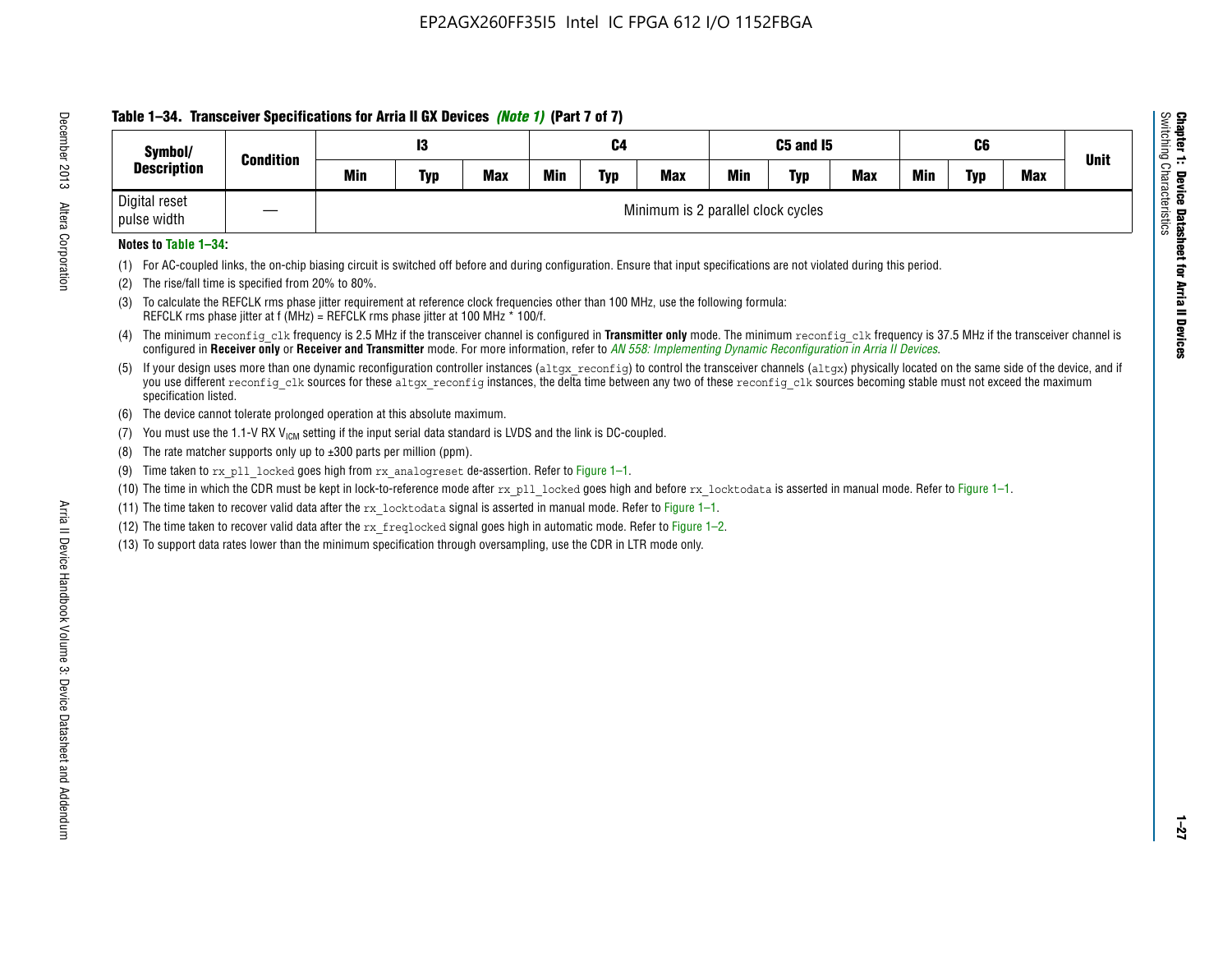### Table 1–34. Transceiver Specifications for Arria II GX Devices *(Note 1)* (Part 7 of 7)

| Symbol/ Description | Condition | I3 | | | C4 | | | C5 and I5 | | | C6 | | | Unit |
|---|---|---|---|---|---|---|---|---|---|---|---|---|---|---|
| | | Min | Typ | Max | Min | Typ | Max | Min | Typ | Max | Min | Typ | Max | |
| Digital reset pulse width | — | Minimum is 2 parallel clock cycles | | | | | | | | | | | | |

**Notes to Table 1–34:**

(1) For AC-coupled links, the on-chip biasing circuit is switched off before and during configuration. Ensure that input specifications are not violated during this period.

(2) The rise/fall time is specified from 20% to 80%.

(3) To calculate the REFCLK rms phase jitter requirement at reference clock frequencies other than 100 MHz, use the following formula:
REFCLK rms phase jitter at f (MHz) = REFCLK rms phase jitter at 100 MHz * 100/f.

(4) The minimum `reconfig_clk` frequency is 2.5 MHz if the transceiver channel is configured in **Transmitter only** mode. The minimum `reconfig_clk` frequency is 37.5 MHz if the transceiver channel is configured in **Receiver only** or **Receiver and Transmitter** mode. For more information, refer to *AN 558: Implementing Dynamic Reconfiguration in Arria II Devices*.

(5) If your design uses more than one dynamic reconfiguration controller instances (`altgx_reconfig`) to control the transceiver channels (`altgx`) physically located on the same side of the device, and if you use different `reconfig_clk` sources for these `altgx_reconfig` instances, the delta time between any two of these `reconfig_clk` sources becoming stable must not exceed the maximum specification listed.

(6) The device cannot tolerate prolonged operation at this absolute maximum.

(7) You must use the 1.1-V RX $V_{ICM}$ setting if the input serial data standard is LVDS and the link is DC-coupled.

(8) The rate matcher supports only up to ±300 parts per million (ppm).

(9) Time taken to `rx_pll_locked` goes high from `rx_analogreset` de-assertion. Refer to Figure 1–1.

(10) The time in which the CDR must be kept in lock-to-reference mode after `rx_pll_locked` goes high and before `rx_locktodata` is asserted in manual mode. Refer to Figure 1–1.

(11) The time taken to recover valid data after the `rx_locktodata` signal is asserted in manual mode. Refer to Figure 1–1.

(12) The time taken to recover valid data after the `rx_freqlocked` signal goes high in automatic mode. Refer to Figure 1–2.

(13) To support data rates lower than the minimum specification through oversampling, use the CDR in LTR mode only.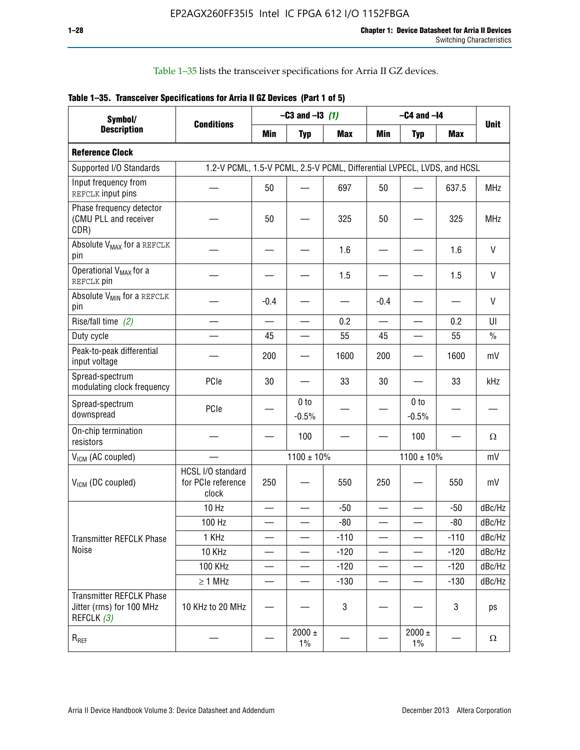Table 1–35 lists the transceiver specifications for Arria II GZ devices.

**Table 1–35. Transceiver Specifications for Arria II GZ Devices (Part 1 of 5)**

| Symbol/ Description | Conditions | –C3 and –I3 *(1)* | | | –C4 and –I4 | | | Unit |
|---|---|---|---|---|---|---|---|---|
| | | Min | Typ | Max | Min | Typ | Max | |
| **Reference Clock** | | | | | | | | |
| Supported I/O Standards | 1.2-V PCML, 1.5-V PCML, 2.5-V PCML, Differential LVPECL, LVDS, and HCSL | | | | | | | |
| Input frequency from REFCLK input pins | — | 50 | — | 697 | 50 | — | 637.5 | MHz |
| Phase frequency detector (CMU PLL and receiver CDR) | — | 50 | — | 325 | 50 | — | 325 | MHz |
| Absolute $V_{MAX}$ for a REFCLK pin | — | — | — | 1.6 | — | — | 1.6 | V |
| Operational $V_{MAX}$ for a REFCLK pin | — | — | — | 1.5 | — | — | 1.5 | V |
| Absolute $V_{MIN}$ for a REFCLK pin | — | -0.4 | — | — | -0.4 | — | — | V |
| Rise/fall time *(2)* | — | — | — | 0.2 | — | — | 0.2 | UI |
| Duty cycle | — | 45 | — | 55 | 45 | — | 55 | % |
| Peak-to-peak differential input voltage | — | 200 | — | 1600 | 200 | — | 1600 | mV |
| Spread-spectrum modulating clock frequency | PCIe | 30 | — | 33 | 30 | — | 33 | kHz |
| Spread-spectrum downspread | PCIe | — | 0 to -0.5% | — | — | 0 to -0.5% | — | — |
| On-chip termination resistors | — | — | 100 | — | — | 100 | — | Ω |
| $V_{ICM}$ (AC coupled) | — | 1100 ± 10% | | | 1100 ± 10% | | | mV |
| $V_{ICM}$ (DC coupled) | HCSL I/O standard for PCIe reference clock | 250 | — | 550 | 250 | — | 550 | mV |
| Transmitter REFCLK Phase Noise | 10 Hz | — | — | -50 | — | — | -50 | dBc/Hz |
| | 100 Hz | — | — | -80 | — | — | -80 | dBc/Hz |
| | 1 KHz | — | — | -110 | — | — | -110 | dBc/Hz |
| | 10 KHz | — | — | -120 | — | — | -120 | dBc/Hz |
| | 100 KHz | — | — | -120 | — | — | -120 | dBc/Hz |
| | ≥ 1 MHz | — | — | -130 | — | — | -130 | dBc/Hz |
| Transmitter REFCLK Phase Jitter (rms) for 100 MHz REFCLK *(3)* | 10 KHz to 20 MHz | — | — | 3 | — | — | 3 | ps |
| $R_{REF}$ | — | — | 2000 ± 1% | — | — | 2000 ± 1% | — | Ω |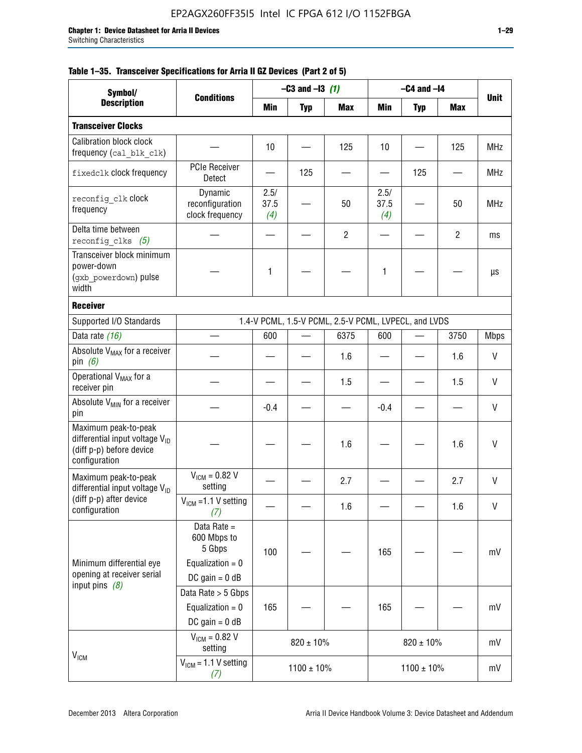**Table 1–35. Transceiver Specifications for Arria II GZ Devices (Part 2 of 5)**

| Symbol/ Description | Conditions | –C3 and –I3 *(1)* | | | –C4 and –I4 | | | Unit |
|---|---|---|---|---|---|---|---|---|
| | | Min | Typ | Max | Min | Typ | Max | |
| **Transceiver Clocks** | | | | | | | | |
| Calibration block clock frequency (cal_blk_clk) | — | 10 | — | 125 | 10 | — | 125 | MHz |
| fixedclk clock frequency | PCIe Receiver Detect | — | 125 | — | — | 125 | — | MHz |
| reconfig_clk clock frequency | Dynamic reconfiguration clock frequency | 2.5/ 37.5 *(4)* | — | 50 | 2.5/ 37.5 *(4)* | — | 50 | MHz |
| Delta time between reconfig_clks *(5)* | — | — | — | 2 | — | — | 2 | ms |
| Transceiver block minimum power-down (gxb_powerdown) pulse width | — | 1 | — | — | 1 | — | — | µs |
| **Receiver** | | | | | | | | |
| Supported I/O Standards | 1.4-V PCML, 1.5-V PCML, 2.5-V PCML, LVPECL, and LVDS | | | | | | | |
| Data rate *(16)* | — | 600 | — | 6375 | 600 | — | 3750 | Mbps |
| Absolute $V_{MAX}$ for a receiver pin *(6)* | — | — | — | 1.6 | — | — | 1.6 | V |
| Operational $V_{MAX}$ for a receiver pin | — | — | — | 1.5 | — | — | 1.5 | V |
| Absolute $V_{MIN}$ for a receiver pin | — | -0.4 | — | — | -0.4 | — | — | V |
| Maximum peak-to-peak differential input voltage $V_{ID}$ (diff p-p) before device configuration | — | — | — | 1.6 | — | — | 1.6 | V |
| Maximum peak-to-peak differential input voltage $V_{ID}$ (diff p-p) after device configuration | $V_{ICM}$ = 0.82 V setting | — | — | 2.7 | — | — | 2.7 | V |
| | $V_{ICM}$ =1.1 V setting *(7)* | — | — | 1.6 | — | — | 1.6 | V |
| Minimum differential eye opening at receiver serial input pins *(8)* | Data Rate = 600 Mbps to 5 Gbps; Equalization = 0; DC gain = 0 dB | 100 | — | — | 165 | — | — | mV |
| | Data Rate > 5 Gbps; Equalization = 0; DC gain = 0 dB | 165 | — | — | 165 | — | — | mV |
| $V_{ICM}$ | $V_{ICM}$ = 0.82 V setting | 820 ± 10% | | | 820 ± 10% | | | mV |
| | $V_{ICM}$ = 1.1 V setting *(7)* | 1100 ± 10% | | | 1100 ± 10% | | | mV |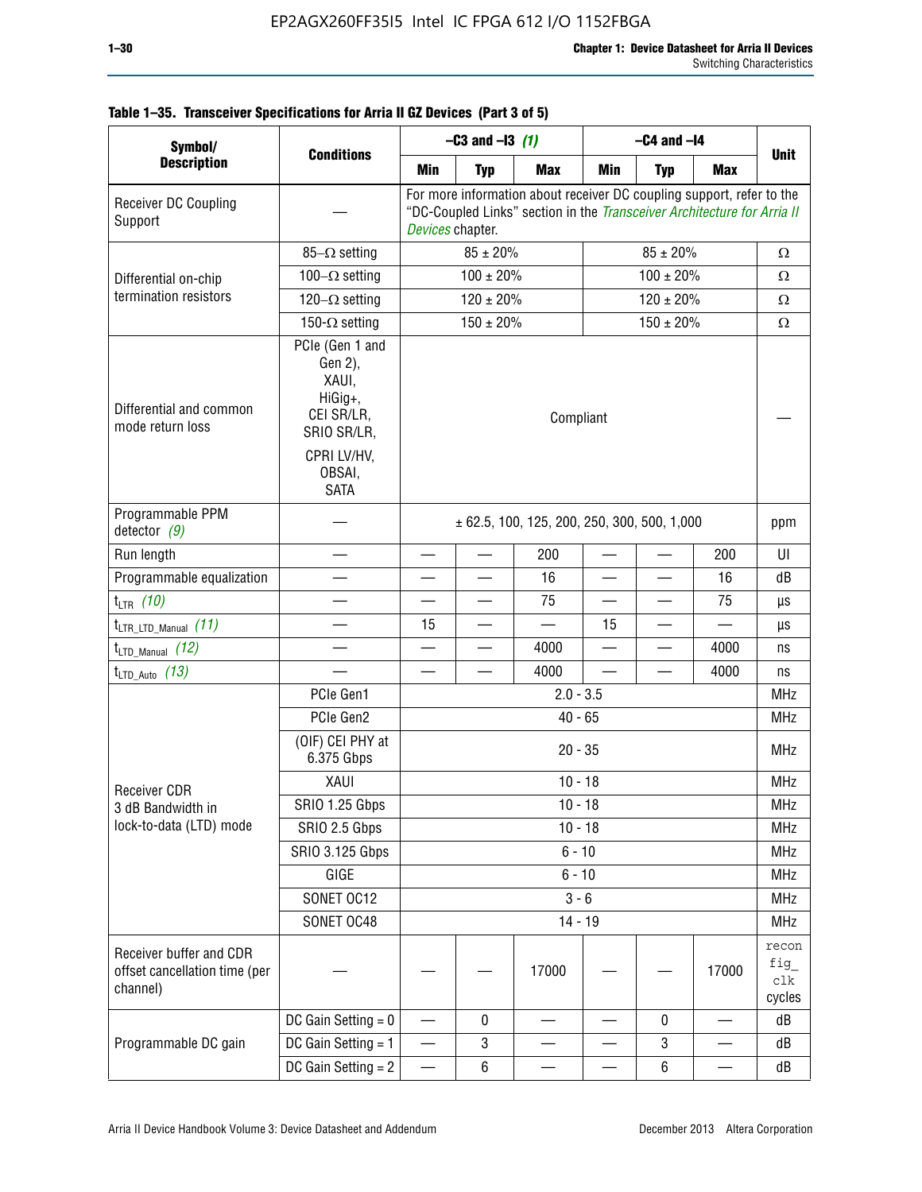**Table 1–35. Transceiver Specifications for Arria II GZ Devices (Part 3 of 5)**

| Symbol/ Description | Conditions | –C3 and –I3 *(1)* | | | –C4 and –I4 | | | Unit |
|---|---|---|---|---|---|---|---|---|
| | | Min | Typ | Max | Min | Typ | Max | |
| Receiver DC Coupling Support | — | For more information about receiver DC coupling support, refer to the "DC-Coupled Links" section in the *Transceiver Architecture for Arria II Devices* chapter. | | | | | | |
| Differential on-chip termination resistors | 85–Ω setting | 85 ± 20% | | | 85 ± 20% | | | Ω |
| | 100–Ω setting | 100 ± 20% | | | 100 ± 20% | | | Ω |
| | 120–Ω setting | 120 ± 20% | | | 120 ± 20% | | | Ω |
| | 150-Ω setting | 150 ± 20% | | | 150 ± 20% | | | Ω |
| Differential and common mode return loss | PCIe (Gen 1 and Gen 2), XAUI, HiGig+, CEI SR/LR, SRIO SR/LR, CPRI LV/HV, OBSAI, SATA | Compliant | | | | | | — |
| Programmable PPM detector *(9)* | — | ± 62.5, 100, 125, 200, 250, 300, 500, 1,000 | | | | | | ppm |
| Run length | — | — | — | 200 | — | — | 200 | UI |
| Programmable equalization | — | — | — | 16 | — | — | 16 | dB |
| $t_{LTR}$ *(10)* | — | — | — | 75 | — | — | 75 | µs |
| $t_{LTR\_LTD\_Manual}$ *(11)* | — | 15 | — | — | 15 | — | — | µs |
| $t_{LTD\_Manual}$ *(12)* | — | — | — | 4000 | — | — | 4000 | ns |
| $t_{LTD\_Auto}$ *(13)* | — | — | — | 4000 | — | — | 4000 | ns |
| Receiver CDR 3 dB Bandwidth in lock-to-data (LTD) mode | PCIe Gen1 | 2.0 - 3.5 | | | | | | MHz |
| | PCIe Gen2 | 40 - 65 | | | | | | MHz |
| | (OIF) CEI PHY at 6.375 Gbps | 20 - 35 | | | | | | MHz |
| | XAUI | 10 - 18 | | | | | | MHz |
| | SRIO 1.25 Gbps | 10 - 18 | | | | | | MHz |
| | SRIO 2.5 Gbps | 10 - 18 | | | | | | MHz |
| | SRIO 3.125 Gbps | 6 - 10 | | | | | | MHz |
| | GIGE | 6 - 10 | | | | | | MHz |
| | SONET OC12 | 3 - 6 | | | | | | MHz |
| | SONET OC48 | 14 - 19 | | | | | | MHz |
| Receiver buffer and CDR offset cancellation time (per channel) | — | — | — | 17000 | — | — | 17000 | reconfig_clk cycles |
| Programmable DC gain | DC Gain Setting = 0 | — | 0 | — | — | 0 | — | dB |
| | DC Gain Setting = 1 | — | 3 | — | — | 3 | — | dB |
| | DC Gain Setting = 2 | — | 6 | — | — | 6 | — | dB |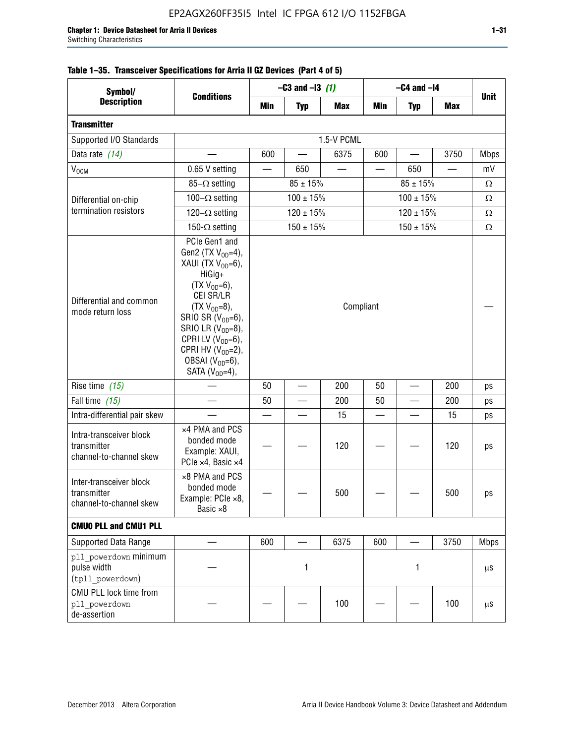**Table 1–35. Transceiver Specifications for Arria II GZ Devices (Part 4 of 5)**

| Symbol/ Description | Conditions | –C3 and –I3 *(1)* | | | –C4 and –I4 | | | Unit |
|---|---|---|---|---|---|---|---|---|
| | | Min | Typ | Max | Min | Typ | Max | |
| **Transmitter** | | | | | | | | |
| Supported I/O Standards | 1.5-V PCML | | | | | | | |
| Data rate *(14)* | — | 600 | — | 6375 | 600 | — | 3750 | Mbps |
| $V_{OCM}$ | 0.65 V setting | — | 650 | — | — | 650 | — | mV |
| Differential on-chip termination resistors | 85–Ω setting | 85 ± 15% | | | 85 ± 15% | | | Ω |
| | 100–Ω setting | 100 ± 15% | | | 100 ± 15% | | | Ω |
| | 120–Ω setting | 120 ± 15% | | | 120 ± 15% | | | Ω |
| | 150-Ω setting | 150 ± 15% | | | 150 ± 15% | | | Ω |
| Differential and common mode return loss | PCIe Gen1 and Gen2 (TX $V_{OD}$=4), XAUI (TX $V_{OD}$=6), HiGig+ (TX $V_{OD}$=6), CEI SR/LR (TX $V_{OD}$=8), SRIO SR ($V_{OD}$=6), SRIO LR ($V_{OD}$=8), CPRI LV ($V_{OD}$=6), CPRI HV ($V_{OD}$=2), OBSAI ($V_{OD}$=6), SATA ($V_{OD}$=4), | Compliant | | | | | | — |
| Rise time *(15)* | — | 50 | — | 200 | 50 | — | 200 | ps |
| Fall time *(15)* | — | 50 | — | 200 | 50 | — | 200 | ps |
| Intra-differential pair skew | — | — | — | 15 | — | — | 15 | ps |
| Intra-transceiver block transmitter channel-to-channel skew | ×4 PMA and PCS bonded mode Example: XAUI, PCIe ×4, Basic ×4 | — | — | 120 | — | — | 120 | ps |
| Inter-transceiver block transmitter channel-to-channel skew | ×8 PMA and PCS bonded mode Example: PCIe ×8, Basic ×8 | — | — | 500 | — | — | 500 | ps |
| **CMU0 PLL and CMU1 PLL** | | | | | | | | |
| Supported Data Range | — | 600 | — | 6375 | 600 | — | 3750 | Mbps |
| `pll_powerdown` minimum pulse width (`tpll_powerdown`) | — | 1 | | | 1 | | | µs |
| CMU PLL lock time from `pll_powerdown` de-assertion | — | — | — | 100 | — | — | 100 | µs |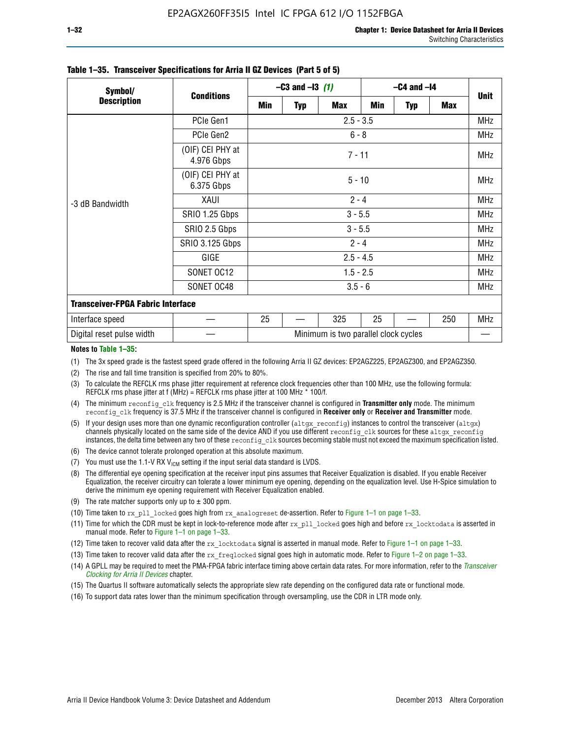**Table 1–35. Transceiver Specifications for Arria II GZ Devices (Part 5 of 5)**

| Symbol/ Description | Conditions | –C3 and –I3 *(1)* | | | –C4 and –I4 | | | Unit |
|---|---|---|---|---|---|---|---|---|
| | | Min | Typ | Max | Min | Typ | Max | |
| -3 dB Bandwidth | PCIe Gen1 | 2.5 - 3.5 | | | | | | MHz |
| | PCIe Gen2 | 6 - 8 | | | | | | MHz |
| | (OIF) CEI PHY at 4.976 Gbps | 7 - 11 | | | | | | MHz |
| | (OIF) CEI PHY at 6.375 Gbps | 5 - 10 | | | | | | MHz |
| | XAUI | 2 - 4 | | | | | | MHz |
| | SRIO 1.25 Gbps | 3 - 5.5 | | | | | | MHz |
| | SRIO 2.5 Gbps | 3 - 5.5 | | | | | | MHz |
| | SRIO 3.125 Gbps | 2 - 4 | | | | | | MHz |
| | GIGE | 2.5 - 4.5 | | | | | | MHz |
| | SONET OC12 | 1.5 - 2.5 | | | | | | MHz |
| | SONET OC48 | 3.5 - 6 | | | | | | MHz |
| **Transceiver-FPGA Fabric Interface** | | | | | | | | |
| Interface speed | — | 25 | — | 325 | 25 | — | 250 | MHz |
| Digital reset pulse width | — | Minimum is two parallel clock cycles | | | | | | — |

**Notes to Table 1–35:**

(1) The 3x speed grade is the fastest speed grade offered in the following Arria II GZ devices: EP2AGZ225, EP2AGZ300, and EP2AGZ350.

(2) The rise and fall time transition is specified from 20% to 80%.

(3) To calculate the REFCLK rms phase jitter requirement at reference clock frequencies other than 100 MHz, use the following formula: REFCLK rms phase jitter at f (MHz) = REFCLK rms phase jitter at 100 MHz * 100/f.

(4) The minimum `reconfig_clk` frequency is 2.5 MHz if the transceiver channel is configured in **Transmitter only** mode. The minimum `reconfig_clk` frequency is 37.5 MHz if the transceiver channel is configured in **Receiver only** or **Receiver and Transmitter** mode.

(5) If your design uses more than one dynamic reconfiguration controller (`altgx_reconfig`) instances to control the transceiver (`altgx`) channels physically located on the same side of the device AND if you use different `reconfig_clk` sources for these `altgx_reconfig` instances, the delta time between any two of these `reconfig_clk` sources becoming stable must not exceed the maximum specification listed.

(6) The device cannot tolerate prolonged operation at this absolute maximum.

(7) You must use the 1.1-V RX $V_{ICM}$ setting if the input serial data standard is LVDS.

(8) The differential eye opening specification at the receiver input pins assumes that Receiver Equalization is disabled. If you enable Receiver Equalization, the receiver circuitry can tolerate a lower minimum eye opening, depending on the equalization level. Use H-Spice simulation to derive the minimum eye opening requirement with Receiver Equalization enabled.

(9) The rate matcher supports only up to ± 300 ppm.

(10) Time taken to `rx_pll_locked` goes high from `rx_analogreset` de-assertion. Refer to Figure 1–1 on page 1–33.

(11) Time for which the CDR must be kept in lock-to-reference mode after `rx_pll_locked` goes high and before `rx_locktodata` is asserted in manual mode. Refer to Figure 1–1 on page 1–33.

(12) Time taken to recover valid data after the `rx_locktodata` signal is asserted in manual mode. Refer to Figure 1–1 on page 1–33.

(13) Time taken to recover valid data after the `rx_freqlocked` signal goes high in automatic mode. Refer to Figure 1–2 on page 1–33.

(14) A GPLL may be required to meet the PMA-FPGA fabric interface timing above certain data rates. For more information, refer to the *Transceiver Clocking for Arria II Devices* chapter.

(15) The Quartus II software automatically selects the appropriate slew rate depending on the configured data rate or functional mode.

(16) To support data rates lower than the minimum specification through oversampling, use the CDR in LTR mode only.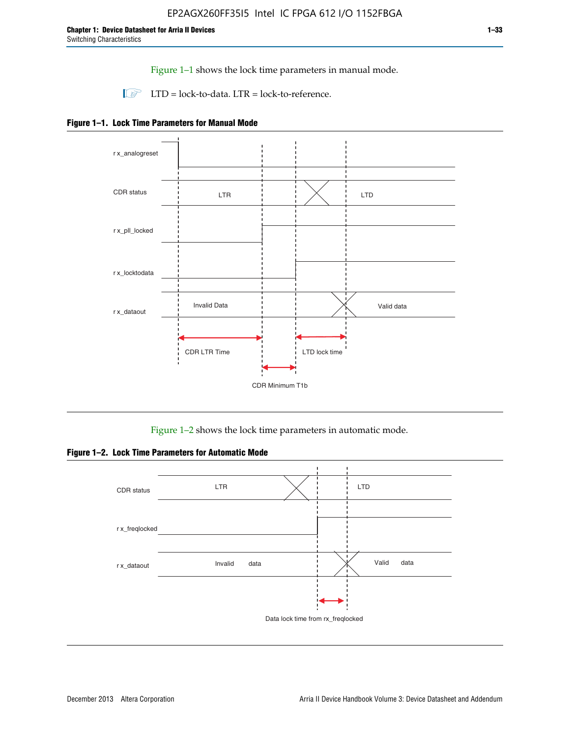Figure 1–1 shows the lock time parameters in manual mode.

LTD = lock-to-data. LTR = lock-to-reference.

**Figure 1–1. Lock Time Parameters for Manual Mode**

Figure 1–2 shows the lock time parameters in automatic mode.

**Figure 1–2. Lock Time Parameters for Automatic Mode**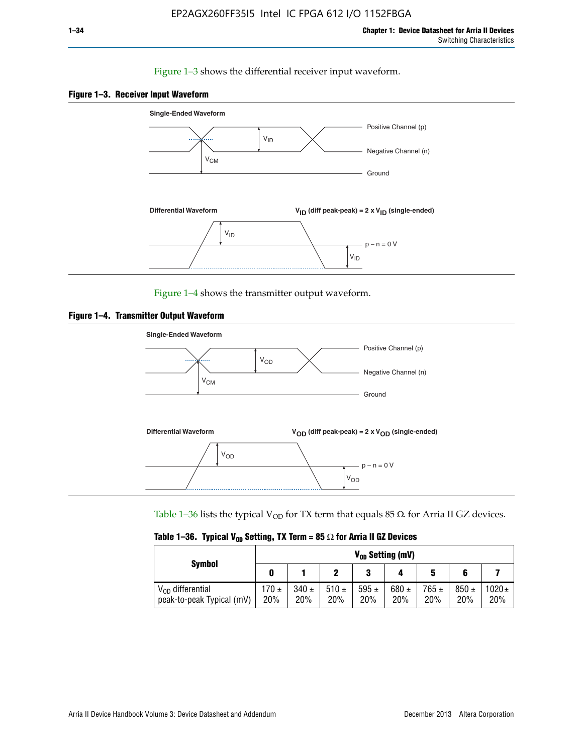Figure 1–3 shows the differential receiver input waveform.

**Figure 1–3. Receiver Input Waveform**

Single-Ended Waveform

Positive Channel (p)

Negative Channel (n)

Ground

$V_{ID}$

$V_{CM}$

Differential Waveform

$V_{ID}$ (diff peak-peak) = 2 x $V_{ID}$ (single-ended)

$V_{ID}$

p − n = 0 V

$V_{ID}$

Figure 1–4 shows the transmitter output waveform.

**Figure 1–4. Transmitter Output Waveform**

Single-Ended Waveform

Positive Channel (p)

Negative Channel (n)

Ground

$V_{OD}$

$V_{CM}$

Differential Waveform

$V_{OD}$ (diff peak-peak) = 2 x $V_{OD}$ (single-ended)

$V_{OD}$

p − n = 0 V

$V_{OD}$

Table 1–36 lists the typical $V_{OD}$ for TX term that equals 85 Ω for Arria II GZ devices.

**Table 1–36. Typical $V_{OD}$ Setting, TX Term = 85 Ω for Arria II GZ Devices**

| Symbol | $V_{OD}$ Setting (mV) | | | | | | | |
|---|---|---|---|---|---|---|---|---|
| | 0 | 1 | 2 | 3 | 4 | 5 | 6 | 7 |
| $V_{OD}$ differential peak-to-peak Typical (mV) | 170 ± 20% | 340 ± 20% | 510 ± 20% | 595 ± 20% | 680 ± 20% | 765 ± 20% | 850 ± 20% | 1020 ± 20% |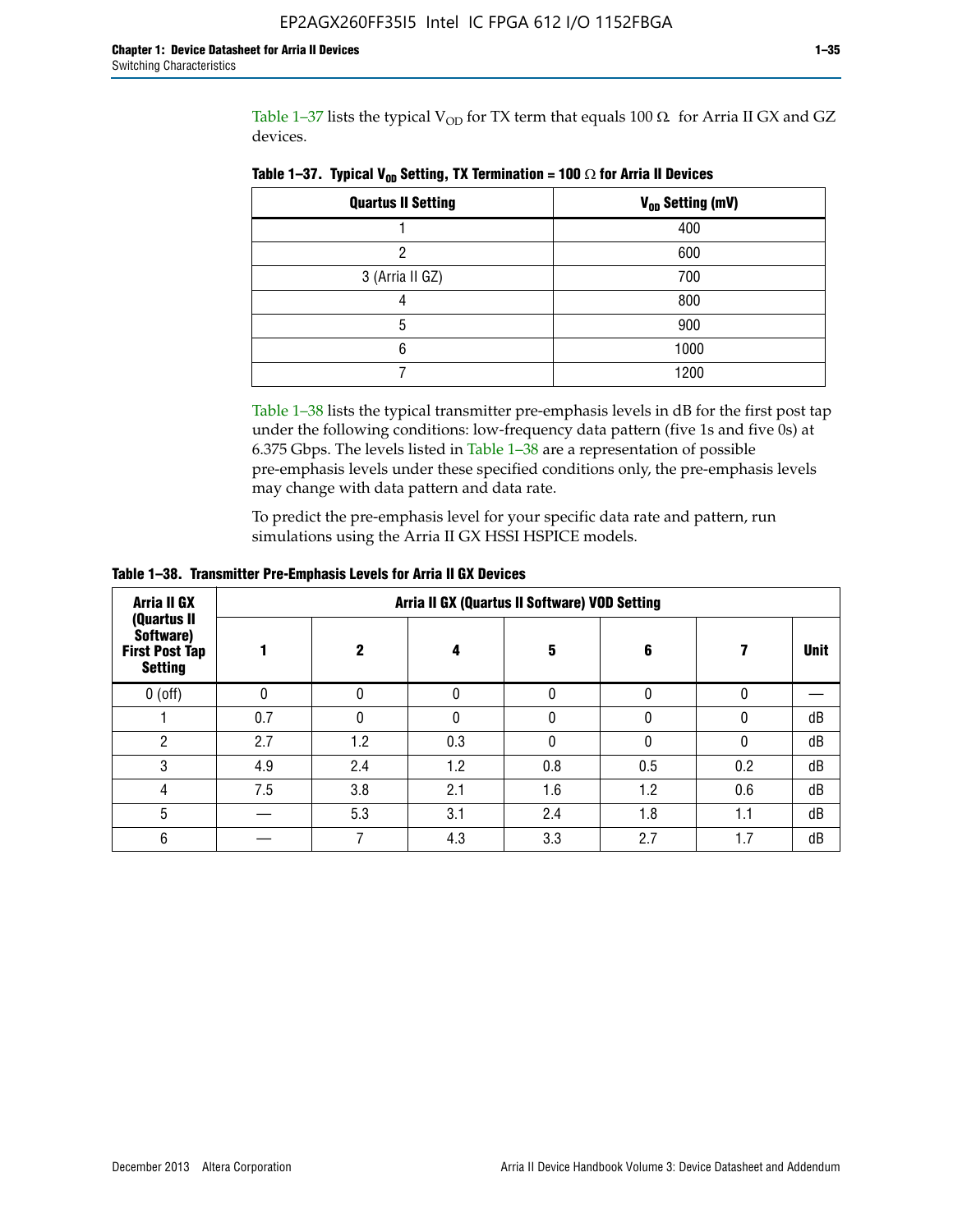Table 1–37 lists the typical $V_{OD}$ for TX term that equals 100 Ω for Arria II GX and GZ devices.

**Table 1–37. Typical $V_{OD}$ Setting, TX Termination = 100 Ω for Arria II Devices**

| Quartus II Setting | $V_{OD}$ Setting (mV) |
|---|---|
| 1 | 400 |
| 2 | 600 |
| 3 (Arria II GZ) | 700 |
| 4 | 800 |
| 5 | 900 |
| 6 | 1000 |
| 7 | 1200 |

Table 1–38 lists the typical transmitter pre-emphasis levels in dB for the first post tap under the following conditions: low-frequency data pattern (five 1s and five 0s) at 6.375 Gbps. The levels listed in Table 1–38 are a representation of possible pre-emphasis levels under these specified conditions only, the pre-emphasis levels may change with data pattern and data rate.

To predict the pre-emphasis level for your specific data rate and pattern, run simulations using the Arria II GX HSSI HSPICE models.

**Table 1–38. Transmitter Pre-Emphasis Levels for Arria II GX Devices**

| Arria II GX (Quartus II Software) First Post Tap Setting | Arria II GX (Quartus II Software) VOD Setting | | | | | | |
|---|---|---|---|---|---|---|---|
| | 1 | 2 | 4 | 5 | 6 | 7 | Unit |
| 0 (off) | 0 | 0 | 0 | 0 | 0 | 0 | — |
| 1 | 0.7 | 0 | 0 | 0 | 0 | 0 | dB |
| 2 | 2.7 | 1.2 | 0.3 | 0 | 0 | 0 | dB |
| 3 | 4.9 | 2.4 | 1.2 | 0.8 | 0.5 | 0.2 | dB |
| 4 | 7.5 | 3.8 | 2.1 | 1.6 | 1.2 | 0.6 | dB |
| 5 | — | 5.3 | 3.1 | 2.4 | 1.8 | 1.1 | dB |
| 6 | — | 7 | 4.3 | 3.3 | 2.7 | 1.7 | dB |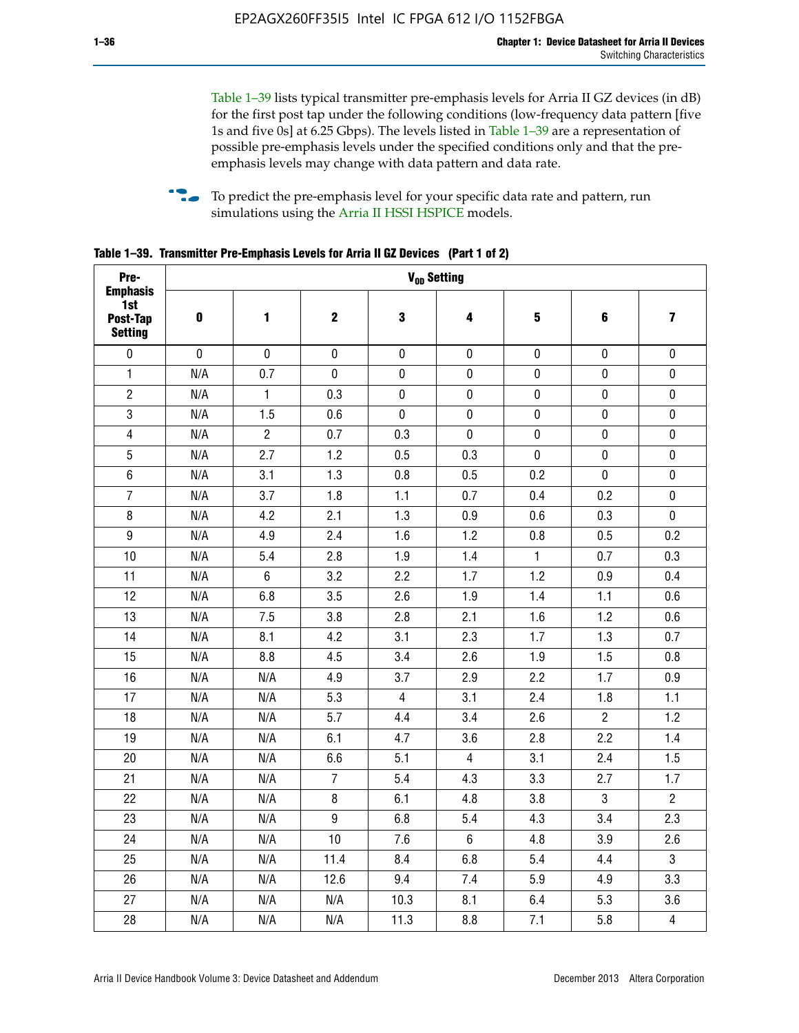Table 1–39 lists typical transmitter pre-emphasis levels for Arria II GZ devices (in dB) for the first post tap under the following conditions (low-frequency data pattern [five 1s and five 0s] at 6.25 Gbps). The levels listed in Table 1–39 are a representation of possible pre-emphasis levels under the specified conditions only and that the pre-emphasis levels may change with data pattern and data rate.

To predict the pre-emphasis level for your specific data rate and pattern, run simulations using the Arria II HSSI HSPICE models.

**Table 1–39. Transmitter Pre-Emphasis Levels for Arria II GZ Devices (Part 1 of 2)**

| Pre-Emphasis 1st Post-Tap Setting | $V_{OD}$ Setting | | | | | | | |
|---|---|---|---|---|---|---|---|---|
| | 0 | 1 | 2 | 3 | 4 | 5 | 6 | 7 |
| 0 | 0 | 0 | 0 | 0 | 0 | 0 | 0 | 0 |
| 1 | N/A | 0.7 | 0 | 0 | 0 | 0 | 0 | 0 |
| 2 | N/A | 1 | 0.3 | 0 | 0 | 0 | 0 | 0 |
| 3 | N/A | 1.5 | 0.6 | 0 | 0 | 0 | 0 | 0 |
| 4 | N/A | 2 | 0.7 | 0.3 | 0 | 0 | 0 | 0 |
| 5 | N/A | 2.7 | 1.2 | 0.5 | 0.3 | 0 | 0 | 0 |
| 6 | N/A | 3.1 | 1.3 | 0.8 | 0.5 | 0.2 | 0 | 0 |
| 7 | N/A | 3.7 | 1.8 | 1.1 | 0.7 | 0.4 | 0.2 | 0 |
| 8 | N/A | 4.2 | 2.1 | 1.3 | 0.9 | 0.6 | 0.3 | 0 |
| 9 | N/A | 4.9 | 2.4 | 1.6 | 1.2 | 0.8 | 0.5 | 0.2 |
| 10 | N/A | 5.4 | 2.8 | 1.9 | 1.4 | 1 | 0.7 | 0.3 |
| 11 | N/A | 6 | 3.2 | 2.2 | 1.7 | 1.2 | 0.9 | 0.4 |
| 12 | N/A | 6.8 | 3.5 | 2.6 | 1.9 | 1.4 | 1.1 | 0.6 |
| 13 | N/A | 7.5 | 3.8 | 2.8 | 2.1 | 1.6 | 1.2 | 0.6 |
| 14 | N/A | 8.1 | 4.2 | 3.1 | 2.3 | 1.7 | 1.3 | 0.7 |
| 15 | N/A | 8.8 | 4.5 | 3.4 | 2.6 | 1.9 | 1.5 | 0.8 |
| 16 | N/A | N/A | 4.9 | 3.7 | 2.9 | 2.2 | 1.7 | 0.9 |
| 17 | N/A | N/A | 5.3 | 4 | 3.1 | 2.4 | 1.8 | 1.1 |
| 18 | N/A | N/A | 5.7 | 4.4 | 3.4 | 2.6 | 2 | 1.2 |
| 19 | N/A | N/A | 6.1 | 4.7 | 3.6 | 2.8 | 2.2 | 1.4 |
| 20 | N/A | N/A | 6.6 | 5.1 | 4 | 3.1 | 2.4 | 1.5 |
| 21 | N/A | N/A | 7 | 5.4 | 4.3 | 3.3 | 2.7 | 1.7 |
| 22 | N/A | N/A | 8 | 6.1 | 4.8 | 3.8 | 3 | 2 |
| 23 | N/A | N/A | 9 | 6.8 | 5.4 | 4.3 | 3.4 | 2.3 |
| 24 | N/A | N/A | 10 | 7.6 | 6 | 4.8 | 3.9 | 2.6 |
| 25 | N/A | N/A | 11.4 | 8.4 | 6.8 | 5.4 | 4.4 | 3 |
| 26 | N/A | N/A | 12.6 | 9.4 | 7.4 | 5.9 | 4.9 | 3.3 |
| 27 | N/A | N/A | N/A | 10.3 | 8.1 | 6.4 | 5.3 | 3.6 |
| 28 | N/A | N/A | N/A | 11.3 | 8.8 | 7.1 | 5.8 | 4 |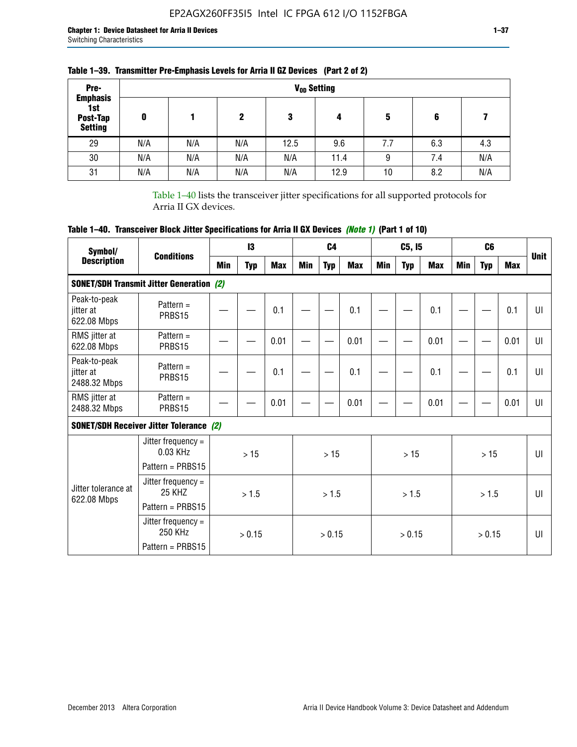**Table 1–39. Transmitter Pre-Emphasis Levels for Arria II GZ Devices (Part 2 of 2)**

| Pre-Emphasis 1st Post-Tap Setting | $V_{OD}$ Setting | | | | | | | |
|---|---|---|---|---|---|---|---|---|
| | 0 | 1 | 2 | 3 | 4 | 5 | 6 | 7 |
| 29 | N/A | N/A | N/A | 12.5 | 9.6 | 7.7 | 6.3 | 4.3 |
| 30 | N/A | N/A | N/A | N/A | 11.4 | 9 | 7.4 | N/A |
| 31 | N/A | N/A | N/A | N/A | 12.9 | 10 | 8.2 | N/A |

Table 1–40 lists the transceiver jitter specifications for all supported protocols for Arria II GX devices.

**Table 1–40. Transceiver Block Jitter Specifications for Arria II GX Devices *(Note 1)* (Part 1 of 10)**

| Symbol/ Description | Conditions | I3 | | | C4 | | | C5, I5 | | | C6 | | | Unit |
|---|---|---|---|---|---|---|---|---|---|---|---|---|---|---|
| | | Min | Typ | Max | Min | Typ | Max | Min | Typ | Max | Min | Typ | Max | |
| **SONET/SDH Transmit Jitter Generation *(2)*** | | | | | | | | | | | | | | |
| Peak-to-peak jitter at 622.08 Mbps | Pattern = PRBS15 | — | — | 0.1 | — | — | 0.1 | — | — | 0.1 | — | — | 0.1 | UI |
| RMS jitter at 622.08 Mbps | Pattern = PRBS15 | — | — | 0.01 | — | — | 0.01 | — | — | 0.01 | — | — | 0.01 | UI |
| Peak-to-peak jitter at 2488.32 Mbps | Pattern = PRBS15 | — | — | 0.1 | — | — | 0.1 | — | — | 0.1 | — | — | 0.1 | UI |
| RMS jitter at 2488.32 Mbps | Pattern = PRBS15 | — | — | 0.01 | — | — | 0.01 | — | — | 0.01 | — | — | 0.01 | UI |
| **SONET/SDH Receiver Jitter Tolerance *(2)*** | | | | | | | | | | | | | | |
| Jitter tolerance at 622.08 Mbps | Jitter frequency = 0.03 KHz<br>Pattern = PRBS15 | > 15 | | | > 15 | | | > 15 | | | > 15 | | | UI |
| | Jitter frequency = 25 KHZ<br>Pattern = PRBS15 | > 1.5 | | | > 1.5 | | | > 1.5 | | | > 1.5 | | | UI |
| | Jitter frequency = 250 KHz<br>Pattern = PRBS15 | > 0.15 | | | > 0.15 | | | > 0.15 | | | > 0.15 | | | UI |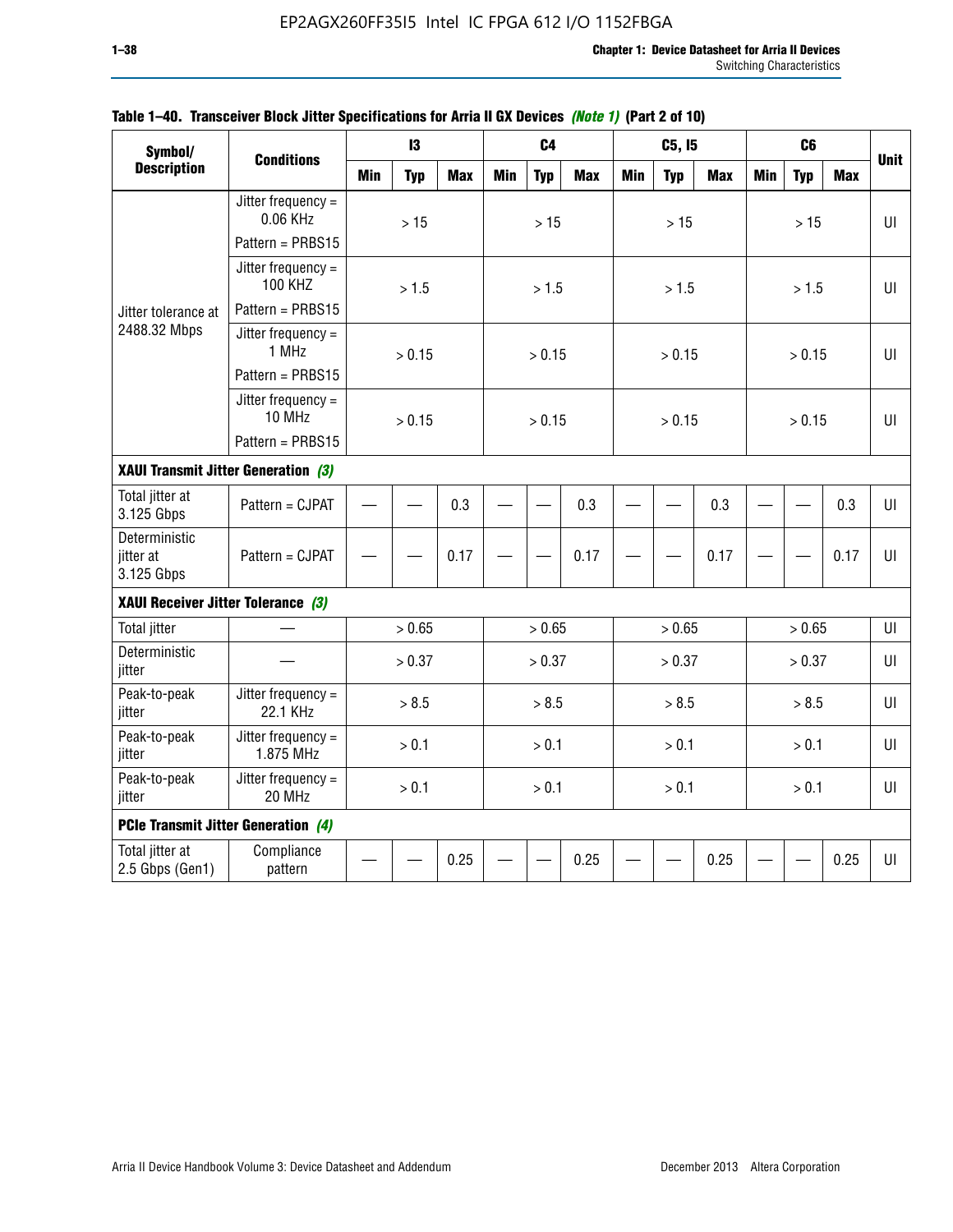**Table 1–40. Transceiver Block Jitter Specifications for Arria II GX Devices *(Note 1)* (Part 2 of 10)**

| Symbol/ Description | Conditions | I3 | | | C4 | | | C5, I5 | | | C6 | | | Unit |
|---|---|---|---|---|---|---|---|---|---|---|---|---|---|---|
| | | Min | Typ | Max | Min | Typ | Max | Min | Typ | Max | Min | Typ | Max | |
| Jitter tolerance at 2488.32 Mbps | Jitter frequency = 0.06 KHz Pattern = PRBS15 | > 15 | | | > 15 | | | > 15 | | | > 15 | | | UI |
| | Jitter frequency = 100 KHZ Pattern = PRBS15 | > 1.5 | | | > 1.5 | | | > 1.5 | | | > 1.5 | | | UI |
| | Jitter frequency = 1 MHz Pattern = PRBS15 | > 0.15 | | | > 0.15 | | | > 0.15 | | | > 0.15 | | | UI |
| | Jitter frequency = 10 MHz Pattern = PRBS15 | > 0.15 | | | > 0.15 | | | > 0.15 | | | > 0.15 | | | UI |
| **XAUI Transmit Jitter Generation *(3)*** | | | | | | | | | | | | | | |
| Total jitter at 3.125 Gbps | Pattern = CJPAT | — | — | 0.3 | — | — | 0.3 | — | — | 0.3 | — | — | 0.3 | UI |
| Deterministic jitter at 3.125 Gbps | Pattern = CJPAT | — | — | 0.17 | — | — | 0.17 | — | — | 0.17 | — | — | 0.17 | UI |
| **XAUI Receiver Jitter Tolerance *(3)*** | | | | | | | | | | | | | | |
| Total jitter | — | > 0.65 | | | > 0.65 | | | > 0.65 | | | > 0.65 | | | UI |
| Deterministic jitter | — | > 0.37 | | | > 0.37 | | | > 0.37 | | | > 0.37 | | | UI |
| Peak-to-peak jitter | Jitter frequency = 22.1 KHz | > 8.5 | | | > 8.5 | | | > 8.5 | | | > 8.5 | | | UI |
| Peak-to-peak jitter | Jitter frequency = 1.875 MHz | > 0.1 | | | > 0.1 | | | > 0.1 | | | > 0.1 | | | UI |
| Peak-to-peak jitter | Jitter frequency = 20 MHz | > 0.1 | | | > 0.1 | | | > 0.1 | | | > 0.1 | | | UI |
| **PCIe Transmit Jitter Generation *(4)*** | | | | | | | | | | | | | | |
| Total jitter at 2.5 Gbps (Gen1) | Compliance pattern | — | — | 0.25 | — | — | 0.25 | — | — | 0.25 | — | — | 0.25 | UI |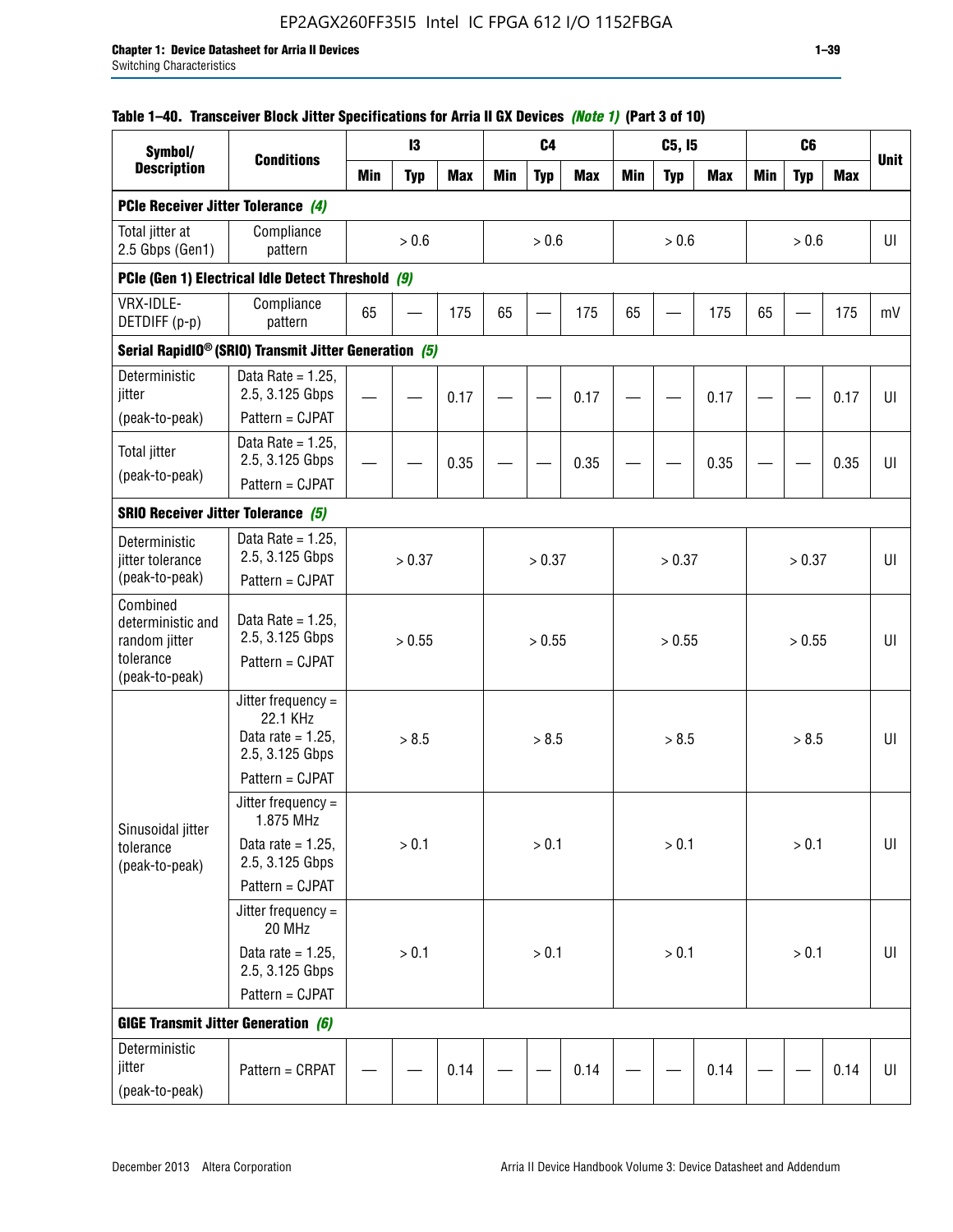**Table 1–40. Transceiver Block Jitter Specifications for Arria II GX Devices *(Note 1)* (Part 3 of 10)**

| Symbol/ Description | Conditions | I3 | | | C4 | | | C5, I5 | | | C6 | | | Unit |
|---|---|---|---|---|---|---|---|---|---|---|---|---|---|---|
| | | Min | Typ | Max | Min | Typ | Max | Min | Typ | Max | Min | Typ | Max | |
| **PCIe Receiver Jitter Tolerance *(4)*** | | | | | | | | | | | | | | |
| Total jitter at 2.5 Gbps (Gen1) | Compliance pattern | | > 0.6 | | | > 0.6 | | | > 0.6 | | | > 0.6 | | UI |
| **PCIe (Gen 1) Electrical Idle Detect Threshold *(9)*** | | | | | | | | | | | | | | |
| VRX-IDLE-DETDIFF (p-p) | Compliance pattern | 65 | — | 175 | 65 | — | 175 | 65 | — | 175 | 65 | — | 175 | mV |
| **Serial RapidIO® (SRIO) Transmit Jitter Generation *(5)*** | | | | | | | | | | | | | | |
| Deterministic jitter (peak-to-peak) | Data Rate = 1.25, 2.5, 3.125 Gbps Pattern = CJPAT | — | — | 0.17 | — | — | 0.17 | — | — | 0.17 | — | — | 0.17 | UI |
| Total jitter (peak-to-peak) | Data Rate = 1.25, 2.5, 3.125 Gbps Pattern = CJPAT | — | — | 0.35 | — | — | 0.35 | — | — | 0.35 | — | — | 0.35 | UI |
| **SRIO Receiver Jitter Tolerance *(5)*** | | | | | | | | | | | | | | |
| Deterministic jitter tolerance (peak-to-peak) | Data Rate = 1.25, 2.5, 3.125 Gbps Pattern = CJPAT | | > 0.37 | | | > 0.37 | | | > 0.37 | | | > 0.37 | | UI |
| Combined deterministic and random jitter tolerance (peak-to-peak) | Data Rate = 1.25, 2.5, 3.125 Gbps Pattern = CJPAT | | > 0.55 | | | > 0.55 | | | > 0.55 | | | > 0.55 | | UI |
| Sinusoidal jitter tolerance (peak-to-peak) | Jitter frequency = 22.1 KHz Data rate = 1.25, 2.5, 3.125 Gbps Pattern = CJPAT | | > 8.5 | | | > 8.5 | | | > 8.5 | | | > 8.5 | | UI |
| | Jitter frequency = 1.875 MHz Data rate = 1.25, 2.5, 3.125 Gbps Pattern = CJPAT | | > 0.1 | | | > 0.1 | | | > 0.1 | | | > 0.1 | | UI |
| | Jitter frequency = 20 MHz Data rate = 1.25, 2.5, 3.125 Gbps Pattern = CJPAT | | > 0.1 | | | > 0.1 | | | > 0.1 | | | > 0.1 | | UI |
| **GIGE Transmit Jitter Generation *(6)*** | | | | | | | | | | | | | | |
| Deterministic jitter (peak-to-peak) | Pattern = CRPAT | — | — | 0.14 | — | — | 0.14 | — | — | 0.14 | — | — | 0.14 | UI |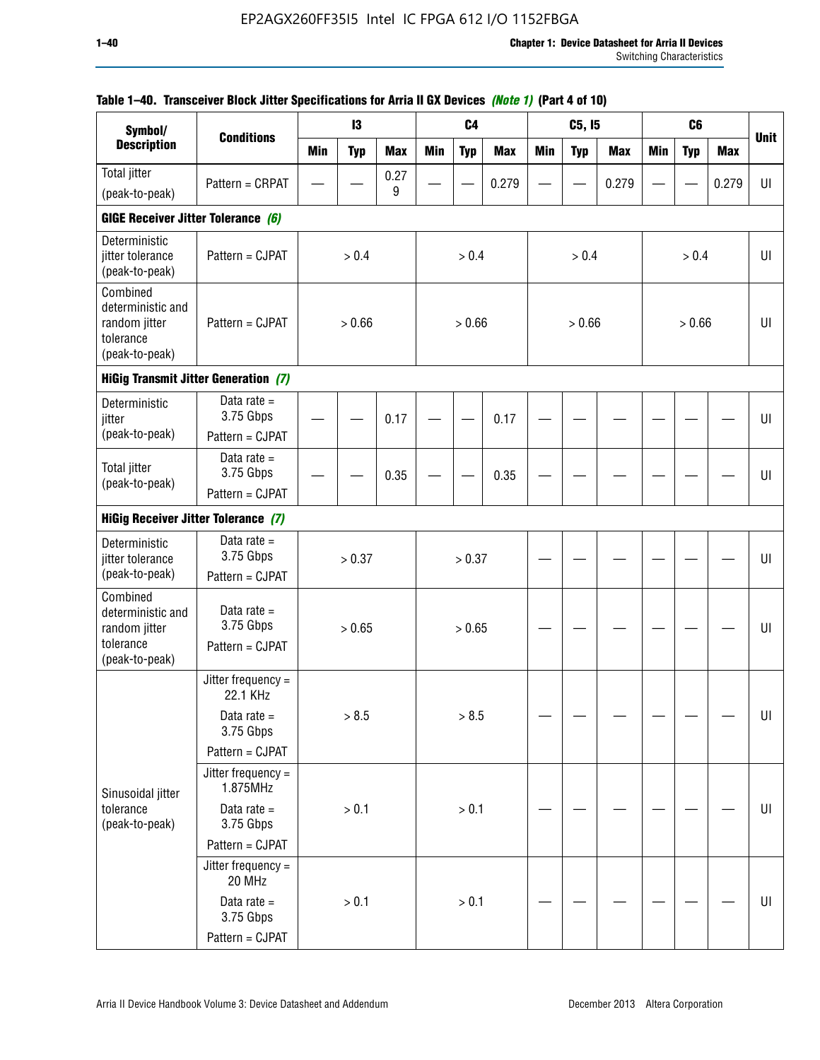**Table 1–40. Transceiver Block Jitter Specifications for Arria II GX Devices *(Note 1)* (Part 4 of 10)**

| Symbol/ Description | Conditions | I3 | | | C4 | | | C5, I5 | | | C6 | | | Unit |
|---|---|---|---|---|---|---|---|---|---|---|---|---|---|---|
| | | Min | Typ | Max | Min | Typ | Max | Min | Typ | Max | Min | Typ | Max | |
| Total jitter (peak-to-peak) | Pattern = CRPAT | — | — | 0.279 | — | — | 0.279 | — | — | 0.279 | — | — | 0.279 | UI |
| **GIGE Receiver Jitter Tolerance *(6)*** | | | | | | | | | | | | | | |
| Deterministic jitter tolerance (peak-to-peak) | Pattern = CJPAT | > 0.4 | | | > 0.4 | | | > 0.4 | | | > 0.4 | | | UI |
| Combined deterministic and random jitter tolerance (peak-to-peak) | Pattern = CJPAT | > 0.66 | | | > 0.66 | | | > 0.66 | | | > 0.66 | | | UI |
| **HiGig Transmit Jitter Generation *(7)*** | | | | | | | | | | | | | | |
| Deterministic jitter (peak-to-peak) | Data rate = 3.75 Gbps Pattern = CJPAT | — | — | 0.17 | — | — | 0.17 | — | — | — | — | — | — | UI |
| Total jitter (peak-to-peak) | Data rate = 3.75 Gbps Pattern = CJPAT | — | — | 0.35 | — | — | 0.35 | — | — | — | — | — | — | UI |
| **HiGig Receiver Jitter Tolerance *(7)*** | | | | | | | | | | | | | | |
| Deterministic jitter tolerance (peak-to-peak) | Data rate = 3.75 Gbps Pattern = CJPAT | > 0.37 | | | > 0.37 | | | — | — | — | — | — | — | UI |
| Combined deterministic and random jitter tolerance (peak-to-peak) | Data rate = 3.75 Gbps Pattern = CJPAT | > 0.65 | | | > 0.65 | | | — | — | — | — | — | — | UI |
| Sinusoidal jitter tolerance (peak-to-peak) | Jitter frequency = 22.1 KHz Data rate = 3.75 Gbps Pattern = CJPAT | > 8.5 | | | > 8.5 | | | — | — | — | — | — | — | UI |
| | Jitter frequency = 1.875MHz Data rate = 3.75 Gbps Pattern = CJPAT | > 0.1 | | | > 0.1 | | | — | — | — | — | — | — | UI |
| | Jitter frequency = 20 MHz Data rate = 3.75 Gbps Pattern = CJPAT | > 0.1 | | | > 0.1 | | | — | — | — | — | — | — | UI |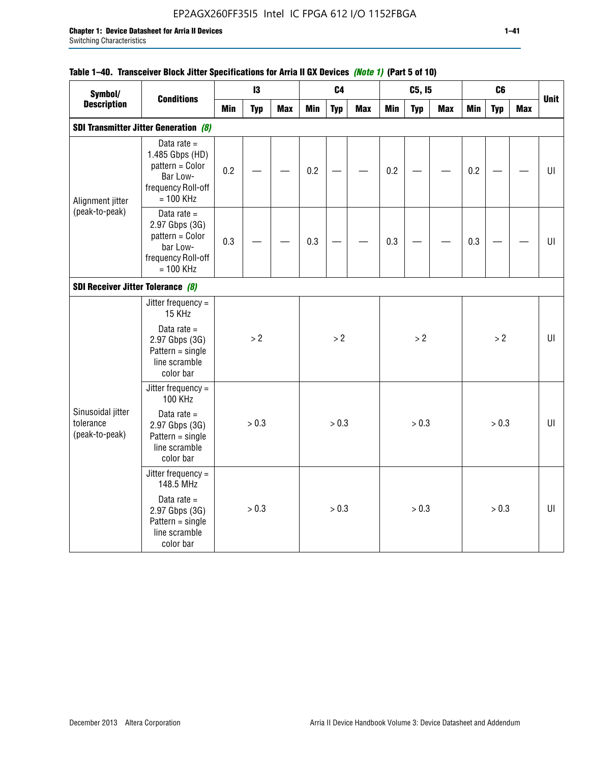**Table 1–40. Transceiver Block Jitter Specifications for Arria II GX Devices *(Note 1)* (Part 5 of 10)**

| Symbol/ Description | Conditions | I3 | | | C4 | | | C5, I5 | | | C6 | | | Unit |
|---|---|---|---|---|---|---|---|---|---|---|---|---|---|---|
| | | Min | Typ | Max | Min | Typ | Max | Min | Typ | Max | Min | Typ | Max | |
| **SDI Transmitter Jitter Generation *(8)*** | | | | | | | | | | | | | | |
| Alignment jitter (peak-to-peak) | Data rate = 1.485 Gbps (HD) pattern = Color Bar Low-frequency Roll-off = 100 KHz | 0.2 | — | — | 0.2 | — | — | 0.2 | — | — | 0.2 | — | — | UI |
| | Data rate = 2.97 Gbps (3G) pattern = Color bar Low-frequency Roll-off = 100 KHz | 0.3 | — | — | 0.3 | — | — | 0.3 | — | — | 0.3 | — | — | UI |
| **SDI Receiver Jitter Tolerance *(8)*** | | | | | | | | | | | | | | |
| Sinusoidal jitter tolerance (peak-to-peak) | Jitter frequency = 15 KHz<br>Data rate = 2.97 Gbps (3G) Pattern = single line scramble color bar | > 2 | | | > 2 | | | > 2 | | | > 2 | | | UI |
| | Jitter frequency = 100 KHz<br>Data rate = 2.97 Gbps (3G) Pattern = single line scramble color bar | > 0.3 | | | > 0.3 | | | > 0.3 | | | > 0.3 | | | UI |
| | Jitter frequency = 148.5 MHz<br>Data rate = 2.97 Gbps (3G) Pattern = single line scramble color bar | > 0.3 | | | > 0.3 | | | > 0.3 | | | > 0.3 | | | UI |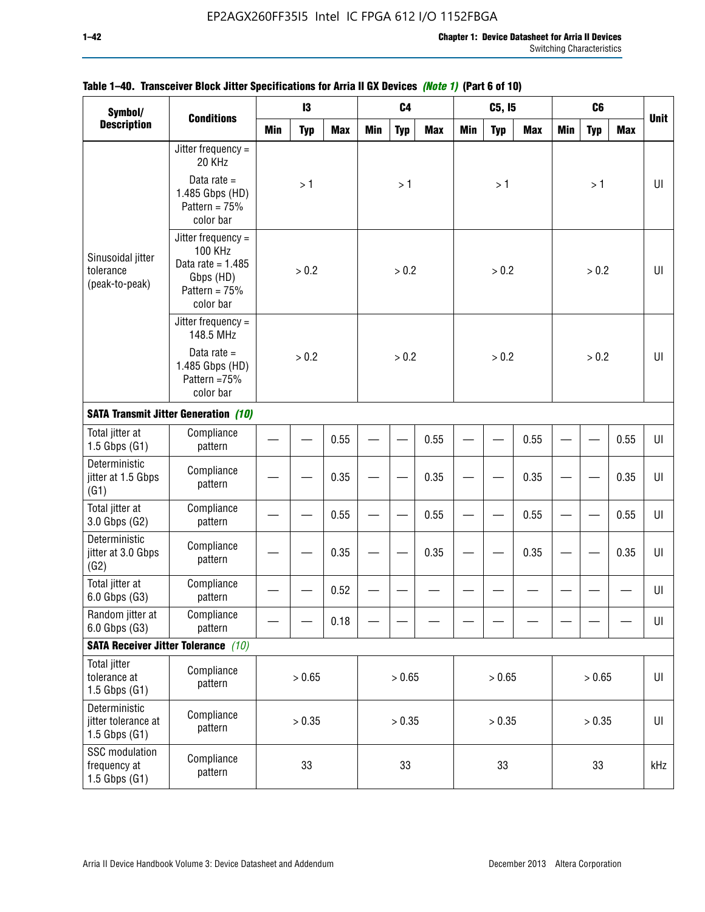**Table 1–40. Transceiver Block Jitter Specifications for Arria II GX Devices *(Note 1)* (Part 6 of 10)**

| Symbol/ Description | Conditions | I3 | | | C4 | | | C5, I5 | | | C6 | | | Unit |
|---|---|---|---|---|---|---|---|---|---|---|---|---|---|---|
| | | Min | Typ | Max | Min | Typ | Max | Min | Typ | Max | Min | Typ | Max | |
| Sinusoidal jitter tolerance (peak-to-peak) | Jitter frequency = 20 KHz Data rate = 1.485 Gbps (HD) Pattern = 75% color bar | | > 1 | | | > 1 | | | > 1 | | | > 1 | | UI |
| | Jitter frequency = 100 KHz Data rate = 1.485 Gbps (HD) Pattern = 75% color bar | | > 0.2 | | | > 0.2 | | | > 0.2 | | | > 0.2 | | UI |
| | Jitter frequency = 148.5 MHz Data rate = 1.485 Gbps (HD) Pattern =75% color bar | | > 0.2 | | | > 0.2 | | | > 0.2 | | | > 0.2 | | UI |
| **SATA Transmit Jitter Generation *(10)*** | | | | | | | | | | | | | | |
| Total jitter at 1.5 Gbps (G1) | Compliance pattern | — | — | 0.55 | — | — | 0.55 | — | — | 0.55 | — | — | 0.55 | UI |
| Deterministic jitter at 1.5 Gbps (G1) | Compliance pattern | — | — | 0.35 | — | — | 0.35 | — | — | 0.35 | — | — | 0.35 | UI |
| Total jitter at 3.0 Gbps (G2) | Compliance pattern | — | — | 0.55 | — | — | 0.55 | — | — | 0.55 | — | — | 0.55 | UI |
| Deterministic jitter at 3.0 Gbps (G2) | Compliance pattern | — | — | 0.35 | — | — | 0.35 | — | — | 0.35 | — | — | 0.35 | UI |
| Total jitter at 6.0 Gbps (G3) | Compliance pattern | — | — | 0.52 | — | — | — | — | — | — | — | — | — | UI |
| Random jitter at 6.0 Gbps (G3) | Compliance pattern | — | — | 0.18 | — | — | — | — | — | — | — | — | — | UI |
| **SATA Receiver Jitter Tolerance *(10)*** | | | | | | | | | | | | | | |
| Total jitter tolerance at 1.5 Gbps (G1) | Compliance pattern | | > 0.65 | | | > 0.65 | | | > 0.65 | | | > 0.65 | | UI |
| Deterministic jitter tolerance at 1.5 Gbps (G1) | Compliance pattern | | > 0.35 | | | > 0.35 | | | > 0.35 | | | > 0.35 | | UI |
| SSC modulation frequency at 1.5 Gbps (G1) | Compliance pattern | | 33 | | | 33 | | | 33 | | | 33 | | kHz |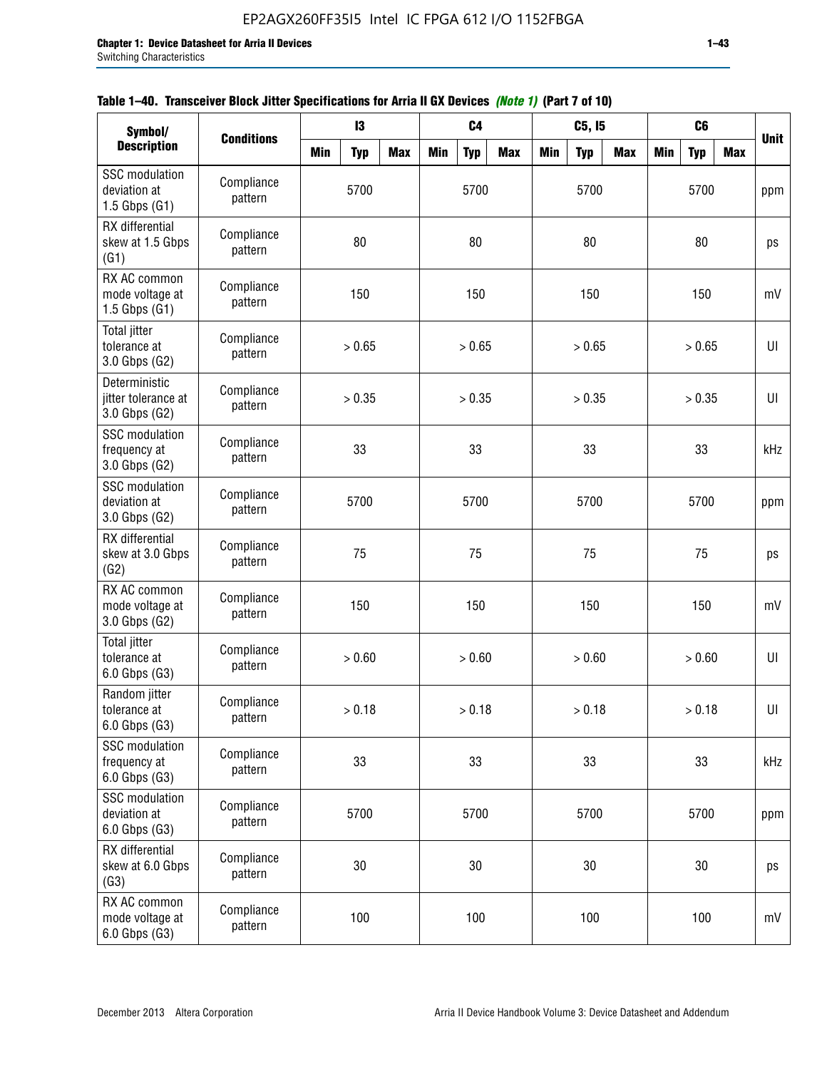**Table 1–40. Transceiver Block Jitter Specifications for Arria II GX Devices *(Note 1)* (Part 7 of 10)**

| Symbol/ Description | Conditions | I3 | | | C4 | | | C5, I5 | | | C6 | | | Unit |
|---|---|---|---|---|---|---|---|---|---|---|---|---|---|---|
| | | Min | Typ | Max | Min | Typ | Max | Min | Typ | Max | Min | Typ | Max | |
| SSC modulation deviation at 1.5 Gbps (G1) | Compliance pattern | | 5700 | | | 5700 | | | 5700 | | | 5700 | | ppm |
| RX differential skew at 1.5 Gbps (G1) | Compliance pattern | | 80 | | | 80 | | | 80 | | | 80 | | ps |
| RX AC common mode voltage at 1.5 Gbps (G1) | Compliance pattern | | 150 | | | 150 | | | 150 | | | 150 | | mV |
| Total jitter tolerance at 3.0 Gbps (G2) | Compliance pattern | | > 0.65 | | | > 0.65 | | | > 0.65 | | | > 0.65 | | UI |
| Deterministic jitter tolerance at 3.0 Gbps (G2) | Compliance pattern | | > 0.35 | | | > 0.35 | | | > 0.35 | | | > 0.35 | | UI |
| SSC modulation frequency at 3.0 Gbps (G2) | Compliance pattern | | 33 | | | 33 | | | 33 | | | 33 | | kHz |
| SSC modulation deviation at 3.0 Gbps (G2) | Compliance pattern | | 5700 | | | 5700 | | | 5700 | | | 5700 | | ppm |
| RX differential skew at 3.0 Gbps (G2) | Compliance pattern | | 75 | | | 75 | | | 75 | | | 75 | | ps |
| RX AC common mode voltage at 3.0 Gbps (G2) | Compliance pattern | | 150 | | | 150 | | | 150 | | | 150 | | mV |
| Total jitter tolerance at 6.0 Gbps (G3) | Compliance pattern | | > 0.60 | | | > 0.60 | | | > 0.60 | | | > 0.60 | | UI |
| Random jitter tolerance at 6.0 Gbps (G3) | Compliance pattern | | > 0.18 | | | > 0.18 | | | > 0.18 | | | > 0.18 | | UI |
| SSC modulation frequency at 6.0 Gbps (G3) | Compliance pattern | | 33 | | | 33 | | | 33 | | | 33 | | kHz |
| SSC modulation deviation at 6.0 Gbps (G3) | Compliance pattern | | 5700 | | | 5700 | | | 5700 | | | 5700 | | ppm |
| RX differential skew at 6.0 Gbps (G3) | Compliance pattern | | 30 | | | 30 | | | 30 | | | 30 | | ps |
| RX AC common mode voltage at 6.0 Gbps (G3) | Compliance pattern | | 100 | | | 100 | | | 100 | | | 100 | | mV |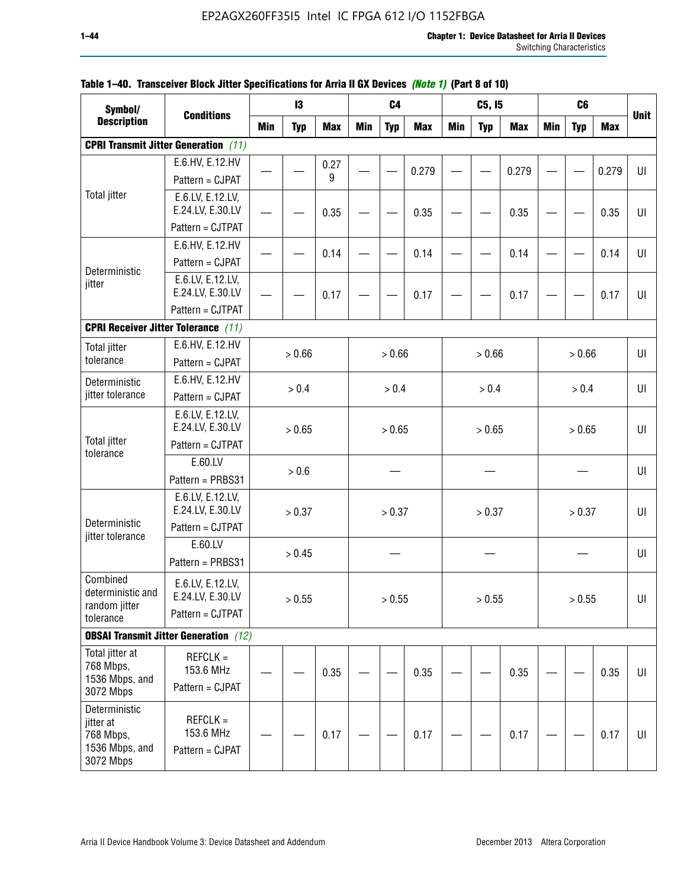**Table 1–40. Transceiver Block Jitter Specifications for Arria II GX Devices** *(Note 1)* **(Part 8 of 10)**

| Symbol/ Description | Conditions | I3 | | | C4 | | | C5, I5 | | | C6 | | | Unit |
|---|---|---|---|---|---|---|---|---|---|---|---|---|---|---|
| | | Min | Typ | Max | Min | Typ | Max | Min | Typ | Max | Min | Typ | Max | |
| **CPRI Transmit Jitter Generation** *(11)* | | | | | | | | | | | | | | |
| Total jitter | E.6.HV, E.12.HV Pattern = CJPAT | — | — | 0.279 | — | — | 0.279 | — | — | 0.279 | — | — | 0.279 | UI |
| | E.6.LV, E.12.LV, E.24.LV, E.30.LV Pattern = CJTPAT | — | — | 0.35 | — | — | 0.35 | — | — | 0.35 | — | — | 0.35 | UI |
| Deterministic jitter | E.6.HV, E.12.HV Pattern = CJPAT | — | — | 0.14 | — | — | 0.14 | — | — | 0.14 | — | — | 0.14 | UI |
| | E.6.LV, E.12.LV, E.24.LV, E.30.LV Pattern = CJTPAT | — | — | 0.17 | — | — | 0.17 | — | — | 0.17 | — | — | 0.17 | UI |
| **CPRI Receiver Jitter Tolerance** *(11)* | | | | | | | | | | | | | | |
| Total jitter tolerance | E.6.HV, E.12.HV Pattern = CJPAT | > 0.66 | | | > 0.66 | | | > 0.66 | | | > 0.66 | | | UI |
| Deterministic jitter tolerance | E.6.HV, E.12.HV Pattern = CJPAT | > 0.4 | | | > 0.4 | | | > 0.4 | | | > 0.4 | | | UI |
| Total jitter tolerance | E.6.LV, E.12.LV, E.24.LV, E.30.LV Pattern = CJTPAT | > 0.65 | | | > 0.65 | | | > 0.65 | | | > 0.65 | | | UI |
| | E.60.LV Pattern = PRBS31 | > 0.6 | | | — | | | — | | | — | | | UI |
| Deterministic jitter tolerance | E.6.LV, E.12.LV, E.24.LV, E.30.LV Pattern = CJTPAT | > 0.37 | | | > 0.37 | | | > 0.37 | | | > 0.37 | | | UI |
| | E.60.LV Pattern = PRBS31 | > 0.45 | | | — | | | — | | | — | | | UI |
| Combined deterministic and random jitter tolerance | E.6.LV, E.12.LV, E.24.LV, E.30.LV Pattern = CJTPAT | > 0.55 | | | > 0.55 | | | > 0.55 | | | > 0.55 | | | UI |
| **OBSAI Transmit Jitter Generation** *(12)* | | | | | | | | | | | | | | |
| Total jitter at 768 Mbps, 1536 Mbps, and 3072 Mbps | REFCLK = 153.6 MHz Pattern = CJPAT | — | — | 0.35 | — | — | 0.35 | — | — | 0.35 | — | — | 0.35 | UI |
| Deterministic jitter at 768 Mbps, 1536 Mbps, and 3072 Mbps | REFCLK = 153.6 MHz Pattern = CJPAT | — | — | 0.17 | — | — | 0.17 | — | — | 0.17 | — | — | 0.17 | UI |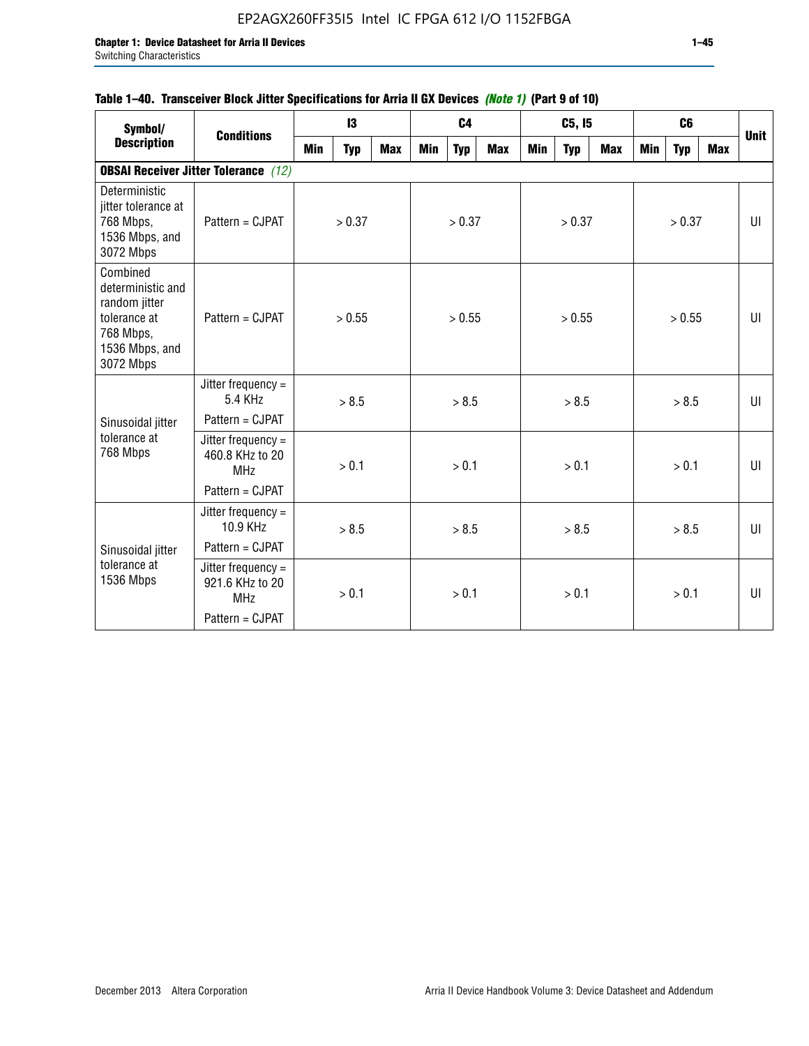**Table 1–40. Transceiver Block Jitter Specifications for Arria II GX Devices *(Note 1)* (Part 9 of 10)**

| Symbol/ Description | Conditions | I3 | | | C4 | | | C5, I5 | | | C6 | | | Unit |
|---|---|---|---|---|---|---|---|---|---|---|---|---|---|---|
| | | Min | Typ | Max | Min | Typ | Max | Min | Typ | Max | Min | Typ | Max | |
| **OBSAI Receiver Jitter Tolerance** *(12)* | | | | | | | | | | | | | | |
| Deterministic jitter tolerance at 768 Mbps, 1536 Mbps, and 3072 Mbps | Pattern = CJPAT | | > 0.37 | | | > 0.37 | | | > 0.37 | | | > 0.37 | | UI |
| Combined deterministic and random jitter tolerance at 768 Mbps, 1536 Mbps, and 3072 Mbps | Pattern = CJPAT | | > 0.55 | | | > 0.55 | | | > 0.55 | | | > 0.55 | | UI |
| Sinusoidal jitter tolerance at 768 Mbps | Jitter frequency = 5.4 KHz Pattern = CJPAT | | > 8.5 | | | > 8.5 | | | > 8.5 | | | > 8.5 | | UI |
| | Jitter frequency = 460.8 KHz to 20 MHz Pattern = CJPAT | | > 0.1 | | | > 0.1 | | | > 0.1 | | | > 0.1 | | UI |
| Sinusoidal jitter tolerance at 1536 Mbps | Jitter frequency = 10.9 KHz Pattern = CJPAT | | > 8.5 | | | > 8.5 | | | > 8.5 | | | > 8.5 | | UI |
| | Jitter frequency = 921.6 KHz to 20 MHz Pattern = CJPAT | | > 0.1 | | | > 0.1 | | | > 0.1 | | | > 0.1 | | UI |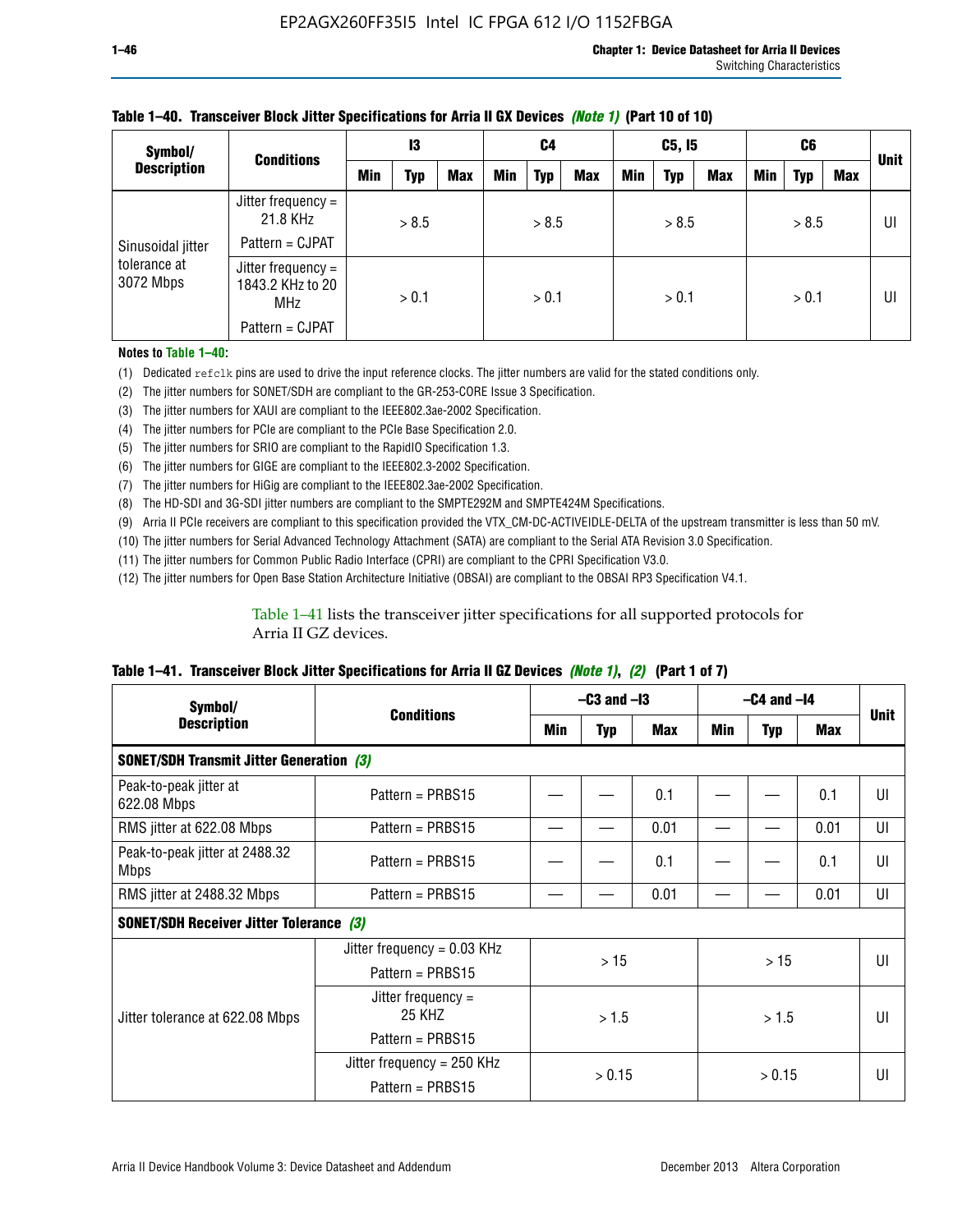**Table 1–40. Transceiver Block Jitter Specifications for Arria II GX Devices *(Note 1)* (Part 10 of 10)**

| Symbol/ Description | Conditions | I3 | | | C4 | | | C5, I5 | | | C6 | | | Unit |
|---|---|---|---|---|---|---|---|---|---|---|---|---|---|---|
| | | Min | Typ | Max | Min | Typ | Max | Min | Typ | Max | Min | Typ | Max | |
| Sinusoidal jitter tolerance at 3072 Mbps | Jitter frequency = 21.8 KHz<br>Pattern = CJPAT | > 8.5 | | | > 8.5 | | | > 8.5 | | | > 8.5 | | | UI |
| | Jitter frequency = 1843.2 KHz to 20 MHz<br>Pattern = CJPAT | > 0.1 | | | > 0.1 | | | > 0.1 | | | > 0.1 | | | UI |

**Notes to Table 1–40:**

(1) Dedicated `refclk` pins are used to drive the input reference clocks. The jitter numbers are valid for the stated conditions only.
(2) The jitter numbers for SONET/SDH are compliant to the GR-253-CORE Issue 3 Specification.
(3) The jitter numbers for XAUI are compliant to the IEEE802.3ae-2002 Specification.
(4) The jitter numbers for PCIe are compliant to the PCIe Base Specification 2.0.
(5) The jitter numbers for SRIO are compliant to the RapidIO Specification 1.3.
(6) The jitter numbers for GIGE are compliant to the IEEE802.3-2002 Specification.
(7) The jitter numbers for HiGig are compliant to the IEEE802.3ae-2002 Specification.
(8) The HD-SDI and 3G-SDI jitter numbers are compliant to the SMPTE292M and SMPTE424M Specifications.
(9) Arria II PCIe receivers are compliant to this specification provided the VTX_CM-DC-ACTIVEIDLE-DELTA of the upstream transmitter is less than 50 mV.
(10) The jitter numbers for Serial Advanced Technology Attachment (SATA) are compliant to the Serial ATA Revision 3.0 Specification.
(11) The jitter numbers for Common Public Radio Interface (CPRI) are compliant to the CPRI Specification V3.0.
(12) The jitter numbers for Open Base Station Architecture Initiative (OBSAI) are compliant to the OBSAI RP3 Specification V4.1.

Table 1–41 lists the transceiver jitter specifications for all supported protocols for Arria II GZ devices.

**Table 1–41. Transceiver Block Jitter Specifications for Arria II GZ Devices *(Note 1)*, *(2)* (Part 1 of 7)**

| Symbol/ Description | Conditions | –C3 and –I3 | | | –C4 and –I4 | | | Unit |
|---|---|---|---|---|---|---|---|---|
| | | Min | Typ | Max | Min | Typ | Max | |
| **SONET/SDH Transmit Jitter Generation *(3)*** | | | | | | | | |
| Peak-to-peak jitter at 622.08 Mbps | Pattern = PRBS15 | — | — | 0.1 | — | — | 0.1 | UI |
| RMS jitter at 622.08 Mbps | Pattern = PRBS15 | — | — | 0.01 | — | — | 0.01 | UI |
| Peak-to-peak jitter at 2488.32 Mbps | Pattern = PRBS15 | — | — | 0.1 | — | — | 0.1 | UI |
| RMS jitter at 2488.32 Mbps | Pattern = PRBS15 | — | — | 0.01 | — | — | 0.01 | UI |
| **SONET/SDH Receiver Jitter Tolerance *(3)*** | | | | | | | | |
| Jitter tolerance at 622.08 Mbps | Jitter frequency = 0.03 KHz<br>Pattern = PRBS15 | > 15 | | | > 15 | | | UI |
| | Jitter frequency = 25 KHZ<br>Pattern = PRBS15 | > 1.5 | | | > 1.5 | | | UI |
| | Jitter frequency = 250 KHz<br>Pattern = PRBS15 | > 0.15 | | | > 0.15 | | | UI |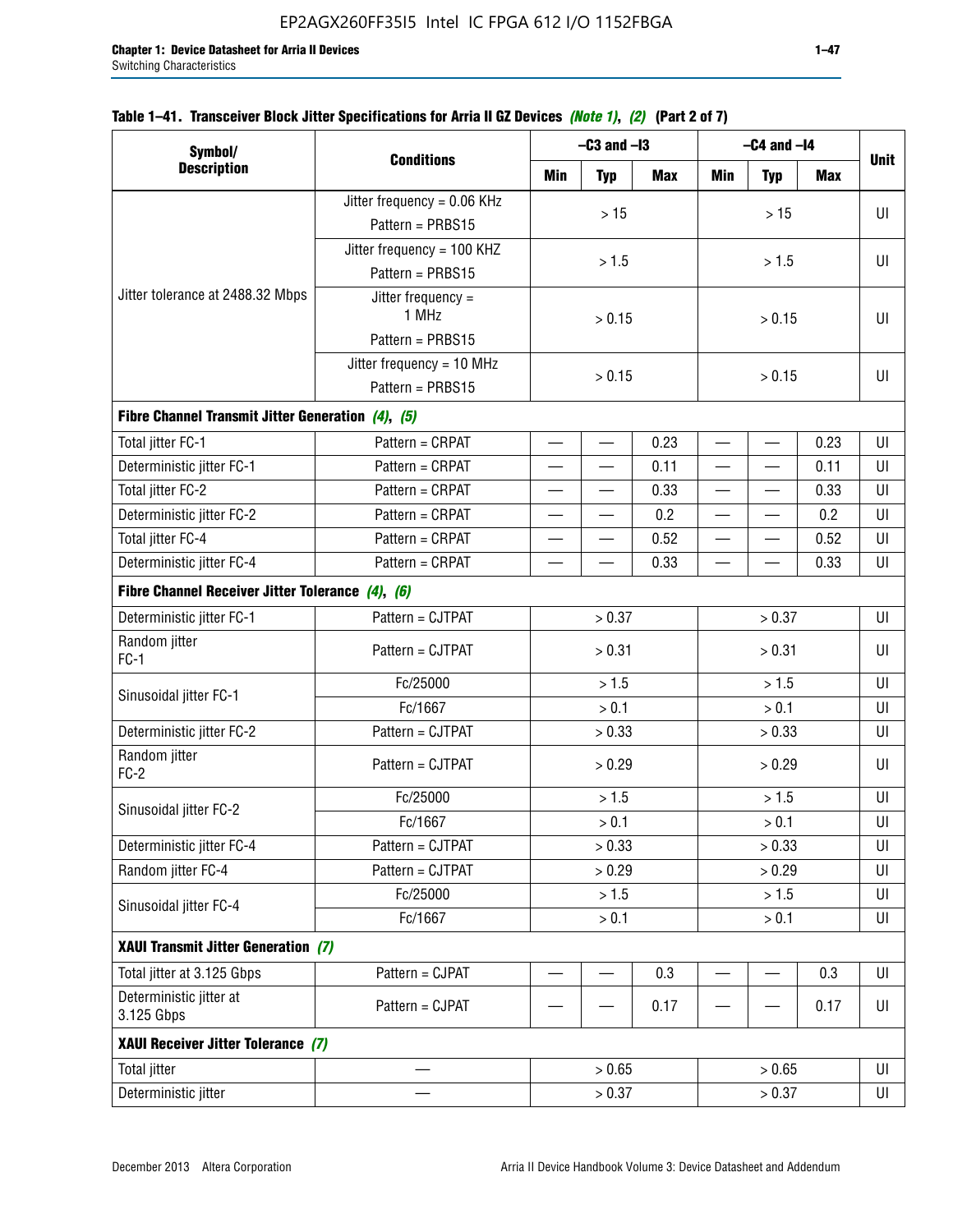**Table 1–41. Transceiver Block Jitter Specifications for Arria II GZ Devices *(Note 1)*, *(2)* (Part 2 of 7)**

| Symbol/ Description | Conditions | –C3 and –I3 | | | –C4 and –I4 | | | Unit |
|---|---|---|---|---|---|---|---|---|
| | | Min | Typ | Max | Min | Typ | Max | |
| Jitter tolerance at 2488.32 Mbps | Jitter frequency = 0.06 KHz Pattern = PRBS15 | > 15 | | | > 15 | | | UI |
| | Jitter frequency = 100 KHZ Pattern = PRBS15 | > 1.5 | | | > 1.5 | | | UI |
| | Jitter frequency = 1 MHz Pattern = PRBS15 | > 0.15 | | | > 0.15 | | | UI |
| | Jitter frequency = 10 MHz Pattern = PRBS15 | > 0.15 | | | > 0.15 | | | UI |
| **Fibre Channel Transmit Jitter Generation *(4)*, *(5)*** | | | | | | | | |
| Total jitter FC-1 | Pattern = CRPAT | — | — | 0.23 | — | — | 0.23 | UI |
| Deterministic jitter FC-1 | Pattern = CRPAT | — | — | 0.11 | — | — | 0.11 | UI |
| Total jitter FC-2 | Pattern = CRPAT | — | — | 0.33 | — | — | 0.33 | UI |
| Deterministic jitter FC-2 | Pattern = CRPAT | — | — | 0.2 | — | — | 0.2 | UI |
| Total jitter FC-4 | Pattern = CRPAT | — | — | 0.52 | — | — | 0.52 | UI |
| Deterministic jitter FC-4 | Pattern = CRPAT | — | — | 0.33 | — | — | 0.33 | UI |
| **Fibre Channel Receiver Jitter Tolerance *(4)*, *(6)*** | | | | | | | | |
| Deterministic jitter FC-1 | Pattern = CJTPAT | > 0.37 | | | > 0.37 | | | UI |
| Random jitter FC-1 | Pattern = CJTPAT | > 0.31 | | | > 0.31 | | | UI |
| Sinusoidal jitter FC-1 | Fc/25000 | > 1.5 | | | > 1.5 | | | UI |
| | Fc/1667 | > 0.1 | | | > 0.1 | | | UI |
| Deterministic jitter FC-2 | Pattern = CJTPAT | > 0.33 | | | > 0.33 | | | UI |
| Random jitter FC-2 | Pattern = CJTPAT | > 0.29 | | | > 0.29 | | | UI |
| Sinusoidal jitter FC-2 | Fc/25000 | > 1.5 | | | > 1.5 | | | UI |
| | Fc/1667 | > 0.1 | | | > 0.1 | | | UI |
| Deterministic jitter FC-4 | Pattern = CJTPAT | > 0.33 | | | > 0.33 | | | UI |
| Random jitter FC-4 | Pattern = CJTPAT | > 0.29 | | | > 0.29 | | | UI |
| Sinusoidal jitter FC-4 | Fc/25000 | > 1.5 | | | > 1.5 | | | UI |
| | Fc/1667 | > 0.1 | | | > 0.1 | | | UI |
| **XAUI Transmit Jitter Generation *(7)*** | | | | | | | | |
| Total jitter at 3.125 Gbps | Pattern = CJPAT | — | — | 0.3 | — | — | 0.3 | UI |
| Deterministic jitter at 3.125 Gbps | Pattern = CJPAT | — | — | 0.17 | — | — | 0.17 | UI |
| **XAUI Receiver Jitter Tolerance *(7)*** | | | | | | | | |
| Total jitter | — | > 0.65 | | | > 0.65 | | | UI |
| Deterministic jitter | — | > 0.37 | | | > 0.37 | | | UI |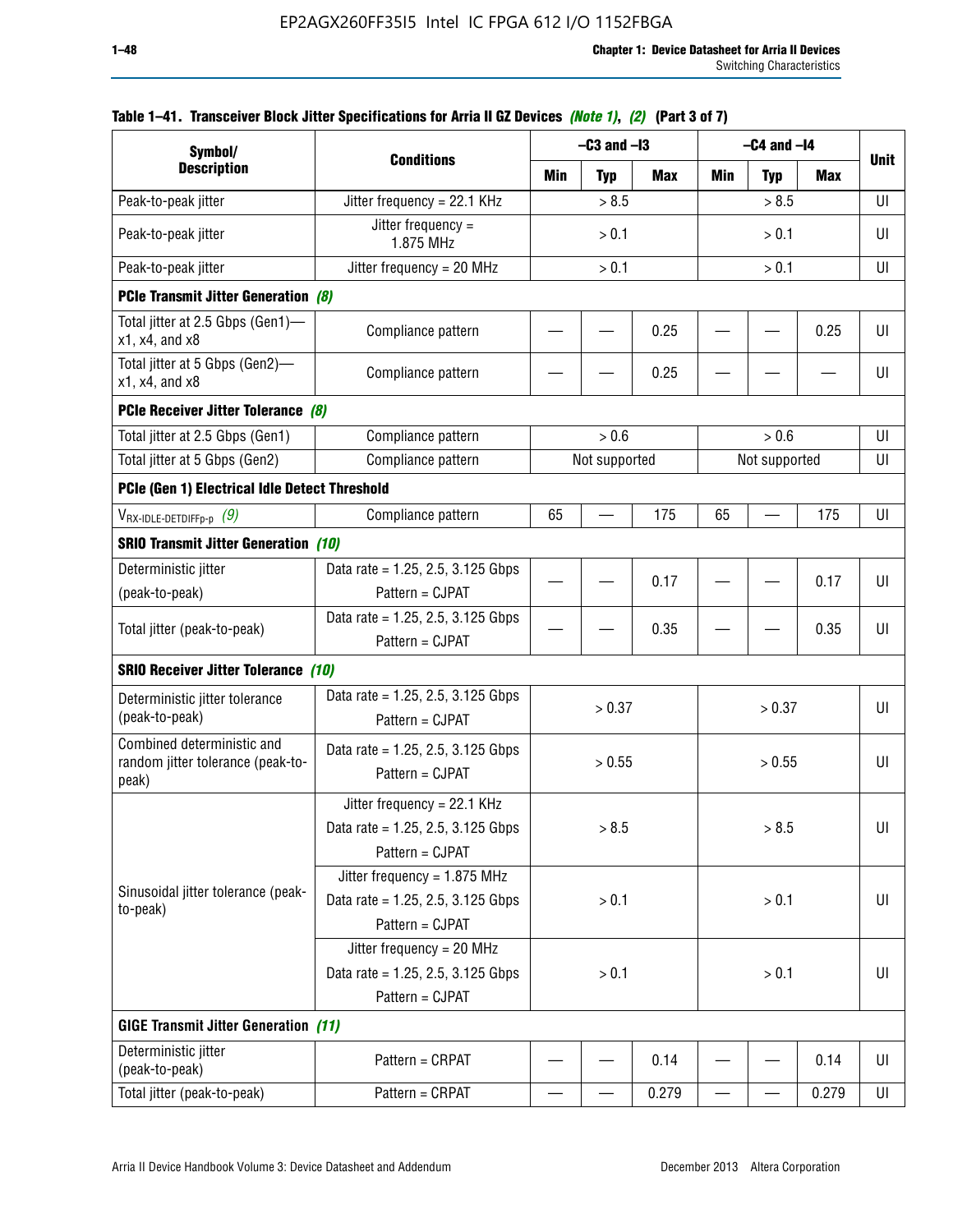**Table 1–41. Transceiver Block Jitter Specifications for Arria II GZ Devices** *(Note 1)*, *(2)* **(Part 3 of 7)**

| Symbol/ Description | Conditions | –C3 and –I3 | | | –C4 and –I4 | | | Unit |
|---|---|---|---|---|---|---|---|---|
| | | Min | Typ | Max | Min | Typ | Max | |
| Peak-to-peak jitter | Jitter frequency = 22.1 KHz | > 8.5 | | | > 8.5 | | | UI |
| Peak-to-peak jitter | Jitter frequency = 1.875 MHz | > 0.1 | | | > 0.1 | | | UI |
| Peak-to-peak jitter | Jitter frequency = 20 MHz | > 0.1 | | | > 0.1 | | | UI |
| **PCIe Transmit Jitter Generation** *(8)* | | | | | | | | |
| Total jitter at 2.5 Gbps (Gen1)—x1, x4, and x8 | Compliance pattern | — | — | 0.25 | — | — | 0.25 | UI |
| Total jitter at 5 Gbps (Gen2)—x1, x4, and x8 | Compliance pattern | — | — | 0.25 | — | — | — | UI |
| **PCIe Receiver Jitter Tolerance** *(8)* | | | | | | | | |
| Total jitter at 2.5 Gbps (Gen1) | Compliance pattern | > 0.6 | | | > 0.6 | | | UI |
| Total jitter at 5 Gbps (Gen2) | Compliance pattern | Not supported | | | Not supported | | | UI |
| **PCIe (Gen 1) Electrical Idle Detect Threshold** | | | | | | | | |
| $V_{RX\text{-}IDLE\text{-}DETDIFFp\text{-}p}$ *(9)* | Compliance pattern | 65 | — | 175 | 65 | — | 175 | UI |
| **SRIO Transmit Jitter Generation** *(10)* | | | | | | | | |
| Deterministic jitter (peak-to-peak) | Data rate = 1.25, 2.5, 3.125 Gbps Pattern = CJPAT | — | — | 0.17 | — | — | 0.17 | UI |
| Total jitter (peak-to-peak) | Data rate = 1.25, 2.5, 3.125 Gbps Pattern = CJPAT | — | — | 0.35 | — | — | 0.35 | UI |
| **SRIO Receiver Jitter Tolerance** *(10)* | | | | | | | | |
| Deterministic jitter tolerance (peak-to-peak) | Data rate = 1.25, 2.5, 3.125 Gbps Pattern = CJPAT | > 0.37 | | | > 0.37 | | | UI |
| Combined deterministic and random jitter tolerance (peak-to-peak) | Data rate = 1.25, 2.5, 3.125 Gbps Pattern = CJPAT | > 0.55 | | | > 0.55 | | | UI |
| Sinusoidal jitter tolerance (peak-to-peak) | Jitter frequency = 22.1 KHz Data rate = 1.25, 2.5, 3.125 Gbps Pattern = CJPAT | > 8.5 | | | > 8.5 | | | UI |
| | Jitter frequency = 1.875 MHz Data rate = 1.25, 2.5, 3.125 Gbps Pattern = CJPAT | > 0.1 | | | > 0.1 | | | UI |
| | Jitter frequency = 20 MHz Data rate = 1.25, 2.5, 3.125 Gbps Pattern = CJPAT | > 0.1 | | | > 0.1 | | | UI |
| **GIGE Transmit Jitter Generation** *(11)* | | | | | | | | |
| Deterministic jitter (peak-to-peak) | Pattern = CRPAT | — | — | 0.14 | — | — | 0.14 | UI |
| Total jitter (peak-to-peak) | Pattern = CRPAT | — | — | 0.279 | — | — | 0.279 | UI |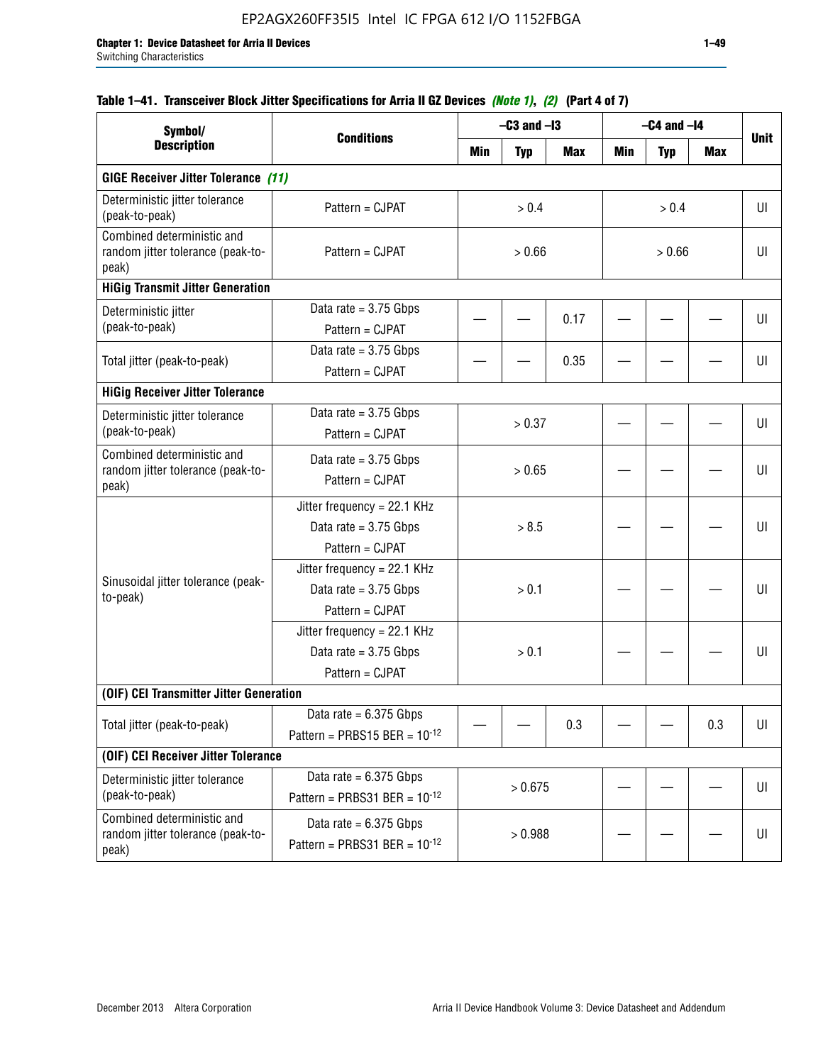**Table 1–41. Transceiver Block Jitter Specifications for Arria II GZ Devices *(Note 1)*, *(2)* (Part 4 of 7)**

| Symbol/ Description | Conditions | –C3 and –I3 | | | –C4 and –I4 | | | Unit |
|---|---|---|---|---|---|---|---|---|
| | | Min | Typ | Max | Min | Typ | Max | |
| **GIGE Receiver Jitter Tolerance *(11)*** | | | | | | | | |
| Deterministic jitter tolerance (peak-to-peak) | Pattern = CJPAT | > 0.4 | | | > 0.4 | | | UI |
| Combined deterministic and random jitter tolerance (peak-to-peak) | Pattern = CJPAT | > 0.66 | | | > 0.66 | | | UI |
| **HiGig Transmit Jitter Generation** | | | | | | | | |
| Deterministic jitter (peak-to-peak) | Data rate = 3.75 Gbps Pattern = CJPAT | — | — | 0.17 | — | — | — | UI |
| Total jitter (peak-to-peak) | Data rate = 3.75 Gbps Pattern = CJPAT | — | — | 0.35 | — | — | — | UI |
| **HiGig Receiver Jitter Tolerance** | | | | | | | | |
| Deterministic jitter tolerance (peak-to-peak) | Data rate = 3.75 Gbps Pattern = CJPAT | > 0.37 | | | — | — | — | UI |
| Combined deterministic and random jitter tolerance (peak-to-peak) | Data rate = 3.75 Gbps Pattern = CJPAT | > 0.65 | | | — | — | — | UI |
| Sinusoidal jitter tolerance (peak-to-peak) | Jitter frequency = 22.1 KHz Data rate = 3.75 Gbps Pattern = CJPAT | > 8.5 | | | — | — | — | UI |
| | Jitter frequency = 22.1 KHz Data rate = 3.75 Gbps Pattern = CJPAT | > 0.1 | | | — | — | — | UI |
| | Jitter frequency = 22.1 KHz Data rate = 3.75 Gbps Pattern = CJPAT | > 0.1 | | | — | — | — | UI |
| **(OIF) CEI Transmitter Jitter Generation** | | | | | | | | |
| Total jitter (peak-to-peak) | Data rate = 6.375 Gbps Pattern = PRBS15 BER = $10^{-12}$ | — | — | 0.3 | — | — | 0.3 | UI |
| **(OIF) CEI Receiver Jitter Tolerance** | | | | | | | | |
| Deterministic jitter tolerance (peak-to-peak) | Data rate = 6.375 Gbps Pattern = PRBS31 BER = $10^{-12}$ | > 0.675 | | | — | — | — | UI |
| Combined deterministic and random jitter tolerance (peak-to-peak) | Data rate = 6.375 Gbps Pattern = PRBS31 BER = $10^{-12}$ | > 0.988 | | | — | — | — | UI |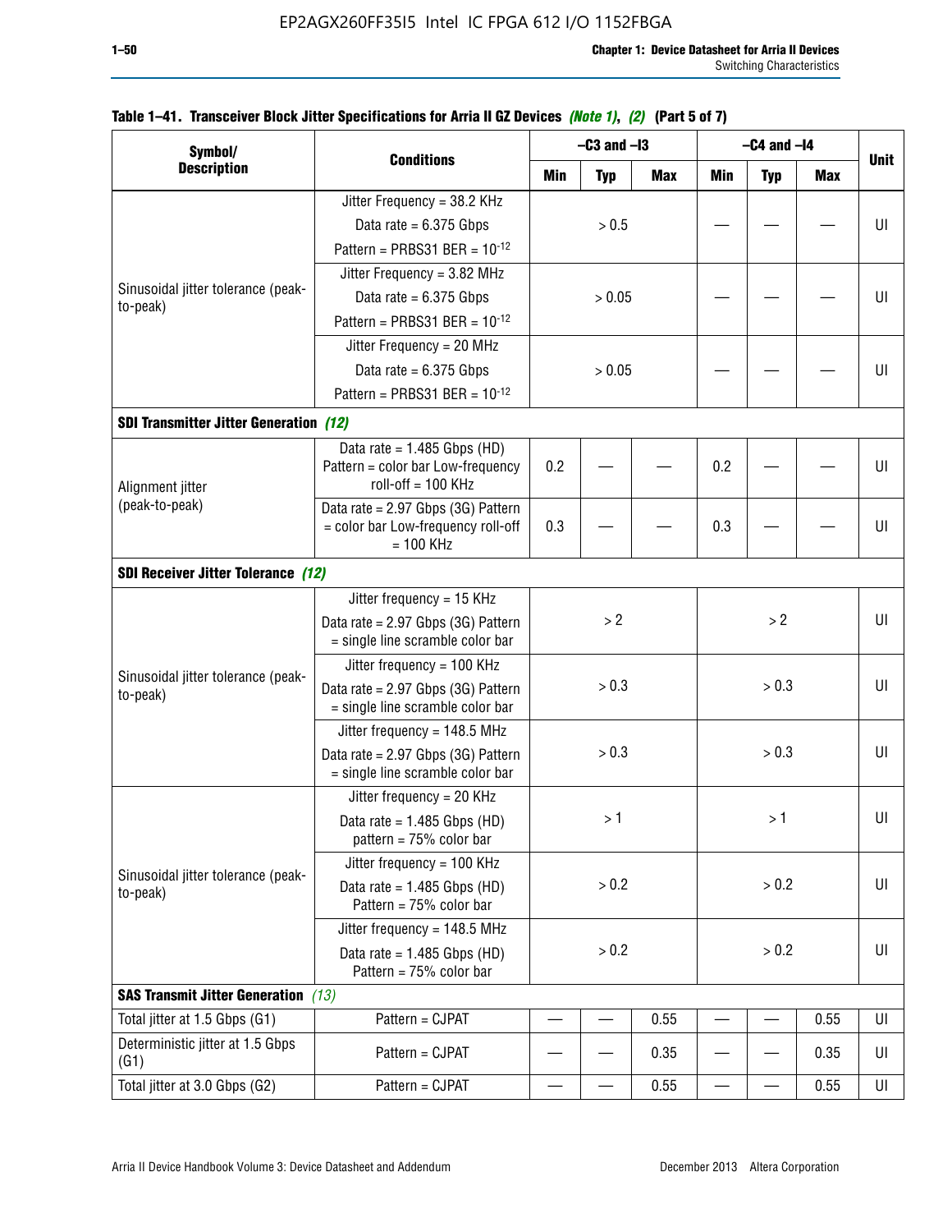**Table 1–41. Transceiver Block Jitter Specifications for Arria II GZ Devices *(Note 1)*, *(2)* (Part 5 of 7)**

| Symbol/ Description | Conditions | –C3 and –I3 | | | –C4 and –I4 | | | Unit |
|---|---|---|---|---|---|---|---|---|
| | | Min | Typ | Max | Min | Typ | Max | |
| Sinusoidal jitter tolerance (peak-to-peak) | Jitter Frequency = 38.2 KHz<br>Data rate = 6.375 Gbps<br>Pattern = PRBS31 BER = $10^{-12}$ | | > 0.5 | | — | — | — | UI |
| | Jitter Frequency = 3.82 MHz<br>Data rate = 6.375 Gbps<br>Pattern = PRBS31 BER = $10^{-12}$ | | > 0.05 | | — | — | — | UI |
| | Jitter Frequency = 20 MHz<br>Data rate = 6.375 Gbps<br>Pattern = PRBS31 BER = $10^{-12}$ | | > 0.05 | | — | — | — | UI |
| **SDI Transmitter Jitter Generation** *(12)* | | | | | | | | |
| Alignment jitter (peak-to-peak) | Data rate = 1.485 Gbps (HD) Pattern = color bar Low-frequency roll-off = 100 KHz | 0.2 | — | — | 0.2 | — | — | UI |
| | Data rate = 2.97 Gbps (3G) Pattern = color bar Low-frequency roll-off = 100 KHz | 0.3 | — | — | 0.3 | — | — | UI |
| **SDI Receiver Jitter Tolerance** *(12)* | | | | | | | | |
| Sinusoidal jitter tolerance (peak-to-peak) | Jitter frequency = 15 KHz<br>Data rate = 2.97 Gbps (3G) Pattern = single line scramble color bar | | > 2 | | | > 2 | | UI |
| | Jitter frequency = 100 KHz<br>Data rate = 2.97 Gbps (3G) Pattern = single line scramble color bar | | > 0.3 | | | > 0.3 | | UI |
| | Jitter frequency = 148.5 MHz<br>Data rate = 2.97 Gbps (3G) Pattern = single line scramble color bar | | > 0.3 | | | > 0.3 | | UI |
| Sinusoidal jitter tolerance (peak-to-peak) | Jitter frequency = 20 KHz<br>Data rate = 1.485 Gbps (HD) pattern = 75% color bar | | > 1 | | | > 1 | | UI |
| | Jitter frequency = 100 KHz<br>Data rate = 1.485 Gbps (HD) Pattern = 75% color bar | | > 0.2 | | | > 0.2 | | UI |
| | Jitter frequency = 148.5 MHz<br>Data rate = 1.485 Gbps (HD) Pattern = 75% color bar | | > 0.2 | | | > 0.2 | | UI |
| **SAS Transmit Jitter Generation** *(13)* | | | | | | | | |
| Total jitter at 1.5 Gbps (G1) | Pattern = CJPAT | — | — | 0.55 | — | — | 0.55 | UI |
| Deterministic jitter at 1.5 Gbps (G1) | Pattern = CJPAT | — | — | 0.35 | — | — | 0.35 | UI |
| Total jitter at 3.0 Gbps (G2) | Pattern = CJPAT | — | — | 0.55 | — | — | 0.55 | UI |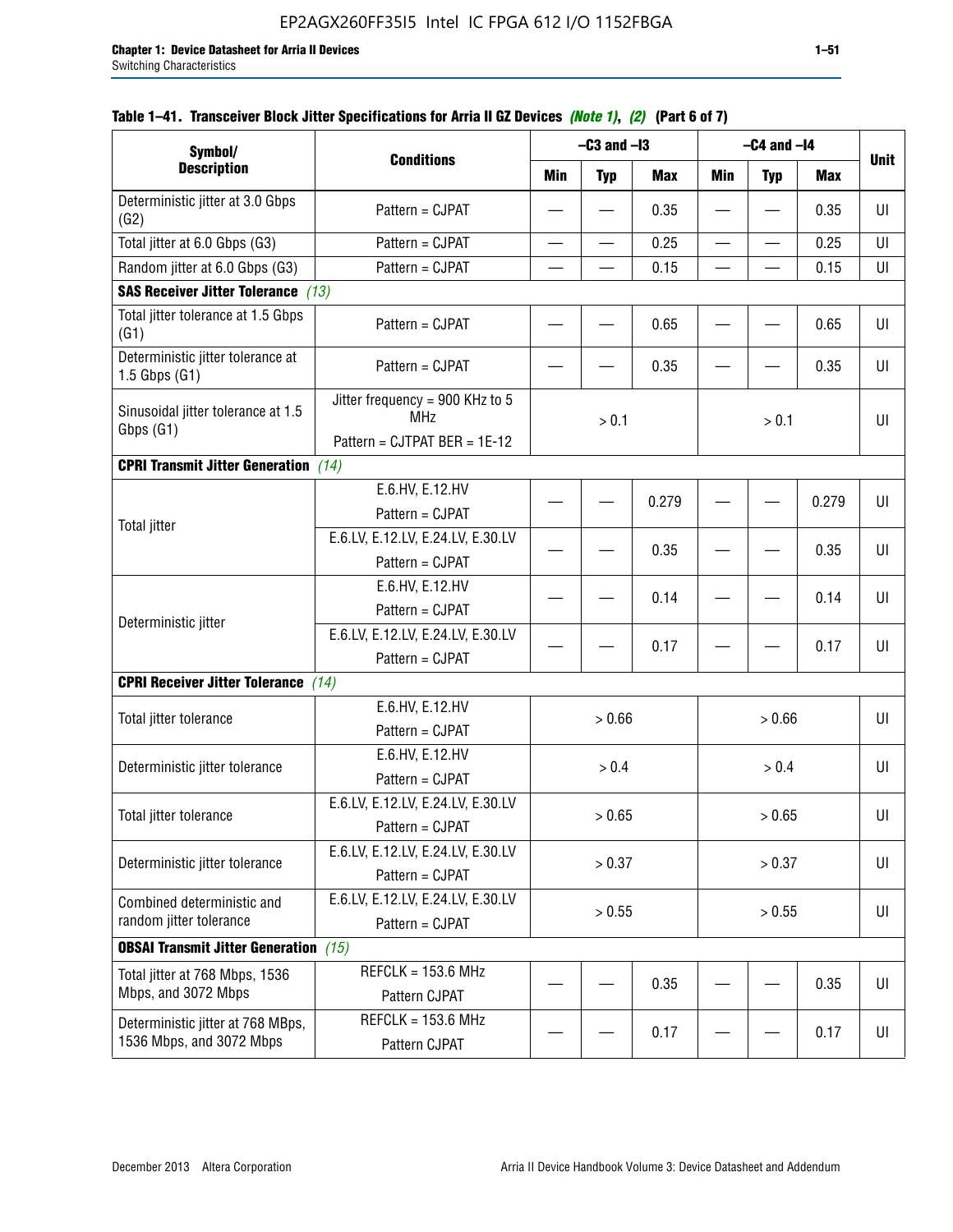**Table 1–41. Transceiver Block Jitter Specifications for Arria II GZ Devices** *(Note 1)*, *(2)* **(Part 6 of 7)**

| Symbol/ Description | Conditions | –C3 and –I3 | | | –C4 and –I4 | | | Unit |
|---|---|---|---|---|---|---|---|---|
| | | Min | Typ | Max | Min | Typ | Max | |
| Deterministic jitter at 3.0 Gbps (G2) | Pattern = CJPAT | — | — | 0.35 | — | — | 0.35 | UI |
| Total jitter at 6.0 Gbps (G3) | Pattern = CJPAT | — | — | 0.25 | — | — | 0.25 | UI |
| Random jitter at 6.0 Gbps (G3) | Pattern = CJPAT | — | — | 0.15 | — | — | 0.15 | UI |
| **SAS Receiver Jitter Tolerance** *(13)* | | | | | | | | |
| Total jitter tolerance at 1.5 Gbps (G1) | Pattern = CJPAT | — | — | 0.65 | — | — | 0.65 | UI |
| Deterministic jitter tolerance at 1.5 Gbps (G1) | Pattern = CJPAT | — | — | 0.35 | — | — | 0.35 | UI |
| Sinusoidal jitter tolerance at 1.5 Gbps (G1) | Jitter frequency = 900 KHz to 5 MHz<br>Pattern = CJTPAT BER = 1E-12 | > 0.1 | | | > 0.1 | | | UI |
| **CPRI Transmit Jitter Generation** *(14)* | | | | | | | | |
| Total jitter | E.6.HV, E.12.HV<br>Pattern = CJPAT | — | — | 0.279 | — | — | 0.279 | UI |
| | E.6.LV, E.12.LV, E.24.LV, E.30.LV<br>Pattern = CJPAT | — | — | 0.35 | — | — | 0.35 | UI |
| Deterministic jitter | E.6.HV, E.12.HV<br>Pattern = CJPAT | — | — | 0.14 | — | — | 0.14 | UI |
| | E.6.LV, E.12.LV, E.24.LV, E.30.LV<br>Pattern = CJPAT | — | — | 0.17 | — | — | 0.17 | UI |
| **CPRI Receiver Jitter Tolerance** *(14)* | | | | | | | | |
| Total jitter tolerance | E.6.HV, E.12.HV<br>Pattern = CJPAT | > 0.66 | | | > 0.66 | | | UI |
| Deterministic jitter tolerance | E.6.HV, E.12.HV<br>Pattern = CJPAT | > 0.4 | | | > 0.4 | | | UI |
| Total jitter tolerance | E.6.LV, E.12.LV, E.24.LV, E.30.LV<br>Pattern = CJPAT | > 0.65 | | | > 0.65 | | | UI |
| Deterministic jitter tolerance | E.6.LV, E.12.LV, E.24.LV, E.30.LV<br>Pattern = CJPAT | > 0.37 | | | > 0.37 | | | UI |
| Combined deterministic and random jitter tolerance | E.6.LV, E.12.LV, E.24.LV, E.30.LV<br>Pattern = CJPAT | > 0.55 | | | > 0.55 | | | UI |
| **OBSAI Transmit Jitter Generation** *(15)* | | | | | | | | |
| Total jitter at 768 Mbps, 1536 Mbps, and 3072 Mbps | REFCLK = 153.6 MHz<br>Pattern CJPAT | — | — | 0.35 | — | — | 0.35 | UI |
| Deterministic jitter at 768 MBps, 1536 Mbps, and 3072 Mbps | REFCLK = 153.6 MHz<br>Pattern CJPAT | — | — | 0.17 | — | — | 0.17 | UI |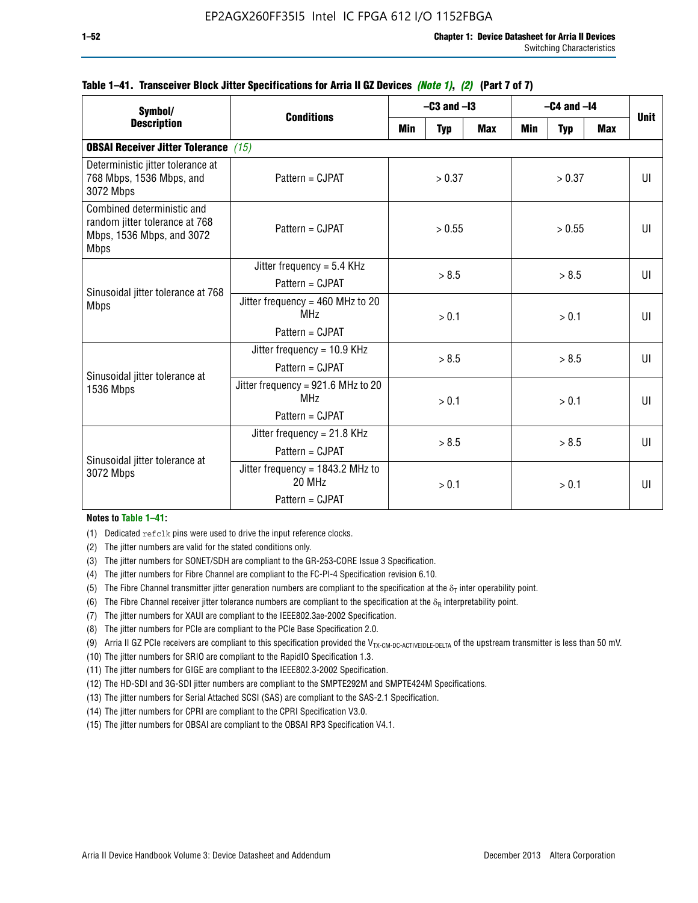**Table 1–41. Transceiver Block Jitter Specifications for Arria II GZ Devices *(Note 1)*, *(2)* (Part 7 of 7)**

| Symbol/ Description | Conditions | –C3 and –I3 | | | –C4 and –I4 | | | Unit |
|---|---|---|---|---|---|---|---|---|
| | | Min | Typ | Max | Min | Typ | Max | |
| **OBSAI Receiver Jitter Tolerance** *(15)* | | | | | | | | |
| Deterministic jitter tolerance at 768 Mbps, 1536 Mbps, and 3072 Mbps | Pattern = CJPAT | > 0.37 | | | > 0.37 | | | UI |
| Combined deterministic and random jitter tolerance at 768 Mbps, 1536 Mbps, and 3072 Mbps | Pattern = CJPAT | > 0.55 | | | > 0.55 | | | UI |
| Sinusoidal jitter tolerance at 768 Mbps | Jitter frequency = 5.4 KHz<br>Pattern = CJPAT | > 8.5 | | | > 8.5 | | | UI |
| | Jitter frequency = 460 MHz to 20 MHz<br>Pattern = CJPAT | > 0.1 | | | > 0.1 | | | UI |
| Sinusoidal jitter tolerance at 1536 Mbps | Jitter frequency = 10.9 KHz<br>Pattern = CJPAT | > 8.5 | | | > 8.5 | | | UI |
| | Jitter frequency = 921.6 MHz to 20 MHz<br>Pattern = CJPAT | > 0.1 | | | > 0.1 | | | UI |
| Sinusoidal jitter tolerance at 3072 Mbps | Jitter frequency = 21.8 KHz<br>Pattern = CJPAT | > 8.5 | | | > 8.5 | | | UI |
| | Jitter frequency = 1843.2 MHz to 20 MHz<br>Pattern = CJPAT | > 0.1 | | | > 0.1 | | | UI |

**Notes to Table 1–41:**

(1) Dedicated `refclk` pins were used to drive the input reference clocks.

(2) The jitter numbers are valid for the stated conditions only.

(3) The jitter numbers for SONET/SDH are compliant to the GR-253-CORE Issue 3 Specification.

(4) The jitter numbers for Fibre Channel are compliant to the FC-PI-4 Specification revision 6.10.

(5) The Fibre Channel transmitter jitter generation numbers are compliant to the specification at the $\delta_T$ inter operability point.

(6) The Fibre Channel receiver jitter tolerance numbers are compliant to the specification at the $\delta_R$ interpretability point.

(7) The jitter numbers for XAUI are compliant to the IEEE802.3ae-2002 Specification.

(8) The jitter numbers for PCIe are compliant to the PCIe Base Specification 2.0.

(9) Arria II GZ PCIe receivers are compliant to this specification provided the $V_{TX\text{-}CM\text{-}DC\text{-}ACTIVEIDLE\text{-}DELTA}$ of the upstream transmitter is less than 50 mV.

(10) The jitter numbers for SRIO are compliant to the RapidIO Specification 1.3.

(11) The jitter numbers for GIGE are compliant to the IEEE802.3-2002 Specification.

(12) The HD-SDI and 3G-SDI jitter numbers are compliant to the SMPTE292M and SMPTE424M Specifications.

(13) The jitter numbers for Serial Attached SCSI (SAS) are compliant to the SAS-2.1 Specification.

(14) The jitter numbers for CPRI are compliant to the CPRI Specification V3.0.

(15) The jitter numbers for OBSAI are compliant to the OBSAI RP3 Specification V4.1.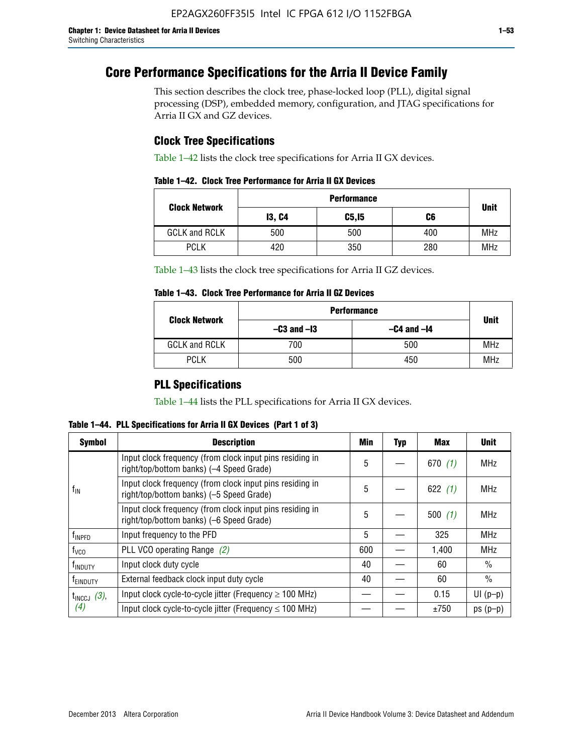# Core Performance Specifications for the Arria II Device Family

This section describes the clock tree, phase-locked loop (PLL), digital signal processing (DSP), embedded memory, configuration, and JTAG specifications for Arria II GX and GZ devices.

## Clock Tree Specifications

Table 1–42 lists the clock tree specifications for Arria II GX devices.

**Table 1–42. Clock Tree Performance for Arria II GX Devices**

| Clock Network | Performance | | | Unit |
|---|---|---|---|---|
| | I3, C4 | C5,I5 | C6 | |
| GCLK and RCLK | 500 | 500 | 400 | MHz |
| PCLK | 420 | 350 | 280 | MHz |

Table 1–43 lists the clock tree specifications for Arria II GZ devices.

**Table 1–43. Clock Tree Performance for Arria II GZ Devices**

| Clock Network | Performance | | Unit |
|---|---|---|---|
| | –C3 and –I3 | –C4 and –I4 | |
| GCLK and RCLK | 700 | 500 | MHz |
| PCLK | 500 | 450 | MHz |

## PLL Specifications

Table 1–44 lists the PLL specifications for Arria II GX devices.

**Table 1–44. PLL Specifications for Arria II GX Devices (Part 1 of 3)**

| Symbol | Description | Min | Typ | Max | Unit |
|---|---|---|---|---|---|
| $f_{IN}$ | Input clock frequency (from clock input pins residing in right/top/bottom banks) (–4 Speed Grade) | 5 | — | 670 *(1)* | MHz |
| | Input clock frequency (from clock input pins residing in right/top/bottom banks) (–5 Speed Grade) | 5 | — | 622 *(1)* | MHz |
| | Input clock frequency (from clock input pins residing in right/top/bottom banks) (–6 Speed Grade) | 5 | — | 500 *(1)* | MHz |
| $f_{INPFD}$ | Input frequency to the PFD | 5 | — | 325 | MHz |
| $f_{VCO}$ | PLL VCO operating Range *(2)* | 600 | — | 1,400 | MHz |
| $f_{INDUTY}$ | Input clock duty cycle | 40 | — | 60 | % |
| $f_{EINDUTY}$ | External feedback clock input duty cycle | 40 | — | 60 | % |
| $t_{INCCJ}$ *(3)*, *(4)* | Input clock cycle-to-cycle jitter (Frequency ≥ 100 MHz) | — | — | 0.15 | UI (p–p) |
| | Input clock cycle-to-cycle jitter (Frequency ≤ 100 MHz) | — | — | ±750 | ps (p–p) |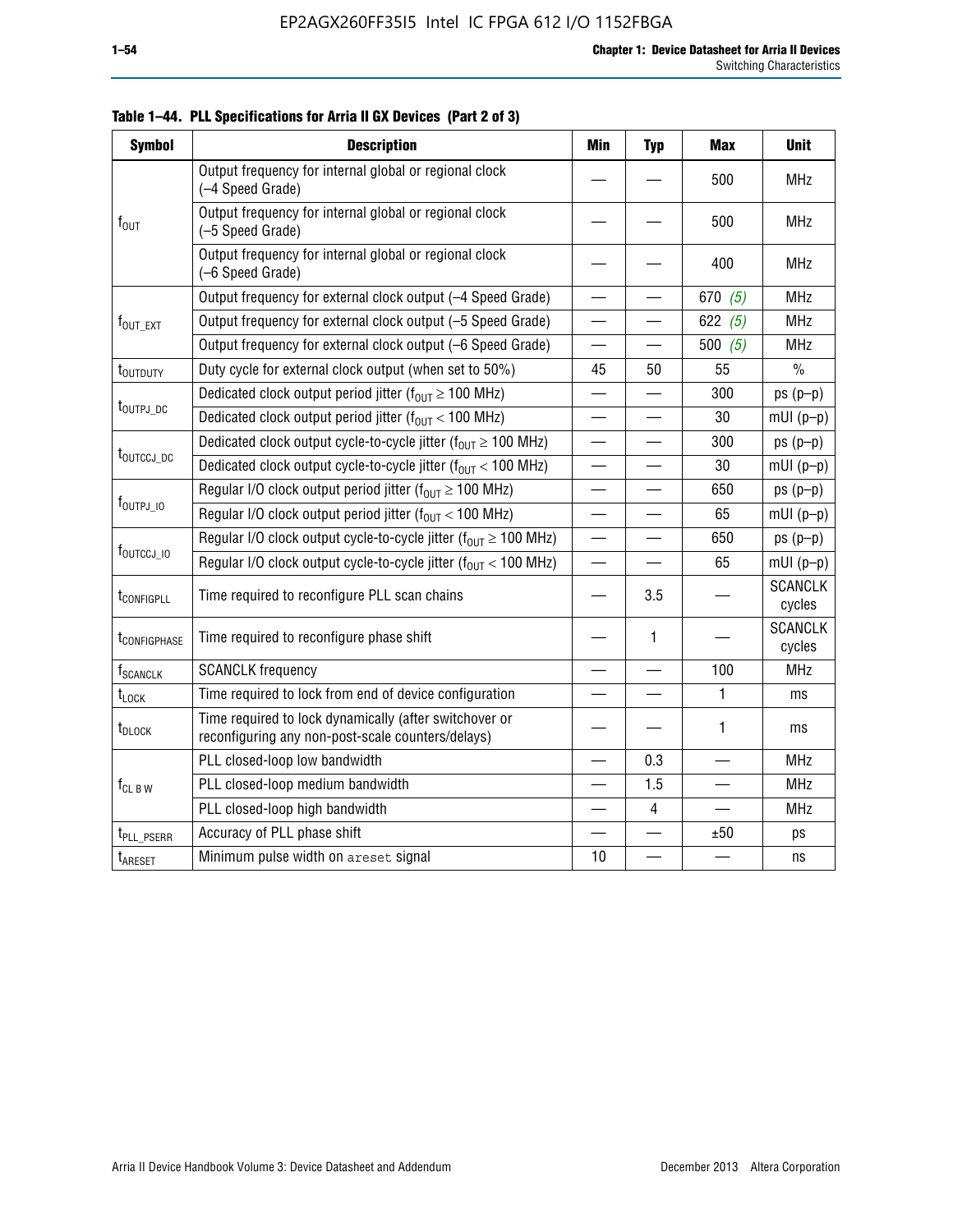**Table 1–44. PLL Specifications for Arria II GX Devices (Part 2 of 3)**

| Symbol | Description | Min | Typ | Max | Unit |
|---|---|---|---|---|---|
| $f_{OUT}$ | Output frequency for internal global or regional clock (–4 Speed Grade) | — | — | 500 | MHz |
| | Output frequency for internal global or regional clock (–5 Speed Grade) | — | — | 500 | MHz |
| | Output frequency for internal global or regional clock (–6 Speed Grade) | — | — | 400 | MHz |
| $f_{OUT\_EXT}$ | Output frequency for external clock output (–4 Speed Grade) | — | — | 670 *(5)* | MHz |
| | Output frequency for external clock output (–5 Speed Grade) | — | — | 622 *(5)* | MHz |
| | Output frequency for external clock output (–6 Speed Grade) | — | — | 500 *(5)* | MHz |
| $t_{OUTDUTY}$ | Duty cycle for external clock output (when set to 50%) | 45 | 50 | 55 | % |
| $t_{OUTPJ\_DC}$ | Dedicated clock output period jitter ($f_{OUT} \geq 100$ MHz) | — | — | 300 | ps (p–p) |
| | Dedicated clock output period jitter ($f_{OUT} < 100$ MHz) | — | — | 30 | mUI (p–p) |
| $t_{OUTCCJ\_DC}$ | Dedicated clock output cycle-to-cycle jitter ($f_{OUT} \geq 100$ MHz) | — | — | 300 | ps (p–p) |
| | Dedicated clock output cycle-to-cycle jitter ($f_{OUT} < 100$ MHz) | — | — | 30 | mUI (p–p) |
| $f_{OUTPJ\_IO}$ | Regular I/O clock output period jitter ($f_{OUT} \geq 100$ MHz) | — | — | 650 | ps (p–p) |
| | Regular I/O clock output period jitter ($f_{OUT} < 100$ MHz) | — | — | 65 | mUI (p–p) |
| $f_{OUTCCJ\_IO}$ | Regular I/O clock output cycle-to-cycle jitter ($f_{OUT} \geq 100$ MHz) | — | — | 650 | ps (p–p) |
| | Regular I/O clock output cycle-to-cycle jitter ($f_{OUT} < 100$ MHz) | — | — | 65 | mUI (p–p) |
| $t_{CONFIGPLL}$ | Time required to reconfigure PLL scan chains | — | 3.5 | — | SCANCLK cycles |
| $t_{CONFIGPHASE}$ | Time required to reconfigure phase shift | — | 1 | — | SCANCLK cycles |
| $f_{SCANCLK}$ | SCANCLK frequency | — | — | 100 | MHz |
| $t_{LOCK}$ | Time required to lock from end of device configuration | — | — | 1 | ms |
| $t_{DLOCK}$ | Time required to lock dynamically (after switchover or reconfiguring any non-post-scale counters/delays) | — | — | 1 | ms |
| $f_{CL\ B\ W}$ | PLL closed-loop low bandwidth | — | 0.3 | — | MHz |
| | PLL closed-loop medium bandwidth | — | 1.5 | — | MHz |
| | PLL closed-loop high bandwidth | — | 4 | — | MHz |
| $t_{PLL\_PSERR}$ | Accuracy of PLL phase shift | — | — | ±50 | ps |
| $t_{ARESET}$ | Minimum pulse width on areset signal | 10 | — | — | ns |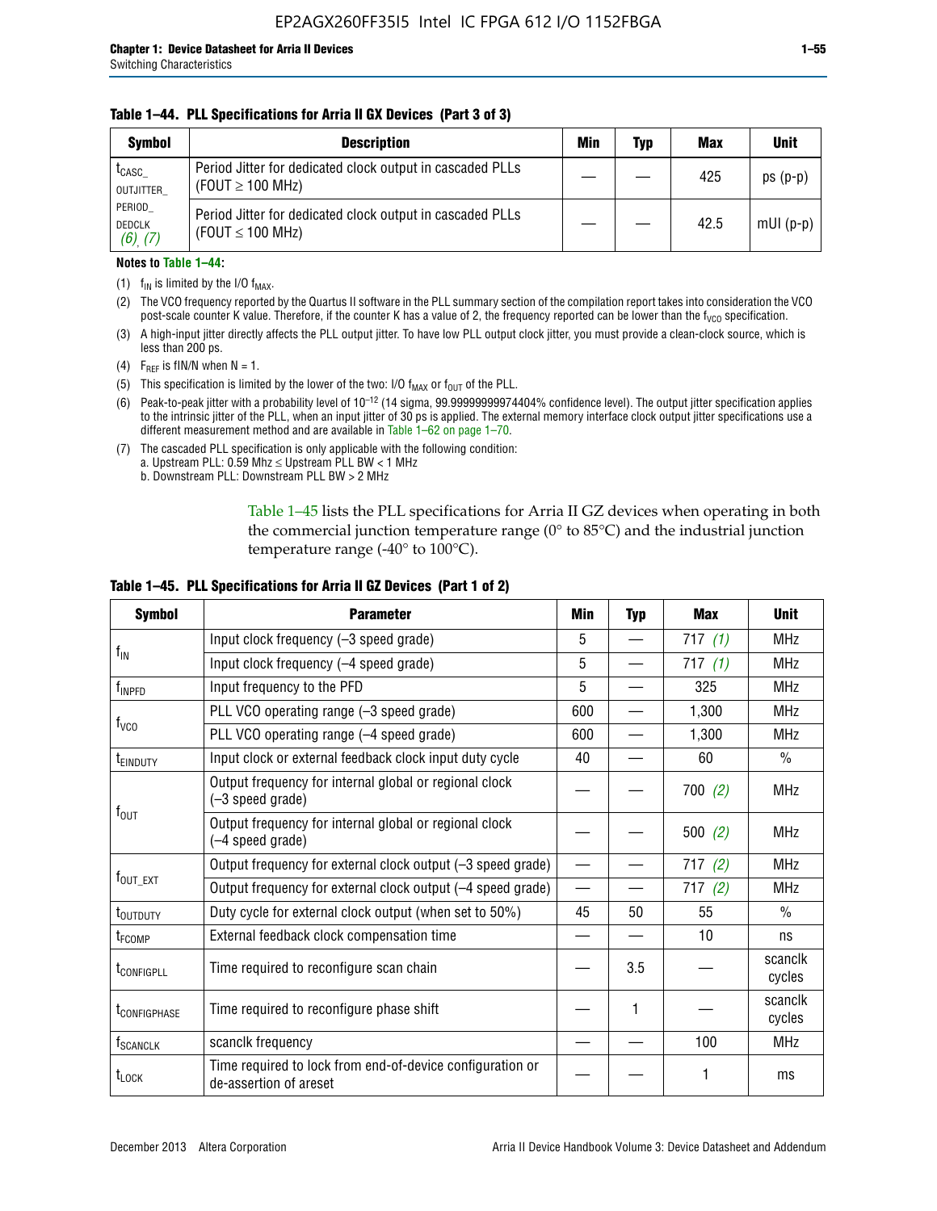**Table 1–44. PLL Specifications for Arria II GX Devices (Part 3 of 3)**

| Symbol | Description | Min | Typ | Max | Unit |
|---|---|---|---|---|---|
| $t_{CASC\_OUTJITTER\_PERIOD\_DEDCLK}$ *(6)*, *(7)* | Period Jitter for dedicated clock output in cascaded PLLs (FOUT ≥ 100 MHz) | — | — | 425 | ps (p-p) |
| | Period Jitter for dedicated clock output in cascaded PLLs (FOUT ≤ 100 MHz) | — | — | 42.5 | mUI (p-p) |

**Notes to Table 1–44:**

(1) $f_{IN}$ is limited by the I/O $f_{MAX}$.

(2) The VCO frequency reported by the Quartus II software in the PLL summary section of the compilation report takes into consideration the VCO post-scale counter K value. Therefore, if the counter K has a value of 2, the frequency reported can be lower than the $f_{VCO}$ specification.

(3) A high-input jitter directly affects the PLL output jitter. To have low PLL output clock jitter, you must provide a clean-clock source, which is less than 200 ps.

(4) $F_{REF}$ is fIN/N when N = 1.

(5) This specification is limited by the lower of the two: I/O $f_{MAX}$ or $f_{OUT}$ of the PLL.

(6) Peak-to-peak jitter with a probability level of $10^{-12}$ (14 sigma, 99.99999999974404% confidence level). The output jitter specification applies to the intrinsic jitter of the PLL, when an input jitter of 30 ps is applied. The external memory interface clock output jitter specifications use a different measurement method and are available in Table 1–62 on page 1–70.

(7) The cascaded PLL specification is only applicable with the following condition:
a. Upstream PLL: 0.59 Mhz ≤ Upstream PLL BW < 1 MHz
b. Downstream PLL: Downstream PLL BW > 2 MHz

Table 1–45 lists the PLL specifications for Arria II GZ devices when operating in both the commercial junction temperature range (0° to 85°C) and the industrial junction temperature range (-40° to 100°C).

**Table 1–45. PLL Specifications for Arria II GZ Devices (Part 1 of 2)**

| Symbol | Parameter | Min | Typ | Max | Unit |
|---|---|---|---|---|---|
| $f_{IN}$ | Input clock frequency (–3 speed grade) | 5 | — | 717 *(1)* | MHz |
| | Input clock frequency (–4 speed grade) | 5 | — | 717 *(1)* | MHz |
| $f_{INPFD}$ | Input frequency to the PFD | 5 | — | 325 | MHz |
| $f_{VCO}$ | PLL VCO operating range (–3 speed grade) | 600 | — | 1,300 | MHz |
| | PLL VCO operating range (–4 speed grade) | 600 | — | 1,300 | MHz |
| $t_{EINDUTY}$ | Input clock or external feedback clock input duty cycle | 40 | — | 60 | % |
| $f_{OUT}$ | Output frequency for internal global or regional clock (–3 speed grade) | — | — | 700 *(2)* | MHz |
| | Output frequency for internal global or regional clock (–4 speed grade) | — | — | 500 *(2)* | MHz |
| $f_{OUT\_EXT}$ | Output frequency for external clock output (–3 speed grade) | — | — | 717 *(2)* | MHz |
| | Output frequency for external clock output (–4 speed grade) | — | — | 717 *(2)* | MHz |
| $t_{OUTDUTY}$ | Duty cycle for external clock output (when set to 50%) | 45 | 50 | 55 | % |
| $t_{FCOMP}$ | External feedback clock compensation time | — | — | 10 | ns |
| $t_{CONFIGPLL}$ | Time required to reconfigure scan chain | — | 3.5 | — | scanclk cycles |
| $t_{CONFIGPHASE}$ | Time required to reconfigure phase shift | — | 1 | — | scanclk cycles |
| $f_{SCANCLK}$ | scanclk frequency | — | — | 100 | MHz |
| $t_{LOCK}$ | Time required to lock from end-of-device configuration or de-assertion of areset | — | — | 1 | ms |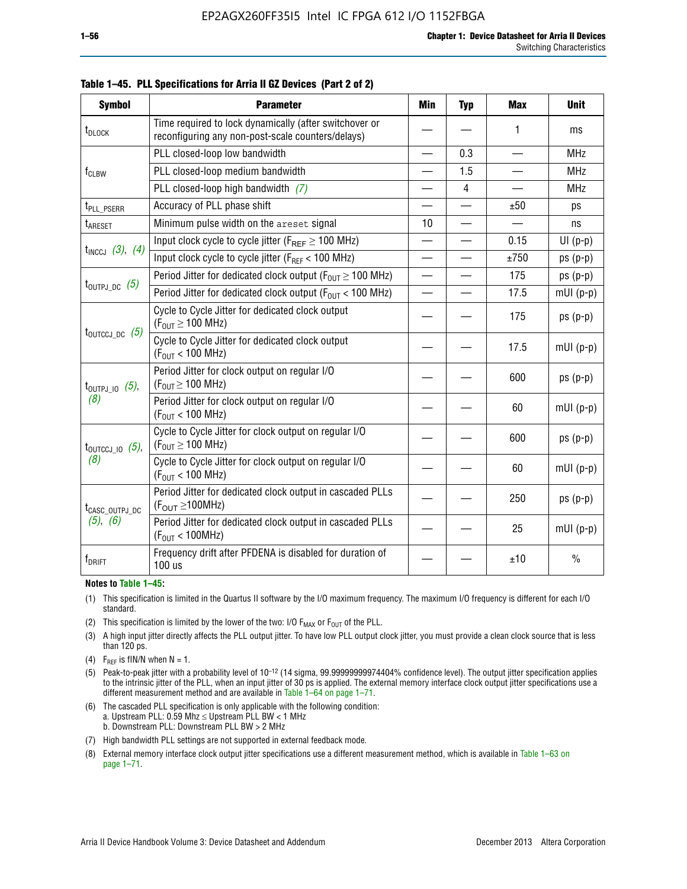**Table 1–45. PLL Specifications for Arria II GZ Devices (Part 2 of 2)**

| Symbol | Parameter | Min | Typ | Max | Unit |
|---|---|---|---|---|---|
| $t_{DLOCK}$ | Time required to lock dynamically (after switchover or reconfiguring any non-post-scale counters/delays) | — | — | 1 | ms |
| $f_{CLBW}$ | PLL closed-loop low bandwidth | — | 0.3 | — | MHz |
| | PLL closed-loop medium bandwidth | — | 1.5 | — | MHz |
| | PLL closed-loop high bandwidth *(7)* | — | 4 | — | MHz |
| $t_{PLL\_PSERR}$ | Accuracy of PLL phase shift | — | — | ±50 | ps |
| $t_{ARESET}$ | Minimum pulse width on the `areset` signal | 10 | — | — | ns |
| $t_{INCCJ}$ *(3)*, *(4)* | Input clock cycle to cycle jitter ($F_{REF} \geq 100$ MHz) | — | — | 0.15 | UI (p-p) |
| | Input clock cycle to cycle jitter ($F_{REF} < 100$ MHz) | — | — | ±750 | ps (p-p) |
| $t_{OUTPJ\_DC}$ *(5)* | Period Jitter for dedicated clock output ($F_{OUT} \geq 100$ MHz) | — | — | 175 | ps (p-p) |
| | Period Jitter for dedicated clock output ($F_{OUT} < 100$ MHz) | — | — | 17.5 | mUI (p-p) |
| $t_{OUTCCJ\_DC}$ *(5)* | Cycle to Cycle Jitter for dedicated clock output ($F_{OUT} \geq 100$ MHz) | — | — | 175 | ps (p-p) |
| | Cycle to Cycle Jitter for dedicated clock output ($F_{OUT} < 100$ MHz) | — | — | 17.5 | mUI (p-p) |
| $t_{OUTPJ\_IO}$ *(5)*, *(8)* | Period Jitter for clock output on regular I/O ($F_{OUT} \geq 100$ MHz) | — | — | 600 | ps (p-p) |
| | Period Jitter for clock output on regular I/O ($F_{OUT} < 100$ MHz) | — | — | 60 | mUI (p-p) |
| $t_{OUTCCJ\_IO}$ *(5)*, *(8)* | Cycle to Cycle Jitter for clock output on regular I/O ($F_{OUT} \geq 100$ MHz) | — | — | 600 | ps (p-p) |
| | Cycle to Cycle Jitter for clock output on regular I/O ($F_{OUT} < 100$ MHz) | — | — | 60 | mUI (p-p) |
| $t_{CASC\_OUTPJ\_DC}$ *(5)*, *(6)* | Period Jitter for dedicated clock output in cascaded PLLs ($F_{OUT} \geq$100MHz) | — | — | 250 | ps (p-p) |
| | Period Jitter for dedicated clock output in cascaded PLLs ($F_{OUT} <$ 100MHz) | — | — | 25 | mUI (p-p) |
| $f_{DRIFT}$ | Frequency drift after PFDENA is disabled for duration of 100 us | — | — | ±10 | % |

**Notes to Table 1–45:**

(1) This specification is limited in the Quartus II software by the I/O maximum frequency. The maximum I/O frequency is different for each I/O standard.

(2) This specification is limited by the lower of the two: I/O $F_{MAX}$ or $F_{OUT}$ of the PLL.

(3) A high input jitter directly affects the PLL output jitter. To have low PLL output clock jitter, you must provide a clean clock source that is less than 120 ps.

(4) $F_{REF}$ is fIN/N when N = 1.

(5) Peak-to-peak jitter with a probability level of $10^{-12}$ (14 sigma, 99.99999999974404% confidence level). The output jitter specification applies to the intrinsic jitter of the PLL, when an input jitter of 30 ps is applied. The external memory interface clock output jitter specifications use a different measurement method and are available in Table 1–64 on page 1–71.

(6) The cascaded PLL specification is only applicable with the following condition:
a. Upstream PLL: 0.59 Mhz ≤ Upstream PLL BW < 1 MHz
b. Downstream PLL: Downstream PLL BW > 2 MHz

(7) High bandwidth PLL settings are not supported in external feedback mode.

(8) External memory interface clock output jitter specifications use a different measurement method, which is available in Table 1–63 on page 1–71.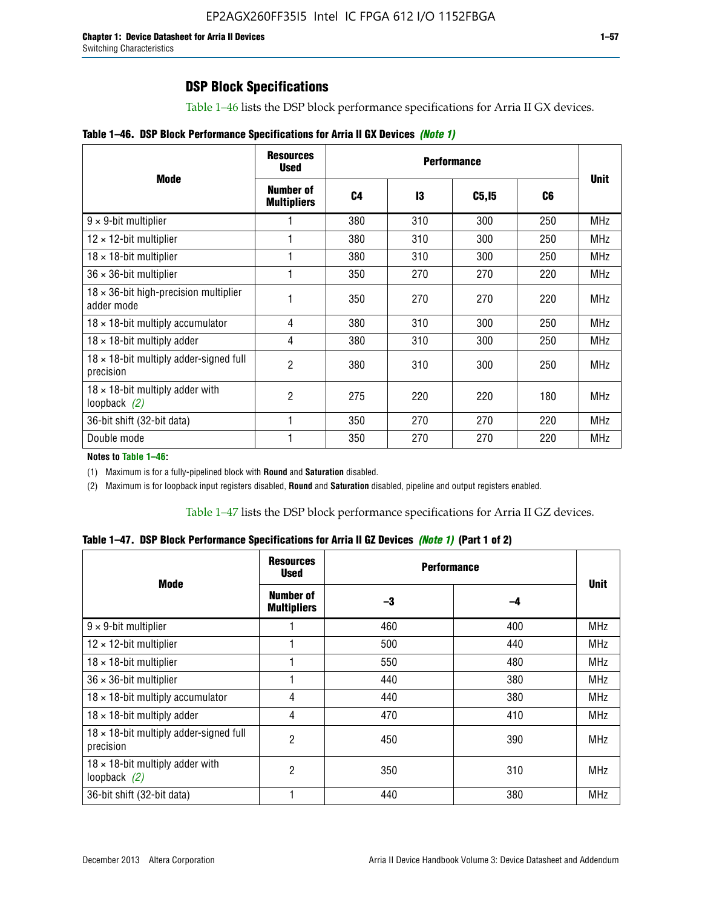## DSP Block Specifications

Table 1–46 lists the DSP block performance specifications for Arria II GX devices.

**Table 1–46. DSP Block Performance Specifications for Arria II GX Devices** *(Note 1)*

| Mode | Resources Used | Performance | | | | Unit |
|---|---|---|---|---|---|---|
| | Number of Multipliers | C4 | I3 | C5,I5 | C6 | |
| 9 × 9-bit multiplier | 1 | 380 | 310 | 300 | 250 | MHz |
| 12 × 12-bit multiplier | 1 | 380 | 310 | 300 | 250 | MHz |
| 18 × 18-bit multiplier | 1 | 380 | 310 | 300 | 250 | MHz |
| 36 × 36-bit multiplier | 1 | 350 | 270 | 270 | 220 | MHz |
| 18 × 36-bit high-precision multiplier adder mode | 1 | 350 | 270 | 270 | 220 | MHz |
| 18 × 18-bit multiply accumulator | 4 | 380 | 310 | 300 | 250 | MHz |
| 18 × 18-bit multiply adder | 4 | 380 | 310 | 300 | 250 | MHz |
| 18 × 18-bit multiply adder-signed full precision | 2 | 380 | 310 | 300 | 250 | MHz |
| 18 × 18-bit multiply adder with loopback *(2)* | 2 | 275 | 220 | 220 | 180 | MHz |
| 36-bit shift (32-bit data) | 1 | 350 | 270 | 270 | 220 | MHz |
| Double mode | 1 | 350 | 270 | 270 | 220 | MHz |

**Notes to Table 1–46:**

(1) Maximum is for a fully-pipelined block with **Round** and **Saturation** disabled.

(2) Maximum is for loopback input registers disabled, **Round** and **Saturation** disabled, pipeline and output registers enabled.

Table 1–47 lists the DSP block performance specifications for Arria II GZ devices.

**Table 1–47. DSP Block Performance Specifications for Arria II GZ Devices** *(Note 1)* **(Part 1 of 2)**

| Mode | Resources Used | Performance | | Unit |
|---|---|---|---|---|
| | Number of Multipliers | –3 | –4 | |
| 9 × 9-bit multiplier | 1 | 460 | 400 | MHz |
| 12 × 12-bit multiplier | 1 | 500 | 440 | MHz |
| 18 × 18-bit multiplier | 1 | 550 | 480 | MHz |
| 36 × 36-bit multiplier | 1 | 440 | 380 | MHz |
| 18 × 18-bit multiply accumulator | 4 | 440 | 380 | MHz |
| 18 × 18-bit multiply adder | 4 | 470 | 410 | MHz |
| 18 × 18-bit multiply adder-signed full precision | 2 | 450 | 390 | MHz |
| 18 × 18-bit multiply adder with loopback *(2)* | 2 | 350 | 310 | MHz |
| 36-bit shift (32-bit data) | 1 | 440 | 380 | MHz |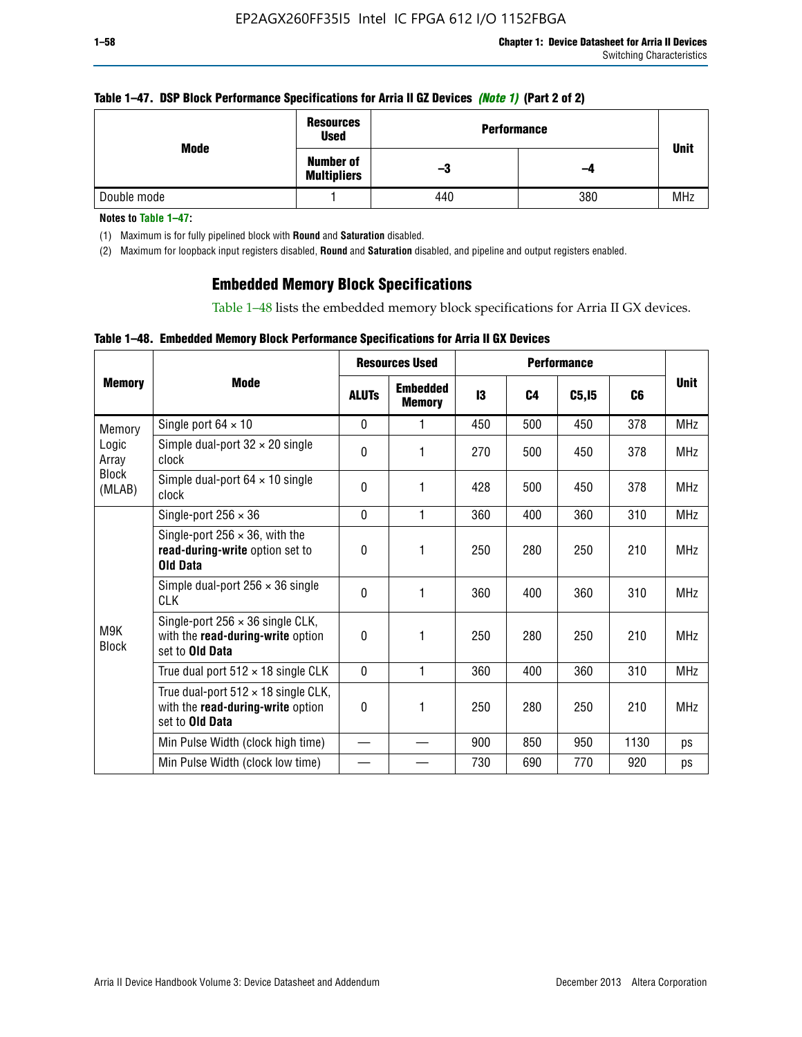**Table 1–47. DSP Block Performance Specifications for Arria II GZ Devices *(Note 1)* (Part 2 of 2)**

| Mode | Resources Used | Performance | | Unit |
|---|---|---|---|---|
| | Number of Multipliers | –3 | –4 | |
| Double mode | 1 | 440 | 380 | MHz |

**Notes to Table 1–47:**

(1) Maximum is for fully pipelined block with **Round** and **Saturation** disabled.

(2) Maximum for loopback input registers disabled, **Round** and **Saturation** disabled, and pipeline and output registers enabled.

## Embedded Memory Block Specifications

Table 1–48 lists the embedded memory block specifications for Arria II GX devices.

**Table 1–48. Embedded Memory Block Performance Specifications for Arria II GX Devices**

| Memory | Mode | Resources Used | | Performance | | | | Unit |
|---|---|---|---|---|---|---|---|---|
| | | ALUTs | Embedded Memory | I3 | C4 | C5,I5 | C6 | |
| Memory Logic Array Block (MLAB) | Single port 64 × 10 | 0 | 1 | 450 | 500 | 450 | 378 | MHz |
| | Simple dual-port 32 × 20 single clock | 0 | 1 | 270 | 500 | 450 | 378 | MHz |
| | Simple dual-port 64 × 10 single clock | 0 | 1 | 428 | 500 | 450 | 378 | MHz |
| M9K Block | Single-port 256 × 36 | 0 | 1 | 360 | 400 | 360 | 310 | MHz |
| | Single-port 256 × 36, with the **read-during-write** option set to **Old Data** | 0 | 1 | 250 | 280 | 250 | 210 | MHz |
| | Simple dual-port 256 × 36 single CLK | 0 | 1 | 360 | 400 | 360 | 310 | MHz |
| | Single-port 256 × 36 single CLK, with the **read-during-write** option set to **Old Data** | 0 | 1 | 250 | 280 | 250 | 210 | MHz |
| | True dual port 512 × 18 single CLK | 0 | 1 | 360 | 400 | 360 | 310 | MHz |
| | True dual-port 512 × 18 single CLK, with the **read-during-write** option set to **Old Data** | 0 | 1 | 250 | 280 | 250 | 210 | MHz |
| | Min Pulse Width (clock high time) | — | — | 900 | 850 | 950 | 1130 | ps |
| | Min Pulse Width (clock low time) | — | — | 730 | 690 | 770 | 920 | ps |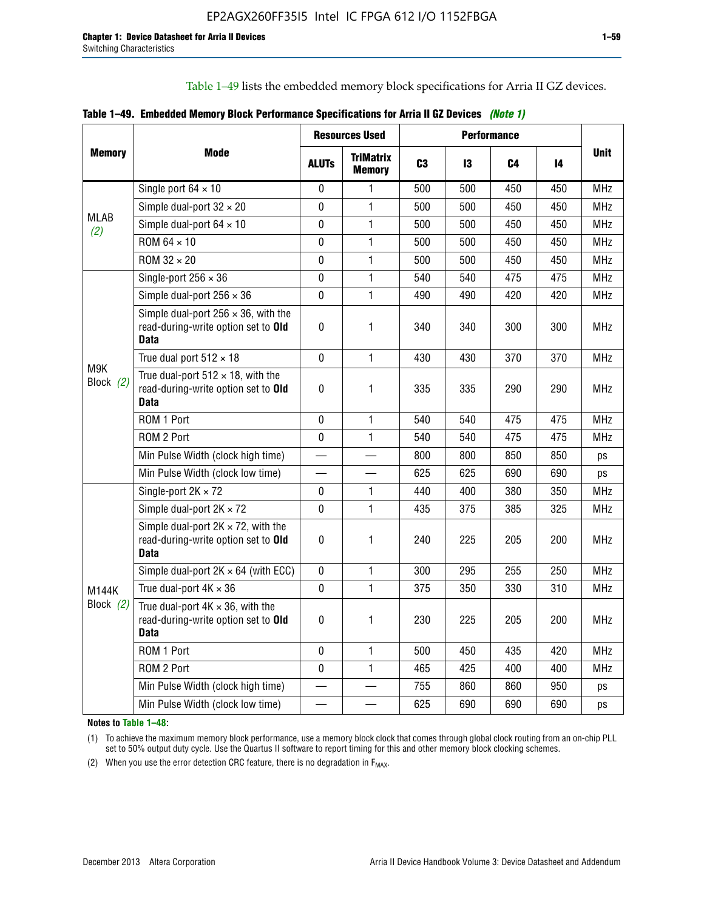Table 1–49 lists the embedded memory block specifications for Arria II GZ devices.

**Table 1–49. Embedded Memory Block Performance Specifications for Arria II GZ Devices** *(Note 1)*

| Memory | Mode | Resources Used | | Performance | | | | Unit |
|---|---|---|---|---|---|---|---|---|
| | | ALUTs | TriMatrix Memory | C3 | I3 | C4 | I4 | |
| MLAB *(2)* | Single port 64 × 10 | 0 | 1 | 500 | 500 | 450 | 450 | MHz |
| | Simple dual-port 32 × 20 | 0 | 1 | 500 | 500 | 450 | 450 | MHz |
| | Simple dual-port 64 × 10 | 0 | 1 | 500 | 500 | 450 | 450 | MHz |
| | ROM 64 × 10 | 0 | 1 | 500 | 500 | 450 | 450 | MHz |
| | ROM 32 × 20 | 0 | 1 | 500 | 500 | 450 | 450 | MHz |
| M9K Block *(2)* | Single-port 256 × 36 | 0 | 1 | 540 | 540 | 475 | 475 | MHz |
| | Simple dual-port 256 × 36 | 0 | 1 | 490 | 490 | 420 | 420 | MHz |
| | Simple dual-port 256 × 36, with the read-during-write option set to **Old Data** | 0 | 1 | 340 | 340 | 300 | 300 | MHz |
| | True dual port 512 × 18 | 0 | 1 | 430 | 430 | 370 | 370 | MHz |
| | True dual-port 512 × 18, with the read-during-write option set to **Old Data** | 0 | 1 | 335 | 335 | 290 | 290 | MHz |
| | ROM 1 Port | 0 | 1 | 540 | 540 | 475 | 475 | MHz |
| | ROM 2 Port | 0 | 1 | 540 | 540 | 475 | 475 | MHz |
| | Min Pulse Width (clock high time) | — | — | 800 | 800 | 850 | 850 | ps |
| | Min Pulse Width (clock low time) | — | — | 625 | 625 | 690 | 690 | ps |
| M144K Block *(2)* | Single-port 2K × 72 | 0 | 1 | 440 | 400 | 380 | 350 | MHz |
| | Simple dual-port 2K × 72 | 0 | 1 | 435 | 375 | 385 | 325 | MHz |
| | Simple dual-port 2K × 72, with the read-during-write option set to **Old Data** | 0 | 1 | 240 | 225 | 205 | 200 | MHz |
| | Simple dual-port 2K × 64 (with ECC) | 0 | 1 | 300 | 295 | 255 | 250 | MHz |
| | True dual-port 4K × 36 | 0 | 1 | 375 | 350 | 330 | 310 | MHz |
| | True dual-port 4K × 36, with the read-during-write option set to **Old Data** | 0 | 1 | 230 | 225 | 205 | 200 | MHz |
| | ROM 1 Port | 0 | 1 | 500 | 450 | 435 | 420 | MHz |
| | ROM 2 Port | 0 | 1 | 465 | 425 | 400 | 400 | MHz |
| | Min Pulse Width (clock high time) | — | — | 755 | 860 | 860 | 950 | ps |
| | Min Pulse Width (clock low time) | — | — | 625 | 690 | 690 | 690 | ps |

**Notes to Table 1–48:**

(1) To achieve the maximum memory block performance, use a memory block clock that comes through global clock routing from an on-chip PLL set to 50% output duty cycle. Use the Quartus II software to report timing for this and other memory block clocking schemes.

(2) When you use the error detection CRC feature, there is no degradation in $F_{MAX}$.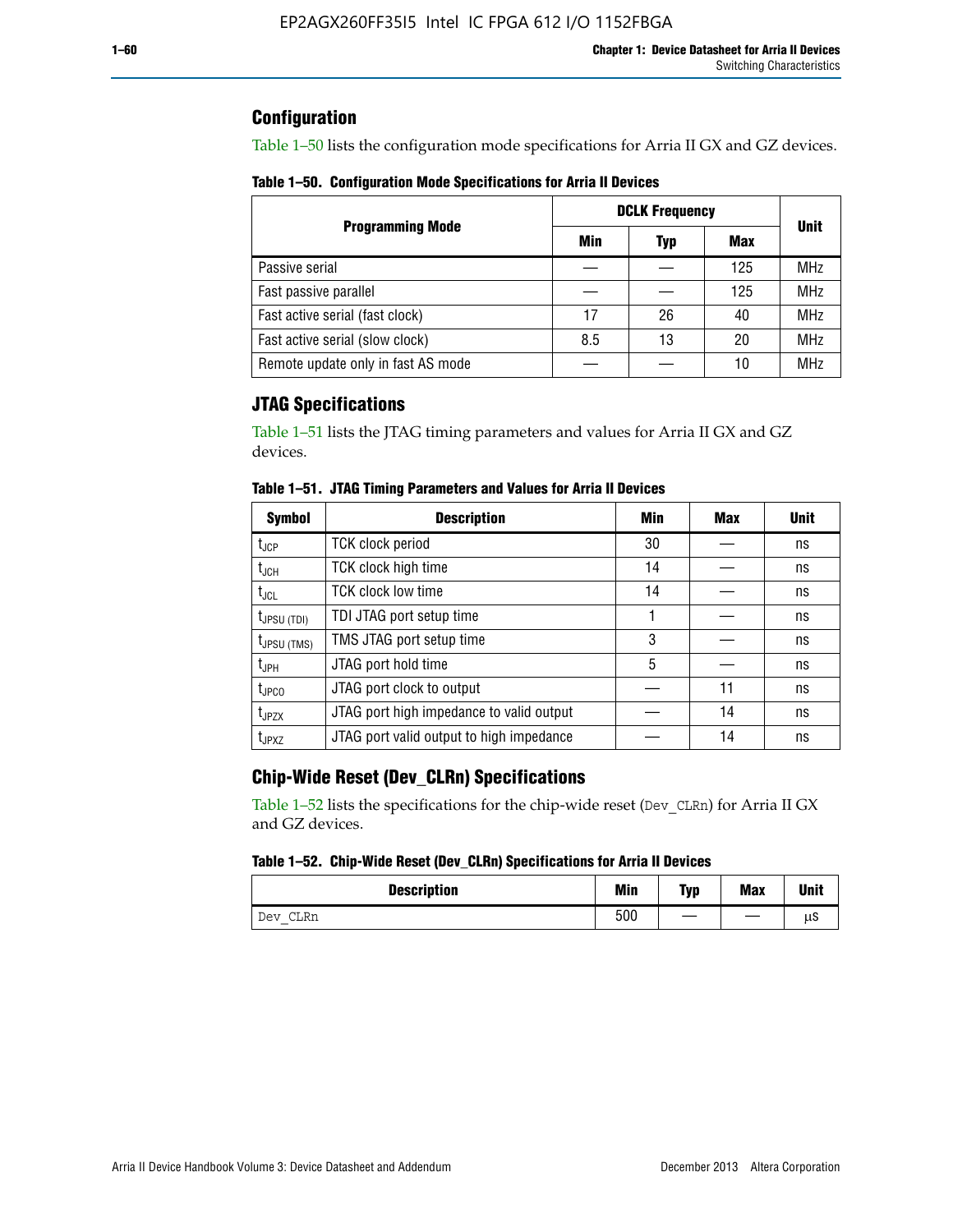## Configuration

Table 1–50 lists the configuration mode specifications for Arria II GX and GZ devices.

**Table 1–50. Configuration Mode Specifications for Arria II Devices**

| Programming Mode | DCLK Frequency | | | Unit |
|---|---|---|---|---|
| | Min | Typ | Max | |
| Passive serial | — | — | 125 | MHz |
| Fast passive parallel | — | — | 125 | MHz |
| Fast active serial (fast clock) | 17 | 26 | 40 | MHz |
| Fast active serial (slow clock) | 8.5 | 13 | 20 | MHz |
| Remote update only in fast AS mode | — | — | 10 | MHz |

## JTAG Specifications

Table 1–51 lists the JTAG timing parameters and values for Arria II GX and GZ devices.

**Table 1–51. JTAG Timing Parameters and Values for Arria II Devices**

| Symbol | Description | Min | Max | Unit |
|---|---|---|---|---|
| $t_{JCP}$ | TCK clock period | 30 | — | ns |
| $t_{JCH}$ | TCK clock high time | 14 | — | ns |
| $t_{JCL}$ | TCK clock low time | 14 | — | ns |
| $t_{JPSU (TDI)}$ | TDI JTAG port setup time | 1 | — | ns |
| $t_{JPSU (TMS)}$ | TMS JTAG port setup time | 3 | — | ns |
| $t_{JPH}$ | JTAG port hold time | 5 | — | ns |
| $t_{JPCO}$ | JTAG port clock to output | — | 11 | ns |
| $t_{JPZX}$ | JTAG port high impedance to valid output | — | 14 | ns |
| $t_{JPXZ}$ | JTAG port valid output to high impedance | — | 14 | ns |

## Chip-Wide Reset (Dev_CLRn) Specifications

Table 1–52 lists the specifications for the chip-wide reset (`Dev_CLRn`) for Arria II GX and GZ devices.

**Table 1–52. Chip-Wide Reset (Dev_CLRn) Specifications for Arria II Devices**

| Description | Min | Typ | Max | Unit |
|---|---|---|---|---|
| `Dev_CLRn` | 500 | — | — | µs |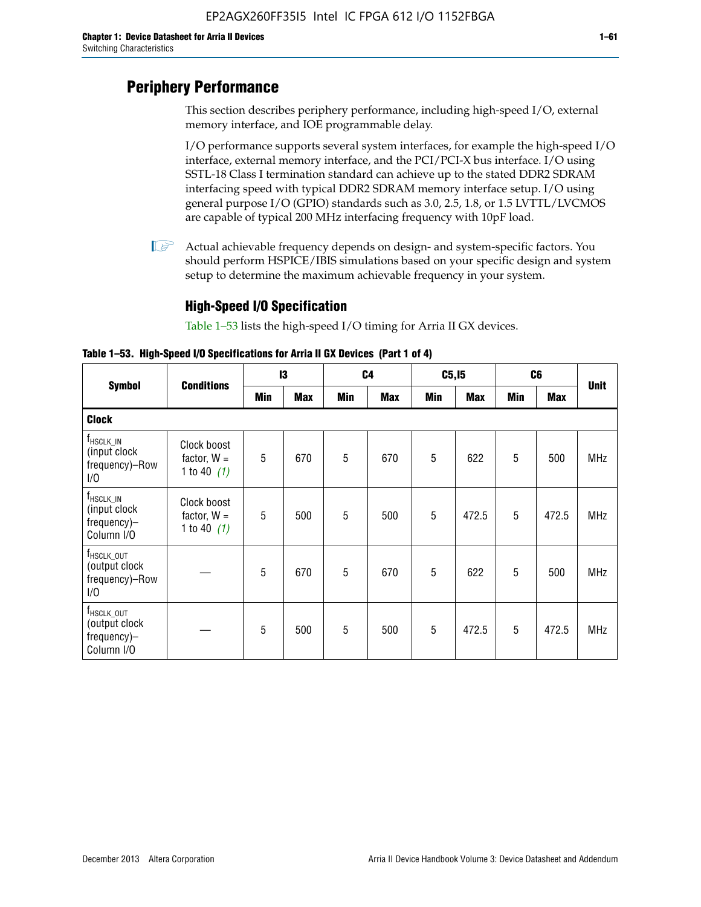# Periphery Performance

This section describes periphery performance, including high-speed I/O, external memory interface, and IOE programmable delay.

I/O performance supports several system interfaces, for example the high-speed I/O interface, external memory interface, and the PCI/PCI-X bus interface. I/O using SSTL-18 Class I termination standard can achieve up to the stated DDR2 SDRAM interfacing speed with typical DDR2 SDRAM memory interface setup. I/O using general purpose I/O (GPIO) standards such as 3.0, 2.5, 1.8, or 1.5 LVTTL/LVCMOS are capable of typical 200 MHz interfacing frequency with 10pF load.

Actual achievable frequency depends on design- and system-specific factors. You should perform HSPICE/IBIS simulations based on your specific design and system setup to determine the maximum achievable frequency in your system.

## High-Speed I/O Specification

Table 1–53 lists the high-speed I/O timing for Arria II GX devices.

**Table 1–53. High-Speed I/O Specifications for Arria II GX Devices (Part 1 of 4)**

| Symbol | Conditions | I3 | | C4 | | C5,I5 | | C6 | | Unit |
|---|---|---|---|---|---|---|---|---|---|---|
| | | Min | Max | Min | Max | Min | Max | Min | Max | |
| **Clock** | | | | | | | | | | |
| $f_{HSCLK\_IN}$ (input clock frequency)–Row I/O | Clock boost factor, W = 1 to 40 *(1)* | 5 | 670 | 5 | 670 | 5 | 622 | 5 | 500 | MHz |
| $f_{HSCLK\_IN}$ (input clock frequency)–Column I/O | Clock boost factor, W = 1 to 40 *(1)* | 5 | 500 | 5 | 500 | 5 | 472.5 | 5 | 472.5 | MHz |
| $f_{HSCLK\_OUT}$ (output clock frequency)–Row I/O | — | 5 | 670 | 5 | 670 | 5 | 622 | 5 | 500 | MHz |
| $f_{HSCLK\_OUT}$ (output clock frequency)–Column I/O | — | 5 | 500 | 5 | 500 | 5 | 472.5 | 5 | 472.5 | MHz |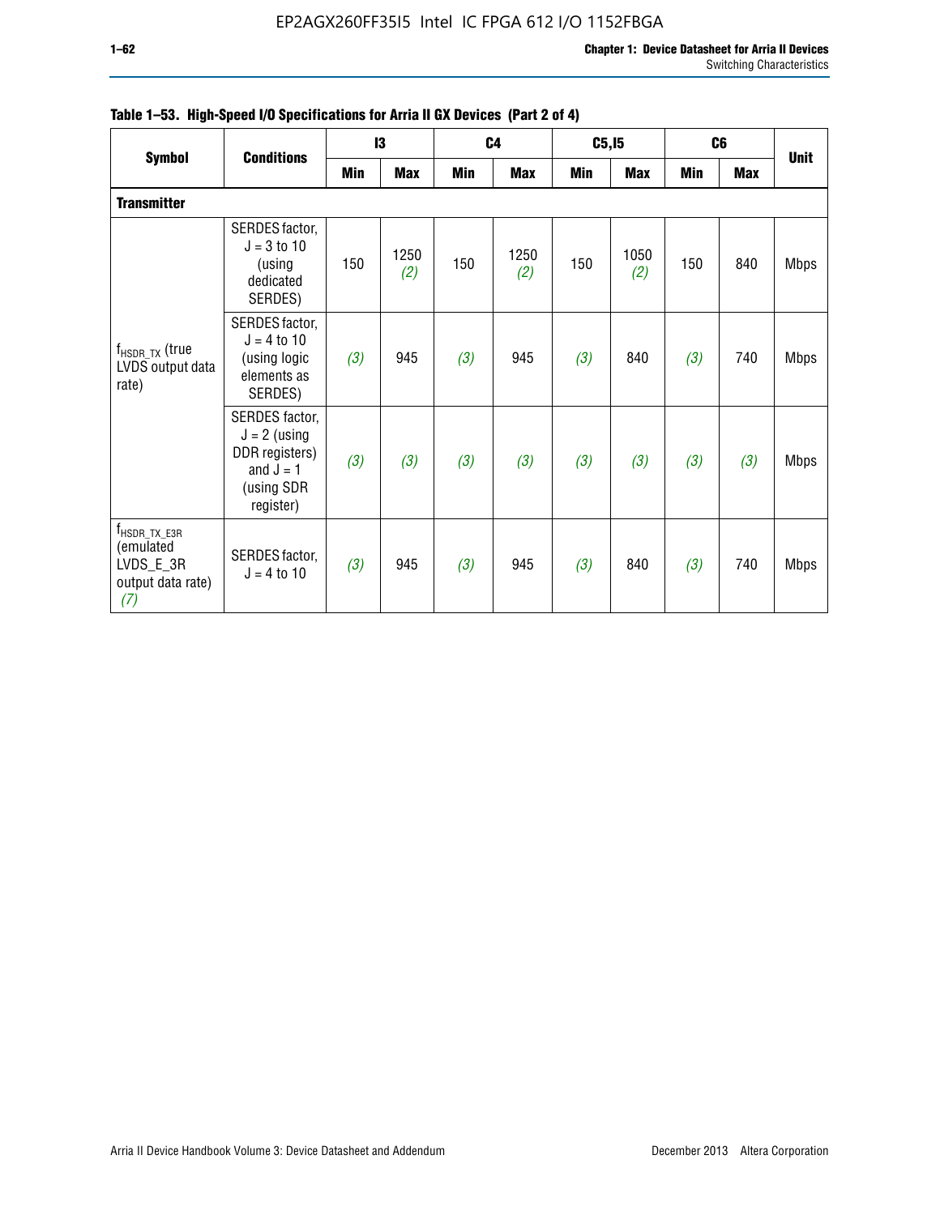**Table 1–53. High-Speed I/O Specifications for Arria II GX Devices (Part 2 of 4)**

| Symbol | Conditions | I3 | | C4 | | C5,I5 | | C6 | | Unit |
|---|---|---|---|---|---|---|---|---|---|---|
| | | Min | Max | Min | Max | Min | Max | Min | Max | |
| **Transmitter** | | | | | | | | | | |
| $f_{HSDR\_TX}$ (true LVDS output data rate) | SERDES factor, J = 3 to 10 (using dedicated SERDES) | 150 | 1250 *(2)* | 150 | 1250 *(2)* | 150 | 1050 *(2)* | 150 | 840 | Mbps |
| | SERDES factor, J = 4 to 10 (using logic elements as SERDES) | *(3)* | 945 | *(3)* | 945 | *(3)* | 840 | *(3)* | 740 | Mbps |
| | SERDES factor, J = 2 (using DDR registers) and J = 1 (using SDR register) | *(3)* | *(3)* | *(3)* | *(3)* | *(3)* | *(3)* | *(3)* | *(3)* | Mbps |
| $f_{HSDR\_TX\_E3R}$ (emulated LVDS_E_3R output data rate) *(7)* | SERDES factor, J = 4 to 10 | *(3)* | 945 | *(3)* | 945 | *(3)* | 840 | *(3)* | 740 | Mbps |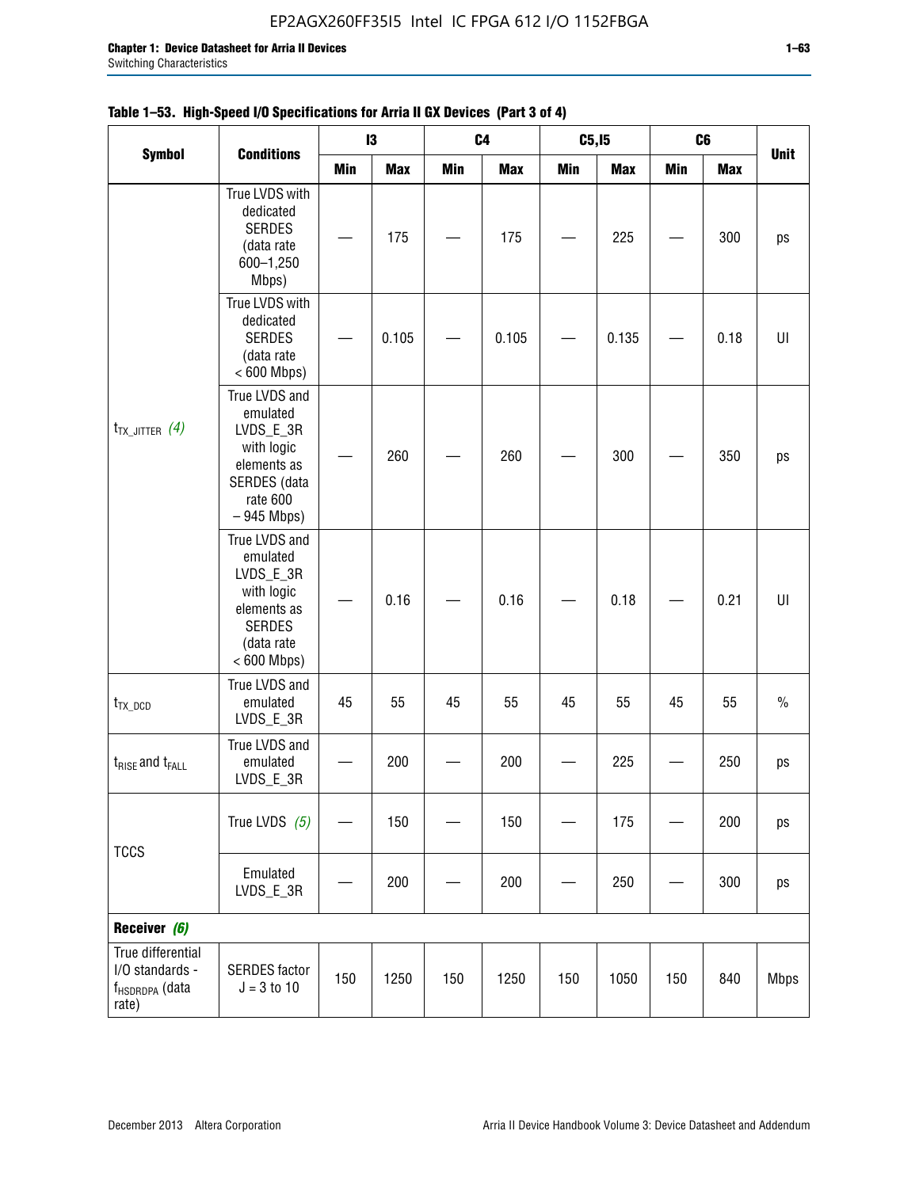**Table 1–53. High-Speed I/O Specifications for Arria II GX Devices (Part 3 of 4)**

| Symbol | Conditions | I3 | | C4 | | C5,I5 | | C6 | | Unit |
|---|---|---|---|---|---|---|---|---|---|---|
| | | Min | Max | Min | Max | Min | Max | Min | Max | |
| $t_{TX\_JITTER}$ *(4)* | True LVDS with dedicated SERDES (data rate 600–1,250 Mbps) | — | 175 | — | 175 | — | 225 | — | 300 | ps |
| | True LVDS with dedicated SERDES (data rate < 600 Mbps) | — | 0.105 | — | 0.105 | — | 0.135 | — | 0.18 | UI |
| | True LVDS and emulated LVDS_E_3R with logic elements as SERDES (data rate 600 – 945 Mbps) | — | 260 | — | 260 | — | 300 | — | 350 | ps |
| | True LVDS and emulated LVDS_E_3R with logic elements as SERDES (data rate < 600 Mbps) | — | 0.16 | — | 0.16 | — | 0.18 | — | 0.21 | UI |
| $t_{TX\_DCD}$ | True LVDS and emulated LVDS_E_3R | 45 | 55 | 45 | 55 | 45 | 55 | 45 | 55 | % |
| $t_{RISE}$ and $t_{FALL}$ | True LVDS and emulated LVDS_E_3R | — | 200 | — | 200 | — | 225 | — | 250 | ps |
| TCCS | True LVDS *(5)* | — | 150 | — | 150 | — | 175 | — | 200 | ps |
| | Emulated LVDS_E_3R | — | 200 | — | 200 | — | 250 | — | 300 | ps |
| **Receiver *(6)*** | | | | | | | | | | |
| True differential I/O standards - $f_{HSDRDPA}$ (data rate) | SERDES factor J = 3 to 10 | 150 | 1250 | 150 | 1250 | 150 | 1050 | 150 | 840 | Mbps |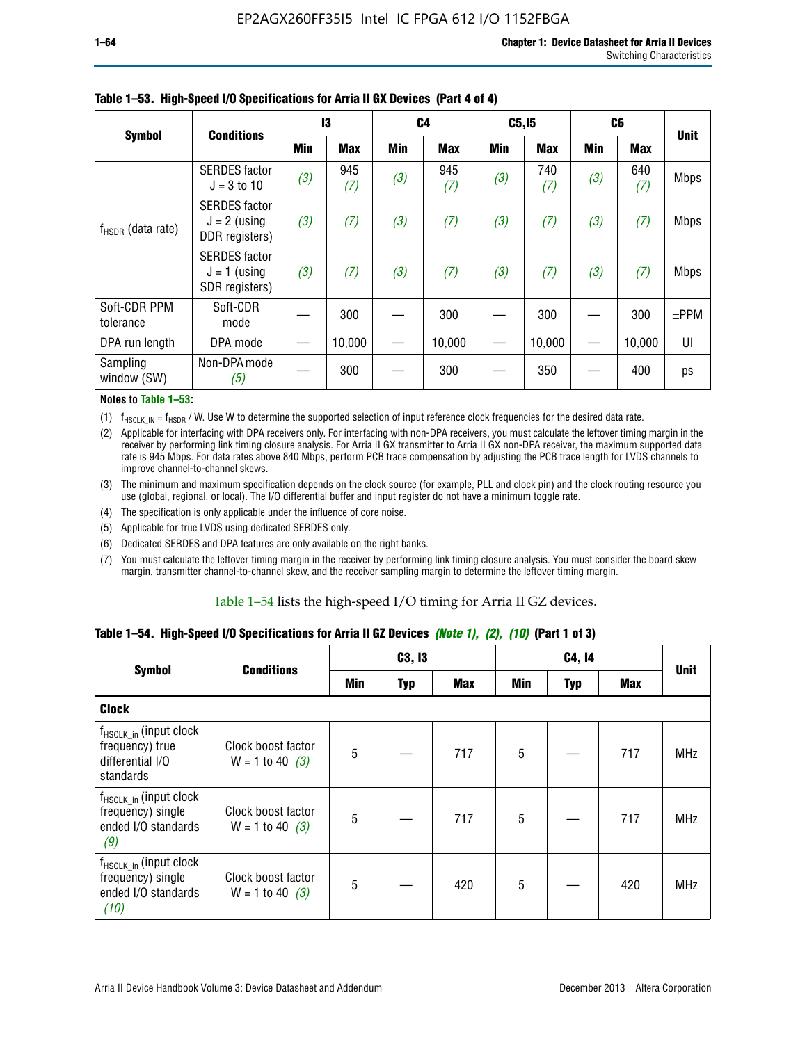**Table 1–53. High-Speed I/O Specifications for Arria II GX Devices (Part 4 of 4)**

| Symbol | Conditions | I3 | | C4 | | C5,I5 | | C6 | | Unit |
|---|---|---|---|---|---|---|---|---|---|---|
| | | Min | Max | Min | Max | Min | Max | Min | Max | |
| $f_{HSDR}$ (data rate) | SERDES factor J = 3 to 10 | (3) | 945 (7) | (3) | 945 (7) | (3) | 740 (7) | (3) | 640 (7) | Mbps |
| | SERDES factor J = 2 (using DDR registers) | (3) | (7) | (3) | (7) | (3) | (7) | (3) | (7) | Mbps |
| | SERDES factor J = 1 (using SDR registers) | (3) | (7) | (3) | (7) | (3) | (7) | (3) | (7) | Mbps |
| Soft-CDR PPM tolerance | Soft-CDR mode | — | 300 | — | 300 | — | 300 | — | 300 | ±PPM |
| DPA run length | DPA mode | — | 10,000 | — | 10,000 | — | 10,000 | — | 10,000 | UI |
| Sampling window (SW) | Non-DPA mode (5) | — | 300 | — | 300 | — | 350 | — | 400 | ps |

**Notes to Table 1–53:**

(1) $f_{HSCLK\_IN} = f_{HSDR} / W$. Use W to determine the supported selection of input reference clock frequencies for the desired data rate.

(2) Applicable for interfacing with DPA receivers only. For interfacing with non-DPA receivers, you must calculate the leftover timing margin in the receiver by performing link timing closure analysis. For Arria II GX transmitter to Arria II GX non-DPA receiver, the maximum supported data rate is 945 Mbps. For data rates above 840 Mbps, perform PCB trace compensation by adjusting the PCB trace length for LVDS channels to improve channel-to-channel skews.

(3) The minimum and maximum specification depends on the clock source (for example, PLL and clock pin) and the clock routing resource you use (global, regional, or local). The I/O differential buffer and input register do not have a minimum toggle rate.

(4) The specification is only applicable under the influence of core noise.

(5) Applicable for true LVDS using dedicated SERDES only.

(6) Dedicated SERDES and DPA features are only available on the right banks.

(7) You must calculate the leftover timing margin in the receiver by performing link timing closure analysis. You must consider the board skew margin, transmitter channel-to-channel skew, and the receiver sampling margin to determine the leftover timing margin.

Table 1–54 lists the high-speed I/O timing for Arria II GZ devices.

**Table 1–54. High-Speed I/O Specifications for Arria II GZ Devices *(Note 1), (2), (10)* (Part 1 of 3)**

| Symbol | Conditions | C3, I3 | | | C4, I4 | | | Unit |
|---|---|---|---|---|---|---|---|---|
| | | Min | Typ | Max | Min | Typ | Max | |
| **Clock** | | | | | | | | |
| $f_{HSCLK\_in}$ (input clock frequency) true differential I/O standards | Clock boost factor W = 1 to 40 (3) | 5 | — | 717 | 5 | — | 717 | MHz |
| $f_{HSCLK\_in}$ (input clock frequency) single ended I/O standards (9) | Clock boost factor W = 1 to 40 (3) | 5 | — | 717 | 5 | — | 717 | MHz |
| $f_{HSCLK\_in}$ (input clock frequency) single ended I/O standards (10) | Clock boost factor W = 1 to 40 (3) | 5 | — | 420 | 5 | — | 420 | MHz |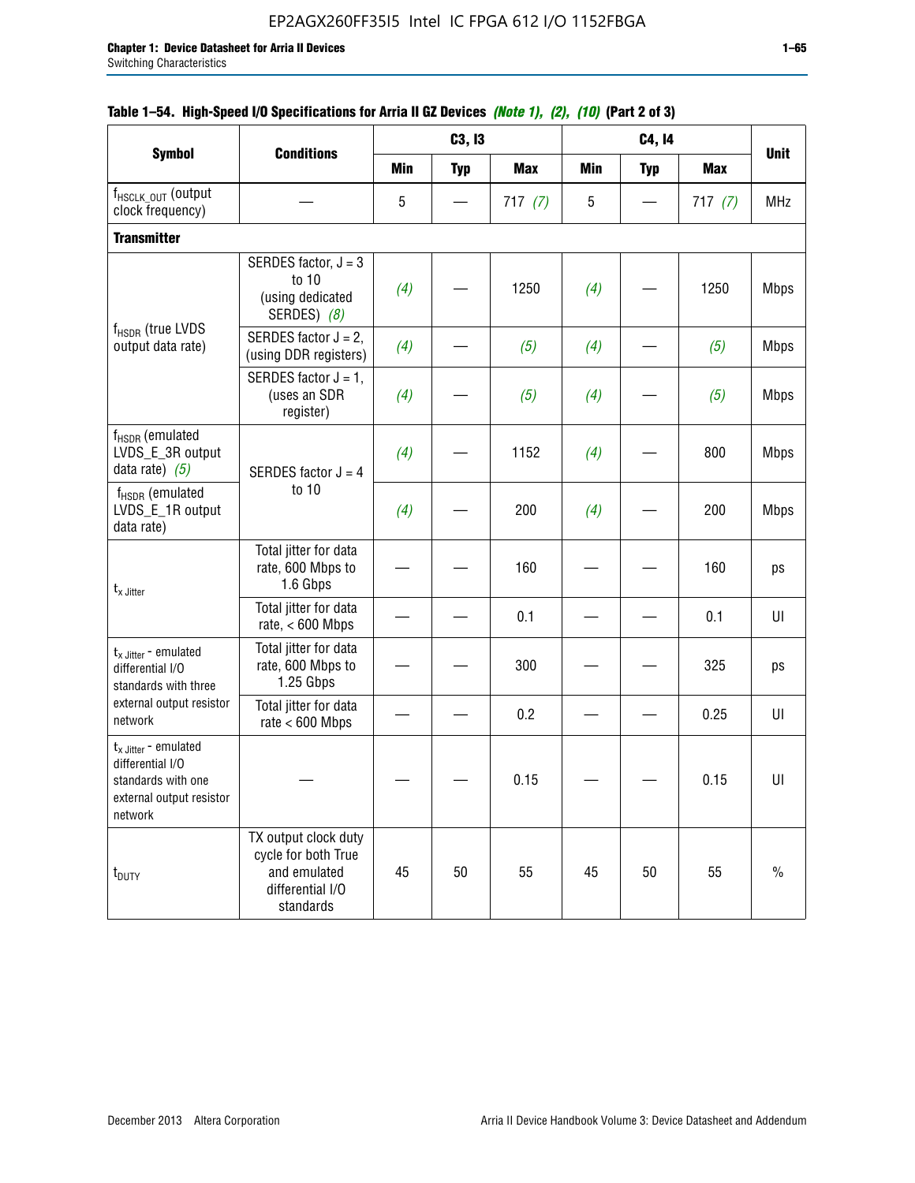EP2AGX260FF35I5 Intel IC FPGA 612 I/O 1152FBGA

**Table 1–54. High-Speed I/O Specifications for Arria II GZ Devices *(Note 1)*, *(2)*, *(10)* (Part 2 of 3)**

| Symbol | Conditions | C3, I3 | | | C4, I4 | | | Unit |
|---|---|---|---|---|---|---|---|---|
| | | Min | Typ | Max | Min | Typ | Max | |
| $f_{HSCLK\_OUT}$ (output clock frequency) | — | 5 | — | 717 *(7)* | 5 | — | 717 *(7)* | MHz |
| **Transmitter** | | | | | | | | |
| $f_{HSDR}$ (true LVDS output data rate) | SERDES factor, J = 3 to 10 (using dedicated SERDES) *(8)* | *(4)* | — | 1250 | *(4)* | — | 1250 | Mbps |
| | SERDES factor J = 2, (using DDR registers) | *(4)* | — | *(5)* | *(4)* | — | *(5)* | Mbps |
| | SERDES factor J = 1, (uses an SDR register) | *(4)* | — | *(5)* | *(4)* | — | *(5)* | Mbps |
| $f_{HSDR}$ (emulated LVDS_E_3R output data rate) *(5)* | SERDES factor J = 4 to 10 | *(4)* | — | 1152 | *(4)* | — | 800 | Mbps |
| $f_{HSDR}$ (emulated LVDS_E_1R output data rate) | | *(4)* | — | 200 | *(4)* | — | 200 | Mbps |
| $t_{x\ Jitter}$ | Total jitter for data rate, 600 Mbps to 1.6 Gbps | — | — | 160 | — | — | 160 | ps |
| | Total jitter for data rate, < 600 Mbps | — | — | 0.1 | — | — | 0.1 | UI |
| $t_{x\ Jitter}$ - emulated differential I/O standards with three external output resistor network | Total jitter for data rate, 600 Mbps to 1.25 Gbps | — | — | 300 | — | — | 325 | ps |
| | Total jitter for data rate < 600 Mbps | — | — | 0.2 | — | — | 0.25 | UI |
| $t_{x\ Jitter}$ - emulated differential I/O standards with one external output resistor network | — | — | — | 0.15 | — | — | 0.15 | UI |
| $t_{DUTY}$ | TX output clock duty cycle for both True and emulated differential I/O standards | 45 | 50 | 55 | 45 | 50 | 55 | % |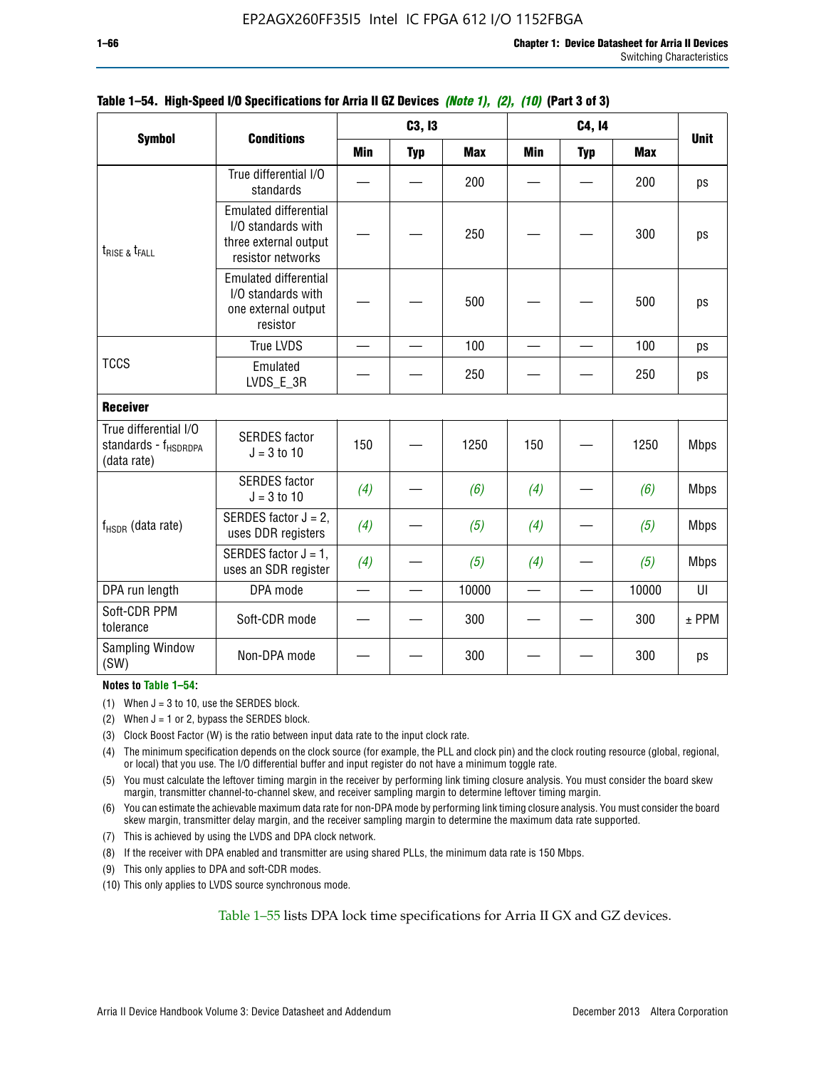**Table 1–54. High-Speed I/O Specifications for Arria II GZ Devices** ***(Note 1), (2), (10)*** **(Part 3 of 3)**

| Symbol | Conditions | C3, I3 | | | C4, I4 | | | Unit |
|---|---|---|---|---|---|---|---|---|
| | | Min | Typ | Max | Min | Typ | Max | |
| $t_{RISE}$ & $t_{FALL}$ | True differential I/O standards | — | — | 200 | — | — | 200 | ps |
| | Emulated differential I/O standards with three external output resistor networks | — | — | 250 | — | — | 300 | ps |
| | Emulated differential I/O standards with one external output resistor | — | — | 500 | — | — | 500 | ps |
| TCCS | True LVDS | — | — | 100 | — | — | 100 | ps |
| | Emulated LVDS_E_3R | — | — | 250 | — | — | 250 | ps |
| **Receiver** | | | | | | | | |
| True differential I/O standards - $f_{HSDRDPA}$ (data rate) | SERDES factor J = 3 to 10 | 150 | — | 1250 | 150 | — | 1250 | Mbps |
| $f_{HSDR}$ (data rate) | SERDES factor J = 3 to 10 | *(4)* | — | *(6)* | *(4)* | — | *(6)* | Mbps |
| | SERDES factor J = 2, uses DDR registers | *(4)* | — | *(5)* | *(4)* | — | *(5)* | Mbps |
| | SERDES factor J = 1, uses an SDR register | *(4)* | — | *(5)* | *(4)* | — | *(5)* | Mbps |
| DPA run length | DPA mode | — | — | 10000 | — | — | 10000 | UI |
| Soft-CDR PPM tolerance | Soft-CDR mode | — | — | 300 | — | — | 300 | ± PPM |
| Sampling Window (SW) | Non-DPA mode | — | — | 300 | — | — | 300 | ps |

**Notes to Table 1–54:**

(1) When J = 3 to 10, use the SERDES block.

(2) When J = 1 or 2, bypass the SERDES block.

(3) Clock Boost Factor (W) is the ratio between input data rate to the input clock rate.

(4) The minimum specification depends on the clock source (for example, the PLL and clock pin) and the clock routing resource (global, regional, or local) that you use. The I/O differential buffer and input register do not have a minimum toggle rate.

(5) You must calculate the leftover timing margin in the receiver by performing link timing closure analysis. You must consider the board skew margin, transmitter channel-to-channel skew, and receiver sampling margin to determine leftover timing margin.

(6) You can estimate the achievable maximum data rate for non-DPA mode by performing link timing closure analysis. You must consider the board skew margin, transmitter delay margin, and the receiver sampling margin to determine the maximum data rate supported.

(7) This is achieved by using the LVDS and DPA clock network.

(8) If the receiver with DPA enabled and transmitter are using shared PLLs, the minimum data rate is 150 Mbps.

(9) This only applies to DPA and soft-CDR modes.

(10) This only applies to LVDS source synchronous mode.

Table 1–55 lists DPA lock time specifications for Arria II GX and GZ devices.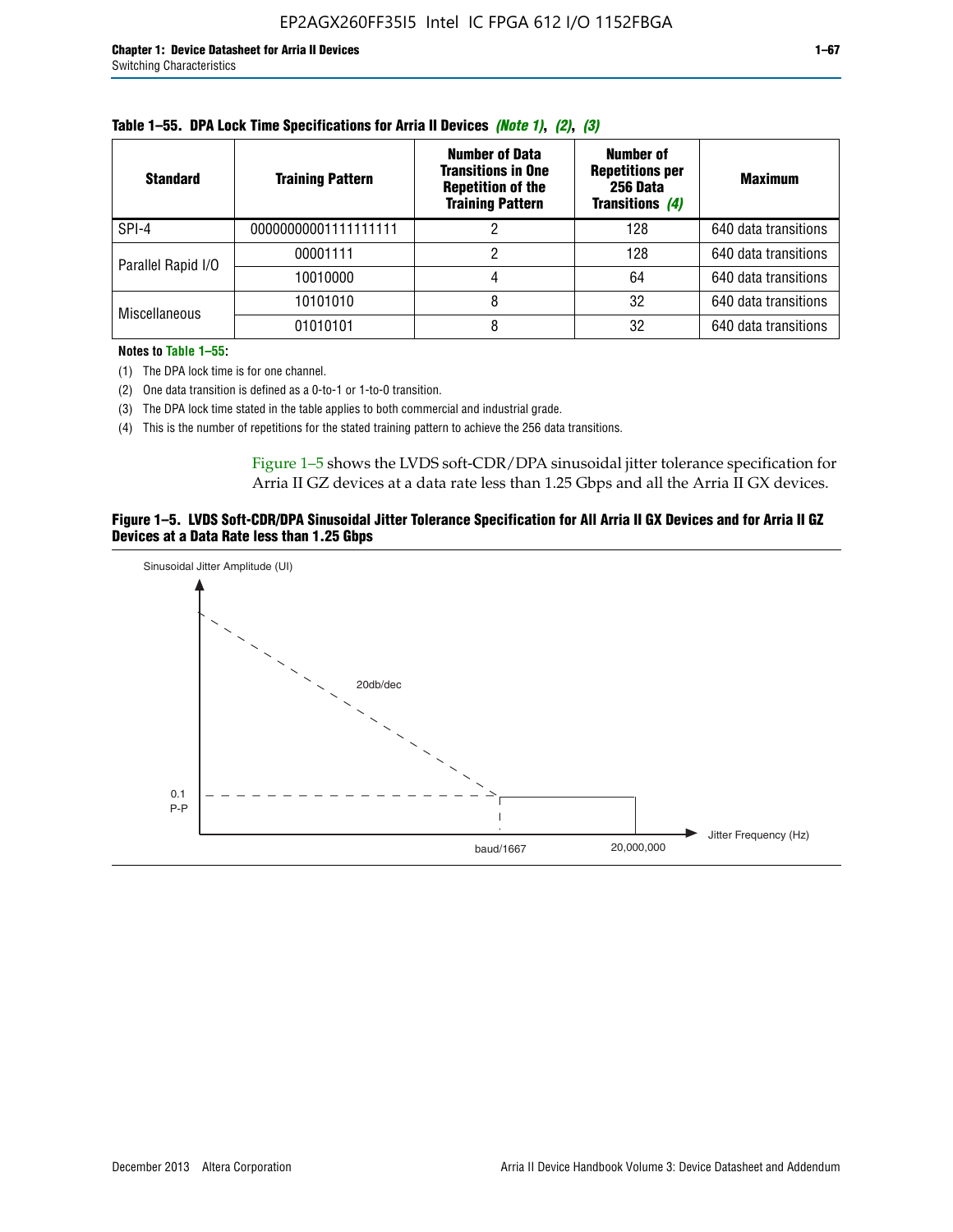**Table 1–55. DPA Lock Time Specifications for Arria II Devices (Note 1), (2), (3)**

| Standard | Training Pattern | Number of Data Transitions in One Repetition of the Training Pattern | Number of Repetitions per 256 Data Transitions (4) | Maximum |
|---|---|---|---|---|
| SPI-4 | 00000000001111111111 | 2 | 128 | 640 data transitions |
| Parallel Rapid I/O | 00001111 | 2 | 128 | 640 data transitions |
| | 10010000 | 4 | 64 | 640 data transitions |
| Miscellaneous | 10101010 | 8 | 32 | 640 data transitions |
| | 01010101 | 8 | 32 | 640 data transitions |

**Notes to Table 1–55:**

(1) The DPA lock time is for one channel.

(2) One data transition is defined as a 0-to-1 or 1-to-0 transition.

(3) The DPA lock time stated in the table applies to both commercial and industrial grade.

(4) This is the number of repetitions for the stated training pattern to achieve the 256 data transitions.

Figure 1–5 shows the LVDS soft-CDR/DPA sinusoidal jitter tolerance specification for Arria II GZ devices at a data rate less than 1.25 Gbps and all the Arria II GX devices.

**Figure 1–5. LVDS Soft-CDR/DPA Sinusoidal Jitter Tolerance Specification for All Arria II GX Devices and for Arria II GZ Devices at a Data Rate less than 1.25 Gbps**

Sinusoidal Jitter Amplitude (UI)

20db/dec

0.1 P-P

baud/1667

20,000,000

Jitter Frequency (Hz)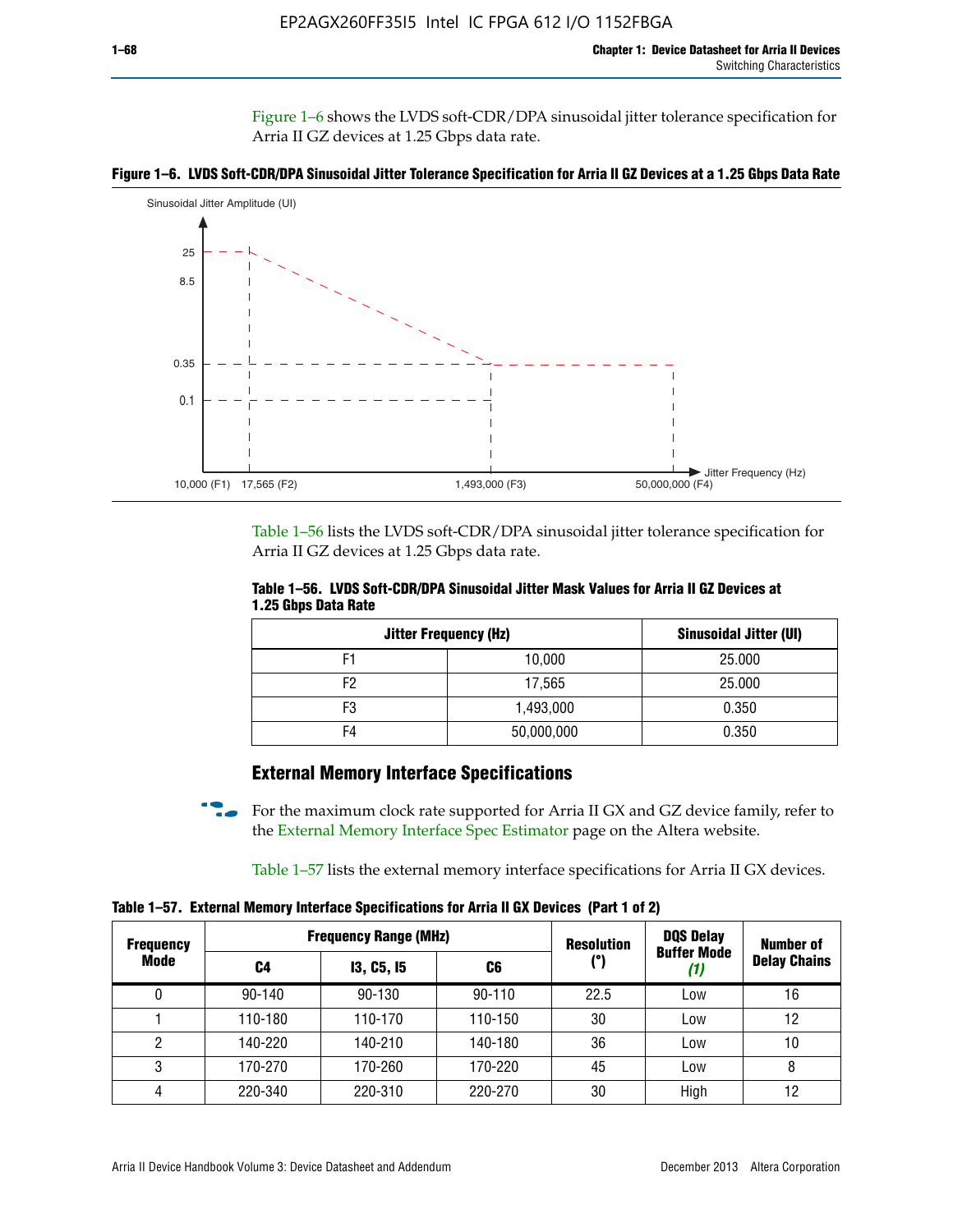Figure 1–6 shows the LVDS soft-CDR/DPA sinusoidal jitter tolerance specification for Arria II GZ devices at 1.25 Gbps data rate.

**Figure 1–6. LVDS Soft-CDR/DPA Sinusoidal Jitter Tolerance Specification for Arria II GZ Devices at a 1.25 Gbps Data Rate**

Table 1–56 lists the LVDS soft-CDR/DPA sinusoidal jitter tolerance specification for Arria II GZ devices at 1.25 Gbps data rate.

**Table 1–56. LVDS Soft-CDR/DPA Sinusoidal Jitter Mask Values for Arria II GZ Devices at 1.25 Gbps Data Rate**

| Jitter Frequency (Hz) | | Sinusoidal Jitter (UI) |
|---|---|---|
| F1 | 10,000 | 25.000 |
| F2 | 17,565 | 25.000 |
| F3 | 1,493,000 | 0.350 |
| F4 | 50,000,000 | 0.350 |

## External Memory Interface Specifications

For the maximum clock rate supported for Arria II GX and GZ device family, refer to the External Memory Interface Spec Estimator page on the Altera website.

Table 1–57 lists the external memory interface specifications for Arria II GX devices.

**Table 1–57. External Memory Interface Specifications for Arria II GX Devices (Part 1 of 2)**

| Frequency Mode | Frequency Range (MHz) | | | Resolution (°) | DQS Delay Buffer Mode *(1)* | Number of Delay Chains |
|---|---|---|---|---|---|---|
| | C4 | I3, C5, I5 | C6 | | | |
| 0 | 90-140 | 90-130 | 90-110 | 22.5 | Low | 16 |
| 1 | 110-180 | 110-170 | 110-150 | 30 | Low | 12 |
| 2 | 140-220 | 140-210 | 140-180 | 36 | Low | 10 |
| 3 | 170-270 | 170-260 | 170-220 | 45 | Low | 8 |
| 4 | 220-340 | 220-310 | 220-270 | 30 | High | 12 |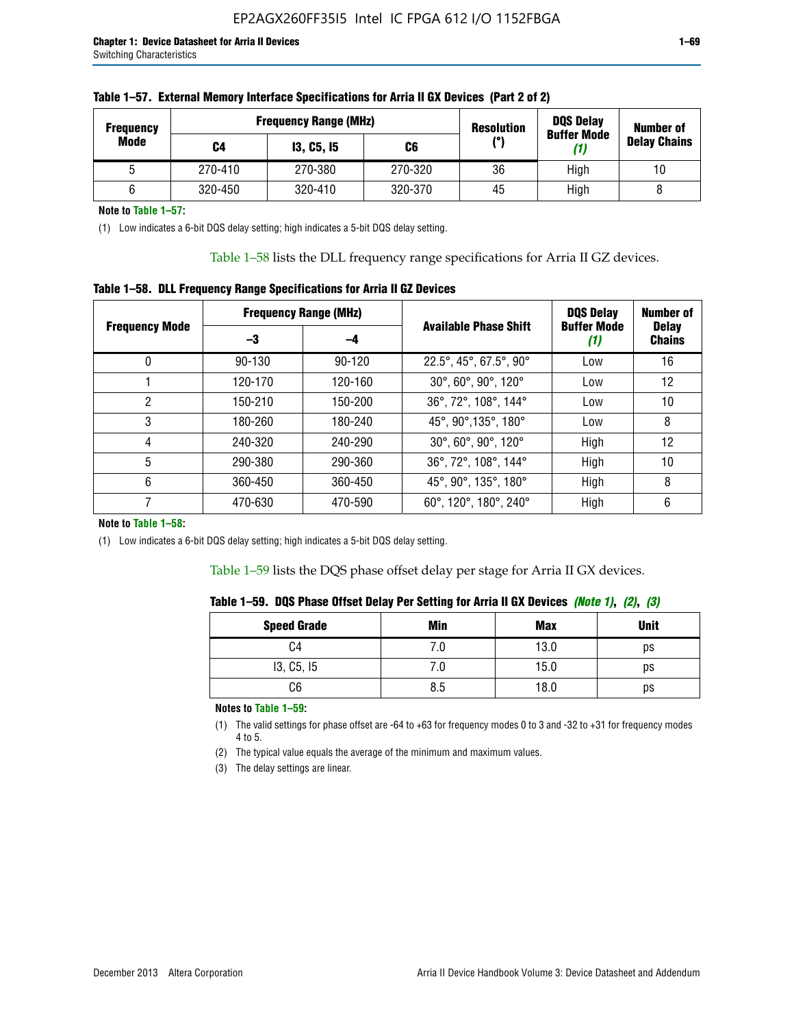**Table 1–57. External Memory Interface Specifications for Arria II GX Devices (Part 2 of 2)**

| Frequency Mode | Frequency Range (MHz) | | | Resolution (°) | DQS Delay Buffer Mode (1) | Number of Delay Chains |
|---|---|---|---|---|---|---|
| | C4 | I3, C5, I5 | C6 | | | |
| 5 | 270-410 | 270-380 | 270-320 | 36 | High | 10 |
| 6 | 320-450 | 320-410 | 320-370 | 45 | High | 8 |

**Note to Table 1–57:**

(1) Low indicates a 6-bit DQS delay setting; high indicates a 5-bit DQS delay setting.

Table 1–58 lists the DLL frequency range specifications for Arria II GZ devices.

**Table 1–58. DLL Frequency Range Specifications for Arria II GZ Devices**

| Frequency Mode | Frequency Range (MHz) | | Available Phase Shift | DQS Delay Buffer Mode (1) | Number of Delay Chains |
|---|---|---|---|---|---|
| | –3 | –4 | | | |
| 0 | 90-130 | 90-120 | 22.5°, 45°, 67.5°, 90° | Low | 16 |
| 1 | 120-170 | 120-160 | 30°, 60°, 90°, 120° | Low | 12 |
| 2 | 150-210 | 150-200 | 36°, 72°, 108°, 144° | Low | 10 |
| 3 | 180-260 | 180-240 | 45°, 90°,135°, 180° | Low | 8 |
| 4 | 240-320 | 240-290 | 30°, 60°, 90°, 120° | High | 12 |
| 5 | 290-380 | 290-360 | 36°, 72°, 108°, 144° | High | 10 |
| 6 | 360-450 | 360-450 | 45°, 90°, 135°, 180° | High | 8 |
| 7 | 470-630 | 470-590 | 60°, 120°, 180°, 240° | High | 6 |

**Note to Table 1–58:**

(1) Low indicates a 6-bit DQS delay setting; high indicates a 5-bit DQS delay setting.

Table 1–59 lists the DQS phase offset delay per stage for Arria II GX devices.

**Table 1–59. DQS Phase Offset Delay Per Setting for Arria II GX Devices** *(Note 1)*, *(2)*, *(3)*

| Speed Grade | Min | Max | Unit |
|---|---|---|---|
| C4 | 7.0 | 13.0 | ps |
| I3, C5, I5 | 7.0 | 15.0 | ps |
| C6 | 8.5 | 18.0 | ps |

**Notes to Table 1–59:**

(1) The valid settings for phase offset are -64 to +63 for frequency modes 0 to 3 and -32 to +31 for frequency modes 4 to 5.

(2) The typical value equals the average of the minimum and maximum values.

(3) The delay settings are linear.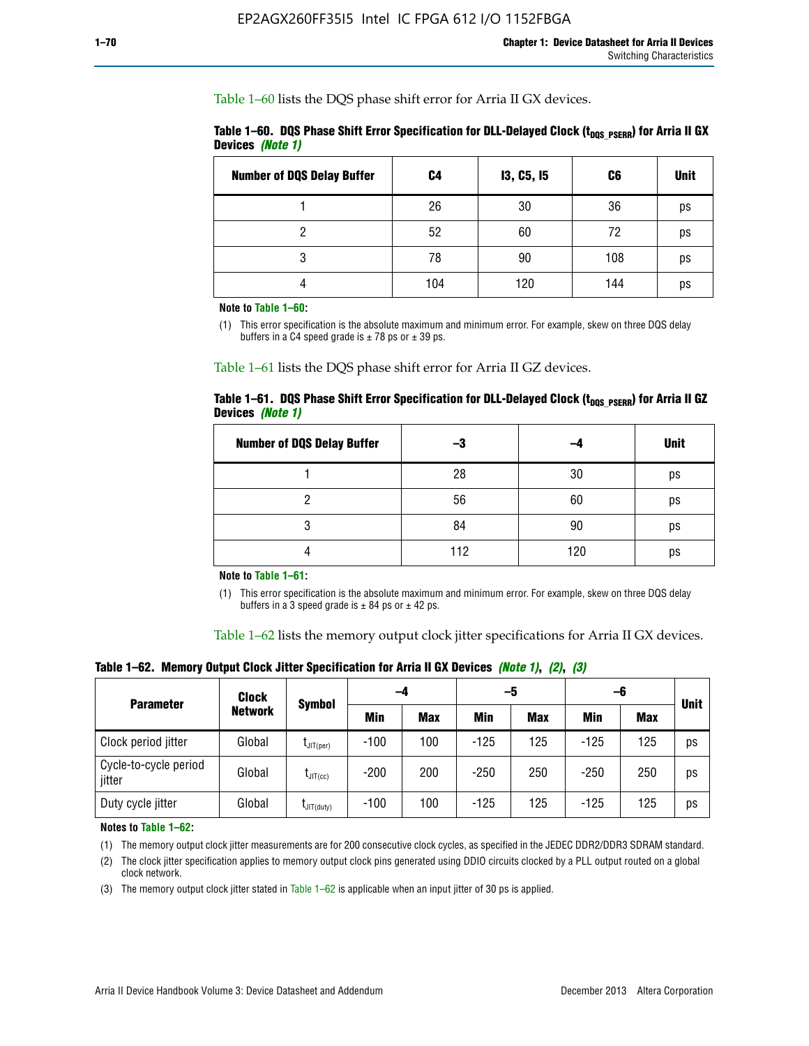Table 1–60 lists the DQS phase shift error for Arria II GX devices.

**Table 1–60. DQS Phase Shift Error Specification for DLL-Delayed Clock ($t_{DQS\_PSERR}$) for Arria II GX Devices *(Note 1)***

| Number of DQS Delay Buffer | C4 | I3, C5, I5 | C6 | Unit |
|---|---|---|---|---|
| 1 | 26 | 30 | 36 | ps |
| 2 | 52 | 60 | 72 | ps |
| 3 | 78 | 90 | 108 | ps |
| 4 | 104 | 120 | 144 | ps |

**Note to Table 1–60:**

(1) This error specification is the absolute maximum and minimum error. For example, skew on three DQS delay buffers in a C4 speed grade is ± 78 ps or ± 39 ps.

Table 1–61 lists the DQS phase shift error for Arria II GZ devices.

**Table 1–61. DQS Phase Shift Error Specification for DLL-Delayed Clock ($t_{DQS\_PSERR}$) for Arria II GZ Devices *(Note 1)***

| Number of DQS Delay Buffer | –3 | –4 | Unit |
|---|---|---|---|
| 1 | 28 | 30 | ps |
| 2 | 56 | 60 | ps |
| 3 | 84 | 90 | ps |
| 4 | 112 | 120 | ps |

**Note to Table 1–61:**

(1) This error specification is the absolute maximum and minimum error. For example, skew on three DQS delay buffers in a 3 speed grade is ± 84 ps or ± 42 ps.

Table 1–62 lists the memory output clock jitter specifications for Arria II GX devices.

**Table 1–62. Memory Output Clock Jitter Specification for Arria II GX Devices *(Note 1)*, *(2)*, *(3)***

| Parameter | Clock Network | Symbol | –4 | | –5 | | –6 | | Unit |
|---|---|---|---|---|---|---|---|---|---|
| | | | Min | Max | Min | Max | Min | Max | |
| Clock period jitter | Global | $t_{JIT(per)}$ | -100 | 100 | -125 | 125 | -125 | 125 | ps |
| Cycle-to-cycle period jitter | Global | $t_{JIT(cc)}$ | -200 | 200 | -250 | 250 | -250 | 250 | ps |
| Duty cycle jitter | Global | $t_{JIT(duty)}$ | -100 | 100 | -125 | 125 | -125 | 125 | ps |

**Notes to Table 1–62:**

(1) The memory output clock jitter measurements are for 200 consecutive clock cycles, as specified in the JEDEC DDR2/DDR3 SDRAM standard.

(2) The clock jitter specification applies to memory output clock pins generated using DDIO circuits clocked by a PLL output routed on a global clock network.

(3) The memory output clock jitter stated in Table 1–62 is applicable when an input jitter of 30 ps is applied.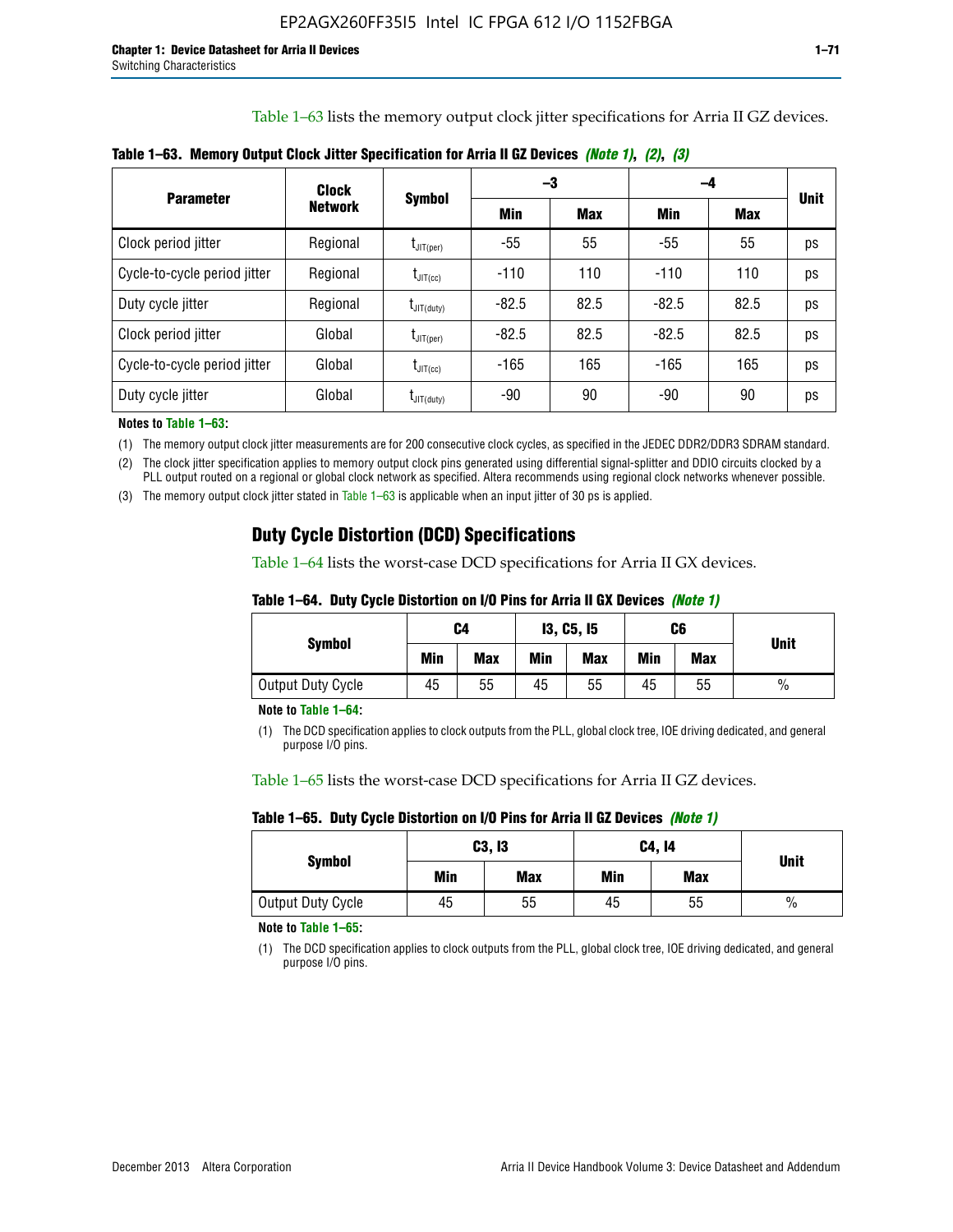Table 1–63 lists the memory output clock jitter specifications for Arria II GZ devices.

**Table 1–63. Memory Output Clock Jitter Specification for Arria II GZ Devices *(Note 1)*, *(2)*, *(3)***

| Parameter | Clock Network | Symbol | –3 | | –4 | | Unit |
|---|---|---|---|---|---|---|---|
| | | | Min | Max | Min | Max | |
| Clock period jitter | Regional | $t_{JIT(per)}$ | -55 | 55 | -55 | 55 | ps |
| Cycle-to-cycle period jitter | Regional | $t_{JIT(cc)}$ | -110 | 110 | -110 | 110 | ps |
| Duty cycle jitter | Regional | $t_{JIT(duty)}$ | -82.5 | 82.5 | -82.5 | 82.5 | ps |
| Clock period jitter | Global | $t_{JIT(per)}$ | -82.5 | 82.5 | -82.5 | 82.5 | ps |
| Cycle-to-cycle period jitter | Global | $t_{JIT(cc)}$ | -165 | 165 | -165 | 165 | ps |
| Duty cycle jitter | Global | $t_{JIT(duty)}$ | -90 | 90 | -90 | 90 | ps |

**Notes to Table 1–63:**

(1) The memory output clock jitter measurements are for 200 consecutive clock cycles, as specified in the JEDEC DDR2/DDR3 SDRAM standard.

(2) The clock jitter specification applies to memory output clock pins generated using differential signal-splitter and DDIO circuits clocked by a PLL output routed on a regional or global clock network as specified. Altera recommends using regional clock networks whenever possible.

(3) The memory output clock jitter stated in Table 1–63 is applicable when an input jitter of 30 ps is applied.

## Duty Cycle Distortion (DCD) Specifications

Table 1–64 lists the worst-case DCD specifications for Arria II GX devices.

**Table 1–64. Duty Cycle Distortion on I/O Pins for Arria II GX Devices *(Note 1)***

| Symbol | C4 | | I3, C5, I5 | | C6 | | Unit |
|---|---|---|---|---|---|---|---|
| | Min | Max | Min | Max | Min | Max | |
| Output Duty Cycle | 45 | 55 | 45 | 55 | 45 | 55 | % |

**Note to Table 1–64:**

(1) The DCD specification applies to clock outputs from the PLL, global clock tree, IOE driving dedicated, and general purpose I/O pins.

Table 1–65 lists the worst-case DCD specifications for Arria II GZ devices.

**Table 1–65. Duty Cycle Distortion on I/O Pins for Arria II GZ Devices *(Note 1)***

| Symbol | C3, I3 | | C4, I4 | | Unit |
|---|---|---|---|---|---|
| | Min | Max | Min | Max | |
| Output Duty Cycle | 45 | 55 | 45 | 55 | % |

**Note to Table 1–65:**

(1) The DCD specification applies to clock outputs from the PLL, global clock tree, IOE driving dedicated, and general purpose I/O pins.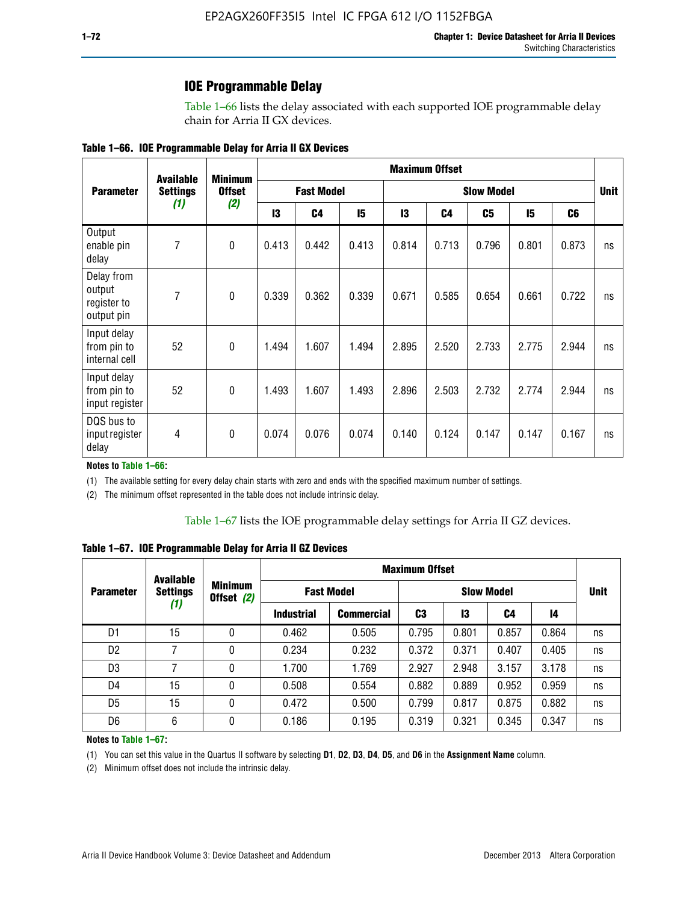## IOE Programmable Delay

Table 1–66 lists the delay associated with each supported IOE programmable delay chain for Arria II GX devices.

**Table 1–66. IOE Programmable Delay for Arria II GX Devices**

| Parameter | Available Settings *(1)* | Minimum Offset *(2)* | Maximum Offset | | | | | | | | Unit |
|---|---|---|---|---|---|---|---|---|---|---|---|
| | | | Fast Model | | | Slow Model | | | | | |
| | | | I3 | C4 | I5 | I3 | C4 | C5 | I5 | C6 | |
| Output enable pin delay | 7 | 0 | 0.413 | 0.442 | 0.413 | 0.814 | 0.713 | 0.796 | 0.801 | 0.873 | ns |
| Delay from output register to output pin | 7 | 0 | 0.339 | 0.362 | 0.339 | 0.671 | 0.585 | 0.654 | 0.661 | 0.722 | ns |
| Input delay from pin to internal cell | 52 | 0 | 1.494 | 1.607 | 1.494 | 2.895 | 2.520 | 2.733 | 2.775 | 2.944 | ns |
| Input delay from pin to input register | 52 | 0 | 1.493 | 1.607 | 1.493 | 2.896 | 2.503 | 2.732 | 2.774 | 2.944 | ns |
| DQS bus to input register delay | 4 | 0 | 0.074 | 0.076 | 0.074 | 0.140 | 0.124 | 0.147 | 0.147 | 0.167 | ns |

**Notes to Table 1–66:**

(1) The available setting for every delay chain starts with zero and ends with the specified maximum number of settings.

(2) The minimum offset represented in the table does not include intrinsic delay.

Table 1–67 lists the IOE programmable delay settings for Arria II GZ devices.

**Table 1–67. IOE Programmable Delay for Arria II GZ Devices**

| Parameter | Available Settings *(1)* | Minimum Offset *(2)* | Maximum Offset | | | | | | Unit |
|---|---|---|---|---|---|---|---|---|---|
| | | | Fast Model | | Slow Model | | | | |
| | | | Industrial | Commercial | C3 | I3 | C4 | I4 | |
| D1 | 15 | 0 | 0.462 | 0.505 | 0.795 | 0.801 | 0.857 | 0.864 | ns |
| D2 | 7 | 0 | 0.234 | 0.232 | 0.372 | 0.371 | 0.407 | 0.405 | ns |
| D3 | 7 | 0 | 1.700 | 1.769 | 2.927 | 2.948 | 3.157 | 3.178 | ns |
| D4 | 15 | 0 | 0.508 | 0.554 | 0.882 | 0.889 | 0.952 | 0.959 | ns |
| D5 | 15 | 0 | 0.472 | 0.500 | 0.799 | 0.817 | 0.875 | 0.882 | ns |
| D6 | 6 | 0 | 0.186 | 0.195 | 0.319 | 0.321 | 0.345 | 0.347 | ns |

**Notes to Table 1–67:**

(1) You can set this value in the Quartus II software by selecting **D1**, **D2**, **D3**, **D4**, **D5**, and **D6** in the **Assignment Name** column.

(2) Minimum offset does not include the intrinsic delay.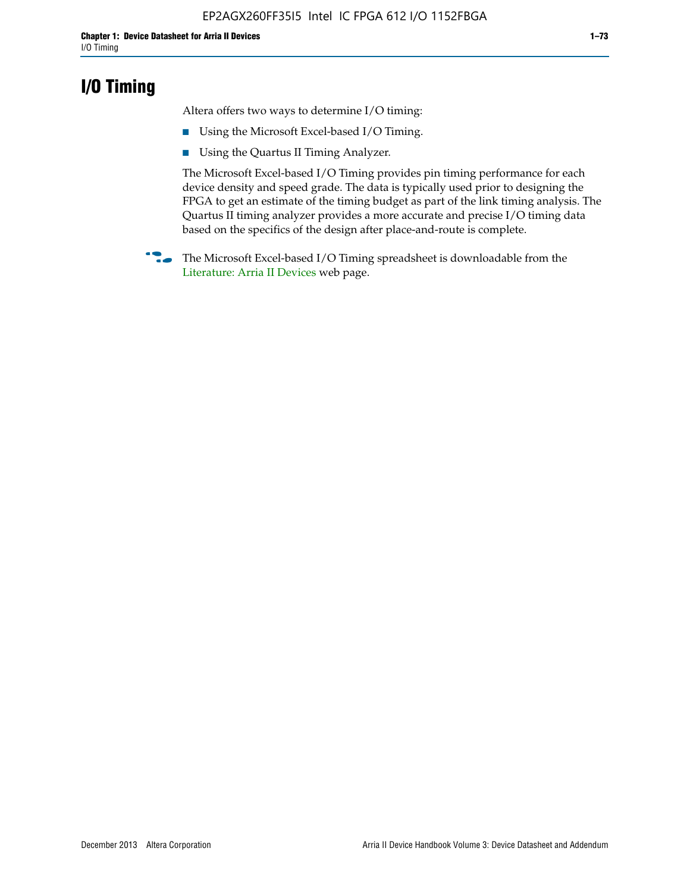# I/O Timing

Altera offers two ways to determine I/O timing:

- Using the Microsoft Excel-based I/O Timing.
- Using the Quartus II Timing Analyzer.

The Microsoft Excel-based I/O Timing provides pin timing performance for each device density and speed grade. The data is typically used prior to designing the FPGA to get an estimate of the timing budget as part of the link timing analysis. The Quartus II timing analyzer provides a more accurate and precise I/O timing data based on the specifics of the design after place-and-route is complete.

The Microsoft Excel-based I/O Timing spreadsheet is downloadable from the Literature: Arria II Devices web page.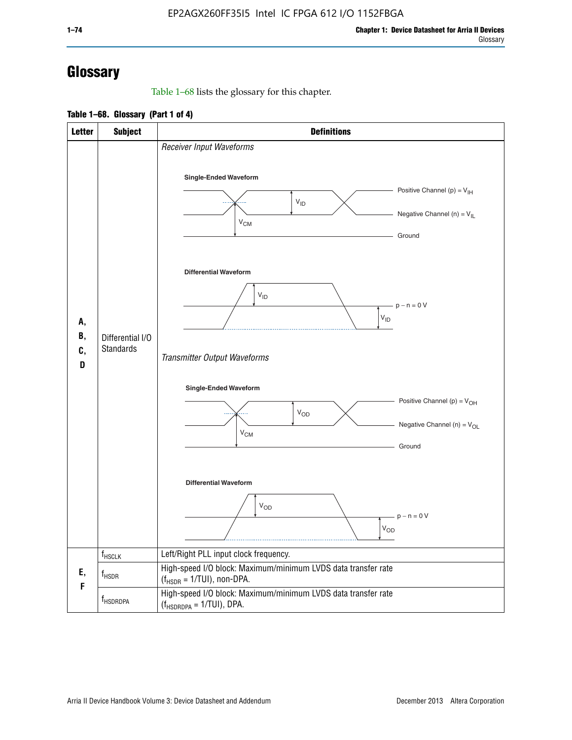# Glossary

Table 1–68 lists the glossary for this chapter.

**Table 1–68. Glossary (Part 1 of 4)**

| Letter | Subject | Definitions |
|---|---|---|
| A, B, C, D | Differential I/O Standards | *Receiver Input Waveforms*<br>**Single-Ended Waveform**<br>Positive Channel (p) = $V_{IH}$<br>$V_{ID}$<br>Negative Channel (n) = $V_{IL}$<br>$V_{CM}$<br>Ground<br>**Differential Waveform**<br>$V_{ID}$<br>p − n = 0 V<br>$V_{ID}$<br>*Transmitter Output Waveforms*<br>**Single-Ended Waveform**<br>Positive Channel (p) = $V_{OH}$<br>$V_{OD}$<br>Negative Channel (n) = $V_{OL}$<br>$V_{CM}$<br>Ground<br>**Differential Waveform**<br>$V_{OD}$<br>p − n = 0 V<br>$V_{OD}$ |
| E, F | $f_{HSCLK}$ | Left/Right PLL input clock frequency. |
| | $f_{HSDR}$ | High-speed I/O block: Maximum/minimum LVDS data transfer rate ($f_{HSDR}$ = 1/TUI), non-DPA. |
| | $f_{HSDRDPA}$ | High-speed I/O block: Maximum/minimum LVDS data transfer rate ($f_{HSDRDPA}$ = 1/TUI), DPA. |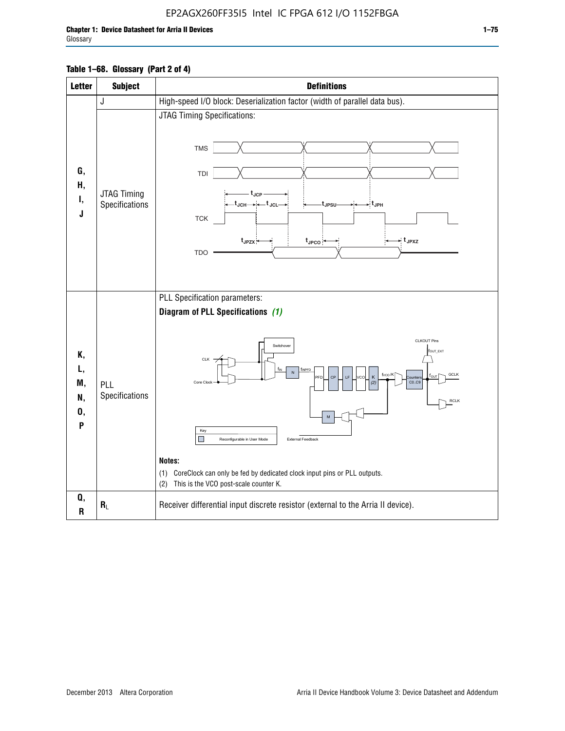**Table 1–68. Glossary (Part 2 of 4)**

| Letter | Subject | Definitions |
|---|---|---|
| G, H, I, J | J | High-speed I/O block: Deserialization factor (width of parallel data bus). |
| | JTAG Timing Specifications | JTAG Timing Specifications: |
| K, L, M, N, O, P | PLL Specifications | PLL Specification parameters: **Diagram of PLL Specifications** *(1)* **Notes:** (1) CoreClock can only be fed by dedicated clock input pins or PLL outputs. (2) This is the VCO post-scale counter K. |
| Q, R | $R_L$ | Receiver differential input discrete resistor (external to the Arria II device). |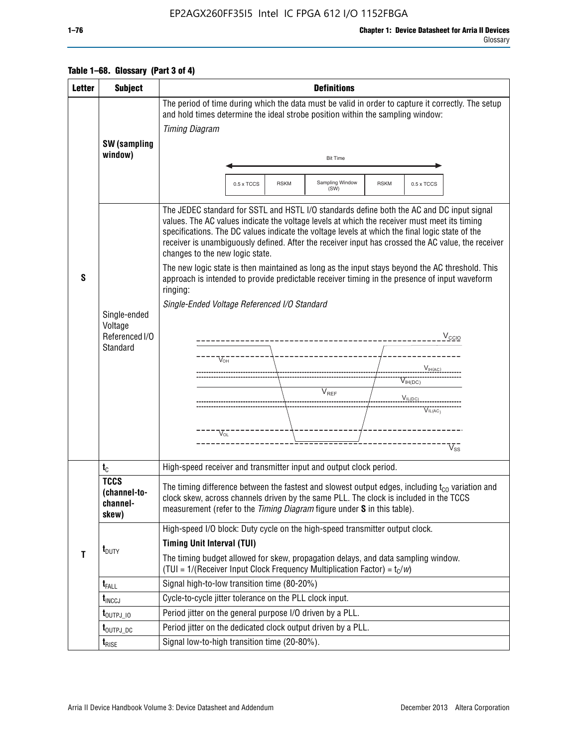**Table 1–68. Glossary (Part 3 of 4)**

| Letter | Subject | Definitions |
|---|---|---|
| S | **SW (sampling window)** | The period of time during which the data must be valid in order to capture it correctly. The setup and hold times determine the ideal strobe position within the sampling window:<br>*Timing Diagram*<br>Bit Time<br>0.5 x TCCS \| RSKM \| Sampling Window (SW) \| RSKM \| 0.5 x TCCS |
| | Single-ended Voltage Referenced I/O Standard | The JEDEC standard for SSTL and HSTL I/O standards define both the AC and DC input signal values. The AC values indicate the voltage levels at which the receiver must meet its timing specifications. The DC values indicate the voltage levels at which the final logic state of the receiver is unambiguously defined. After the receiver input has crossed the AC value, the receiver changes to the new logic state.<br>The new logic state is then maintained as long as the input stays beyond the AC threshold. This approach is intended to provide predictable receiver timing in the presence of input waveform ringing:<br>*Single-Ended Voltage Referenced I/O Standard*<br>$V_{CCIO}$, $V_{OH}$, $V_{IH(AC)}$, $V_{IH(DC)}$, $V_{REF}$, $V_{IL(DC)}$, $V_{IL(AC)}$, $V_{OL}$, $V_{SS}$ |
| T | $t_C$ | High-speed receiver and transmitter input and output clock period. |
| | **TCCS (channel-to-channel-skew)** | The timing difference between the fastest and slowest output edges, including $t_{CO}$ variation and clock skew, across channels driven by the same PLL. The clock is included in the TCCS measurement (refer to the *Timing Diagram* figure under **S** in this table). |
| | $t_{DUTY}$ | High-speed I/O block: Duty cycle on the high-speed transmitter output clock.<br>**Timing Unit Interval (TUI)**<br>The timing budget allowed for skew, propagation delays, and data sampling window. (TUI = 1/(Receiver Input Clock Frequency Multiplication Factor) = $t_C/w$) |
| | $t_{FALL}$ | Signal high-to-low transition time (80-20%) |
| | $t_{INCCJ}$ | Cycle-to-cycle jitter tolerance on the PLL clock input. |
| | $t_{OUTPJ\_IO}$ | Period jitter on the general purpose I/O driven by a PLL. |
| | $t_{OUTPJ\_DC}$ | Period jitter on the dedicated clock output driven by a PLL. |
| | $t_{RISE}$ | Signal low-to-high transition time (20-80%). |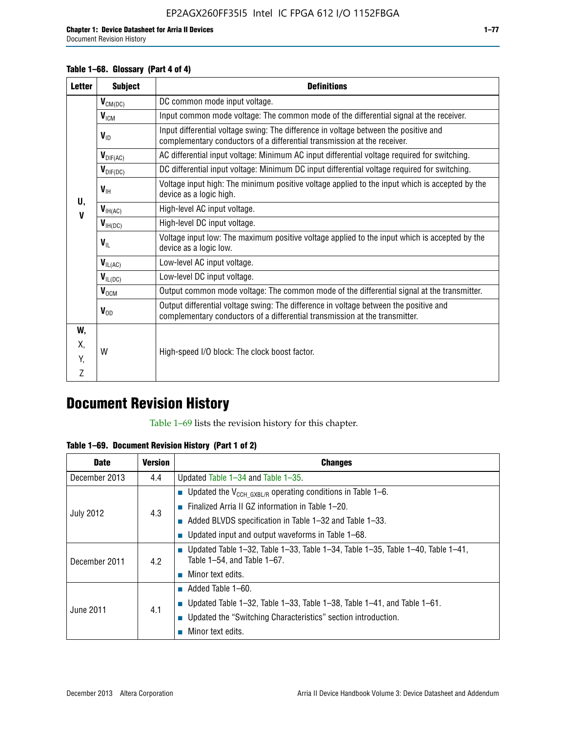**Table 1–68. Glossary (Part 4 of 4)**

| Letter | Subject | Definitions |
|---|---|---|
| U, V | $V_{CM(DC)}$ | DC common mode input voltage. |
| | $V_{ICM}$ | Input common mode voltage: The common mode of the differential signal at the receiver. |
| | $V_{ID}$ | Input differential voltage swing: The difference in voltage between the positive and complementary conductors of a differential transmission at the receiver. |
| | $V_{DIF(AC)}$ | AC differential input voltage: Minimum AC input differential voltage required for switching. |
| | $V_{DIF(DC)}$ | DC differential input voltage: Minimum DC input differential voltage required for switching. |
| | $V_{IH}$ | Voltage input high: The minimum positive voltage applied to the input which is accepted by the device as a logic high. |
| | $V_{IH(AC)}$ | High-level AC input voltage. |
| | $V_{IH(DC)}$ | High-level DC input voltage. |
| | $V_{IL}$ | Voltage input low: The maximum positive voltage applied to the input which is accepted by the device as a logic low. |
| | $V_{IL(AC)}$ | Low-level AC input voltage. |
| | $V_{IL(DC)}$ | Low-level DC input voltage. |
| | $V_{OCM}$ | Output common mode voltage: The common mode of the differential signal at the transmitter. |
| | $V_{OD}$ | Output differential voltage swing: The difference in voltage between the positive and complementary conductors of a differential transmission at the transmitter. |
| W, X, Y, Z | W | High-speed I/O block: The clock boost factor. |

# Document Revision History

Table 1–69 lists the revision history for this chapter.

**Table 1–69. Document Revision History (Part 1 of 2)**

| Date | Version | Changes |
|---|---|---|
| December 2013 | 4.4 | Updated Table 1–34 and Table 1–35. |
| July 2012 | 4.3 | ■ Updated the $V_{CCH\_GXBL/R}$ operating conditions in Table 1–6.<br>■ Finalized Arria II GZ information in Table 1–20.<br>■ Added BLVDS specification in Table 1–32 and Table 1–33.<br>■ Updated input and output waveforms in Table 1–68. |
| December 2011 | 4.2 | ■ Updated Table 1–32, Table 1–33, Table 1–34, Table 1–35, Table 1–40, Table 1–41, Table 1–54, and Table 1–67.<br>■ Minor text edits. |
| June 2011 | 4.1 | ■ Added Table 1–60.<br>■ Updated Table 1–32, Table 1–33, Table 1–38, Table 1–41, and Table 1–61.<br>■ Updated the "Switching Characteristics" section introduction.<br>■ Minor text edits. |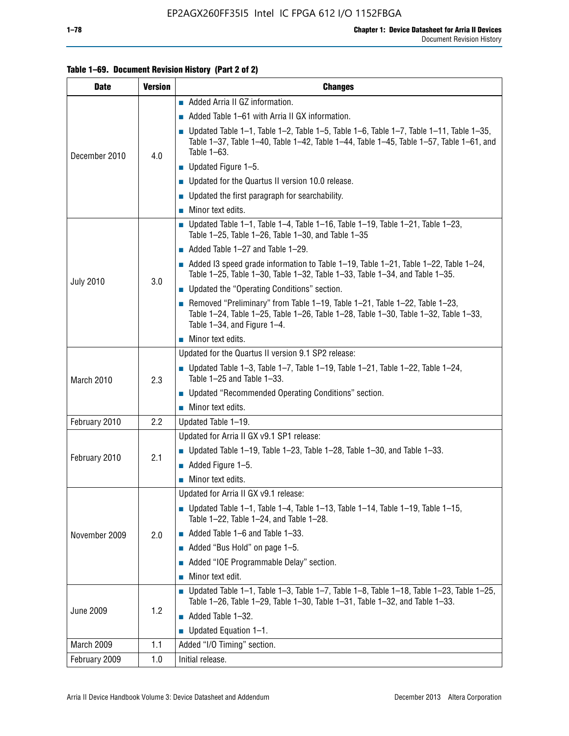**Table 1–69. Document Revision History (Part 2 of 2)**

| Date | Version | Changes |
|---|---|---|
| December 2010 | 4.0 | ■ Added Arria II GZ information.<br>■ Added Table 1–61 with Arria II GX information.<br>■ Updated Table 1–1, Table 1–2, Table 1–5, Table 1–6, Table 1–7, Table 1–11, Table 1–35, Table 1–37, Table 1–40, Table 1–42, Table 1–44, Table 1–45, Table 1–57, Table 1–61, and Table 1–63.<br>■ Updated Figure 1–5.<br>■ Updated for the Quartus II version 10.0 release.<br>■ Updated the first paragraph for searchability.<br>■ Minor text edits. |
| July 2010 | 3.0 | ■ Updated Table 1–1, Table 1–4, Table 1–16, Table 1–19, Table 1–21, Table 1–23, Table 1–25, Table 1–26, Table 1–30, and Table 1–35<br>■ Added Table 1–27 and Table 1–29.<br>■ Added I3 speed grade information to Table 1–19, Table 1–21, Table 1–22, Table 1–24, Table 1–25, Table 1–30, Table 1–32, Table 1–33, Table 1–34, and Table 1–35.<br>■ Updated the “Operating Conditions” section.<br>■ Removed “Preliminary” from Table 1–19, Table 1–21, Table 1–22, Table 1–23, Table 1–24, Table 1–25, Table 1–26, Table 1–28, Table 1–30, Table 1–32, Table 1–33, Table 1–34, and Figure 1–4.<br>■ Minor text edits. |
| March 2010 | 2.3 | Updated for the Quartus II version 9.1 SP2 release:<br>■ Updated Table 1–3, Table 1–7, Table 1–19, Table 1–21, Table 1–22, Table 1–24, Table 1–25 and Table 1–33.<br>■ Updated “Recommended Operating Conditions” section.<br>■ Minor text edits. |
| February 2010 | 2.2 | Updated Table 1–19. |
| February 2010 | 2.1 | Updated for Arria II GX v9.1 SP1 release:<br>■ Updated Table 1–19, Table 1–23, Table 1–28, Table 1–30, and Table 1–33.<br>■ Added Figure 1–5.<br>■ Minor text edits. |
| November 2009 | 2.0 | Updated for Arria II GX v9.1 release:<br>■ Updated Table 1–1, Table 1–4, Table 1–13, Table 1–14, Table 1–19, Table 1–15, Table 1–22, Table 1–24, and Table 1–28.<br>■ Added Table 1–6 and Table 1–33.<br>■ Added “Bus Hold” on page 1–5.<br>■ Added “IOE Programmable Delay” section.<br>■ Minor text edit. |
| June 2009 | 1.2 | ■ Updated Table 1–1, Table 1–3, Table 1–7, Table 1–8, Table 1–18, Table 1–23, Table 1–25, Table 1–26, Table 1–29, Table 1–30, Table 1–31, Table 1–32, and Table 1–33.<br>■ Added Table 1–32.<br>■ Updated Equation 1–1. |
| March 2009 | 1.1 | Added “I/O Timing” section. |
| February 2009 | 1.0 | Initial release. |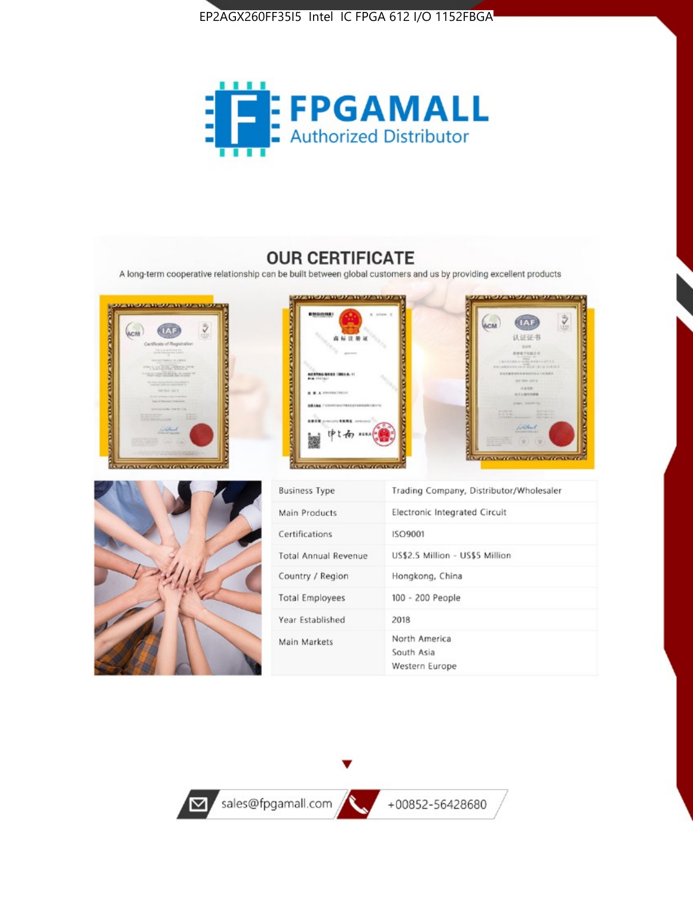FPGAMALL

Authorized Distributor

## OUR CERTIFICATE

A long-term cooperative relationship can be built between global customers and us by providing excellent products

| | |
|---|---|
| Business Type | Trading Company, Distributor/Wholesaler |
| Main Products | Electronic Integrated Circuit |
| Certifications | ISO9001 |
| Total Annual Revenue | US$2.5 Million - US$5 Million |
| Country / Region | Hongkong, China |
| Total Employees | 100 - 200 People |
| Year Established | 2018 |
| Main Markets | North America<br>South Asia<br>Western Europe |

sales@fpgamall.com

+00852-56428680